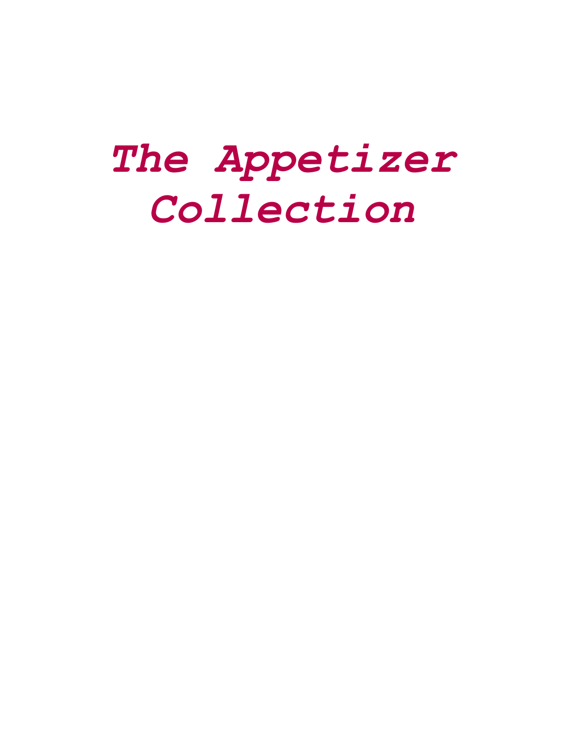# *The Appetizer Collection*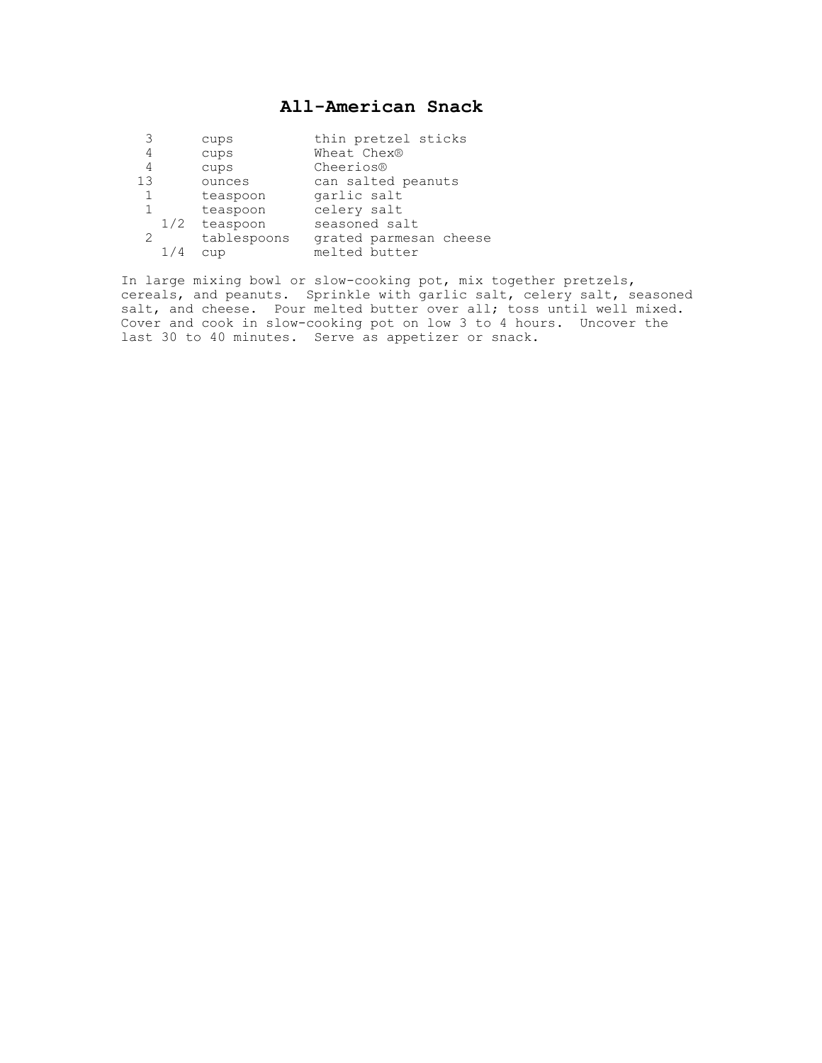# All-American Snack

| | | |
|---|---|---|
| 3 | cups | thin pretzel sticks |
| 4 | cups | Wheat Chex® |
| 4 | cups | Cheerios® |
| 13 | ounces | can salted peanuts |
| 1 | teaspoon | garlic salt |
| 1 | teaspoon | celery salt |
| 1/2 | teaspoon | seasoned salt |
| 2 | tablespoons | grated parmesan cheese |
| 1/4 | cup | melted butter |

In large mixing bowl or slow-cooking pot, mix together pretzels, cereals, and peanuts. Sprinkle with garlic salt, celery salt, seasoned salt, and cheese. Pour melted butter over all; toss until well mixed. Cover and cook in slow-cooking pot on low 3 to 4 hours. Uncover the last 30 to 40 minutes. Serve as appetizer or snack.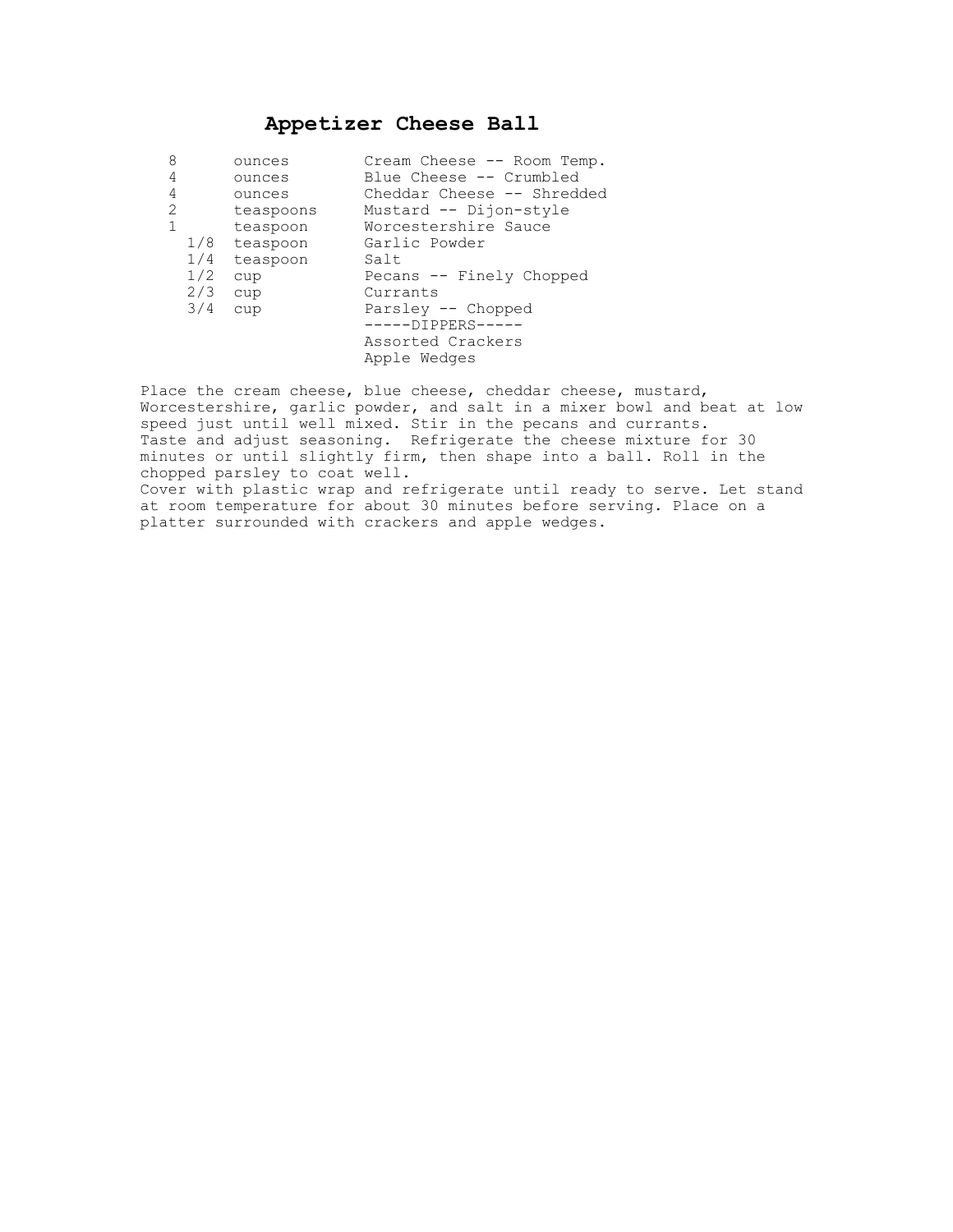# Appetizer Cheese Ball

| | | |
|---|---|---|
| 8 | ounces | Cream Cheese -- Room Temp. |
| 4 | ounces | Blue Cheese -- Crumbled |
| 4 | ounces | Cheddar Cheese -- Shredded |
| 2 | teaspoons | Mustard -- Dijon-style |
| 1 | teaspoon | Worcestershire Sauce |
| 1/8 | teaspoon | Garlic Powder |
| 1/4 | teaspoon | Salt |
| 1/2 | cup | Pecans -- Finely Chopped |
| 2/3 | cup | Currants |
| 3/4 | cup | Parsley -- Chopped |
| | | -----DIPPERS----- |
| | | Assorted Crackers |
| | | Apple Wedges |

Place the cream cheese, blue cheese, cheddar cheese, mustard, Worcestershire, garlic powder, and salt in a mixer bowl and beat at low speed just until well mixed. Stir in the pecans and currants. Taste and adjust seasoning. Refrigerate the cheese mixture for 30 minutes or until slightly firm, then shape into a ball. Roll in the chopped parsley to coat well.

Cover with plastic wrap and refrigerate until ready to serve. Let stand at room temperature for about 30 minutes before serving. Place on a platter surrounded with crackers and apple wedges.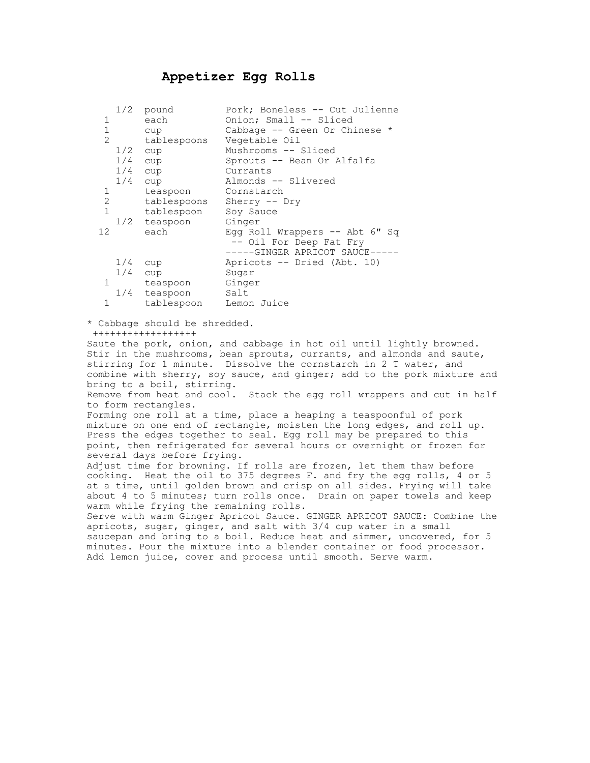# Appetizer Egg Rolls

| | | |
|---|---|---|
| 1/2 | pound | Pork; Boneless -- Cut Julienne |
| 1 | each | Onion; Small -- Sliced |
| 1 | cup | Cabbage -- Green Or Chinese * |
| 2 | tablespoons | Vegetable Oil |
| 1/2 | cup | Mushrooms -- Sliced |
| 1/4 | cup | Sprouts -- Bean Or Alfalfa |
| 1/4 | cup | Currants |
| 1/4 | cup | Almonds -- Slivered |
| 1 | teaspoon | Cornstarch |
| 2 | tablespoons | Sherry -- Dry |
| 1 | tablespoon | Soy Sauce |
| 1/2 | teaspoon | Ginger |
| 12 | each | Egg Roll Wrappers -- Abt 6" Sq |
| | | -- Oil For Deep Fat Fry |
| | | -----GINGER APRICOT SAUCE----- |
| 1/4 | cup | Apricots -- Dried (Abt. 10) |
| 1/4 | cup | Sugar |
| 1 | teaspoon | Ginger |
| 1/4 | teaspoon | Salt |
| 1 | tablespoon | Lemon Juice |

* Cabbage should be shredded.

++++++++++++++++++

Saute the pork, onion, and cabbage in hot oil until lightly browned. Stir in the mushrooms, bean sprouts, currants, and almonds and saute, stirring for 1 minute. Dissolve the cornstarch in 2 T water, and combine with sherry, soy sauce, and ginger; add to the pork mixture and bring to a boil, stirring.

Remove from heat and cool. Stack the egg roll wrappers and cut in half to form rectangles.

Forming one roll at a time, place a heaping a teaspoonful of pork mixture on one end of rectangle, moisten the long edges, and roll up. Press the edges together to seal. Egg roll may be prepared to this point, then refrigerated for several hours or overnight or frozen for several days before frying.

Adjust time for browning. If rolls are frozen, let them thaw before cooking. Heat the oil to 375 degrees F. and fry the egg rolls, 4 or 5 at a time, until golden brown and crisp on all sides. Frying will take about 4 to 5 minutes; turn rolls once. Drain on paper towels and keep warm while frying the remaining rolls.

Serve with warm Ginger Apricot Sauce. GINGER APRICOT SAUCE: Combine the apricots, sugar, ginger, and salt with 3/4 cup water in a small saucepan and bring to a boil. Reduce heat and simmer, uncovered, for 5 minutes. Pour the mixture into a blender container or food processor. Add lemon juice, cover and process until smooth. Serve warm.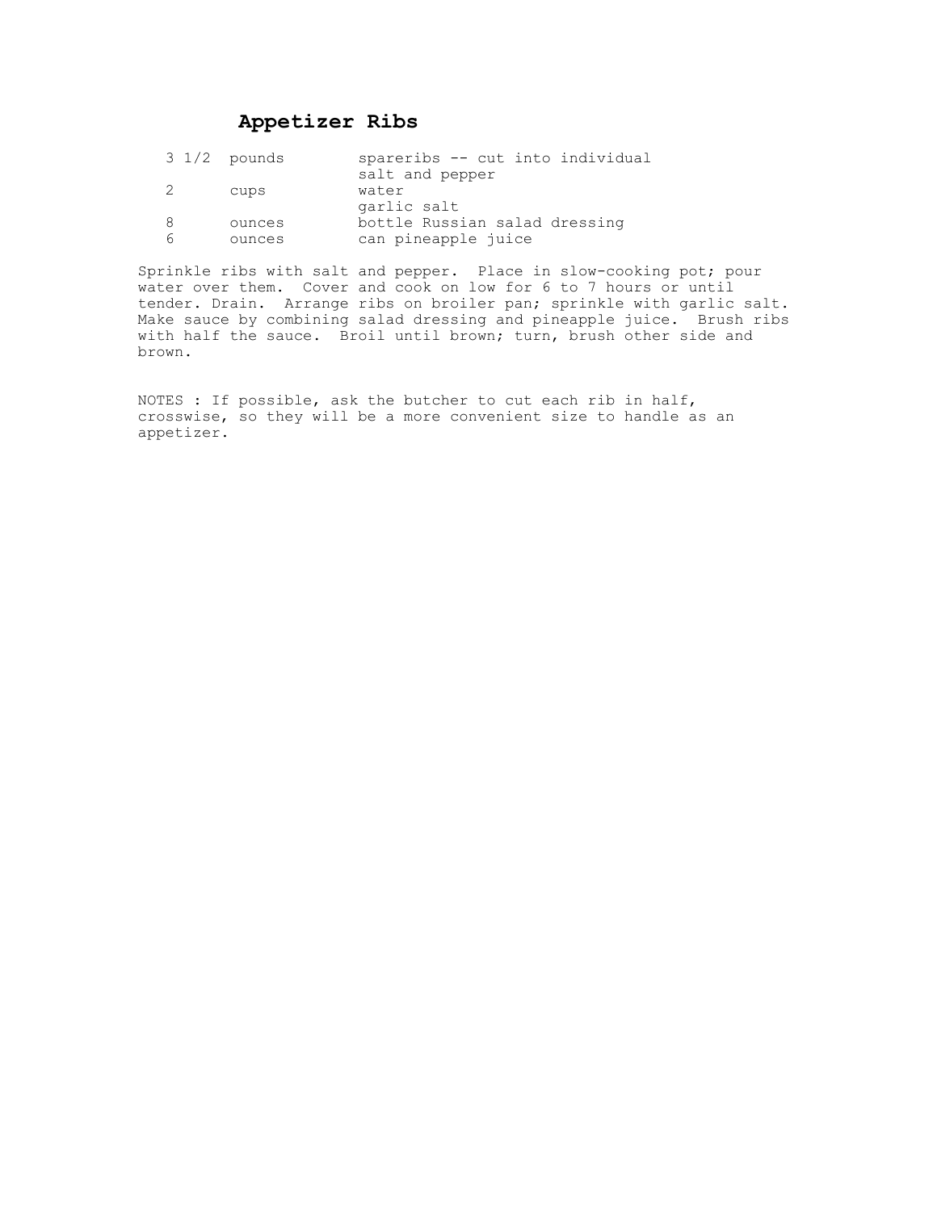# Appetizer Ribs

| | | |
|---|---|---|
| 3 1/2 | pounds | spareribs -- cut into individual |
| | | salt and pepper |
| 2 | cups | water |
| | | garlic salt |
| 8 | ounces | bottle Russian salad dressing |
| 6 | ounces | can pineapple juice |

Sprinkle ribs with salt and pepper. Place in slow-cooking pot; pour water over them. Cover and cook on low for 6 to 7 hours or until tender. Drain. Arrange ribs on broiler pan; sprinkle with garlic salt. Make sauce by combining salad dressing and pineapple juice. Brush ribs with half the sauce. Broil until brown; turn, brush other side and brown.

NOTES : If possible, ask the butcher to cut each rib in half, crosswise, so they will be a more convenient size to handle as an appetizer.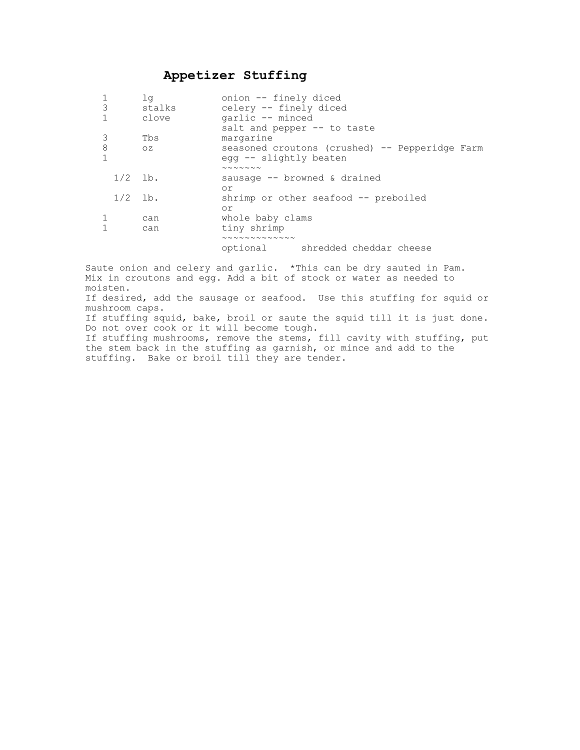# Appetizer Stuffing

| | | |
|---|---|---|
| 1 | lg | onion -- finely diced |
| 3 | stalks | celery -- finely diced |
| 1 | clove | garlic -- minced |
| | | salt and pepper -- to taste |
| 3 | Tbs | margarine |
| 8 | oz | seasoned croutons (crushed) -- Pepperidge Farm |
| 1 | | egg -- slightly beaten |
| | | ~~~~~~~ |
| 1/2 | lb. | sausage -- browned & drained |
| | | or |
| 1/2 | lb. | shrimp or other seafood -- preboiled |
| | | or |
| 1 | can | whole baby clams |
| 1 | can | tiny shrimp |
| | | ~~~~~~~~~~~~~ |
| | | optional shredded cheddar cheese |

Saute onion and celery and garlic. *This can be dry sauted in Pam. Mix in croutons and egg. Add a bit of stock or water as needed to moisten.

If desired, add the sausage or seafood. Use this stuffing for squid or mushroom caps.

If stuffing squid, bake, broil or saute the squid till it is just done. Do not over cook or it will become tough.

If stuffing mushrooms, remove the stems, fill cavity with stuffing, put the stem back in the stuffing as garnish, or mince and add to the stuffing. Bake or broil till they are tender.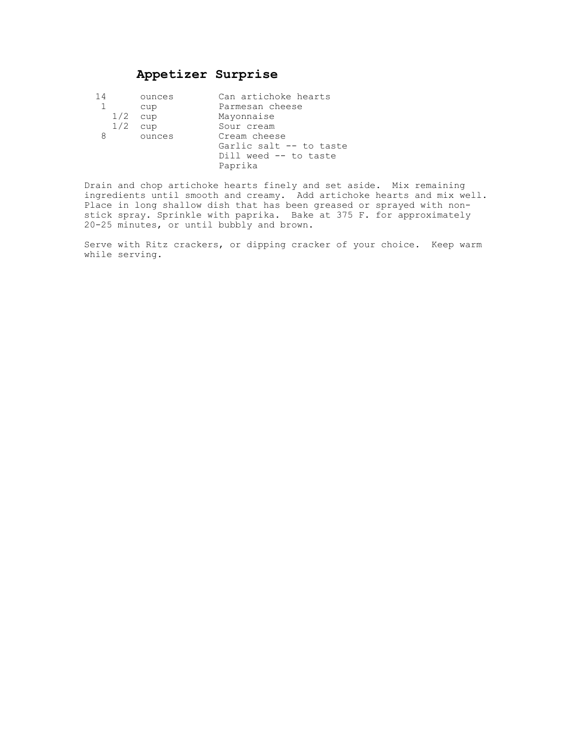## Appetizer Surprise

| | | |
|---|---|---|
| 14 | ounces | Can artichoke hearts |
| 1 | cup | Parmesan cheese |
| 1/2 | cup | Mayonnaise |
| 1/2 | cup | Sour cream |
| 8 | ounces | Cream cheese |
| | | Garlic salt -- to taste |
| | | Dill weed -- to taste |
| | | Paprika |

Drain and chop artichoke hearts finely and set aside. Mix remaining ingredients until smooth and creamy. Add artichoke hearts and mix well. Place in long shallow dish that has been greased or sprayed with non-stick spray. Sprinkle with paprika. Bake at 375 F. for approximately 20-25 minutes, or until bubbly and brown.

Serve with Ritz crackers, or dipping cracker of your choice. Keep warm while serving.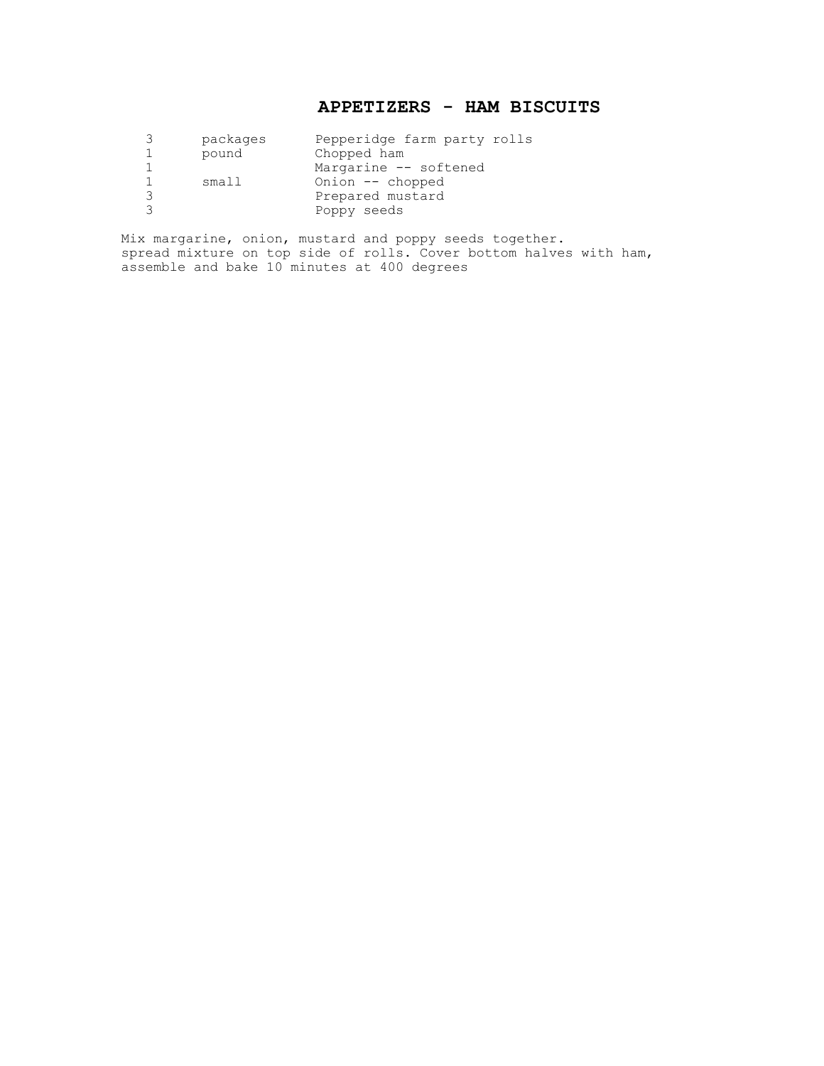# APPETIZERS - HAM BISCUITS

| | | |
|---|---|---|
| 3 | packages | Pepperidge farm party rolls |
| 1 | pound | Chopped ham |
| 1 | | Margarine -- softened |
| 1 | small | Onion -- chopped |
| 3 | | Prepared mustard |
| 3 | | Poppy seeds |

Mix margarine, onion, mustard and poppy seeds together.
spread mixture on top side of rolls. Cover bottom halves with ham, assemble and bake 10 minutes at 400 degrees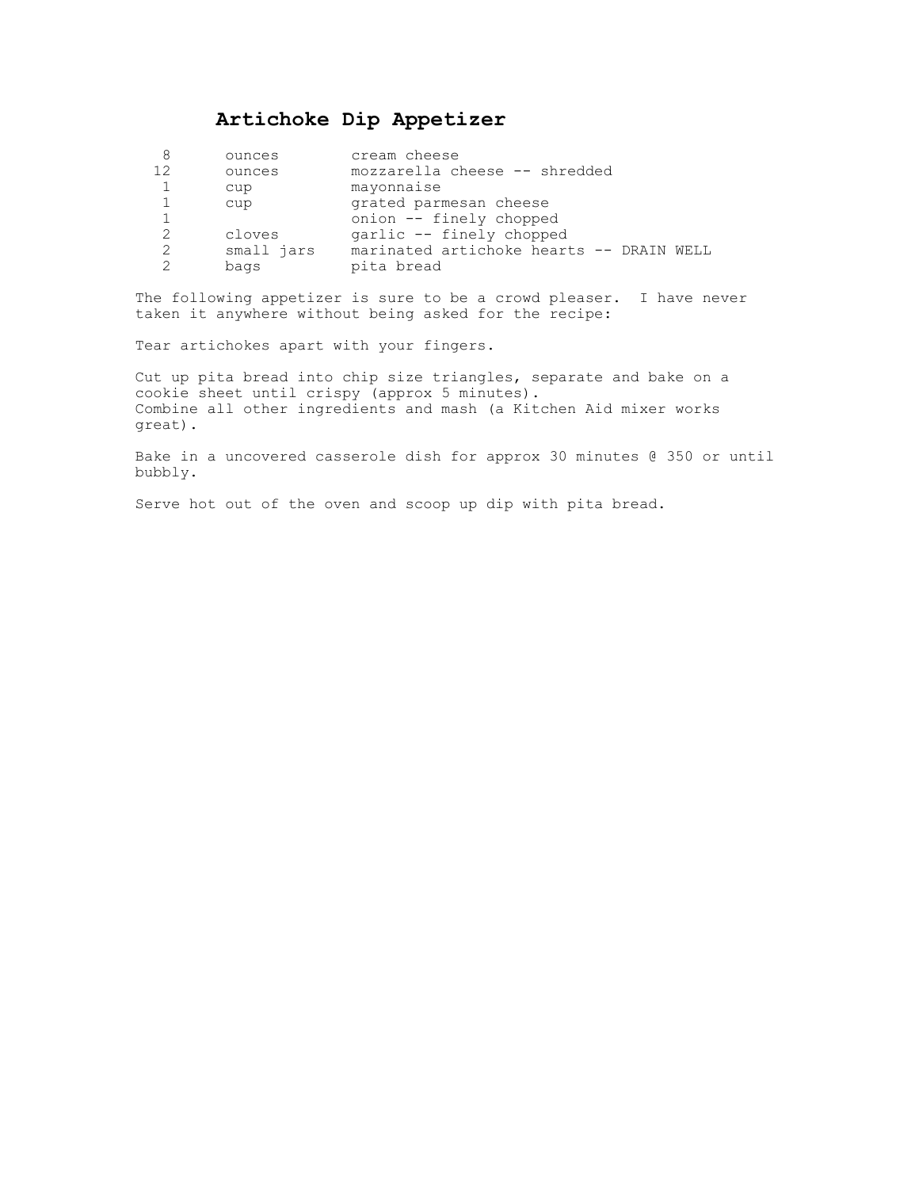# Artichoke Dip Appetizer

| | | |
|---|---|---|
| 8 | ounces | cream cheese |
| 12 | ounces | mozzarella cheese -- shredded |
| 1 | cup | mayonnaise |
| 1 | cup | grated parmesan cheese |
| 1 | | onion -- finely chopped |
| 2 | cloves | garlic -- finely chopped |
| 2 | small jars | marinated artichoke hearts -- DRAIN WELL |
| 2 | bags | pita bread |

The following appetizer is sure to be a crowd pleaser. I have never taken it anywhere without being asked for the recipe:

Tear artichokes apart with your fingers.

Cut up pita bread into chip size triangles, separate and bake on a cookie sheet until crispy (approx 5 minutes).
Combine all other ingredients and mash (a Kitchen Aid mixer works great).

Bake in a uncovered casserole dish for approx 30 minutes @ 350 or until bubbly.

Serve hot out of the oven and scoop up dip with pita bread.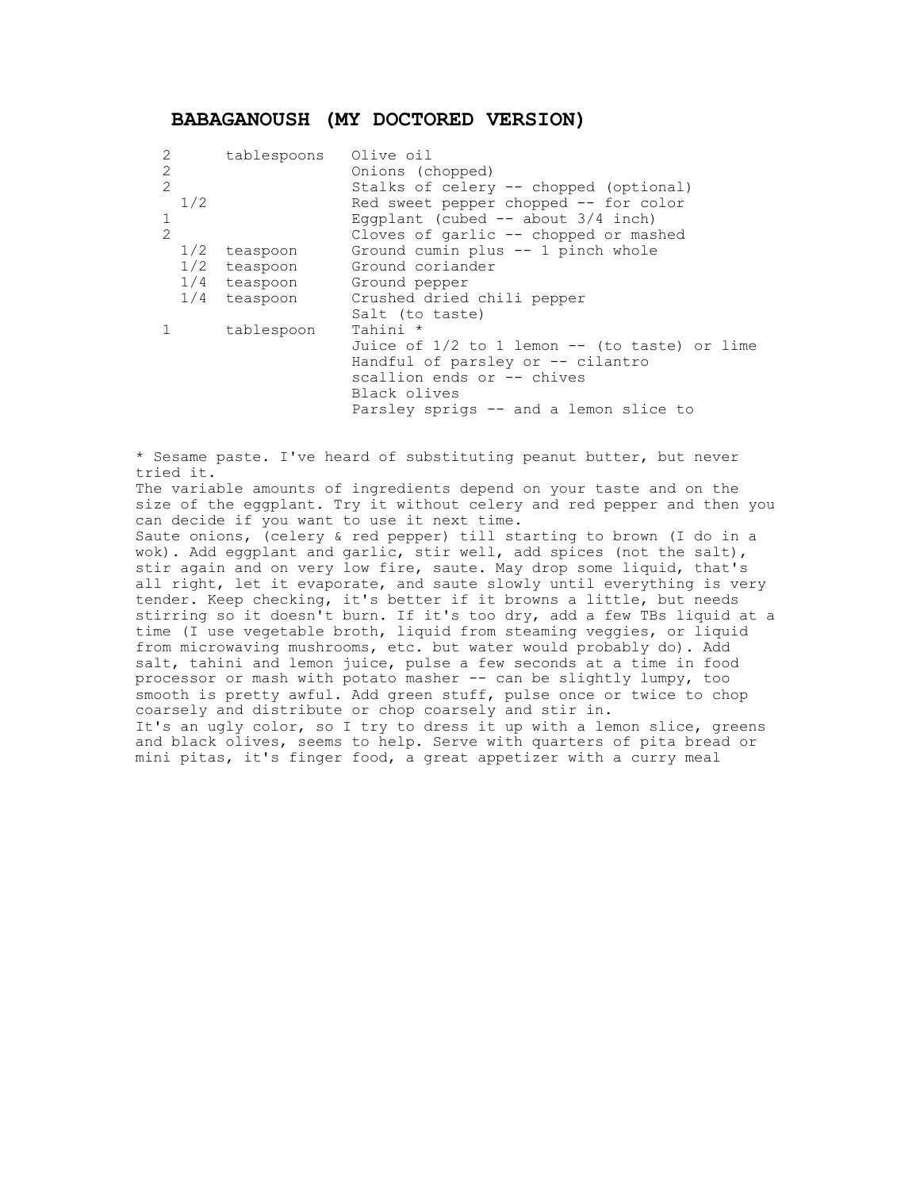## BABAGANOUSH (MY DOCTORED VERSION)

| | | |
|---|---|---|
| 2 | tablespoons | Olive oil |
| 2 | | Onions (chopped) |
| 2 | | Stalks of celery -- chopped (optional) |
| 1/2 | | Red sweet pepper chopped -- for color |
| 1 | | Eggplant (cubed -- about 3/4 inch) |
| 2 | | Cloves of garlic -- chopped or mashed |
| 1/2 | teaspoon | Ground cumin plus -- 1 pinch whole |
| 1/2 | teaspoon | Ground coriander |
| 1/4 | teaspoon | Ground pepper |
| 1/4 | teaspoon | Crushed dried chili pepper |
| | | Salt (to taste) |
| 1 | tablespoon | Tahini * |
| | | Juice of 1/2 to 1 lemon -- (to taste) or lime |
| | | Handful of parsley or -- cilantro |
| | | scallion ends or -- chives |
| | | Black olives |
| | | Parsley sprigs -- and a lemon slice to |

* Sesame paste. I've heard of substituting peanut butter, but never tried it.

The variable amounts of ingredients depend on your taste and on the size of the eggplant. Try it without celery and red pepper and then you can decide if you want to use it next time.

Saute onions, (celery & red pepper) till starting to brown (I do in a wok). Add eggplant and garlic, stir well, add spices (not the salt), stir again and on very low fire, saute. May drop some liquid, that's all right, let it evaporate, and saute slowly until everything is very tender. Keep checking, it's better if it browns a little, but needs stirring so it doesn't burn. If it's too dry, add a few TBs liquid at a time (I use vegetable broth, liquid from steaming veggies, or liquid from microwaving mushrooms, etc. but water would probably do). Add salt, tahini and lemon juice, pulse a few seconds at a time in food processor or mash with potato masher -- can be slightly lumpy, too smooth is pretty awful. Add green stuff, pulse once or twice to chop coarsely and distribute or chop coarsely and stir in.

It's an ugly color, so I try to dress it up with a lemon slice, greens and black olives, seems to help. Serve with quarters of pita bread or mini pitas, it's finger food, a great appetizer with a curry meal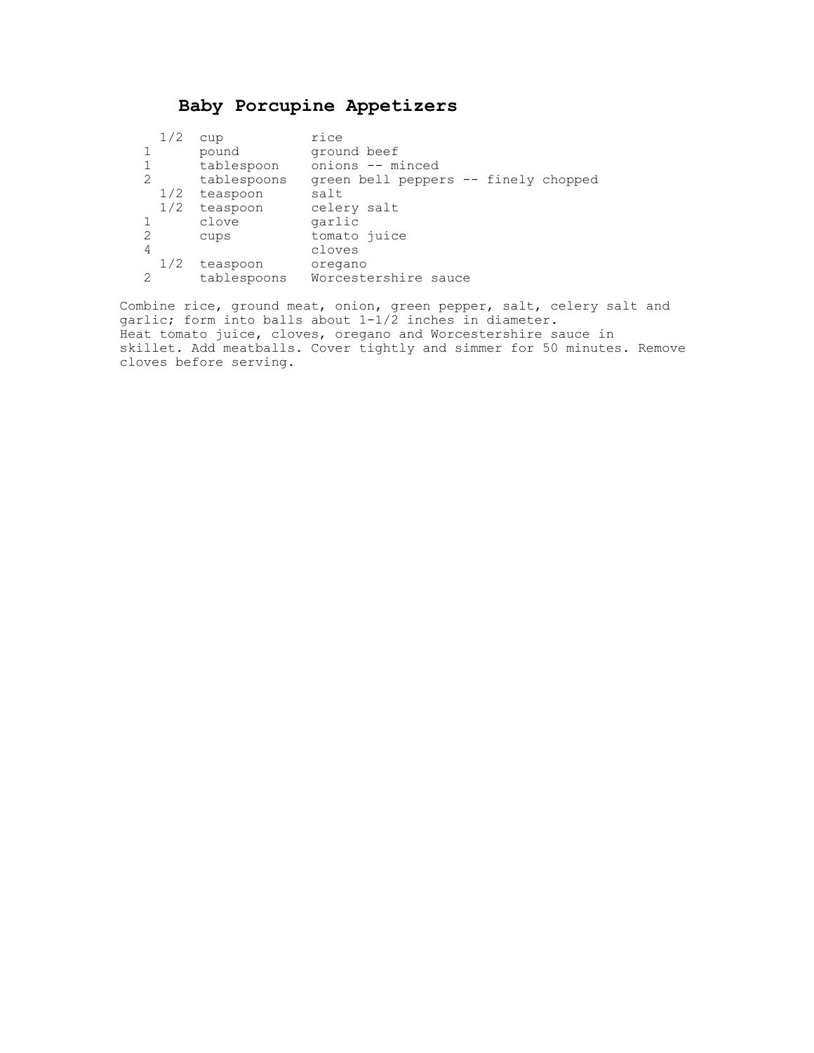# Baby Porcupine Appetizers

| | | |
|---|---|---|
| 1/2 | cup | rice |
| 1 | pound | ground beef |
| 1 | tablespoon | onions -- minced |
| 2 | tablespoons | green bell peppers -- finely chopped |
| 1/2 | teaspoon | salt |
| 1/2 | teaspoon | celery salt |
| 1 | clove | garlic |
| 2 | cups | tomato juice |
| 4 | | cloves |
| 1/2 | teaspoon | oregano |
| 2 | tablespoons | Worcestershire sauce |

Combine rice, ground meat, onion, green pepper, salt, celery salt and garlic; form into balls about 1-1/2 inches in diameter.
Heat tomato juice, cloves, oregano and Worcestershire sauce in skillet. Add meatballs. Cover tightly and simmer for 50 minutes. Remove cloves before serving.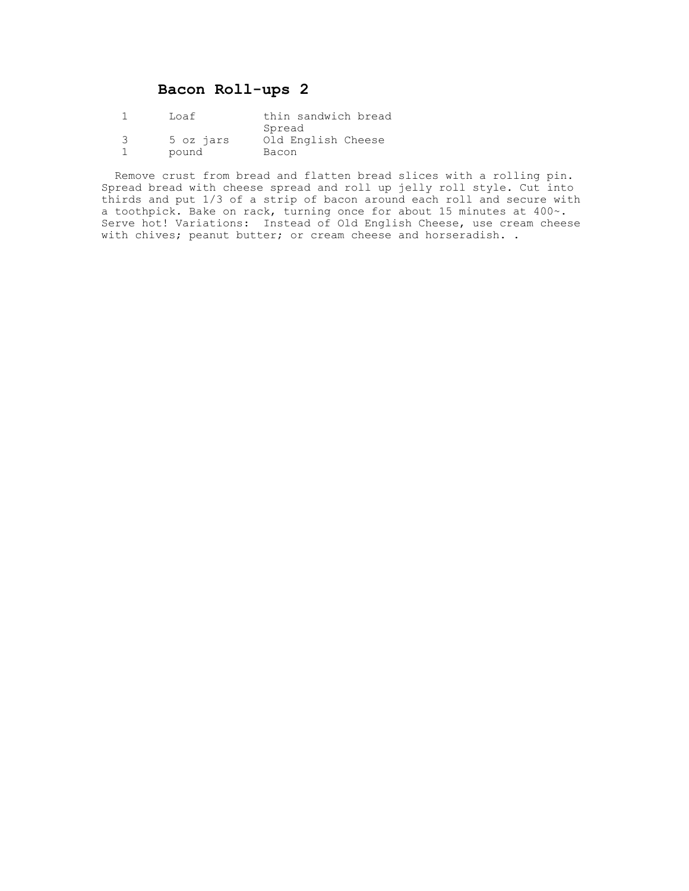# Bacon Roll-ups 2

| | | |
|---|---|---|
| 1 | Loaf | thin sandwich bread |
| | | Spread |
| 3 | 5 oz jars | Old English Cheese |
| 1 | pound | Bacon |

Remove crust from bread and flatten bread slices with a rolling pin. Spread bread with cheese spread and roll up jelly roll style. Cut into thirds and put 1/3 of a strip of bacon around each roll and secure with a toothpick. Bake on rack, turning once for about 15 minutes at 400~. Serve hot! Variations: Instead of Old English Cheese, use cream cheese with chives; peanut butter; or cream cheese and horseradish. .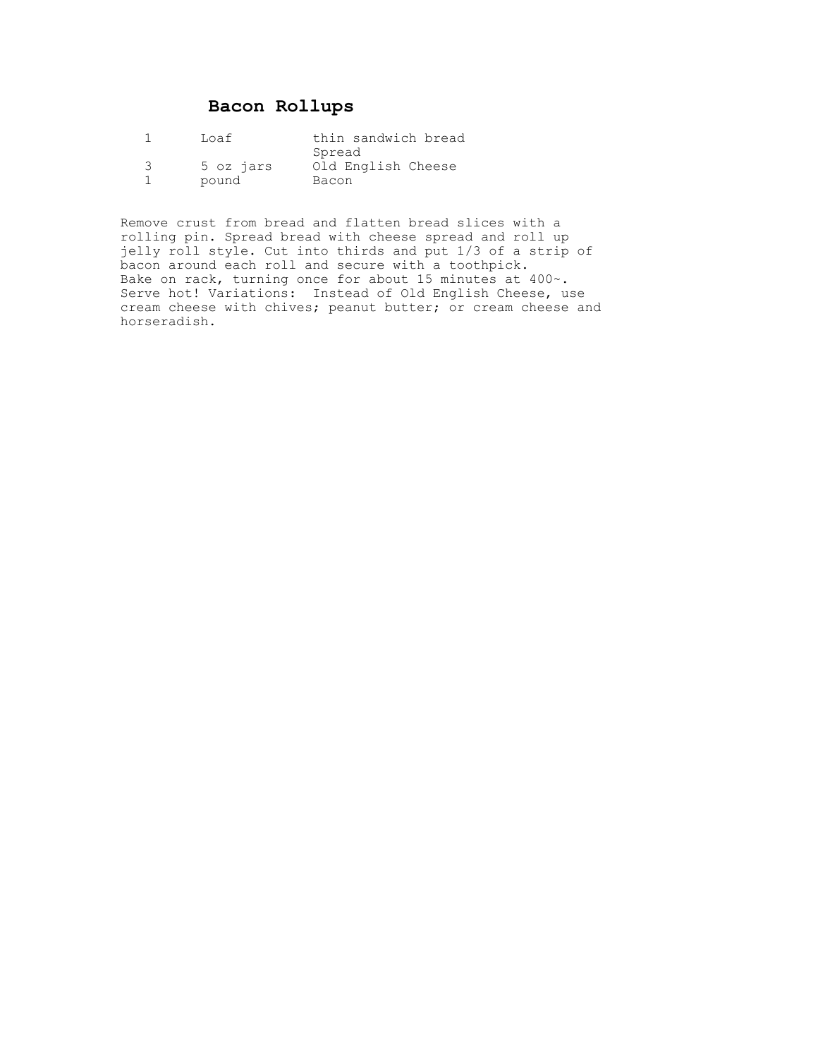# Bacon Rollups

| | | |
|---|---|---|
| 1 | Loaf | thin sandwich bread |
| | | Spread |
| 3 | 5 oz jars | Old English Cheese |
| 1 | pound | Bacon |

Remove crust from bread and flatten bread slices with a rolling pin. Spread bread with cheese spread and roll up jelly roll style. Cut into thirds and put 1/3 of a strip of bacon around each roll and secure with a toothpick. Bake on rack, turning once for about 15 minutes at 400~. Serve hot! Variations: Instead of Old English Cheese, use cream cheese with chives; peanut butter; or cream cheese and horseradish.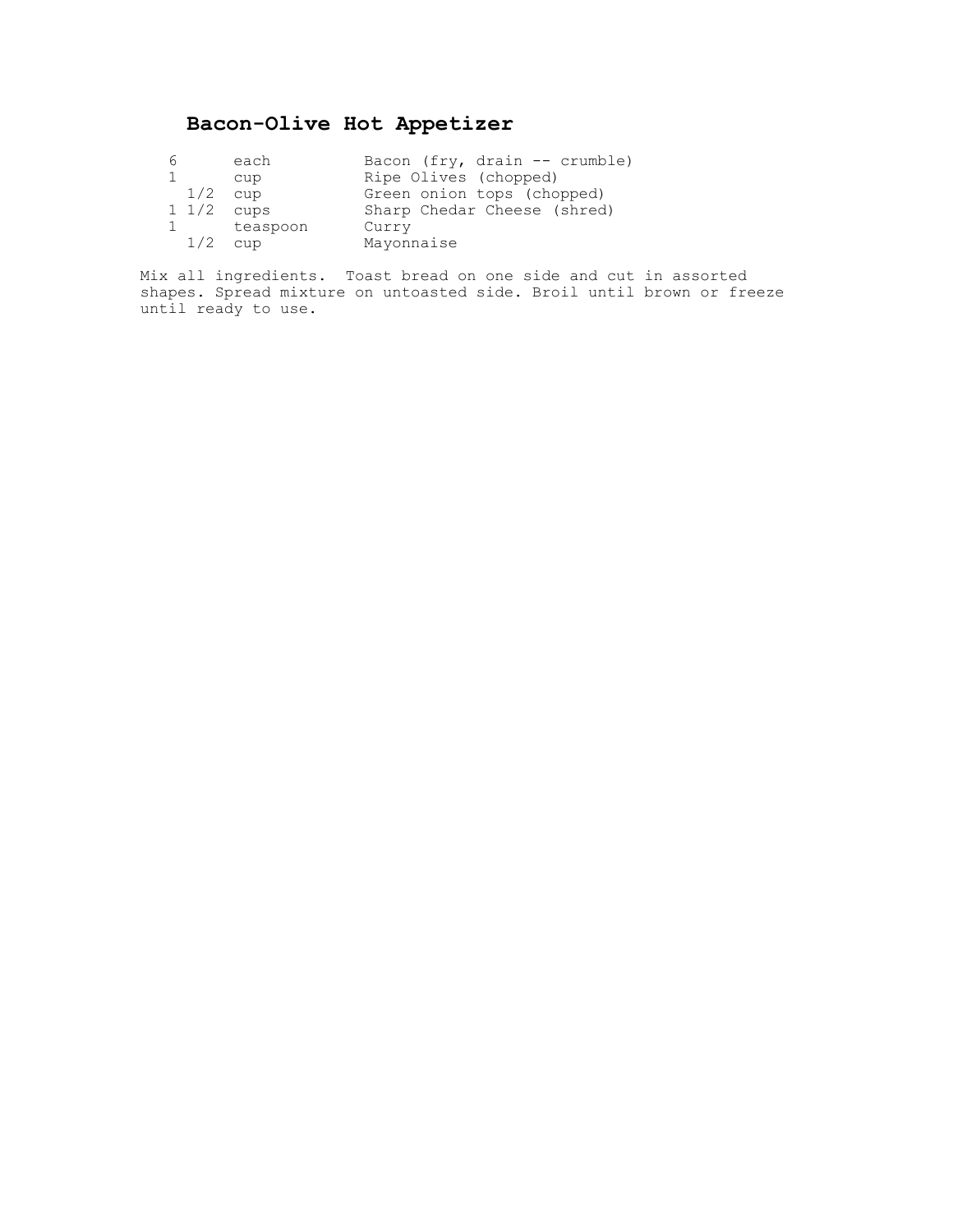# Bacon-Olive Hot Appetizer

| | | |
|---|---|---|
| 6 | each | Bacon (fry, drain -- crumble) |
| 1 | cup | Ripe Olives (chopped) |
| 1/2 | cup | Green onion tops (chopped) |
| 1 1/2 | cups | Sharp Chedar Cheese (shred) |
| 1 | teaspoon | Curry |
| 1/2 | cup | Mayonnaise |

Mix all ingredients. Toast bread on one side and cut in assorted shapes. Spread mixture on untoasted side. Broil until brown or freeze until ready to use.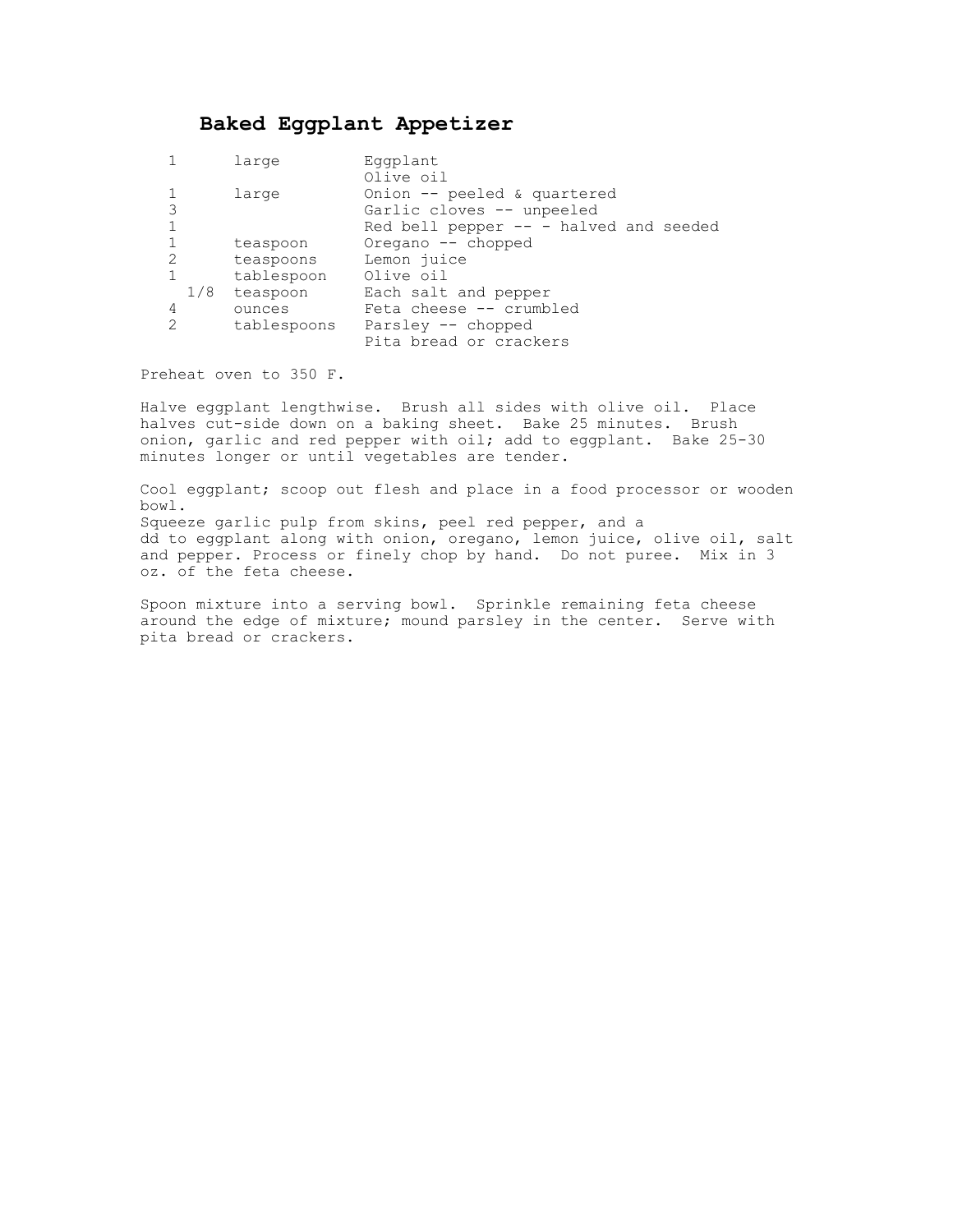# Baked Eggplant Appetizer

| | | |
|---|---|---|
| 1 | large | Eggplant |
| | | Olive oil |
| 1 | large | Onion -- peeled & quartered |
| 3 | | Garlic cloves -- unpeeled |
| 1 | | Red bell pepper -- - halved and seeded |
| 1 | teaspoon | Oregano -- chopped |
| 2 | teaspoons | Lemon juice |
| 1 | tablespoon | Olive oil |
| 1/8 | teaspoon | Each salt and pepper |
| 4 | ounces | Feta cheese -- crumbled |
| 2 | tablespoons | Parsley -- chopped |
| | | Pita bread or crackers |

Preheat oven to 350 F.

Halve eggplant lengthwise. Brush all sides with olive oil. Place halves cut-side down on a baking sheet. Bake 25 minutes. Brush onion, garlic and red pepper with oil; add to eggplant. Bake 25-30 minutes longer or until vegetables are tender.

Cool eggplant; scoop out flesh and place in a food processor or wooden bowl.
Squeeze garlic pulp from skins, peel red pepper, and a
dd to eggplant along with onion, oregano, lemon juice, olive oil, salt and pepper. Process or finely chop by hand. Do not puree. Mix in 3 oz. of the feta cheese.

Spoon mixture into a serving bowl. Sprinkle remaining feta cheese around the edge of mixture; mound parsley in the center. Serve with pita bread or crackers.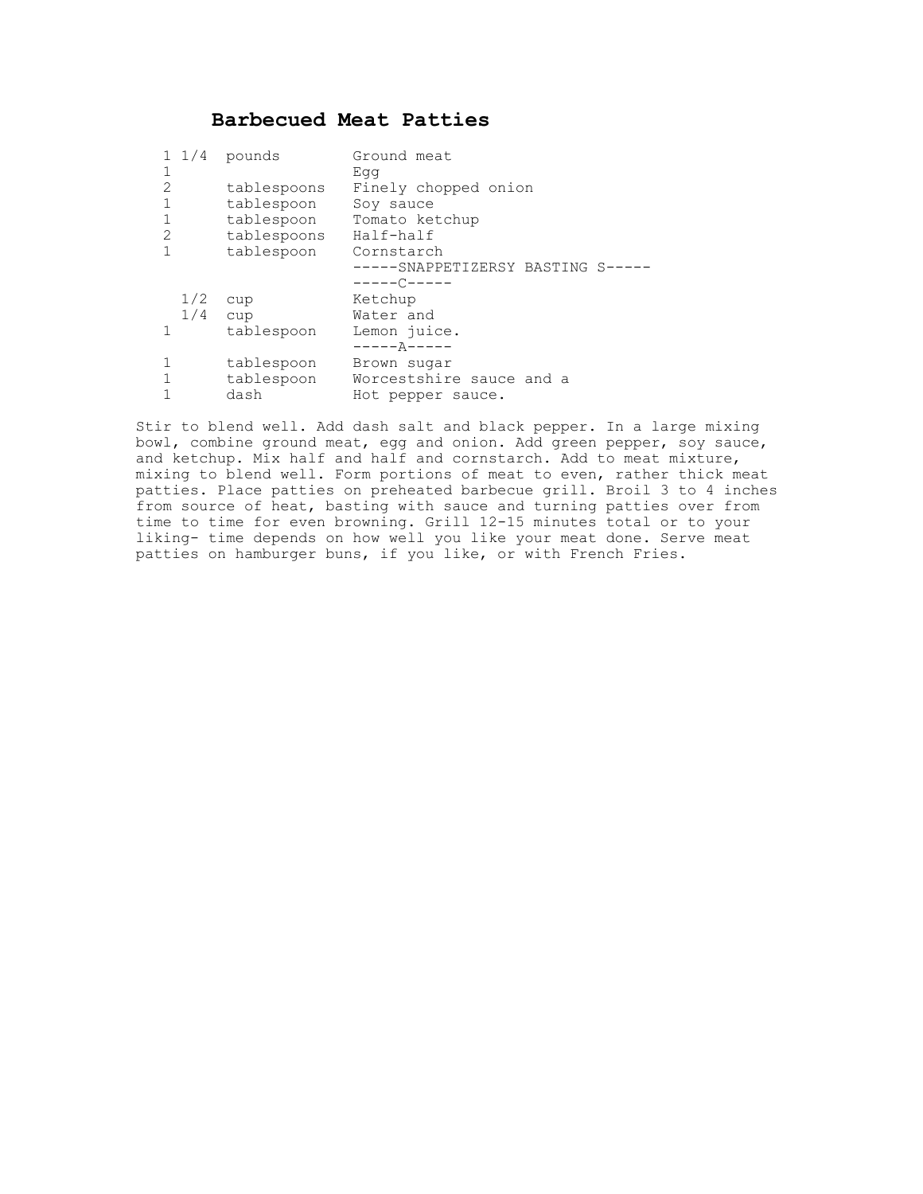# Barbecued Meat Patties

| | | |
|---|---|---|
| 1 1/4 | pounds | Ground meat |
| 1 | | Egg |
| 2 | tablespoons | Finely chopped onion |
| 1 | tablespoon | Soy sauce |
| 1 | tablespoon | Tomato ketchup |
| 2 | tablespoons | Half-half |
| 1 | tablespoon | Cornstarch |
| | | -----SNAPPETIZERSY BASTING S----- |
| | | -----C----- |
| 1/2 | cup | Ketchup |
| 1/4 | cup | Water and |
| 1 | tablespoon | Lemon juice. |
| | | -----A----- |
| 1 | tablespoon | Brown sugar |
| 1 | tablespoon | Worcestshire sauce and a |
| 1 | dash | Hot pepper sauce. |

Stir to blend well. Add dash salt and black pepper. In a large mixing bowl, combine ground meat, egg and onion. Add green pepper, soy sauce, and ketchup. Mix half and half and cornstarch. Add to meat mixture, mixing to blend well. Form portions of meat to even, rather thick meat patties. Place patties on preheated barbecue grill. Broil 3 to 4 inches from source of heat, basting with sauce and turning patties over from time to time for even browning. Grill 12-15 minutes total or to your liking- time depends on how well you like your meat done. Serve meat patties on hamburger buns, if you like, or with French Fries.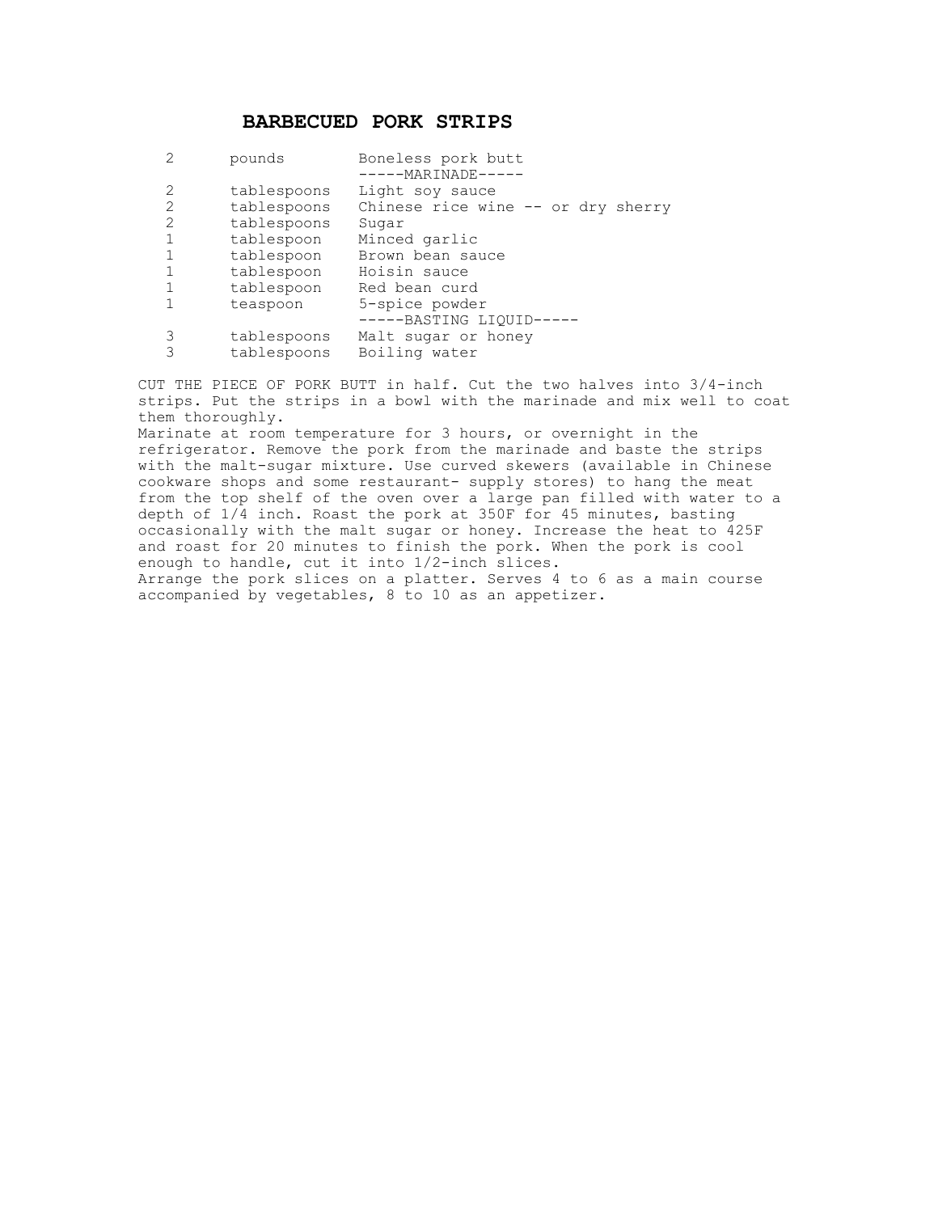# BARBECUED PORK STRIPS

| | | |
|---|---|---|
| 2 | pounds | Boneless pork butt |
| | | -----MARINADE----- |
| 2 | tablespoons | Light soy sauce |
| 2 | tablespoons | Chinese rice wine -- or dry sherry |
| 2 | tablespoons | Sugar |
| 1 | tablespoon | Minced garlic |
| 1 | tablespoon | Brown bean sauce |
| 1 | tablespoon | Hoisin sauce |
| 1 | tablespoon | Red bean curd |
| 1 | teaspoon | 5-spice powder |
| | | -----BASTING LIQUID----- |
| 3 | tablespoons | Malt sugar or honey |
| 3 | tablespoons | Boiling water |

CUT THE PIECE OF PORK BUTT in half. Cut the two halves into 3/4-inch strips. Put the strips in a bowl with the marinade and mix well to coat them thoroughly.

Marinate at room temperature for 3 hours, or overnight in the refrigerator. Remove the pork from the marinade and baste the strips with the malt-sugar mixture. Use curved skewers (available in Chinese cookware shops and some restaurant- supply stores) to hang the meat from the top shelf of the oven over a large pan filled with water to a depth of 1/4 inch. Roast the pork at 350F for 45 minutes, basting occasionally with the malt sugar or honey. Increase the heat to 425F and roast for 20 minutes to finish the pork. When the pork is cool enough to handle, cut it into 1/2-inch slices.

Arrange the pork slices on a platter. Serves 4 to 6 as a main course accompanied by vegetables, 8 to 10 as an appetizer.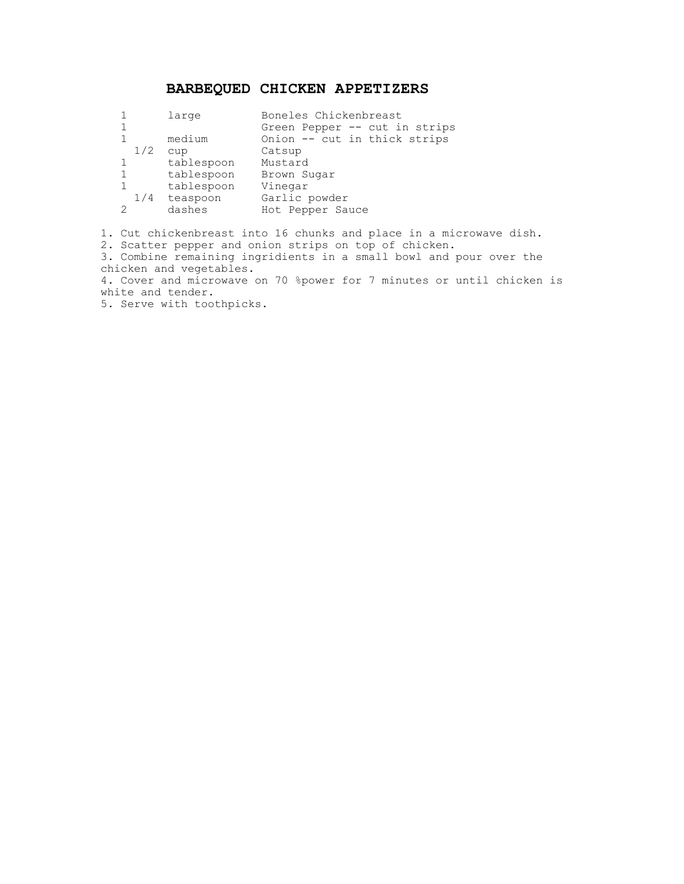# BARBEQUED CHICKEN APPETIZERS

| | | |
|---|---|---|
| 1 | large | Boneles Chickenbreast |
| 1 | | Green Pepper -- cut in strips |
| 1 | medium | Onion -- cut in thick strips |
| 1/2 | cup | Catsup |
| 1 | tablespoon | Mustard |
| 1 | tablespoon | Brown Sugar |
| 1 | tablespoon | Vinegar |
| 1/4 | teaspoon | Garlic powder |
| 2 | dashes | Hot Pepper Sauce |

1. Cut chickenbreast into 16 chunks and place in a microwave dish.
2. Scatter pepper and onion strips on top of chicken.
3. Combine remaining ingridients in a small bowl and pour over the chicken and vegetables.
4. Cover and microwave on 70 %power for 7 minutes or until chicken is white and tender.
5. Serve with toothpicks.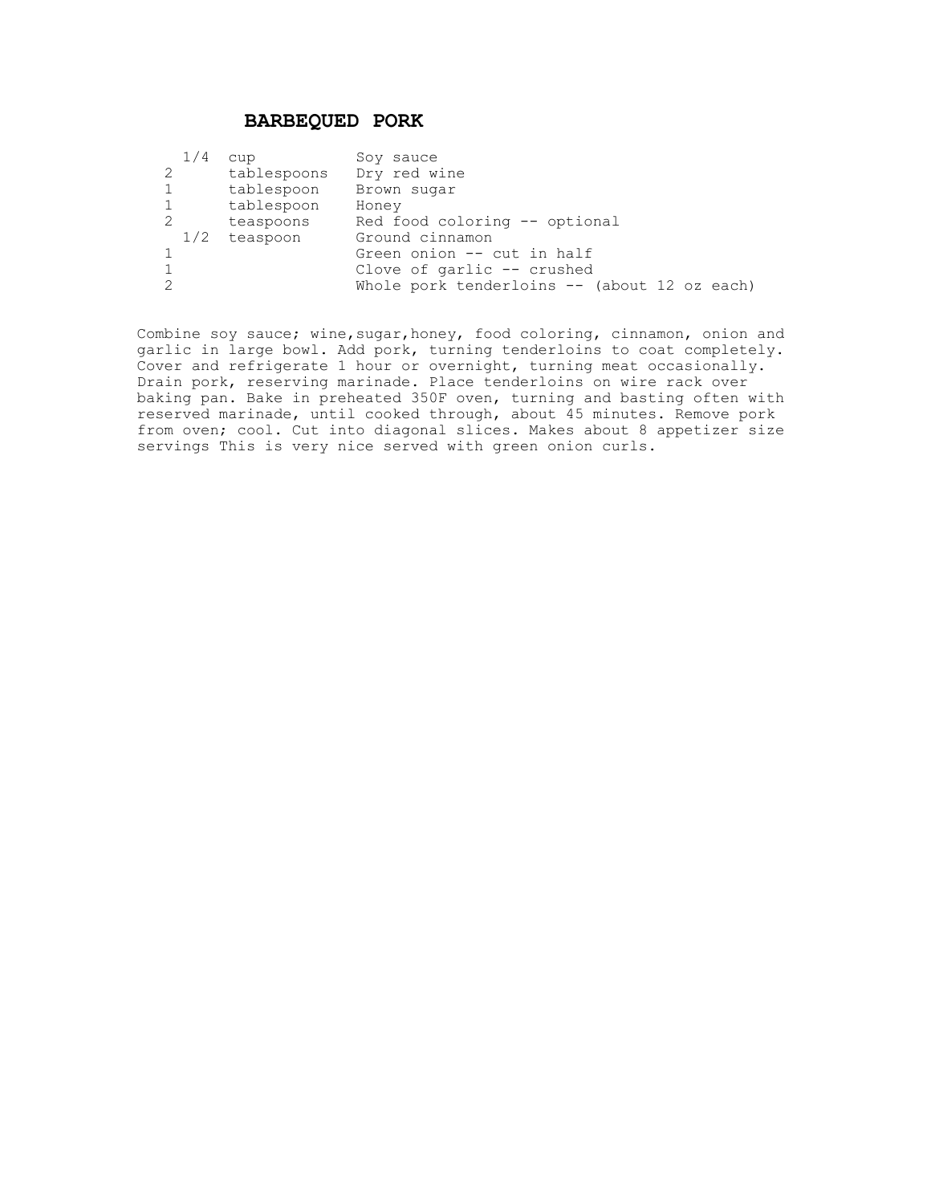## BARBEQUED PORK

| | | |
|---|---|---|
| 1/4 | cup | Soy sauce |
| 2 | tablespoons | Dry red wine |
| 1 | tablespoon | Brown sugar |
| 1 | tablespoon | Honey |
| 2 | teaspoons | Red food coloring -- optional |
| 1/2 | teaspoon | Ground cinnamon |
| 1 | | Green onion -- cut in half |
| 1 | | Clove of garlic -- crushed |
| 2 | | Whole pork tenderloins -- (about 12 oz each) |

Combine soy sauce; wine,sugar,honey, food coloring, cinnamon, onion and garlic in large bowl. Add pork, turning tenderloins to coat completely. Cover and refrigerate 1 hour or overnight, turning meat occasionally. Drain pork, reserving marinade. Place tenderloins on wire rack over baking pan. Bake in preheated 350F oven, turning and basting often with reserved marinade, until cooked through, about 45 minutes. Remove pork from oven; cool. Cut into diagonal slices. Makes about 8 appetizer size servings This is very nice served with green onion curls.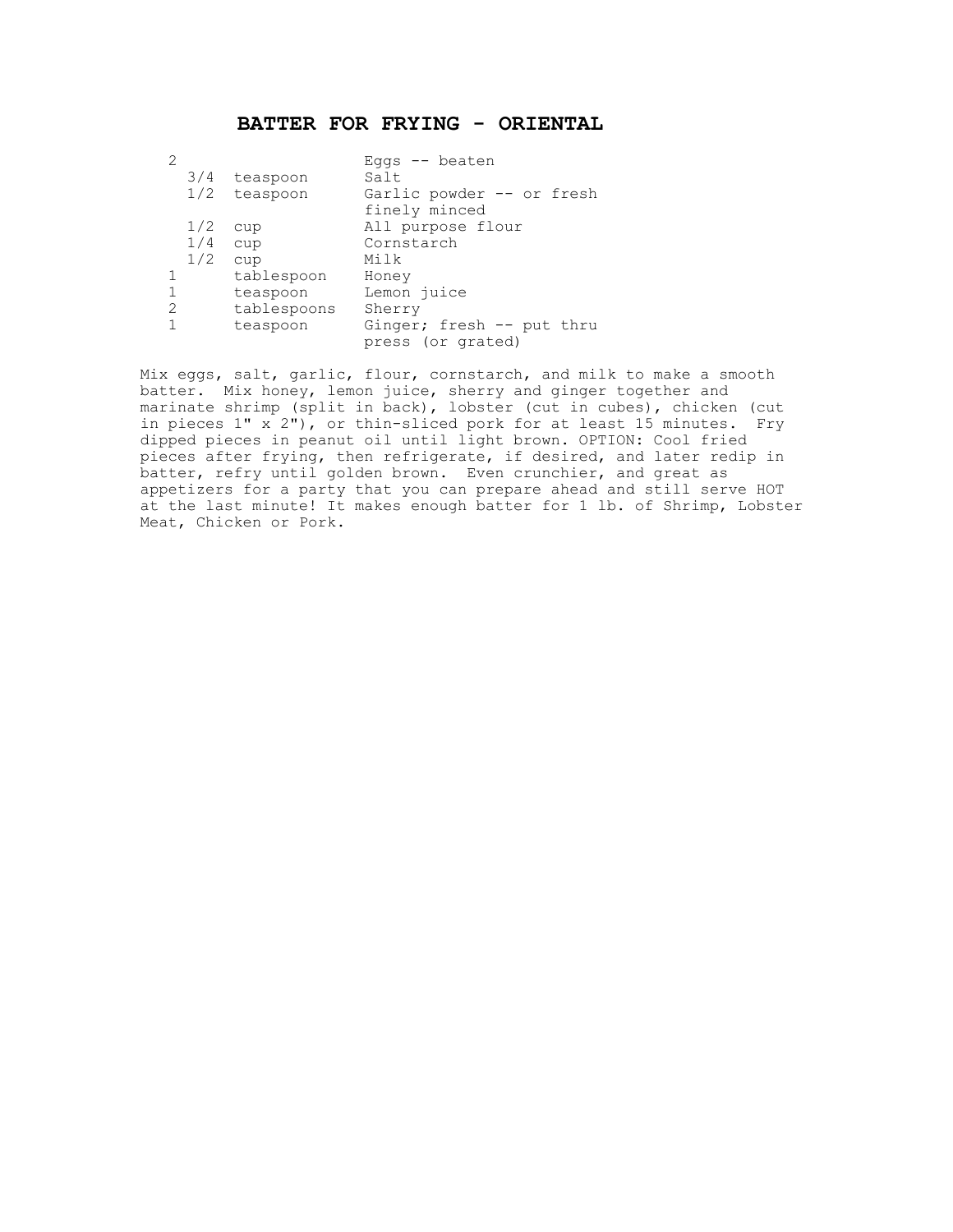# BATTER FOR FRYING - ORIENTAL

| | | |
|---|---|---|
| 2 | | Eggs -- beaten |
| 3/4 | teaspoon | Salt |
| 1/2 | teaspoon | Garlic powder -- or fresh finely minced |
| 1/2 | cup | All purpose flour |
| 1/4 | cup | Cornstarch |
| 1/2 | cup | Milk |
| 1 | tablespoon | Honey |
| 1 | teaspoon | Lemon juice |
| 2 | tablespoons | Sherry |
| 1 | teaspoon | Ginger; fresh -- put thru press (or grated) |

Mix eggs, salt, garlic, flour, cornstarch, and milk to make a smooth batter. Mix honey, lemon juice, sherry and ginger together and marinate shrimp (split in back), lobster (cut in cubes), chicken (cut in pieces 1" x 2"), or thin-sliced pork for at least 15 minutes. Fry dipped pieces in peanut oil until light brown. OPTION: Cool fried pieces after frying, then refrigerate, if desired, and later redip in batter, refry until golden brown. Even crunchier, and great as appetizers for a party that you can prepare ahead and still serve HOT at the last minute! It makes enough batter for 1 lb. of Shrimp, Lobster Meat, Chicken or Pork.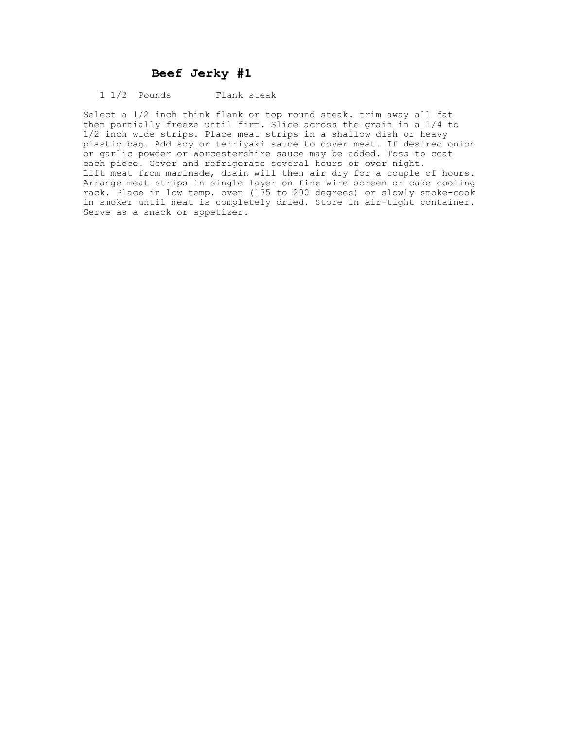# Beef Jerky #1

1 1/2 Pounds Flank steak

Select a 1/2 inch think flank or top round steak. trim away all fat then partially freeze until firm. Slice across the grain in a 1/4 to 1/2 inch wide strips. Place meat strips in a shallow dish or heavy plastic bag. Add soy or terriyaki sauce to cover meat. If desired onion or garlic powder or Worcestershire sauce may be added. Toss to coat each piece. Cover and refrigerate several hours or over night.
Lift meat from marinade, drain will then air dry for a couple of hours. Arrange meat strips in single layer on fine wire screen or cake cooling rack. Place in low temp. oven (175 to 200 degrees) or slowly smoke-cook in smoker until meat is completely dried. Store in air-tight container. Serve as a snack or appetizer.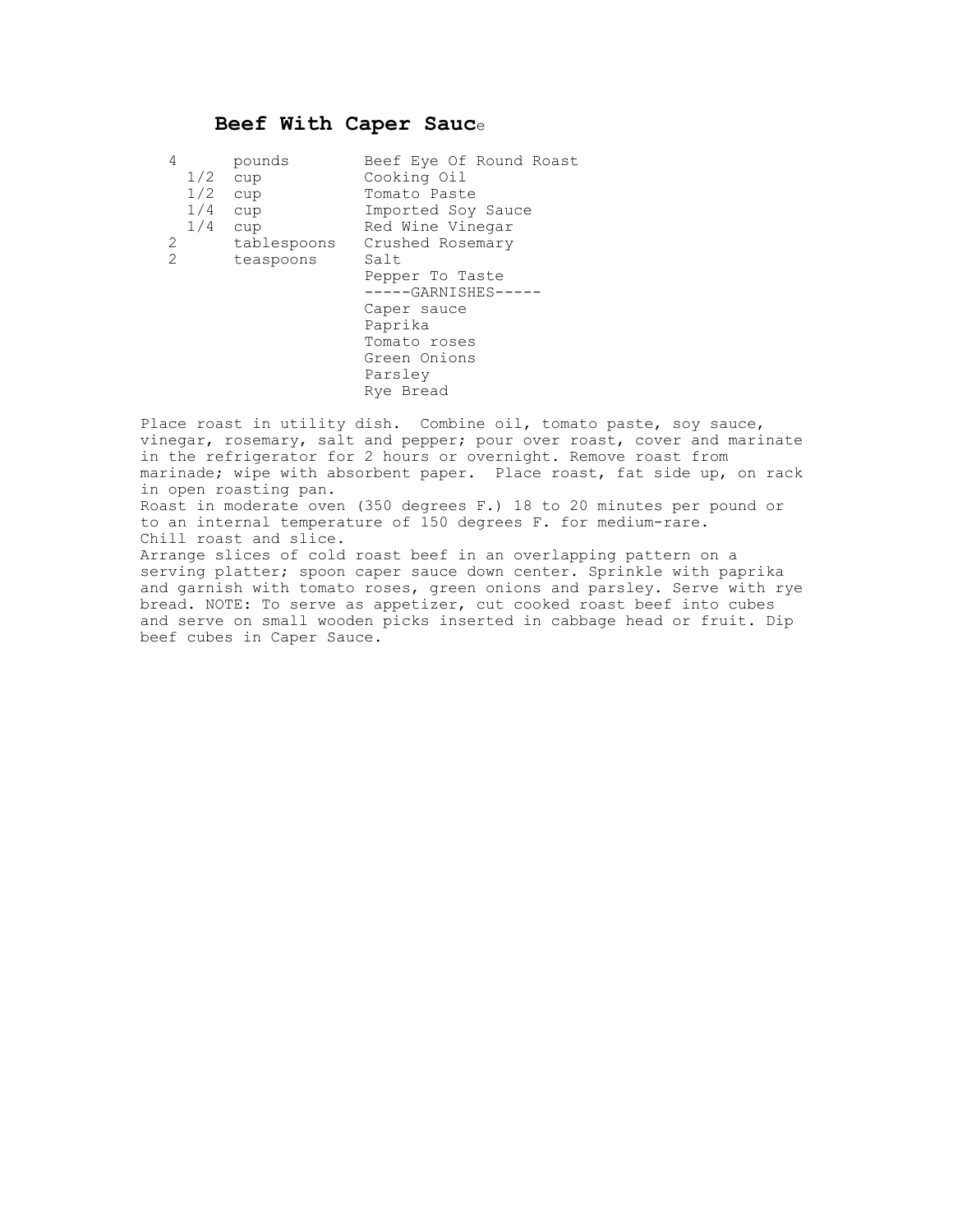# Beef With Caper Sauce

| | | |
|---|---|---|
| 4 | pounds | Beef Eye Of Round Roast |
| 1/2 | cup | Cooking Oil |
| 1/2 | cup | Tomato Paste |
| 1/4 | cup | Imported Soy Sauce |
| 1/4 | cup | Red Wine Vinegar |
| 2 | tablespoons | Crushed Rosemary |
| 2 | teaspoons | Salt |
| | | Pepper To Taste |
| | | -----GARNISHES----- |
| | | Caper sauce |
| | | Paprika |
| | | Tomato roses |
| | | Green Onions |
| | | Parsley |
| | | Rye Bread |

Place roast in utility dish. Combine oil, tomato paste, soy sauce, vinegar, rosemary, salt and pepper; pour over roast, cover and marinate in the refrigerator for 2 hours or overnight. Remove roast from marinade; wipe with absorbent paper. Place roast, fat side up, on rack in open roasting pan.

Roast in moderate oven (350 degrees F.) 18 to 20 minutes per pound or to an internal temperature of 150 degrees F. for medium-rare.

Chill roast and slice.

Arrange slices of cold roast beef in an overlapping pattern on a serving platter; spoon caper sauce down center. Sprinkle with paprika and garnish with tomato roses, green onions and parsley. Serve with rye bread. NOTE: To serve as appetizer, cut cooked roast beef into cubes and serve on small wooden picks inserted in cabbage head or fruit. Dip beef cubes in Caper Sauce.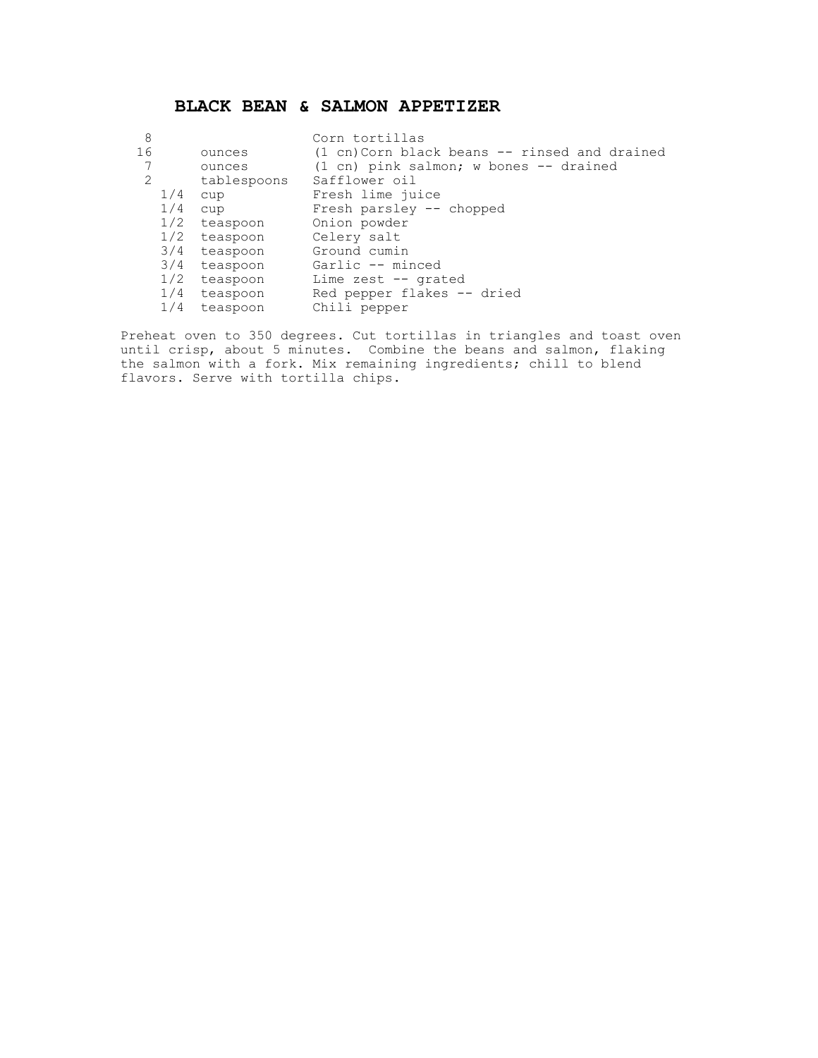# BLACK BEAN & SALMON APPETIZER

| Amount | Unit | Ingredient |
|---|---|---|
| 8 | | Corn tortillas |
| 16 | ounces | (1 cn)Corn black beans -- rinsed and drained |
| 7 | ounces | (1 cn) pink salmon; w bones -- drained |
| 2 | tablespoons | Safflower oil |
| 1/4 | cup | Fresh lime juice |
| 1/4 | cup | Fresh parsley -- chopped |
| 1/2 | teaspoon | Onion powder |
| 1/2 | teaspoon | Celery salt |
| 3/4 | teaspoon | Ground cumin |
| 3/4 | teaspoon | Garlic -- minced |
| 1/2 | teaspoon | Lime zest -- grated |
| 1/4 | teaspoon | Red pepper flakes -- dried |
| 1/4 | teaspoon | Chili pepper |

Preheat oven to 350 degrees. Cut tortillas in triangles and toast oven until crisp, about 5 minutes. Combine the beans and salmon, flaking the salmon with a fork. Mix remaining ingredients; chill to blend flavors. Serve with tortilla chips.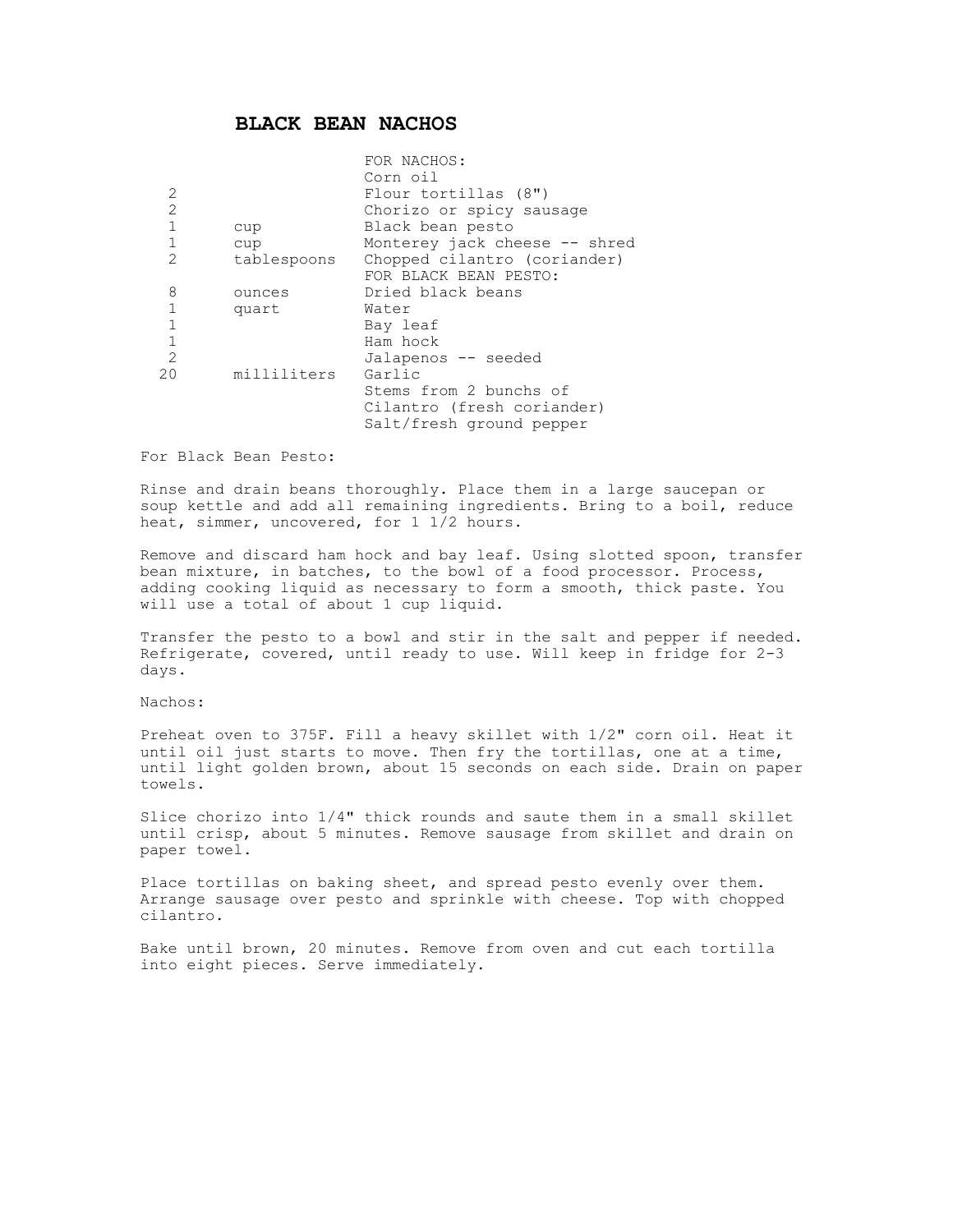# BLACK BEAN NACHOS

| | | |
|---|---|---|
| | | FOR NACHOS: |
| | | Corn oil |
| 2 | | Flour tortillas (8") |
| 2 | | Chorizo or spicy sausage |
| 1 | cup | Black bean pesto |
| 1 | cup | Monterey jack cheese -- shred |
| 2 | tablespoons | Chopped cilantro (coriander) |
| | | FOR BLACK BEAN PESTO: |
| 8 | ounces | Dried black beans |
| 1 | quart | Water |
| 1 | | Bay leaf |
| 1 | | Ham hock |
| 2 | | Jalapenos -- seeded |
| 20 | milliliters | Garlic |
| | | Stems from 2 bunchs of |
| | | Cilantro (fresh coriander) |
| | | Salt/fresh ground pepper |

For Black Bean Pesto:

Rinse and drain beans thoroughly. Place them in a large saucepan or soup kettle and add all remaining ingredients. Bring to a boil, reduce heat, simmer, uncovered, for 1 1/2 hours.

Remove and discard ham hock and bay leaf. Using slotted spoon, transfer bean mixture, in batches, to the bowl of a food processor. Process, adding cooking liquid as necessary to form a smooth, thick paste. You will use a total of about 1 cup liquid.

Transfer the pesto to a bowl and stir in the salt and pepper if needed. Refrigerate, covered, until ready to use. Will keep in fridge for 2-3 days.

Nachos:

Preheat oven to 375F. Fill a heavy skillet with 1/2" corn oil. Heat it until oil just starts to move. Then fry the tortillas, one at a time, until light golden brown, about 15 seconds on each side. Drain on paper towels.

Slice chorizo into 1/4" thick rounds and saute them in a small skillet until crisp, about 5 minutes. Remove sausage from skillet and drain on paper towel.

Place tortillas on baking sheet, and spread pesto evenly over them. Arrange sausage over pesto and sprinkle with cheese. Top with chopped cilantro.

Bake until brown, 20 minutes. Remove from oven and cut each tortilla into eight pieces. Serve immediately.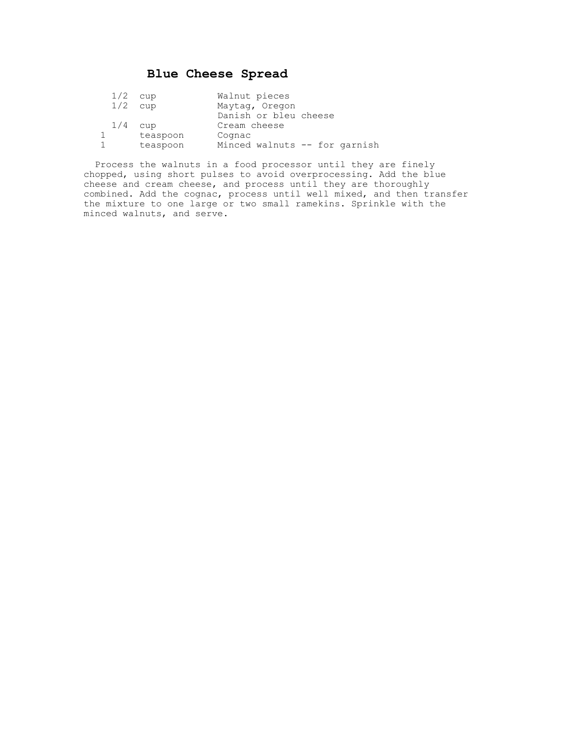# Blue Cheese Spread

| | | |
|---|---|---|
| 1/2 | cup | Walnut pieces |
| 1/2 | cup | Maytag, Oregon Danish or bleu cheese |
| 1/4 | cup | Cream cheese |
| 1 | teaspoon | Cognac |
| 1 | teaspoon | Minced walnuts -- for garnish |

Process the walnuts in a food processor until they are finely chopped, using short pulses to avoid overprocessing. Add the blue cheese and cream cheese, and process until they are thoroughly combined. Add the cognac, process until well mixed, and then transfer the mixture to one large or two small ramekins. Sprinkle with the minced walnuts, and serve.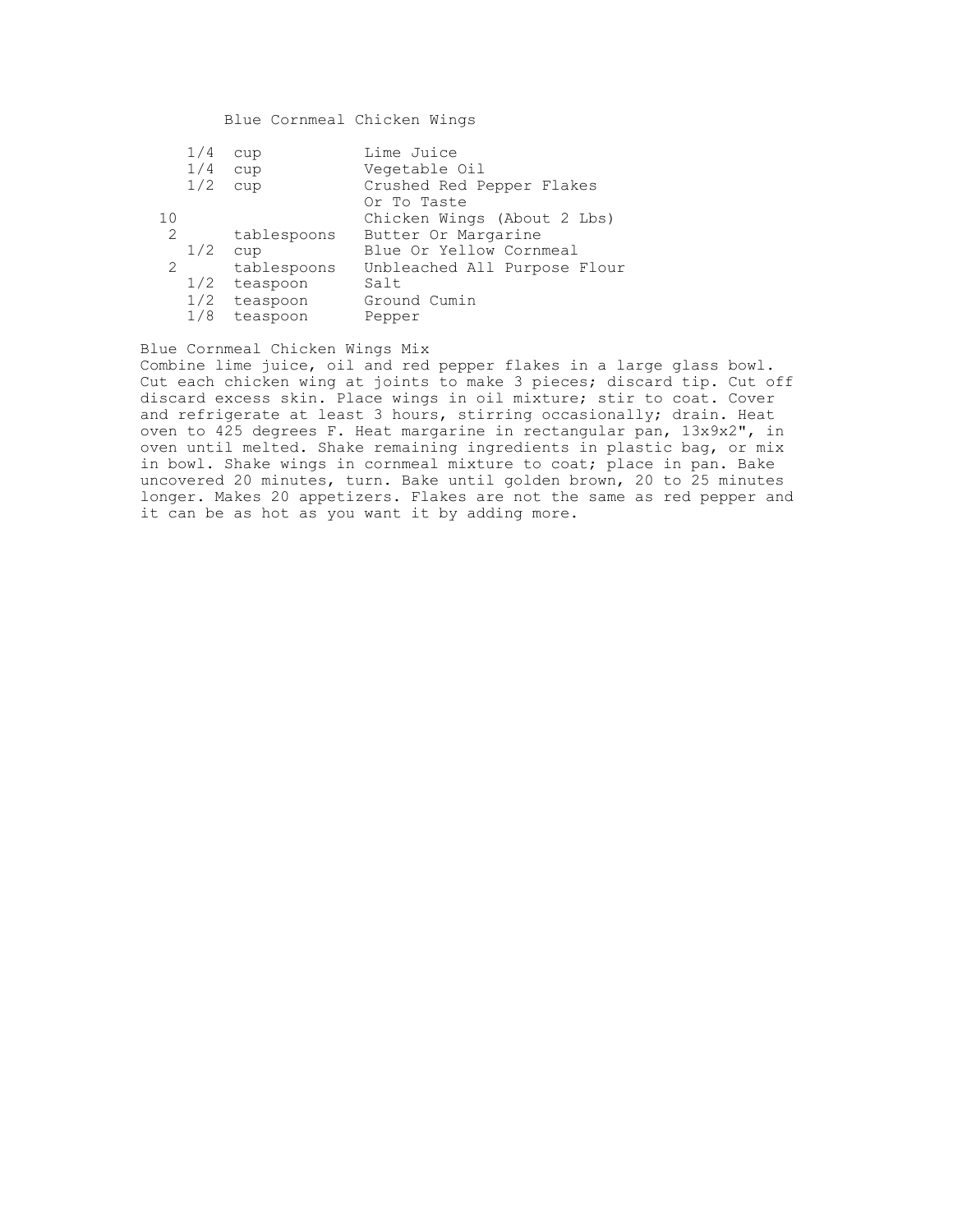# Blue Cornmeal Chicken Wings

| | | |
|---|---|---|
| 1/4 | cup | Lime Juice |
| 1/4 | cup | Vegetable Oil |
| 1/2 | cup | Crushed Red Pepper Flakes Or To Taste |
| 10 | | Chicken Wings (About 2 Lbs) |
| 2 | tablespoons | Butter Or Margarine |
| 1/2 | cup | Blue Or Yellow Cornmeal |
| 2 | tablespoons | Unbleached All Purpose Flour |
| 1/2 | teaspoon | Salt |
| 1/2 | teaspoon | Ground Cumin |
| 1/8 | teaspoon | Pepper |

Blue Cornmeal Chicken Wings Mix

Combine lime juice, oil and red pepper flakes in a large glass bowl. Cut each chicken wing at joints to make 3 pieces; discard tip. Cut off discard excess skin. Place wings in oil mixture; stir to coat. Cover and refrigerate at least 3 hours, stirring occasionally; drain. Heat oven to 425 degrees F. Heat margarine in rectangular pan, 13x9x2", in oven until melted. Shake remaining ingredients in plastic bag, or mix in bowl. Shake wings in cornmeal mixture to coat; place in pan. Bake uncovered 20 minutes, turn. Bake until golden brown, 20 to 25 minutes longer. Makes 20 appetizers. Flakes are not the same as red pepper and it can be as hot as you want it by adding more.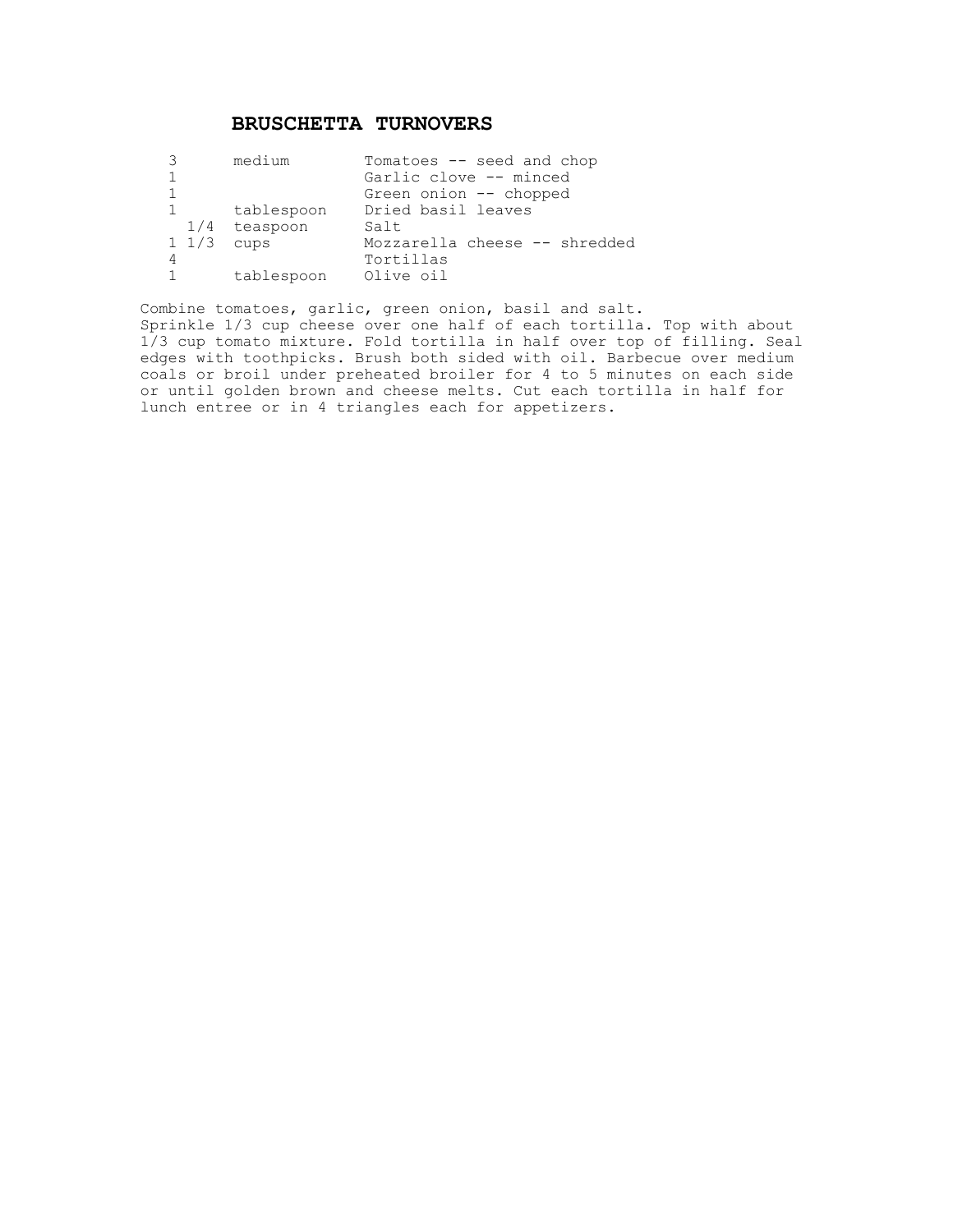# BRUSCHETTA TURNOVERS

| | | |
|---|---|---|
| 3 | medium | Tomatoes -- seed and chop |
| 1 | | Garlic clove -- minced |
| 1 | | Green onion -- chopped |
| 1 | tablespoon | Dried basil leaves |
| 1/4 | teaspoon | Salt |
| 1 1/3 | cups | Mozzarella cheese -- shredded |
| 4 | | Tortillas |
| 1 | tablespoon | Olive oil |

Combine tomatoes, garlic, green onion, basil and salt.
Sprinkle 1/3 cup cheese over one half of each tortilla. Top with about 1/3 cup tomato mixture. Fold tortilla in half over top of filling. Seal edges with toothpicks. Brush both sided with oil. Barbecue over medium coals or broil under preheated broiler for 4 to 5 minutes on each side or until golden brown and cheese melts. Cut each tortilla in half for lunch entree or in 4 triangles each for appetizers.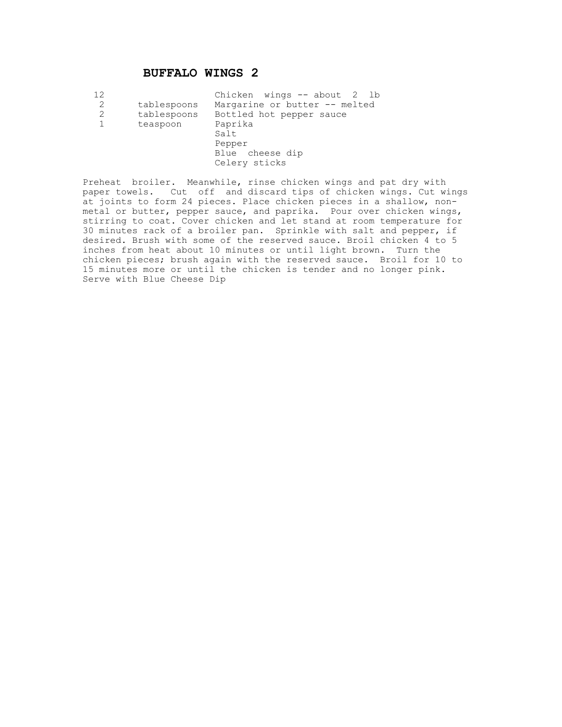# BUFFALO WINGS 2

| | | |
|---|---|---|
| 12 | | Chicken wings -- about 2 lb |
| 2 | tablespoons | Margarine or butter -- melted |
| 2 | tablespoons | Bottled hot pepper sauce |
| 1 | teaspoon | Paprika |
| | | Salt |
| | | Pepper |
| | | Blue cheese dip |
| | | Celery sticks |

Preheat broiler. Meanwhile, rinse chicken wings and pat dry with paper towels. Cut off and discard tips of chicken wings. Cut wings at joints to form 24 pieces. Place chicken pieces in a shallow, non-metal or butter, pepper sauce, and paprika. Pour over chicken wings, stirring to coat. Cover chicken and let stand at room temperature for 30 minutes rack of a broiler pan. Sprinkle with salt and pepper, if desired. Brush with some of the reserved sauce. Broil chicken 4 to 5 inches from heat about 10 minutes or until light brown. Turn the chicken pieces; brush again with the reserved sauce. Broil for 10 to 15 minutes more or until the chicken is tender and no longer pink. Serve with Blue Cheese Dip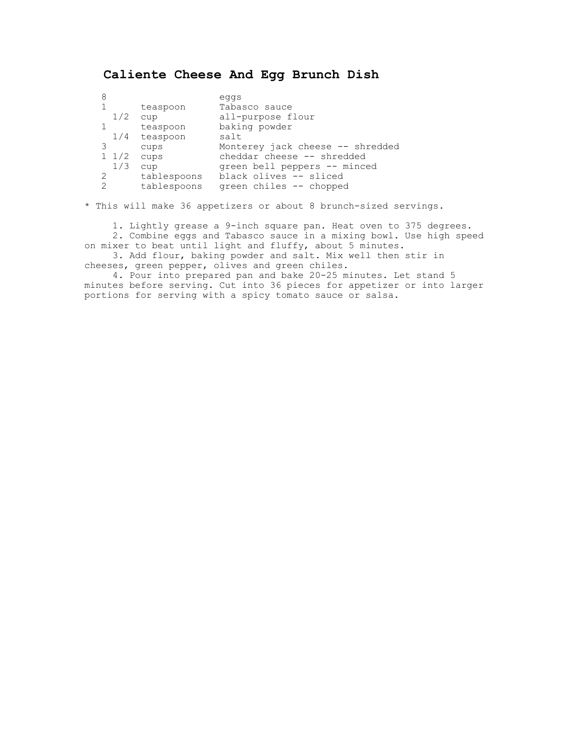# Caliente Cheese And Egg Brunch Dish

| | | |
|---|---|---|
| 8 | | eggs |
| 1 | teaspoon | Tabasco sauce |
| 1/2 | cup | all-purpose flour |
| 1 | teaspoon | baking powder |
| 1/4 | teaspoon | salt |
| 3 | cups | Monterey jack cheese -- shredded |
| 1 1/2 | cups | cheddar cheese -- shredded |
| 1/3 | cup | green bell peppers -- minced |
| 2 | tablespoons | black olives -- sliced |
| 2 | tablespoons | green chiles -- chopped |

* This will make 36 appetizers or about 8 brunch-sized servings.

1. Lightly grease a 9-inch square pan. Heat oven to 375 degrees.
2. Combine eggs and Tabasco sauce in a mixing bowl. Use high speed on mixer to beat until light and fluffy, about 5 minutes.
3. Add flour, baking powder and salt. Mix well then stir in cheeses, green pepper, olives and green chiles.
4. Pour into prepared pan and bake 20-25 minutes. Let stand 5 minutes before serving. Cut into 36 pieces for appetizer or into larger portions for serving with a spicy tomato sauce or salsa.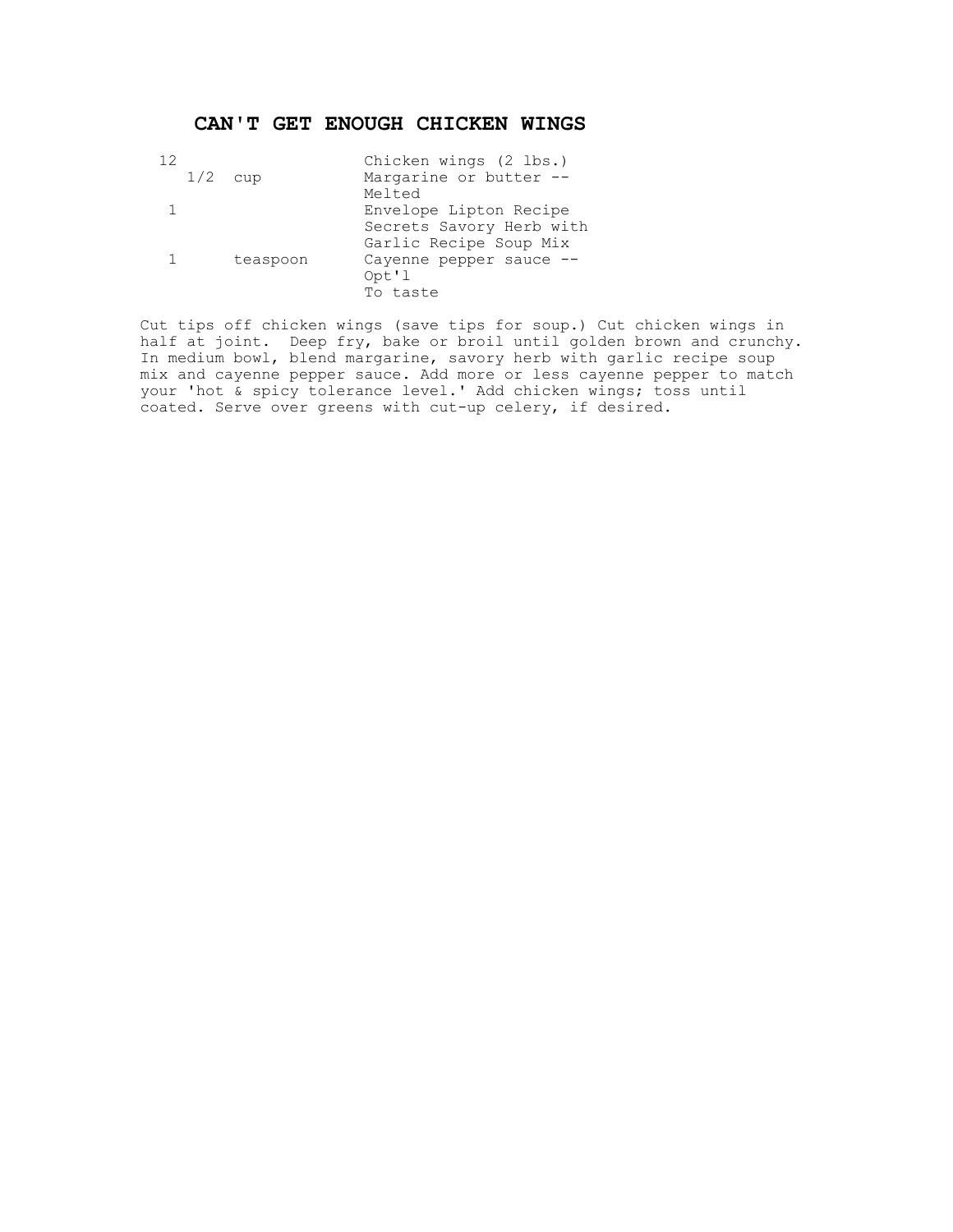# CAN'T GET ENOUGH CHICKEN WINGS

| | | |
|---|---|---|
| 12 | | Chicken wings (2 lbs.) |
| 1/2 | cup | Margarine or butter -- Melted |
| 1 | | Envelope Lipton Recipe Secrets Savory Herb with Garlic Recipe Soup Mix |
| 1 | teaspoon | Cayenne pepper sauce -- Opt'l To taste |

Cut tips off chicken wings (save tips for soup.) Cut chicken wings in half at joint. Deep fry, bake or broil until golden brown and crunchy. In medium bowl, blend margarine, savory herb with garlic recipe soup mix and cayenne pepper sauce. Add more or less cayenne pepper to match your 'hot & spicy tolerance level.' Add chicken wings; toss until coated. Serve over greens with cut-up celery, if desired.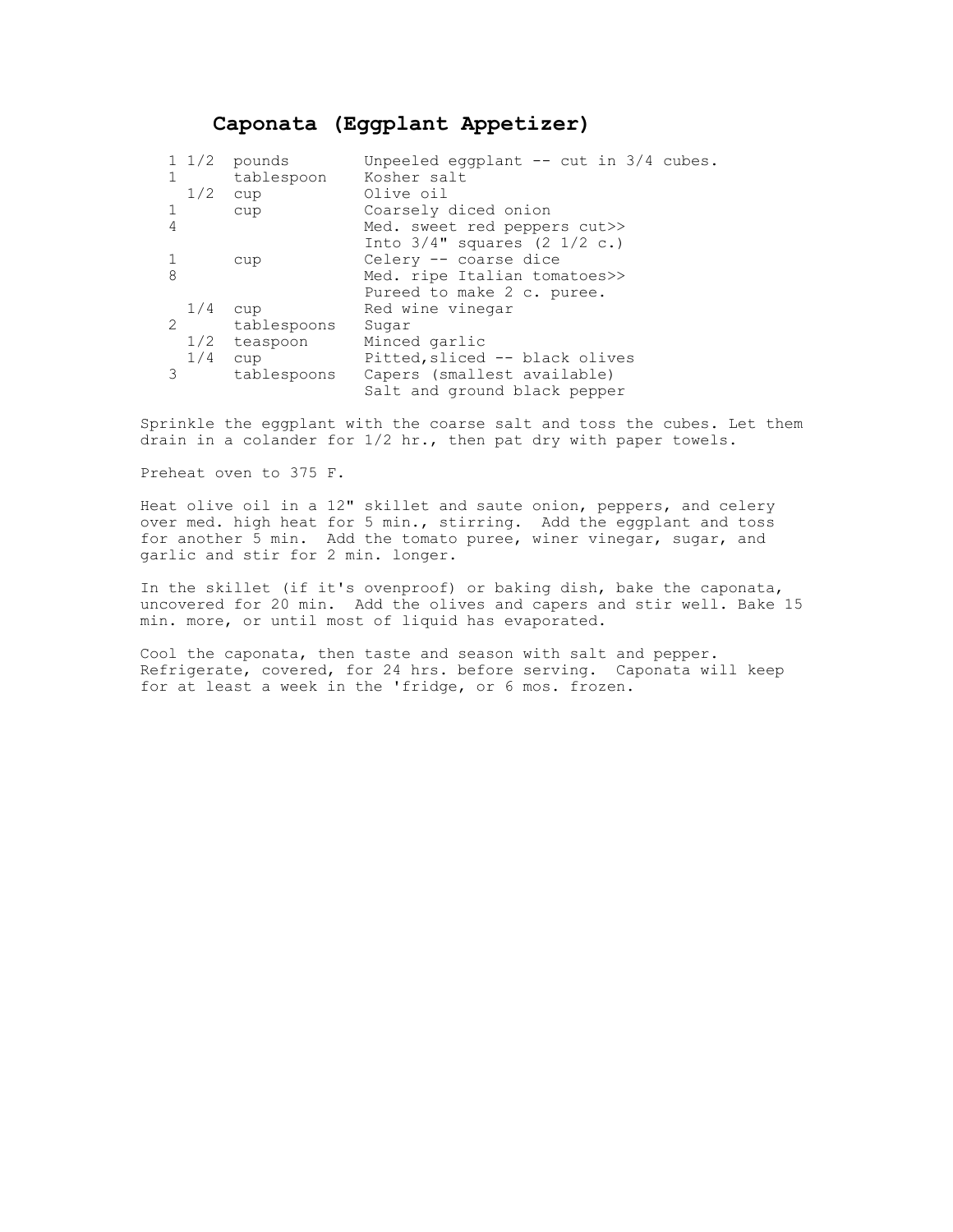# Caponata (Eggplant Appetizer)

| | | |
|---|---|---|
| 1 1/2 | pounds | Unpeeled eggplant -- cut in 3/4 cubes. |
| 1 | tablespoon | Kosher salt |
| 1/2 | cup | Olive oil |
| 1 | cup | Coarsely diced onion |
| 4 | | Med. sweet red peppers cut>> Into 3/4" squares (2 1/2 c.) |
| 1 | cup | Celery -- coarse dice |
| 8 | | Med. ripe Italian tomatoes>> Pureed to make 2 c. puree. |
| 1/4 | cup | Red wine vinegar |
| 2 | tablespoons | Sugar |
| 1/2 | teaspoon | Minced garlic |
| 1/4 | cup | Pitted,sliced -- black olives |
| 3 | tablespoons | Capers (smallest available) |
| | | Salt and ground black pepper |

Sprinkle the eggplant with the coarse salt and toss the cubes. Let them drain in a colander for 1/2 hr., then pat dry with paper towels.

Preheat oven to 375 F.

Heat olive oil in a 12" skillet and saute onion, peppers, and celery over med. high heat for 5 min., stirring. Add the eggplant and toss for another 5 min. Add the tomato puree, winer vinegar, sugar, and garlic and stir for 2 min. longer.

In the skillet (if it's ovenproof) or baking dish, bake the caponata, uncovered for 20 min. Add the olives and capers and stir well. Bake 15 min. more, or until most of liquid has evaporated.

Cool the caponata, then taste and season with salt and pepper. Refrigerate, covered, for 24 hrs. before serving. Caponata will keep for at least a week in the 'fridge, or 6 mos. frozen.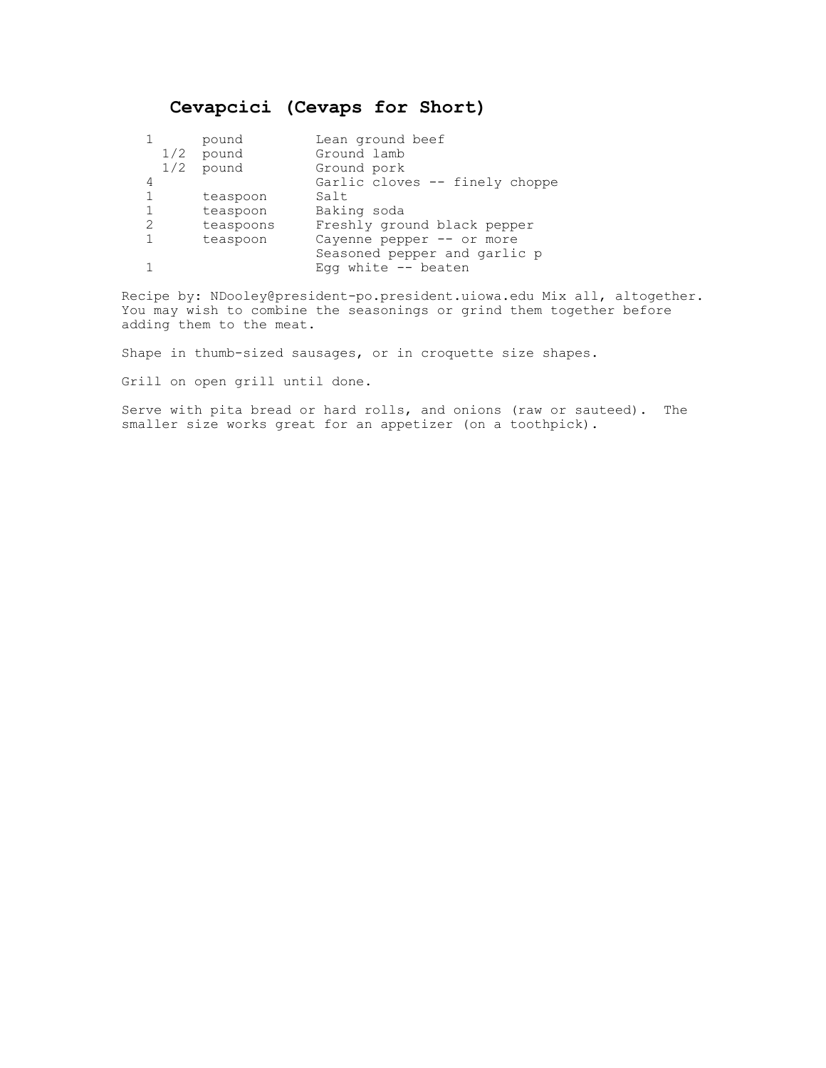# Cevapcici (Cevaps for Short)

| | | |
|---|---|---|
| 1 | pound | Lean ground beef |
| 1/2 | pound | Ground lamb |
| 1/2 | pound | Ground pork |
| 4 | | Garlic cloves -- finely choppe |
| 1 | teaspoon | Salt |
| 1 | teaspoon | Baking soda |
| 2 | teaspoons | Freshly ground black pepper |
| 1 | teaspoon | Cayenne pepper -- or more |
| | | Seasoned pepper and garlic p |
| 1 | | Egg white -- beaten |

Recipe by: NDooley@president-po.president.uiowa.edu Mix all, altogether. You may wish to combine the seasonings or grind them together before adding them to the meat.

Shape in thumb-sized sausages, or in croquette size shapes.

Grill on open grill until done.

Serve with pita bread or hard rolls, and onions (raw or sauteed). The smaller size works great for an appetizer (on a toothpick).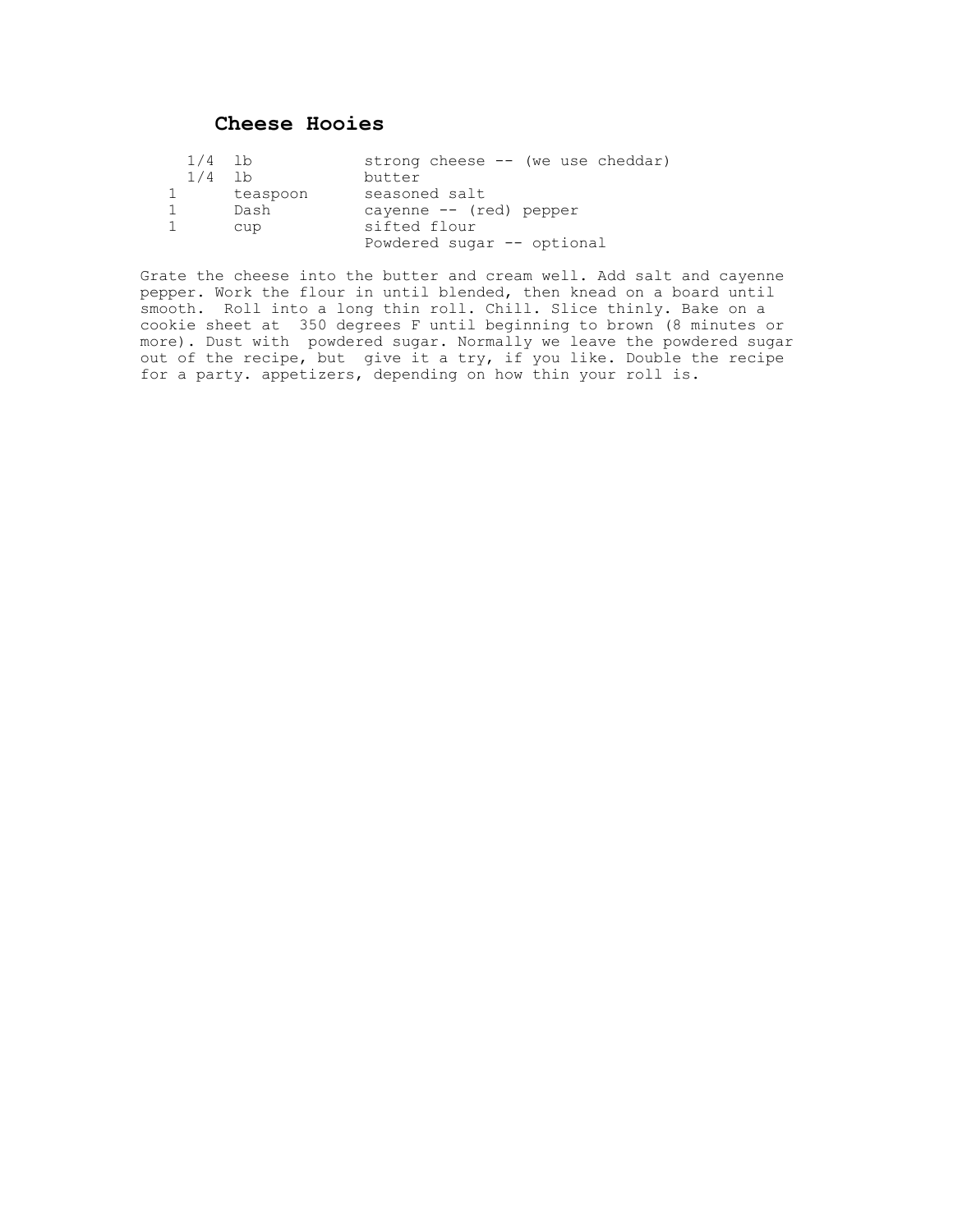## Cheese Hooies

| | | |
|---|---|---|
| 1/4 | lb | strong cheese -- (we use cheddar) |
| 1/4 | lb | butter |
| 1 | teaspoon | seasoned salt |
| 1 | Dash | cayenne -- (red) pepper |
| 1 | cup | sifted flour |
| | | Powdered sugar -- optional |

Grate the cheese into the butter and cream well. Add salt and cayenne pepper. Work the flour in until blended, then knead on a board until smooth. Roll into a long thin roll. Chill. Slice thinly. Bake on a cookie sheet at 350 degrees F until beginning to brown (8 minutes or more). Dust with powdered sugar. Normally we leave the powdered sugar out of the recipe, but give it a try, if you like. Double the recipe for a party. appetizers, depending on how thin your roll is.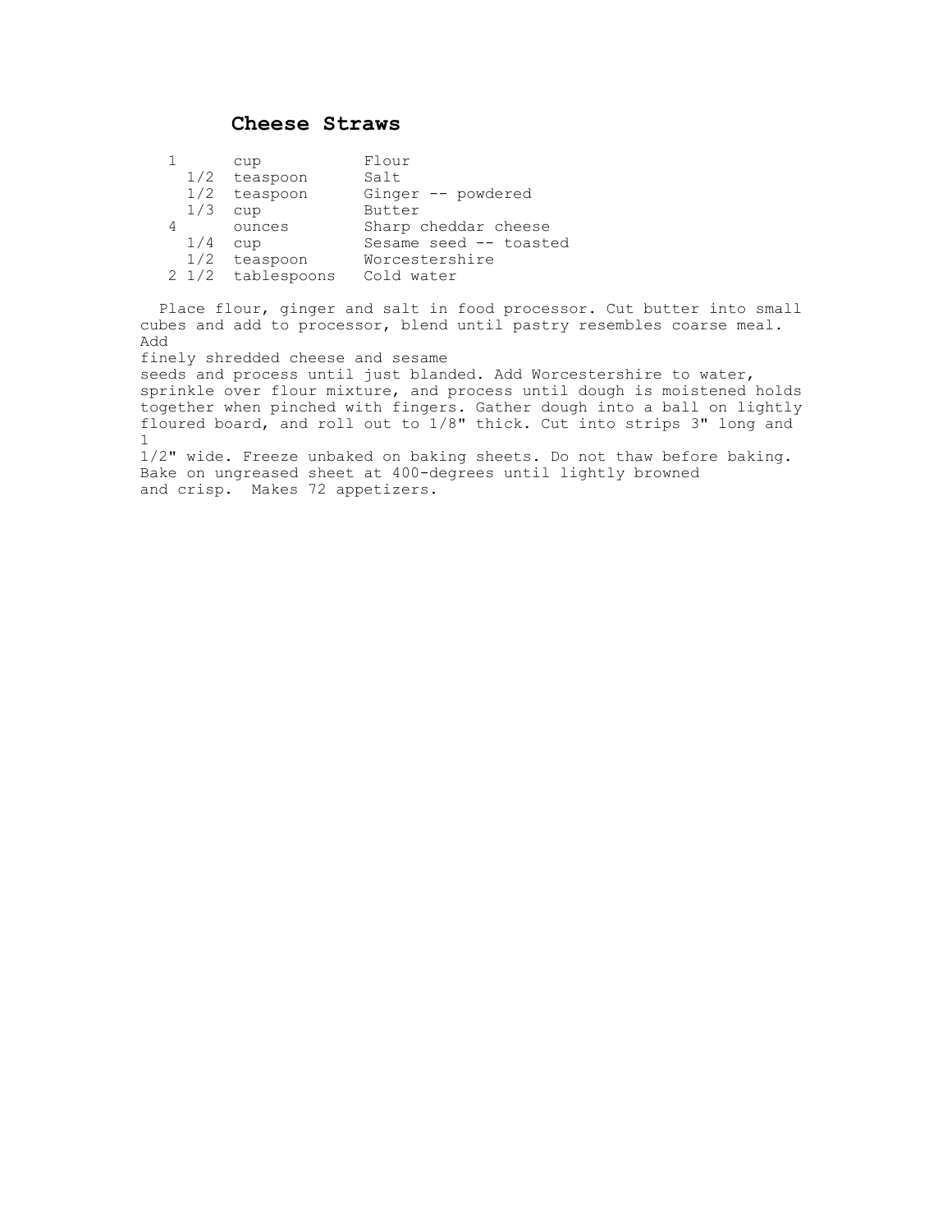# Cheese Straws

| | | |
|---|---|---|
| 1 | cup | Flour |
| 1/2 | teaspoon | Salt |
| 1/2 | teaspoon | Ginger -- powdered |
| 1/3 | cup | Butter |
| 4 | ounces | Sharp cheddar cheese |
| 1/4 | cup | Sesame seed -- toasted |
| 1/2 | teaspoon | Worcestershire |
| 2 1/2 | tablespoons | Cold water |

Place flour, ginger and salt in food processor. Cut butter into small cubes and add to processor, blend until pastry resembles coarse meal. Add finely shredded cheese and sesame seeds and process until just blanded. Add Worcestershire to water, sprinkle over flour mixture, and process until dough is moistened holds together when pinched with fingers. Gather dough into a ball on lightly floured board, and roll out to 1/8" thick. Cut into strips 3" long and 1 1/2" wide. Freeze unbaked on baking sheets. Do not thaw before baking. Bake on ungreased sheet at 400-degrees until lightly browned and crisp. Makes 72 appetizers.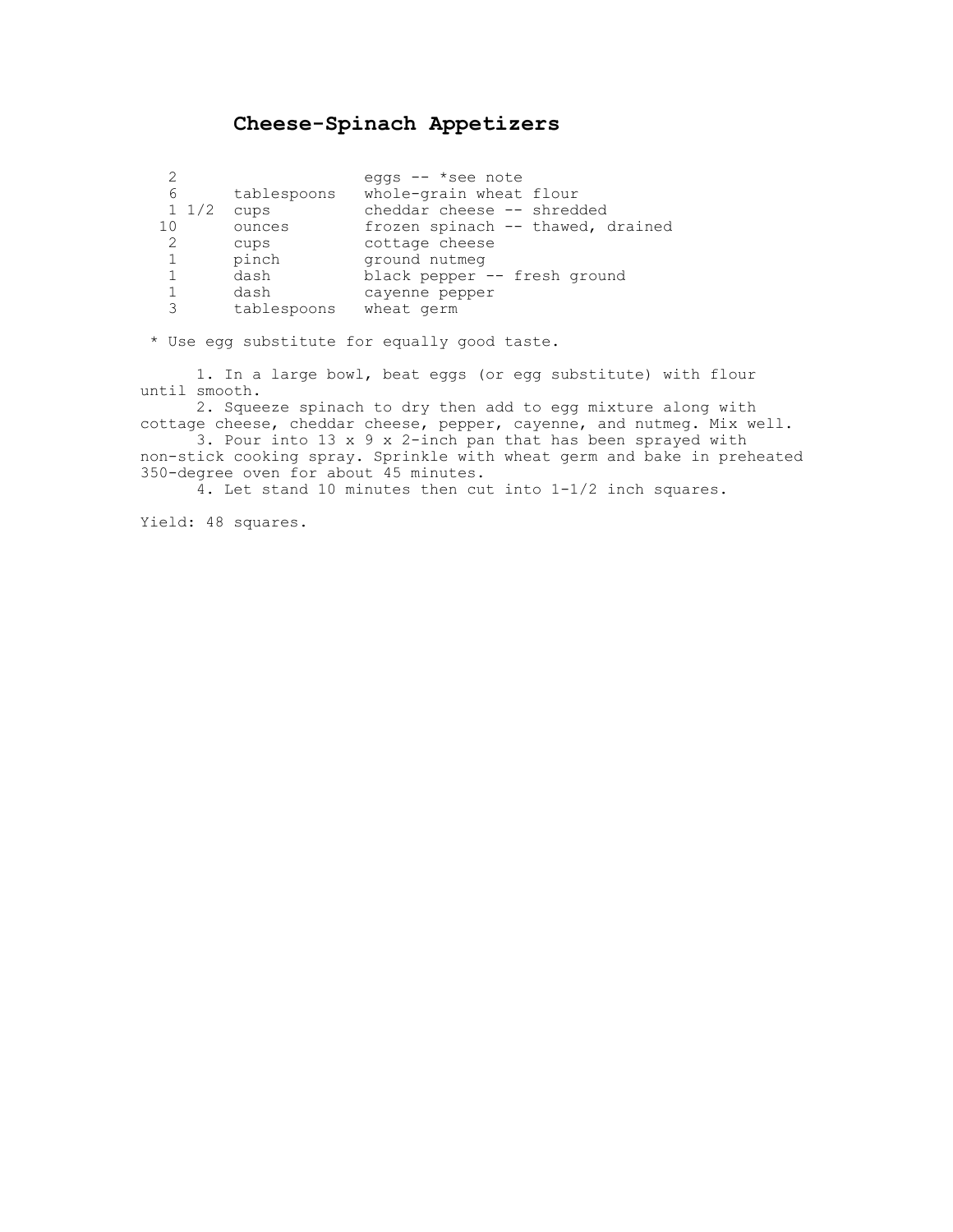# Cheese-Spinach Appetizers

| | | |
|---|---|---|
| 2 | | eggs -- *see note |
| 6 | tablespoons | whole-grain wheat flour |
| 1 1/2 | cups | cheddar cheese -- shredded |
| 10 | ounces | frozen spinach -- thawed, drained |
| 2 | cups | cottage cheese |
| 1 | pinch | ground nutmeg |
| 1 | dash | black pepper -- fresh ground |
| 1 | dash | cayenne pepper |
| 3 | tablespoons | wheat germ |

* Use egg substitute for equally good taste.

1. In a large bowl, beat eggs (or egg substitute) with flour until smooth.
2. Squeeze spinach to dry then add to egg mixture along with cottage cheese, cheddar cheese, pepper, cayenne, and nutmeg. Mix well.
3. Pour into 13 x 9 x 2-inch pan that has been sprayed with non-stick cooking spray. Sprinkle with wheat germ and bake in preheated 350-degree oven for about 45 minutes.
4. Let stand 10 minutes then cut into 1-1/2 inch squares.

Yield: 48 squares.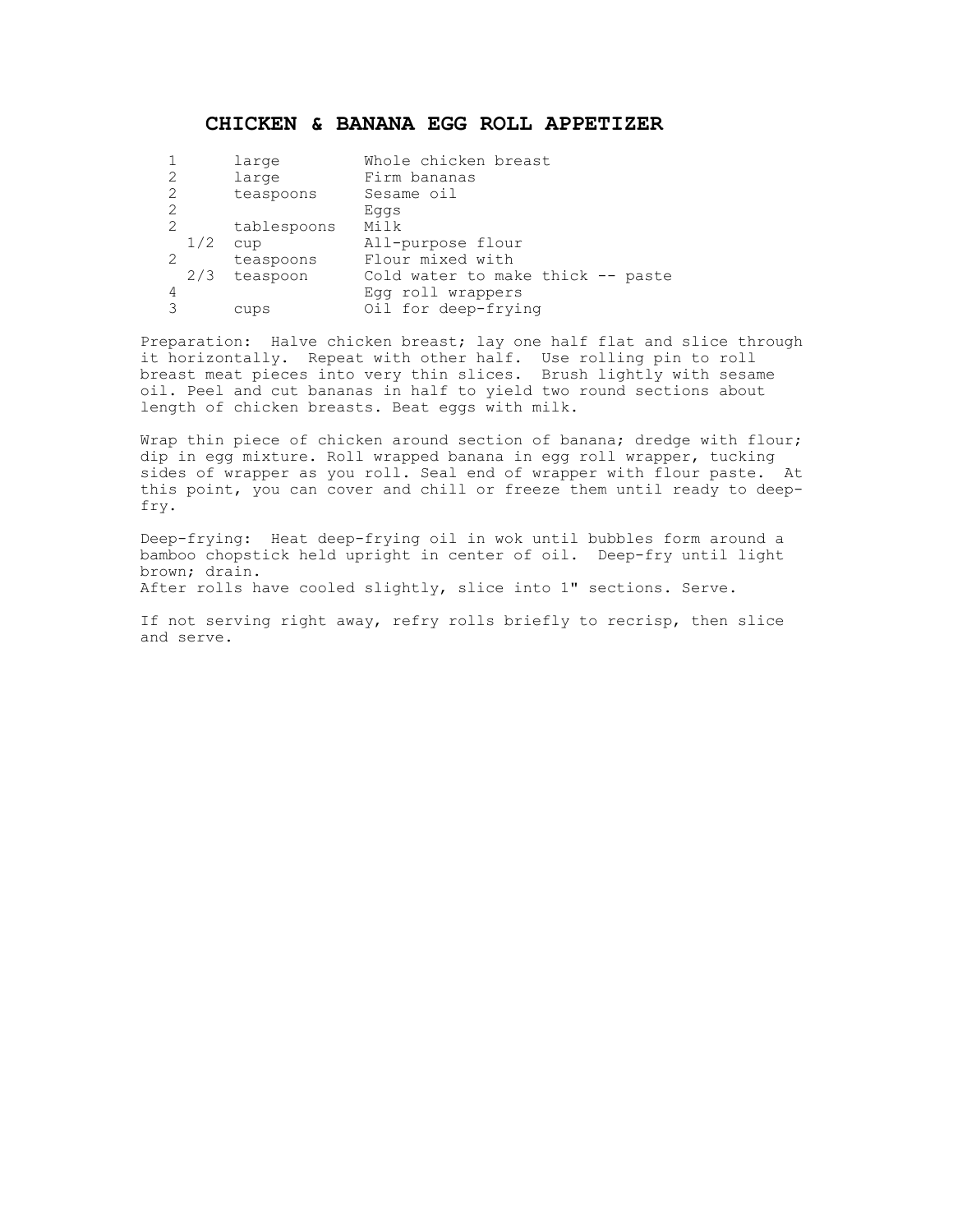# CHICKEN & BANANA EGG ROLL APPETIZER

| | | |
|---|---|---|
| 1 | large | Whole chicken breast |
| 2 | large | Firm bananas |
| 2 | teaspoons | Sesame oil |
| 2 | | Eggs |
| 2 | tablespoons | Milk |
| 1/2 | cup | All-purpose flour |
| 2 | teaspoons | Flour mixed with |
| 2/3 | teaspoon | Cold water to make thick -- paste |
| 4 | | Egg roll wrappers |
| 3 | cups | Oil for deep-frying |

Preparation: Halve chicken breast; lay one half flat and slice through it horizontally. Repeat with other half. Use rolling pin to roll breast meat pieces into very thin slices. Brush lightly with sesame oil. Peel and cut bananas in half to yield two round sections about length of chicken breasts. Beat eggs with milk.

Wrap thin piece of chicken around section of banana; dredge with flour; dip in egg mixture. Roll wrapped banana in egg roll wrapper, tucking sides of wrapper as you roll. Seal end of wrapper with flour paste. At this point, you can cover and chill or freeze them until ready to deep-fry.

Deep-frying: Heat deep-frying oil in wok until bubbles form around a bamboo chopstick held upright in center of oil. Deep-fry until light brown; drain.
After rolls have cooled slightly, slice into 1" sections. Serve.

If not serving right away, refry rolls briefly to recrisp, then slice and serve.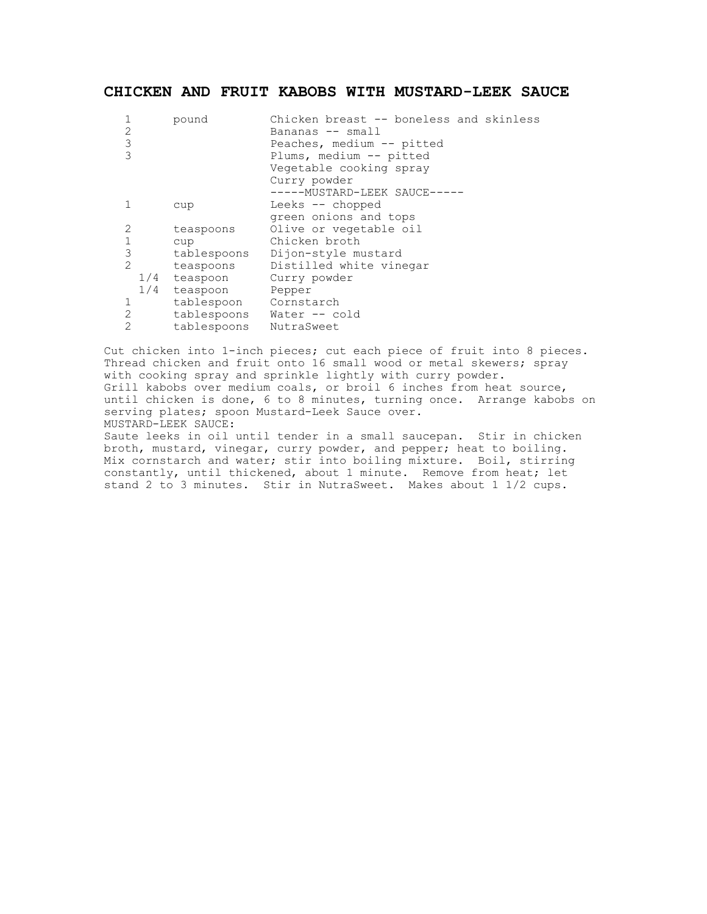# CHICKEN AND FRUIT KABOBS WITH MUSTARD-LEEK SAUCE

| | | |
|---|---|---|
| 1 | pound | Chicken breast -- boneless and skinless |
| 2 | | Bananas -- small |
| 3 | | Peaches, medium -- pitted |
| 3 | | Plums, medium -- pitted |
| | | Vegetable cooking spray |
| | | Curry powder |
| | | -----MUSTARD-LEEK SAUCE----- |
| 1 | cup | Leeks -- chopped |
| | | green onions and tops |
| 2 | teaspoons | Olive or vegetable oil |
| 1 | cup | Chicken broth |
| 3 | tablespoons | Dijon-style mustard |
| 2 | teaspoons | Distilled white vinegar |
| 1/4 | teaspoon | Curry powder |
| 1/4 | teaspoon | Pepper |
| 1 | tablespoon | Cornstarch |
| 2 | tablespoons | Water -- cold |
| 2 | tablespoons | NutraSweet |

Cut chicken into 1-inch pieces; cut each piece of fruit into 8 pieces. Thread chicken and fruit onto 16 small wood or metal skewers; spray with cooking spray and sprinkle lightly with curry powder.
Grill kabobs over medium coals, or broil 6 inches from heat source, until chicken is done, 6 to 8 minutes, turning once. Arrange kabobs on serving plates; spoon Mustard-Leek Sauce over.
MUSTARD-LEEK SAUCE:
Saute leeks in oil until tender in a small saucepan. Stir in chicken broth, mustard, vinegar, curry powder, and pepper; heat to boiling. Mix cornstarch and water; stir into boiling mixture. Boil, stirring constantly, until thickened, about 1 minute. Remove from heat; let stand 2 to 3 minutes. Stir in NutraSweet. Makes about 1 1/2 cups.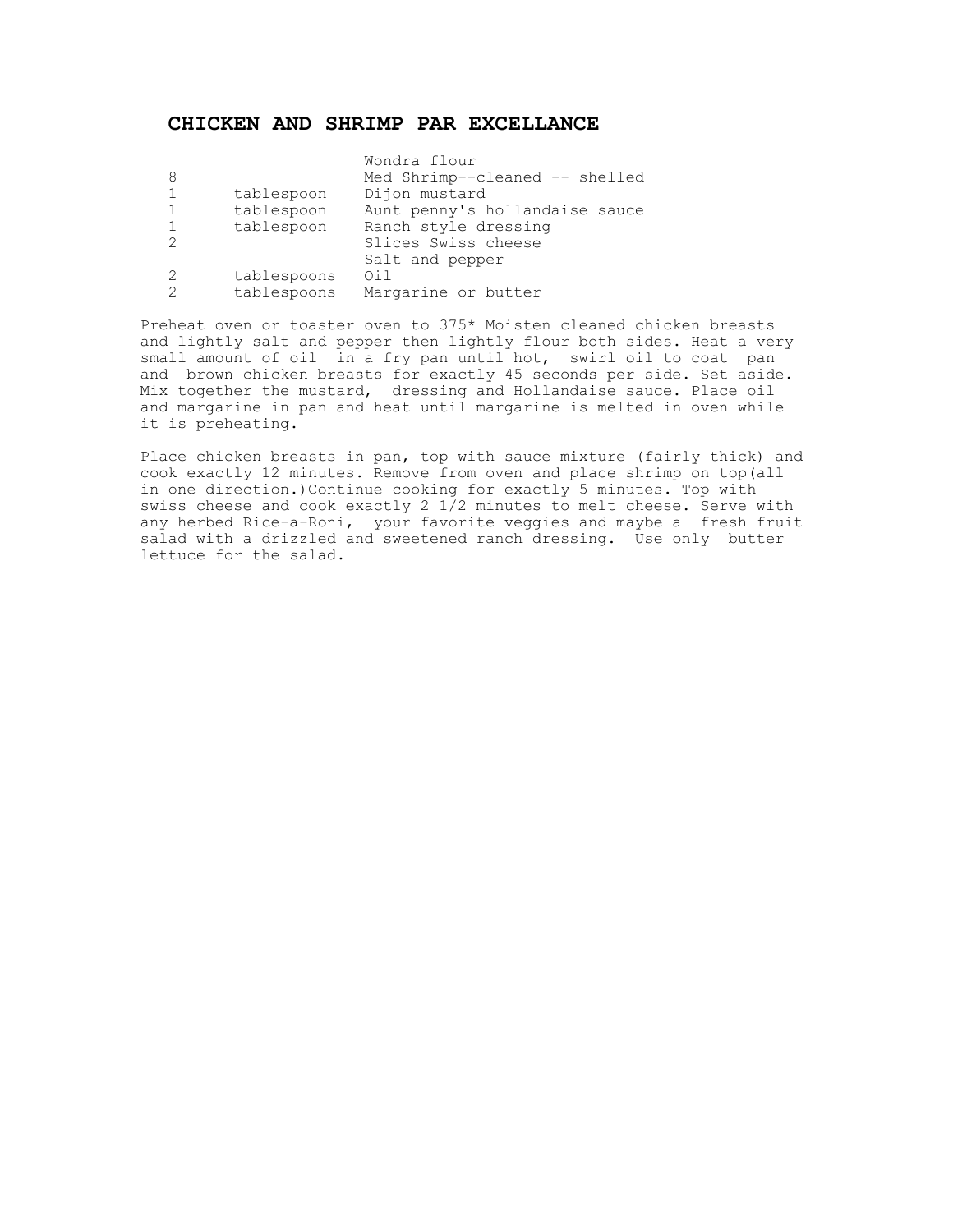## CHICKEN AND SHRIMP PAR EXCELLANCE

| | | |
|---|---|---|
| | | Wondra flour |
| 8 | | Med Shrimp--cleaned -- shelled |
| 1 | tablespoon | Dijon mustard |
| 1 | tablespoon | Aunt penny's hollandaise sauce |
| 1 | tablespoon | Ranch style dressing |
| 2 | | Slices Swiss cheese |
| | | Salt and pepper |
| 2 | tablespoons | Oil |
| 2 | tablespoons | Margarine or butter |

Preheat oven or toaster oven to 375* Moisten cleaned chicken breasts and lightly salt and pepper then lightly flour both sides. Heat a very small amount of oil in a fry pan until hot, swirl oil to coat pan and brown chicken breasts for exactly 45 seconds per side. Set aside. Mix together the mustard, dressing and Hollandaise sauce. Place oil and margarine in pan and heat until margarine is melted in oven while it is preheating.

Place chicken breasts in pan, top with sauce mixture (fairly thick) and cook exactly 12 minutes. Remove from oven and place shrimp on top(all in one direction.)Continue cooking for exactly 5 minutes. Top with swiss cheese and cook exactly 2 1/2 minutes to melt cheese. Serve with any herbed Rice-a-Roni, your favorite veggies and maybe a fresh fruit salad with a drizzled and sweetened ranch dressing. Use only butter lettuce for the salad.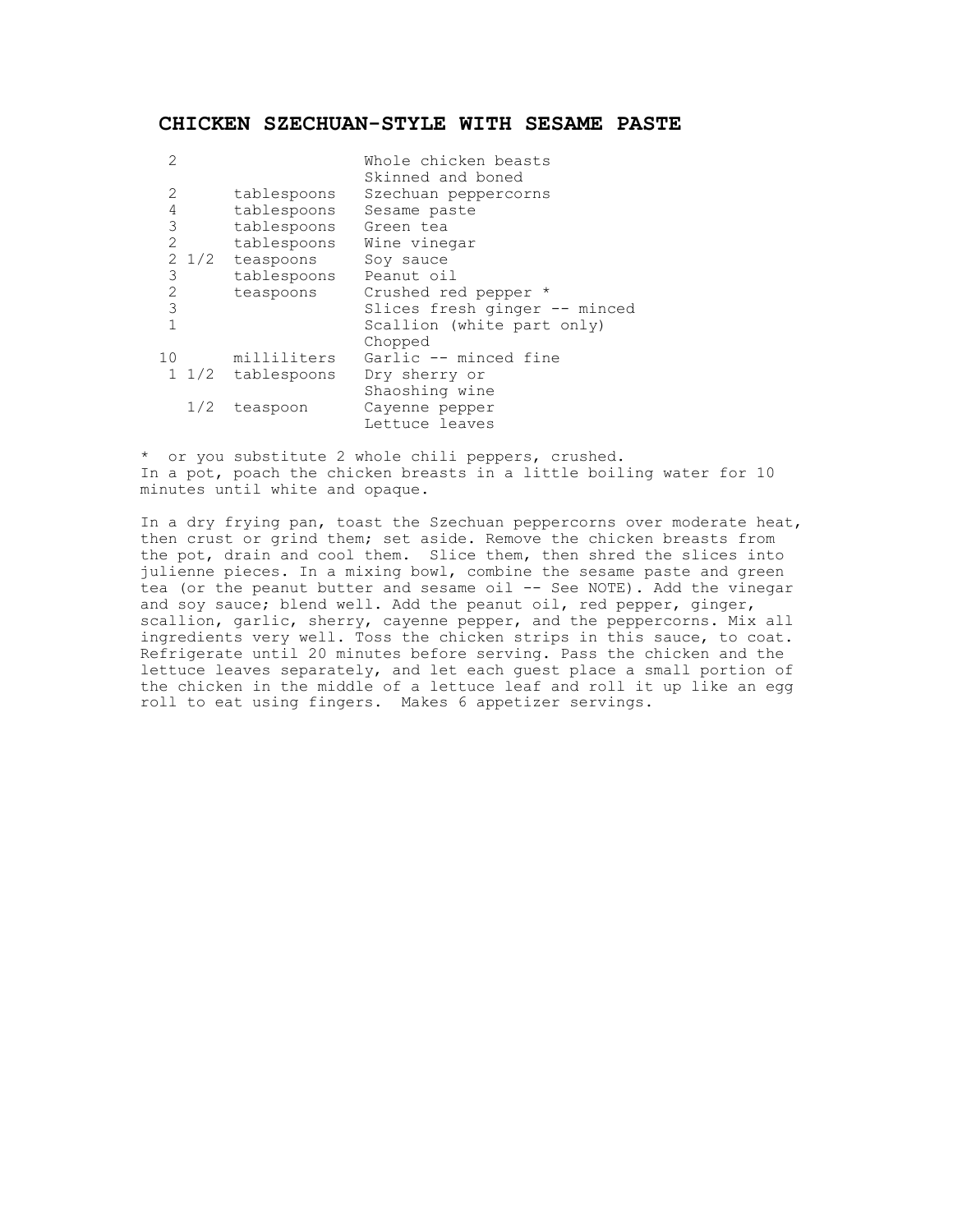## CHICKEN SZECHUAN-STYLE WITH SESAME PASTE

| Qty | Unit | Ingredient |
|---|---|---|
| 2 | | Whole chicken beasts Skinned and boned |
| 2 | tablespoons | Szechuan peppercorns |
| 4 | tablespoons | Sesame paste |
| 3 | tablespoons | Green tea |
| 2 | tablespoons | Wine vinegar |
| 2 1/2 | teaspoons | Soy sauce |
| 3 | tablespoons | Peanut oil |
| 2 | teaspoons | Crushed red pepper * |
| 3 | | Slices fresh ginger -- minced |
| 1 | | Scallion (white part only) Chopped |
| 10 | milliliters | Garlic -- minced fine |
| 1 1/2 | tablespoons | Dry sherry or Shaoshing wine |
| 1/2 | teaspoon | Cayenne pepper |
| | | Lettuce leaves |

* or you substitute 2 whole chili peppers, crushed.
In a pot, poach the chicken breasts in a little boiling water for 10 minutes until white and opaque.

In a dry frying pan, toast the Szechuan peppercorns over moderate heat, then crust or grind them; set aside. Remove the chicken breasts from the pot, drain and cool them. Slice them, then shred the slices into julienne pieces. In a mixing bowl, combine the sesame paste and green tea (or the peanut butter and sesame oil -- See NOTE). Add the vinegar and soy sauce; blend well. Add the peanut oil, red pepper, ginger, scallion, garlic, sherry, cayenne pepper, and the peppercorns. Mix all ingredients very well. Toss the chicken strips in this sauce, to coat. Refrigerate until 20 minutes before serving. Pass the chicken and the lettuce leaves separately, and let each guest place a small portion of the chicken in the middle of a lettuce leaf and roll it up like an egg roll to eat using fingers. Makes 6 appetizer servings.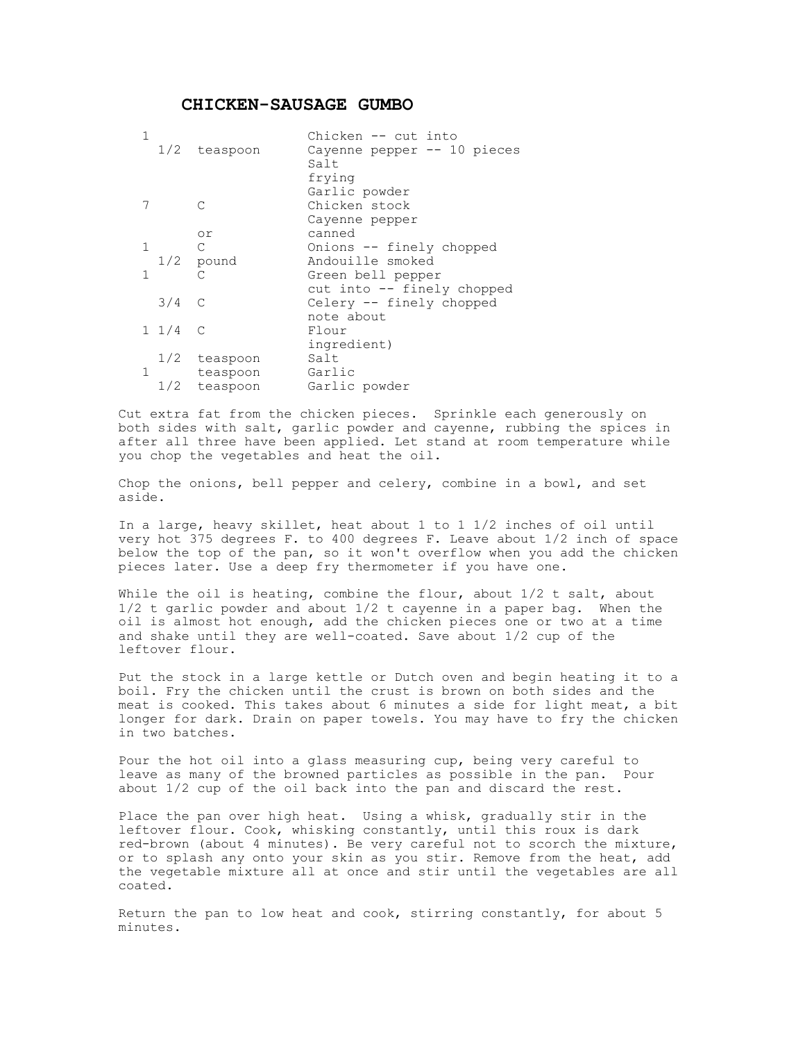# CHICKEN-SAUSAGE GUMBO

| | | |
|---|---|---|
| 1 | | Chicken -- cut into |
| 1/2 | teaspoon | Cayenne pepper -- 10 pieces |
| | | Salt |
| | | frying |
| | | Garlic powder |
| 7 | C | Chicken stock |
| | | Cayenne pepper |
| | or | canned |
| 1 | C | Onions -- finely chopped |
| 1/2 | pound | Andouille smoked |
| 1 | C | Green bell pepper |
| | | cut into -- finely chopped |
| 3/4 | C | Celery -- finely chopped |
| | | note about |
| 1 1/4 | C | Flour |
| | | ingredient) |
| 1/2 | teaspoon | Salt |
| 1 | teaspoon | Garlic |
| 1/2 | teaspoon | Garlic powder |

Cut extra fat from the chicken pieces. Sprinkle each generously on both sides with salt, garlic powder and cayenne, rubbing the spices in after all three have been applied. Let stand at room temperature while you chop the vegetables and heat the oil.

Chop the onions, bell pepper and celery, combine in a bowl, and set aside.

In a large, heavy skillet, heat about 1 to 1 1/2 inches of oil until very hot 375 degrees F. to 400 degrees F. Leave about 1/2 inch of space below the top of the pan, so it won't overflow when you add the chicken pieces later. Use a deep fry thermometer if you have one.

While the oil is heating, combine the flour, about 1/2 t salt, about 1/2 t garlic powder and about 1/2 t cayenne in a paper bag. When the oil is almost hot enough, add the chicken pieces one or two at a time and shake until they are well-coated. Save about 1/2 cup of the leftover flour.

Put the stock in a large kettle or Dutch oven and begin heating it to a boil. Fry the chicken until the crust is brown on both sides and the meat is cooked. This takes about 6 minutes a side for light meat, a bit longer for dark. Drain on paper towels. You may have to fry the chicken in two batches.

Pour the hot oil into a glass measuring cup, being very careful to leave as many of the browned particles as possible in the pan. Pour about 1/2 cup of the oil back into the pan and discard the rest.

Place the pan over high heat. Using a whisk, gradually stir in the leftover flour. Cook, whisking constantly, until this roux is dark red-brown (about 4 minutes). Be very careful not to scorch the mixture, or to splash any onto your skin as you stir. Remove from the heat, add the vegetable mixture all at once and stir until the vegetables are all coated.

Return the pan to low heat and cook, stirring constantly, for about 5 minutes.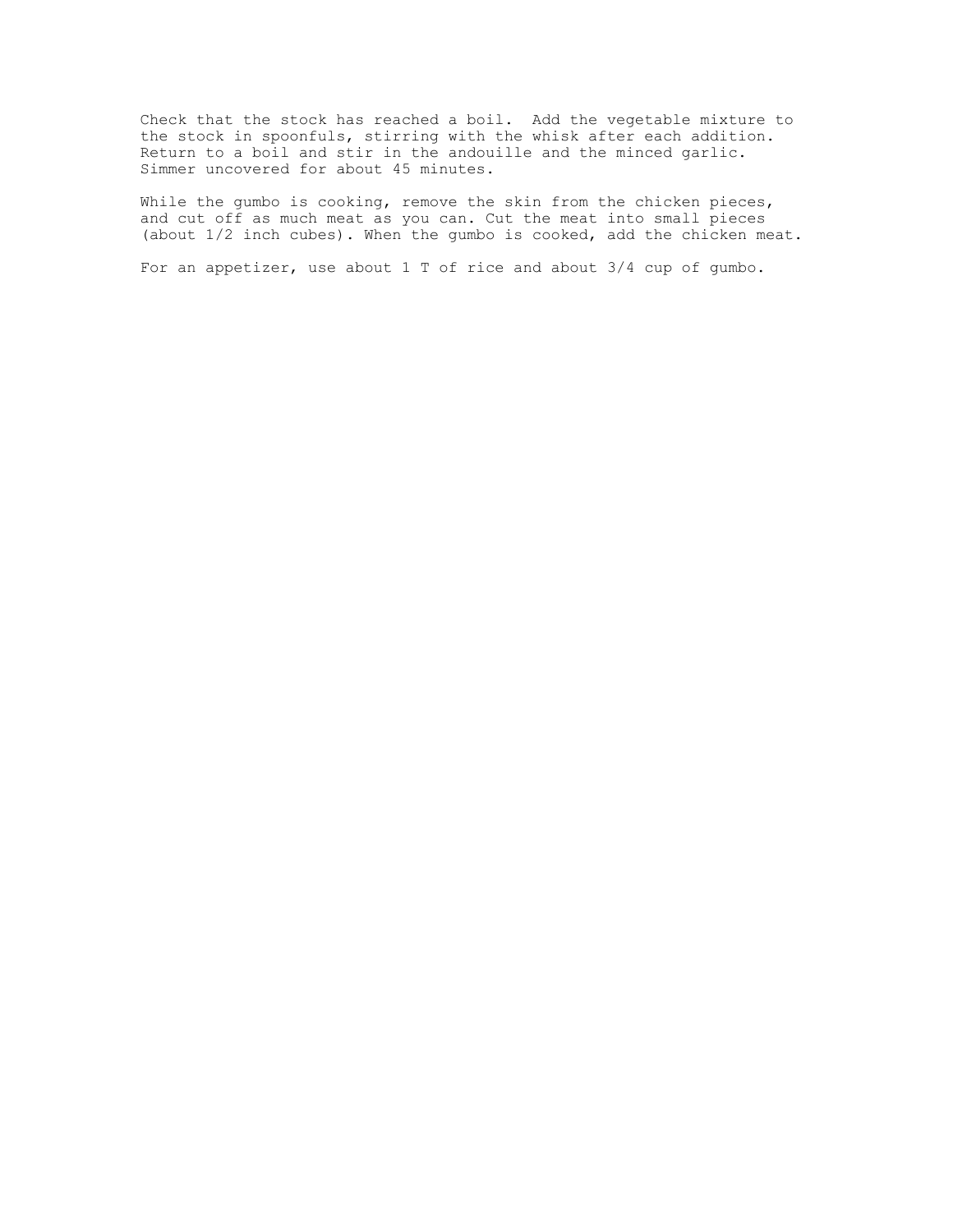Check that the stock has reached a boil. Add the vegetable mixture to the stock in spoonfuls, stirring with the whisk after each addition. Return to a boil and stir in the andouille and the minced garlic. Simmer uncovered for about 45 minutes.

While the gumbo is cooking, remove the skin from the chicken pieces, and cut off as much meat as you can. Cut the meat into small pieces (about 1/2 inch cubes). When the gumbo is cooked, add the chicken meat.

For an appetizer, use about 1 T of rice and about 3/4 cup of gumbo.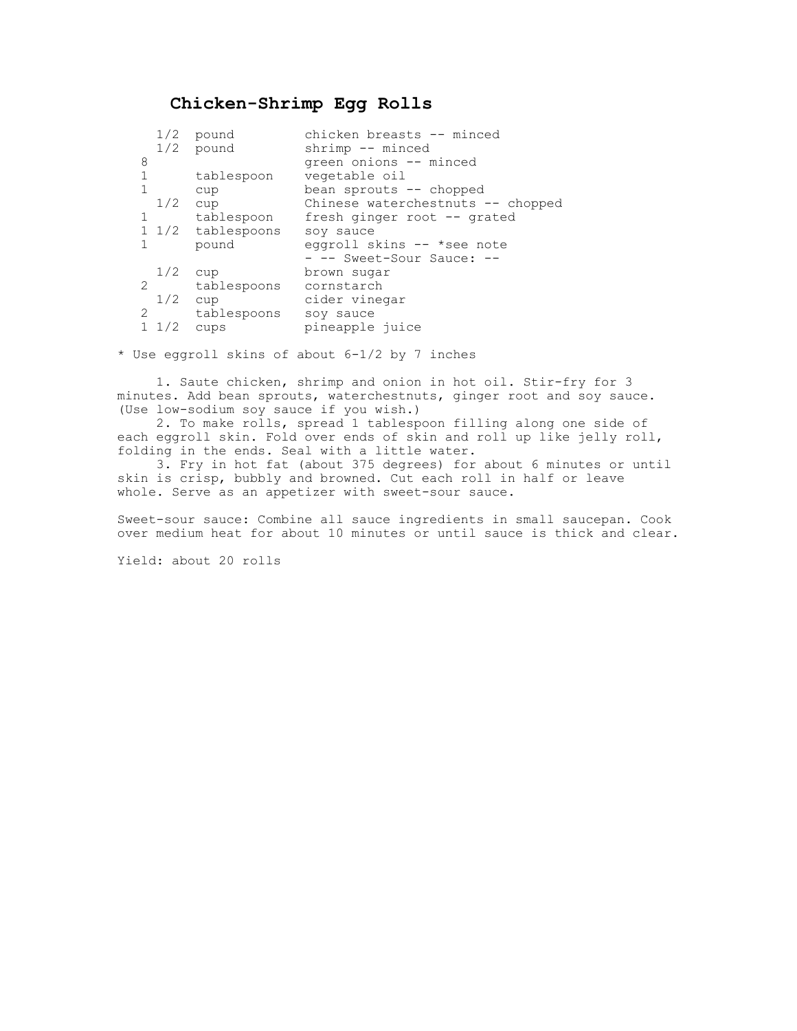# Chicken-Shrimp Egg Rolls

| | | |
|---|---|---|
| 1/2 | pound | chicken breasts -- minced |
| 1/2 | pound | shrimp -- minced |
| 8 | | green onions -- minced |
| 1 | tablespoon | vegetable oil |
| 1 | cup | bean sprouts -- chopped |
| 1/2 | cup | Chinese waterchestnuts -- chopped |
| 1 | tablespoon | fresh ginger root -- grated |
| 1 1/2 | tablespoons | soy sauce |
| 1 | pound | eggroll skins -- *see note |
| | | - -- Sweet-Sour Sauce: -- |
| 1/2 | cup | brown sugar |
| 2 | tablespoons | cornstarch |
| 1/2 | cup | cider vinegar |
| 2 | tablespoons | soy sauce |
| 1 1/2 | cups | pineapple juice |

* Use eggroll skins of about 6-1/2 by 7 inches

1. Saute chicken, shrimp and onion in hot oil. Stir-fry for 3 minutes. Add bean sprouts, waterchestnuts, ginger root and soy sauce. (Use low-sodium soy sauce if you wish.)
2. To make rolls, spread 1 tablespoon filling along one side of each eggroll skin. Fold over ends of skin and roll up like jelly roll, folding in the ends. Seal with a little water.
3. Fry in hot fat (about 375 degrees) for about 6 minutes or until skin is crisp, bubbly and browned. Cut each roll in half or leave whole. Serve as an appetizer with sweet-sour sauce.

Sweet-sour sauce: Combine all sauce ingredients in small saucepan. Cook over medium heat for about 10 minutes or until sauce is thick and clear.

Yield: about 20 rolls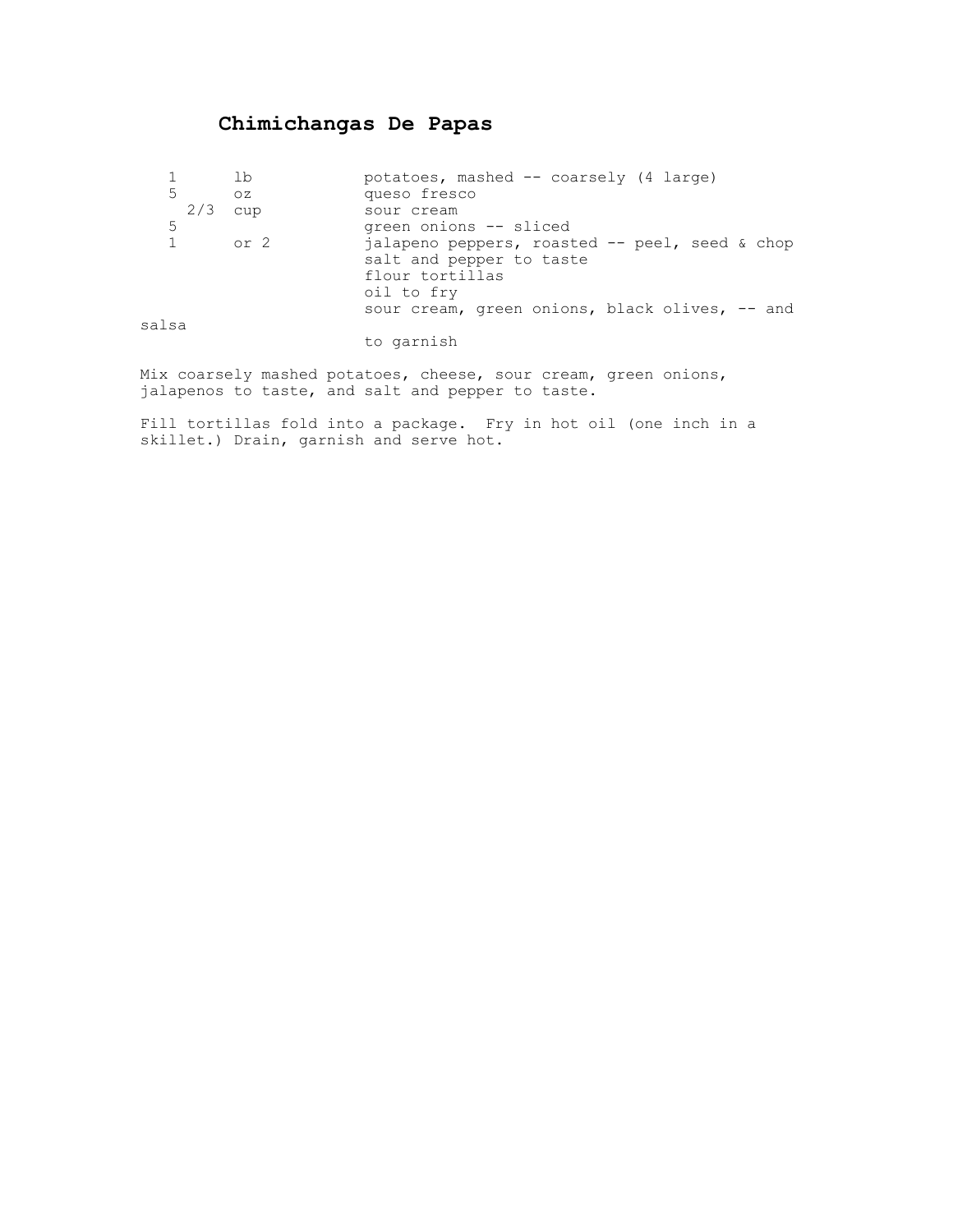# Chimichangas De Papas

| | | |
|---|---|---|
| 1 | lb | potatoes, mashed -- coarsely (4 large) |
| 5 | oz | queso fresco |
| 2/3 | cup | sour cream |
| 5 | | green onions -- sliced |
| 1 | or 2 | jalapeno peppers, roasted -- peel, seed & chop |
| | | salt and pepper to taste |
| | | flour tortillas |
| | | oil to fry |
| | | sour cream, green onions, black olives, -- and salsa to garnish |

Mix coarsely mashed potatoes, cheese, sour cream, green onions, jalapenos to taste, and salt and pepper to taste.

Fill tortillas fold into a package. Fry in hot oil (one inch in a skillet.) Drain, garnish and serve hot.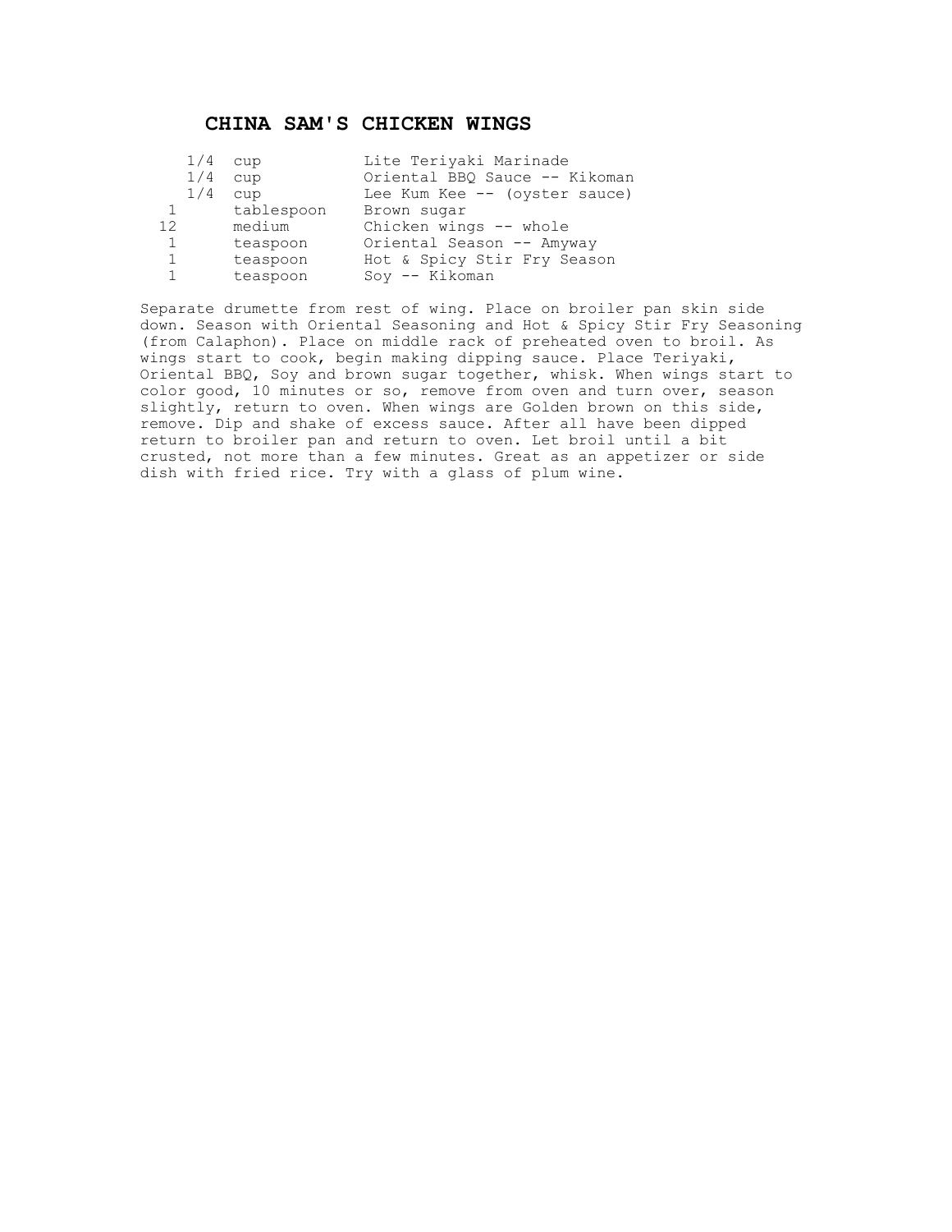# CHINA SAM'S CHICKEN WINGS

| | | |
|---|---|---|
| 1/4 | cup | Lite Teriyaki Marinade |
| 1/4 | cup | Oriental BBQ Sauce -- Kikoman |
| 1/4 | cup | Lee Kum Kee -- (oyster sauce) |
| 1 | tablespoon | Brown sugar |
| 12 | medium | Chicken wings -- whole |
| 1 | teaspoon | Oriental Season -- Amyway |
| 1 | teaspoon | Hot & Spicy Stir Fry Season |
| 1 | teaspoon | Soy -- Kikoman |

Separate drumette from rest of wing. Place on broiler pan skin side down. Season with Oriental Seasoning and Hot & Spicy Stir Fry Seasoning (from Calaphon). Place on middle rack of preheated oven to broil. As wings start to cook, begin making dipping sauce. Place Teriyaki, Oriental BBQ, Soy and brown sugar together, whisk. When wings start to color good, 10 minutes or so, remove from oven and turn over, season slightly, return to oven. When wings are Golden brown on this side, remove. Dip and shake of excess sauce. After all have been dipped return to broiler pan and return to oven. Let broil until a bit crusted, not more than a few minutes. Great as an appetizer or side dish with fried rice. Try with a glass of plum wine.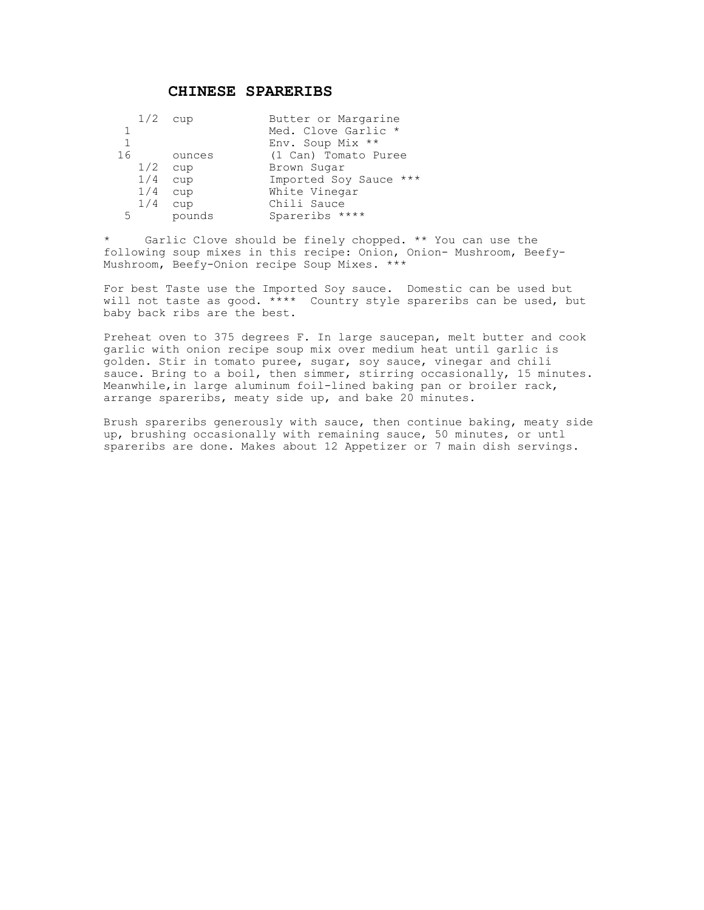# CHINESE SPARERIBS

| | | |
|---|---|---|
| 1/2 | cup | Butter or Margarine |
| 1 | | Med. Clove Garlic * |
| 1 | | Env. Soup Mix ** |
| 16 | ounces | (1 Can) Tomato Puree |
| 1/2 | cup | Brown Sugar |
| 1/4 | cup | Imported Soy Sauce *** |
| 1/4 | cup | White Vinegar |
| 1/4 | cup | Chili Sauce |
| 5 | pounds | Spareribs **** |

*     Garlic Clove should be finely chopped. ** You can use the following soup mixes in this recipe: Onion, Onion- Mushroom, Beefy-Mushroom, Beefy-Onion recipe Soup Mixes. ***

For best Taste use the Imported Soy sauce. Domestic can be used but will not taste as good. **** Country style spareribs can be used, but baby back ribs are the best.

Preheat oven to 375 degrees F. In large saucepan, melt butter and cook garlic with onion recipe soup mix over medium heat until garlic is golden. Stir in tomato puree, sugar, soy sauce, vinegar and chili sauce. Bring to a boil, then simmer, stirring occasionally, 15 minutes. Meanwhile,in large aluminum foil-lined baking pan or broiler rack, arrange spareribs, meaty side up, and bake 20 minutes.

Brush spareribs generously with sauce, then continue baking, meaty side up, brushing occasionally with remaining sauce, 50 minutes, or untl spareribs are done. Makes about 12 Appetizer or 7 main dish servings.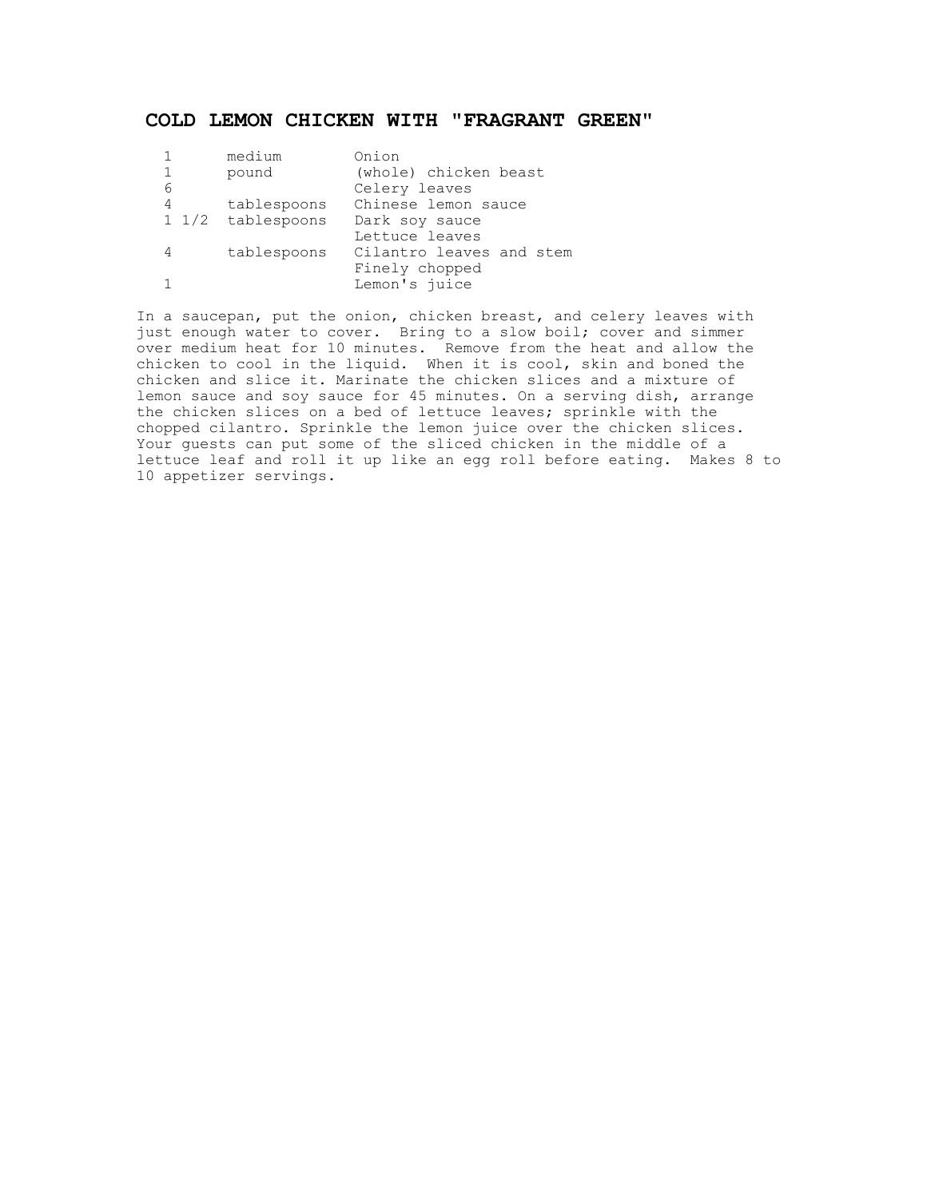# COLD LEMON CHICKEN WITH "FRAGRANT GREEN"

| | | |
|---|---|---|
| 1 | medium | Onion |
| 1 | pound | (whole) chicken beast |
| 6 | | Celery leaves |
| 4 | tablespoons | Chinese lemon sauce |
| 1 1/2 | tablespoons | Dark soy sauce |
| | | Lettuce leaves |
| 4 | tablespoons | Cilantro leaves and stem |
| | | Finely chopped |
| 1 | | Lemon's juice |

In a saucepan, put the onion, chicken breast, and celery leaves with just enough water to cover. Bring to a slow boil; cover and simmer over medium heat for 10 minutes. Remove from the heat and allow the chicken to cool in the liquid. When it is cool, skin and boned the chicken and slice it. Marinate the chicken slices and a mixture of lemon sauce and soy sauce for 45 minutes. On a serving dish, arrange the chicken slices on a bed of lettuce leaves; sprinkle with the chopped cilantro. Sprinkle the lemon juice over the chicken slices. Your guests can put some of the sliced chicken in the middle of a lettuce leaf and roll it up like an egg roll before eating. Makes 8 to 10 appetizer servings.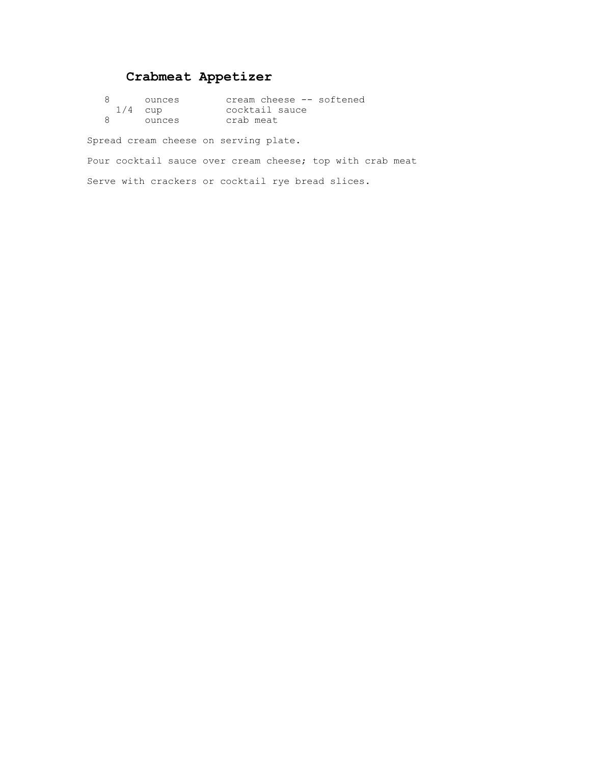# Crabmeat Appetizer

| | | |
|---|---|---|
| 8 | ounces | cream cheese -- softened |
| 1/4 | cup | cocktail sauce |
| 8 | ounces | crab meat |

Spread cream cheese on serving plate.

Pour cocktail sauce over cream cheese; top with crab meat

Serve with crackers or cocktail rye bread slices.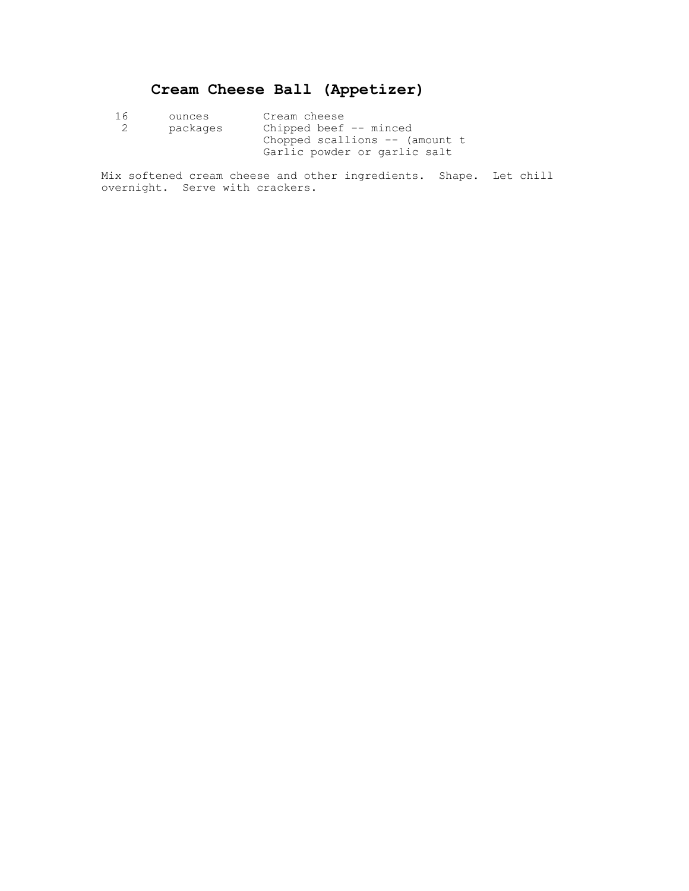# Cream Cheese Ball (Appetizer)

| | | |
|---|---|---|
| 16 | ounces | Cream cheese |
| 2 | packages | Chipped beef -- minced |
| | | Chopped scallions -- (amount t |
| | | Garlic powder or garlic salt |

Mix softened cream cheese and other ingredients. Shape. Let chill overnight. Serve with crackers.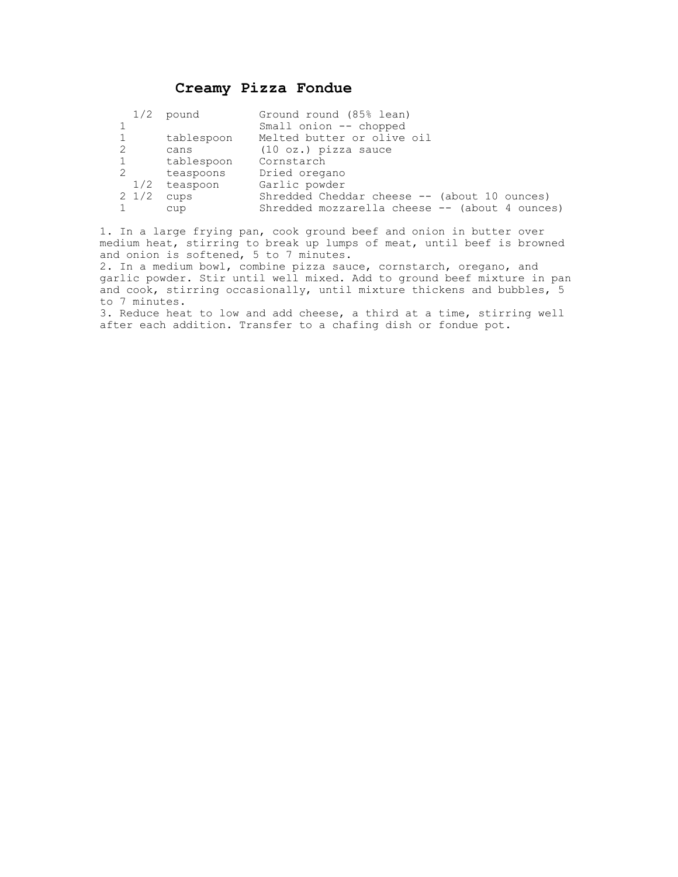# Creamy Pizza Fondue

| | | |
|---|---|---|
| 1/2 | pound | Ground round (85% lean) |
| 1 | | Small onion -- chopped |
| 1 | tablespoon | Melted butter or olive oil |
| 2 | cans | (10 oz.) pizza sauce |
| 1 | tablespoon | Cornstarch |
| 2 | teaspoons | Dried oregano |
| 1/2 | teaspoon | Garlic powder |
| 2 1/2 | cups | Shredded Cheddar cheese -- (about 10 ounces) |
| 1 | cup | Shredded mozzarella cheese -- (about 4 ounces) |

1. In a large frying pan, cook ground beef and onion in butter over medium heat, stirring to break up lumps of meat, until beef is browned and onion is softened, 5 to 7 minutes.
2. In a medium bowl, combine pizza sauce, cornstarch, oregano, and garlic powder. Stir until well mixed. Add to ground beef mixture in pan and cook, stirring occasionally, until mixture thickens and bubbles, 5 to 7 minutes.
3. Reduce heat to low and add cheese, a third at a time, stirring well after each addition. Transfer to a chafing dish or fondue pot.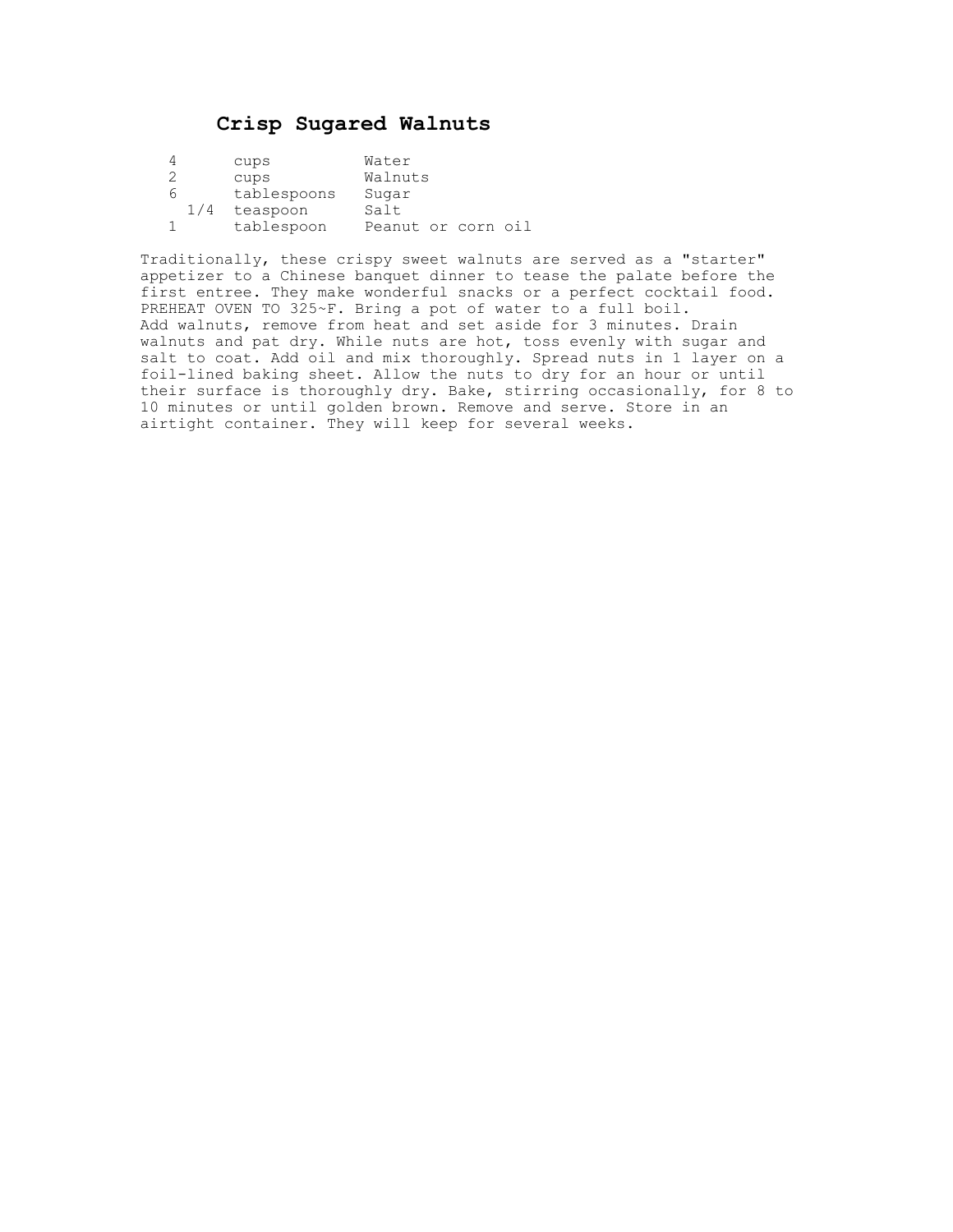# Crisp Sugared Walnuts

| | | |
|---|---|---|
| 4 | cups | Water |
| 2 | cups | Walnuts |
| 6 | tablespoons | Sugar |
| 1/4 | teaspoon | Salt |
| 1 | tablespoon | Peanut or corn oil |

Traditionally, these crispy sweet walnuts are served as a "starter" appetizer to a Chinese banquet dinner to tease the palate before the first entree. They make wonderful snacks or a perfect cocktail food. PREHEAT OVEN TO 325~F. Bring a pot of water to a full boil. Add walnuts, remove from heat and set aside for 3 minutes. Drain walnuts and pat dry. While nuts are hot, toss evenly with sugar and salt to coat. Add oil and mix thoroughly. Spread nuts in 1 layer on a foil-lined baking sheet. Allow the nuts to dry for an hour or until their surface is thoroughly dry. Bake, stirring occasionally, for 8 to 10 minutes or until golden brown. Remove and serve. Store in an airtight container. They will keep for several weeks.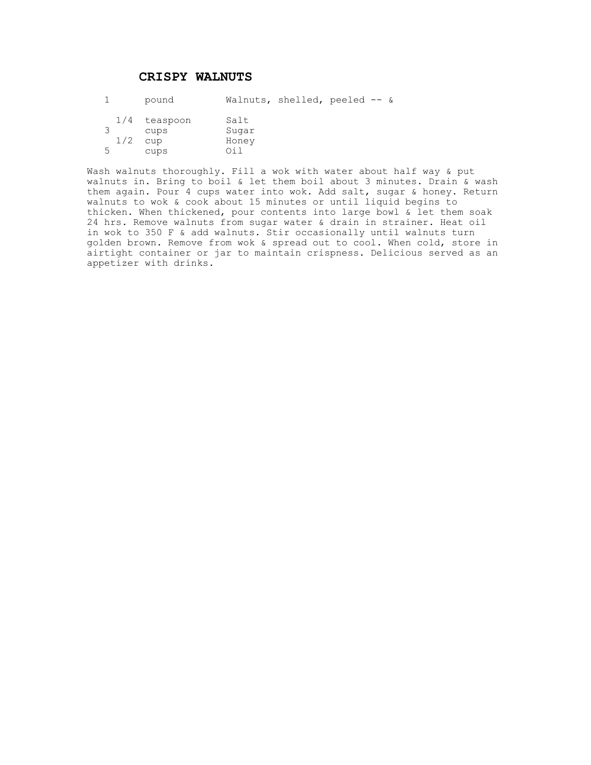# CRISPY WALNUTS

| | | |
|---|---|---|
| 1 | pound | Walnuts, shelled, peeled -- & |
| 1/4 | teaspoon | Salt |
| 3 | cups | Sugar |
| 1/2 | cup | Honey |
| 5 | cups | Oil |

Wash walnuts thoroughly. Fill a wok with water about half way & put walnuts in. Bring to boil & let them boil about 3 minutes. Drain & wash them again. Pour 4 cups water into wok. Add salt, sugar & honey. Return walnuts to wok & cook about 15 minutes or until liquid begins to thicken. When thickened, pour contents into large bowl & let them soak 24 hrs. Remove walnuts from sugar water & drain in strainer. Heat oil in wok to 350 F & add walnuts. Stir occasionally until walnuts turn golden brown. Remove from wok & spread out to cool. When cold, store in airtight container or jar to maintain crispness. Delicious served as an appetizer with drinks.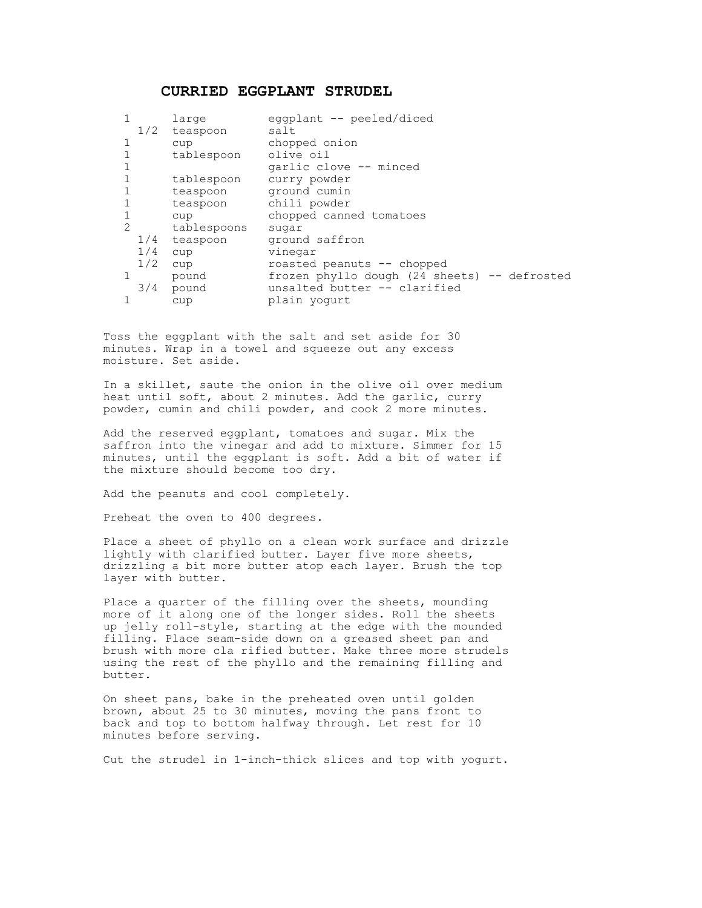# CURRIED EGGPLANT STRUDEL

| | | |
|---|---|---|
| 1 | large | eggplant -- peeled/diced |
| 1/2 | teaspoon | salt |
| 1 | cup | chopped onion |
| 1 | tablespoon | olive oil |
| 1 | | garlic clove -- minced |
| 1 | tablespoon | curry powder |
| 1 | teaspoon | ground cumin |
| 1 | teaspoon | chili powder |
| 1 | cup | chopped canned tomatoes |
| 2 | tablespoons | sugar |
| 1/4 | teaspoon | ground saffron |
| 1/4 | cup | vinegar |
| 1/2 | cup | roasted peanuts -- chopped |
| 1 | pound | frozen phyllo dough (24 sheets) -- defrosted |
| 3/4 | pound | unsalted butter -- clarified |
| 1 | cup | plain yogurt |

Toss the eggplant with the salt and set aside for 30 minutes. Wrap in a towel and squeeze out any excess moisture. Set aside.

In a skillet, saute the onion in the olive oil over medium heat until soft, about 2 minutes. Add the garlic, curry powder, cumin and chili powder, and cook 2 more minutes.

Add the reserved eggplant, tomatoes and sugar. Mix the saffron into the vinegar and add to mixture. Simmer for 15 minutes, until the eggplant is soft. Add a bit of water if the mixture should become too dry.

Add the peanuts and cool completely.

Preheat the oven to 400 degrees.

Place a sheet of phyllo on a clean work surface and drizzle lightly with clarified butter. Layer five more sheets, drizzling a bit more butter atop each layer. Brush the top layer with butter.

Place a quarter of the filling over the sheets, mounding more of it along one of the longer sides. Roll the sheets up jelly roll-style, starting at the edge with the mounded filling. Place seam-side down on a greased sheet pan and brush with more cla rified butter. Make three more strudels using the rest of the phyllo and the remaining filling and butter.

On sheet pans, bake in the preheated oven until golden brown, about 25 to 30 minutes, moving the pans front to back and top to bottom halfway through. Let rest for 10 minutes before serving.

Cut the strudel in 1-inch-thick slices and top with yogurt.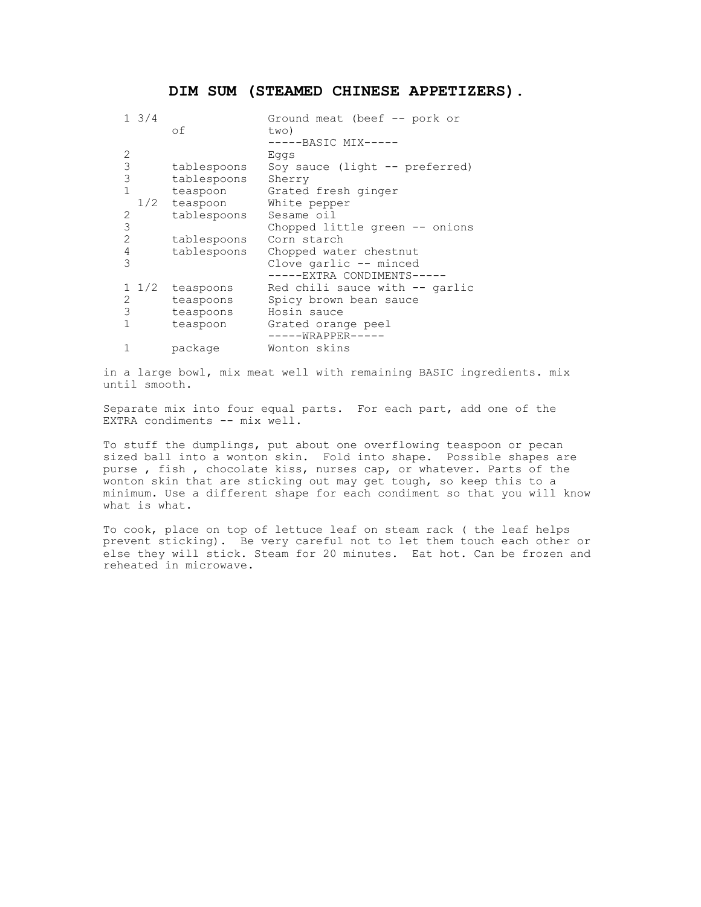# DIM SUM (STEAMED CHINESE APPETIZERS).

| | | |
|---|---|---|
| 1 3/4 of | | Ground meat (beef -- pork or two) |
| | | -----BASIC MIX----- |
| 2 | | Eggs |
| 3 | tablespoons | Soy sauce (light -- preferred) |
| 3 | tablespoons | Sherry |
| 1 | teaspoon | Grated fresh ginger |
| 1/2 | teaspoon | White pepper |
| 2 | tablespoons | Sesame oil |
| 3 | | Chopped little green -- onions |
| 2 | tablespoons | Corn starch |
| 4 | tablespoons | Chopped water chestnut |
| 3 | | Clove garlic -- minced |
| | | -----EXTRA CONDIMENTS----- |
| 1 1/2 | teaspoons | Red chili sauce with -- garlic |
| 2 | teaspoons | Spicy brown bean sauce |
| 3 | teaspoons | Hosin sauce |
| 1 | teaspoon | Grated orange peel |
| | | -----WRAPPER----- |
| 1 | package | Wonton skins |

in a large bowl, mix meat well with remaining BASIC ingredients. mix until smooth.

Separate mix into four equal parts. For each part, add one of the EXTRA condiments -- mix well.

To stuff the dumplings, put about one overflowing teaspoon or pecan sized ball into a wonton skin. Fold into shape. Possible shapes are purse , fish , chocolate kiss, nurses cap, or whatever. Parts of the wonton skin that are sticking out may get tough, so keep this to a minimum. Use a different shape for each condiment so that you will know what is what.

To cook, place on top of lettuce leaf on steam rack ( the leaf helps prevent sticking). Be very careful not to let them touch each other or else they will stick. Steam for 20 minutes. Eat hot. Can be frozen and reheated in microwave.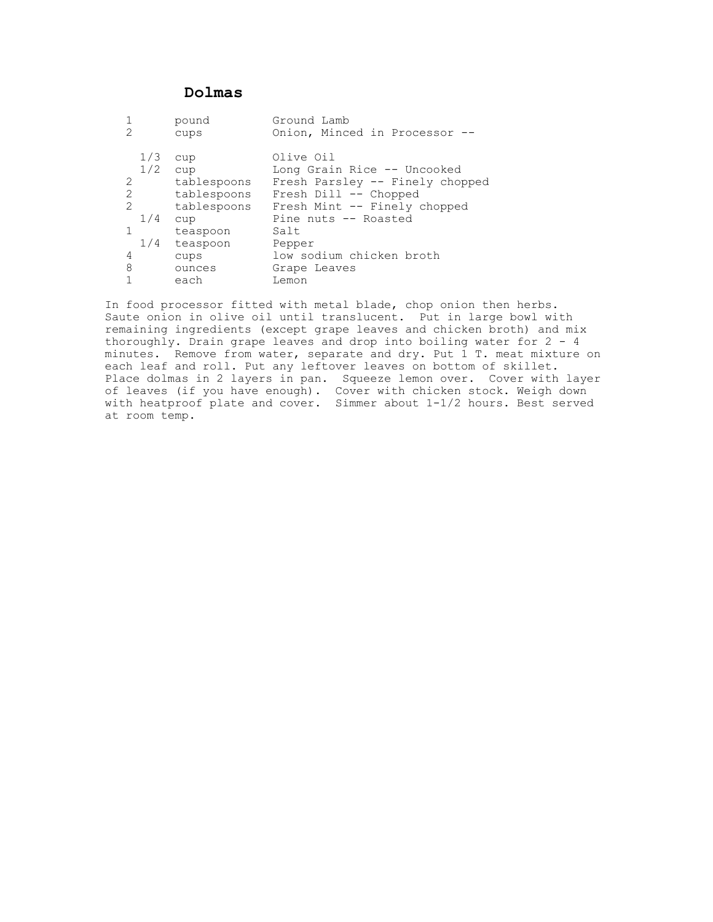# Dolmas

| | | |
|---|---|---|
| 1 | pound | Ground Lamb |
| 2 | cups | Onion, Minced in Processor -- |
| 1/3 | cup | Olive Oil |
| 1/2 | cup | Long Grain Rice -- Uncooked |
| 2 | tablespoons | Fresh Parsley -- Finely chopped |
| 2 | tablespoons | Fresh Dill -- Chopped |
| 2 | tablespoons | Fresh Mint -- Finely chopped |
| 1/4 | cup | Pine nuts -- Roasted |
| 1 | teaspoon | Salt |
| 1/4 | teaspoon | Pepper |
| 4 | cups | low sodium chicken broth |
| 8 | ounces | Grape Leaves |
| 1 | each | Lemon |

In food processor fitted with metal blade, chop onion then herbs. Saute onion in olive oil until translucent. Put in large bowl with remaining ingredients (except grape leaves and chicken broth) and mix thoroughly. Drain grape leaves and drop into boiling water for 2 - 4 minutes. Remove from water, separate and dry. Put 1 T. meat mixture on each leaf and roll. Put any leftover leaves on bottom of skillet. Place dolmas in 2 layers in pan. Squeeze lemon over. Cover with layer of leaves (if you have enough). Cover with chicken stock. Weigh down with heatproof plate and cover. Simmer about 1-1/2 hours. Best served at room temp.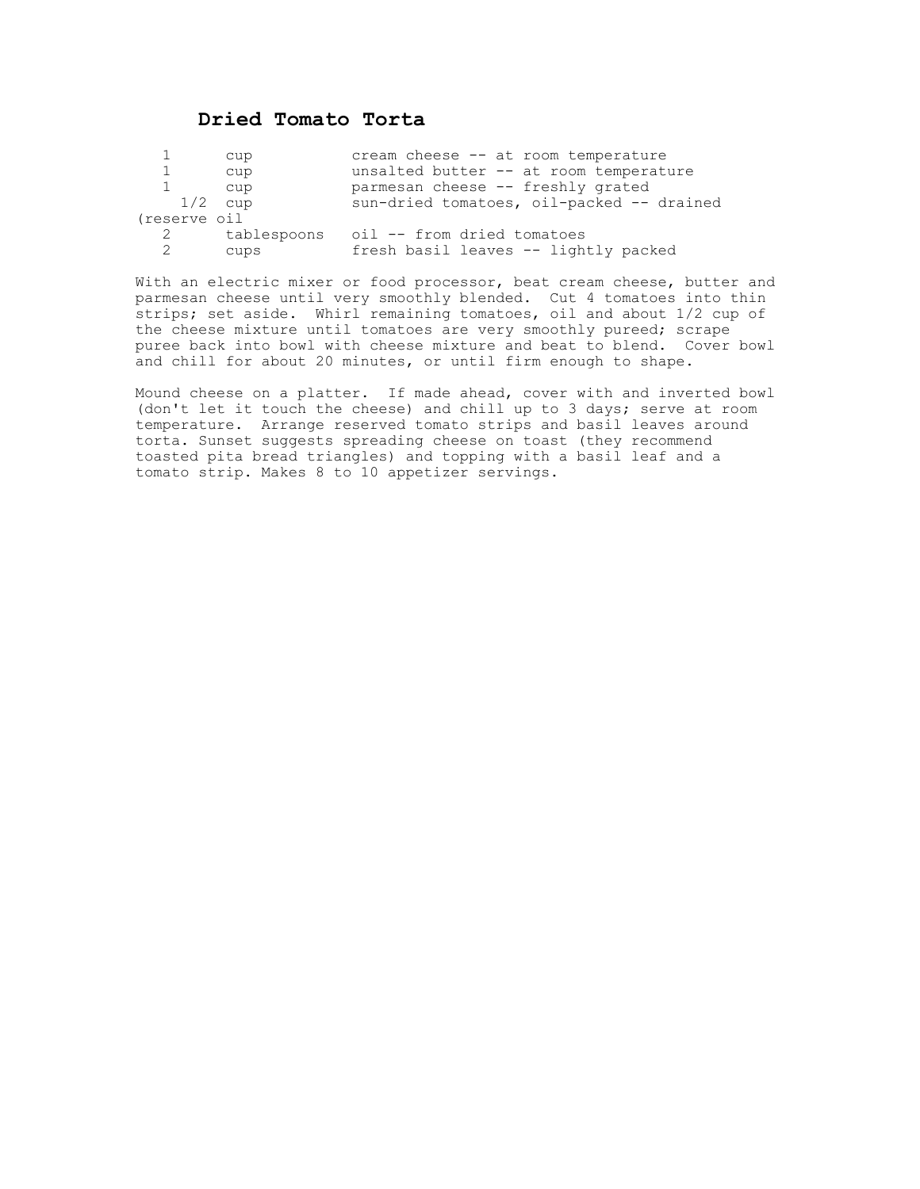# Dried Tomato Torta

| | | |
|---|---|---|
| 1 | cup | cream cheese -- at room temperature |
| 1 | cup | unsalted butter -- at room temperature |
| 1 | cup | parmesan cheese -- freshly grated |
| 1/2 | cup | sun-dried tomatoes, oil-packed -- drained (reserve oil |
| 2 | tablespoons | oil -- from dried tomatoes |
| 2 | cups | fresh basil leaves -- lightly packed |

With an electric mixer or food processor, beat cream cheese, butter and parmesan cheese until very smoothly blended. Cut 4 tomatoes into thin strips; set aside. Whirl remaining tomatoes, oil and about 1/2 cup of the cheese mixture until tomatoes are very smoothly pureed; scrape puree back into bowl with cheese mixture and beat to blend. Cover bowl and chill for about 20 minutes, or until firm enough to shape.

Mound cheese on a platter. If made ahead, cover with and inverted bowl (don't let it touch the cheese) and chill up to 3 days; serve at room temperature. Arrange reserved tomato strips and basil leaves around torta. Sunset suggests spreading cheese on toast (they recommend toasted pita bread triangles) and topping with a basil leaf and a tomato strip. Makes 8 to 10 appetizer servings.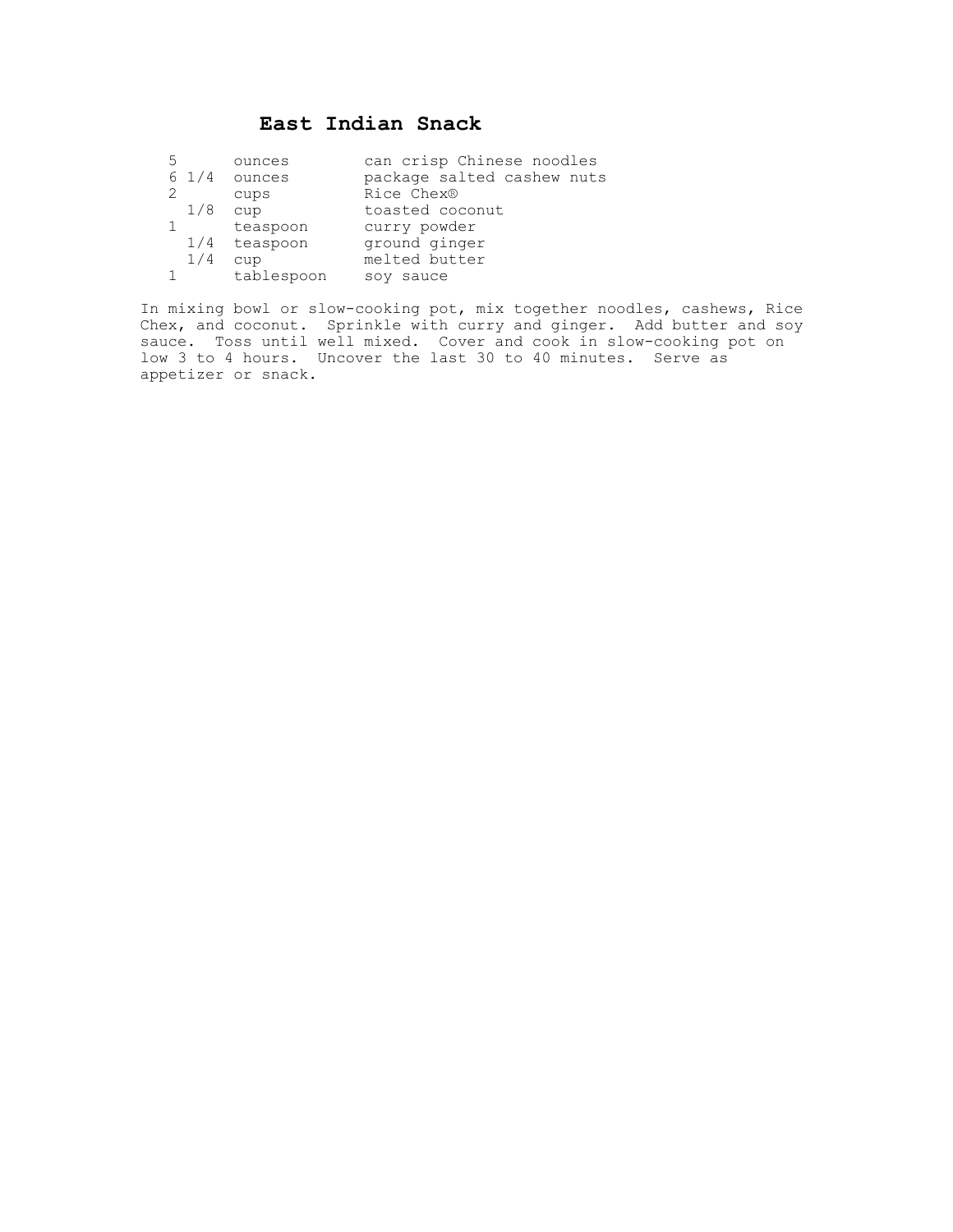# East Indian Snack

| | | |
|---|---|---|
| 5 | ounces | can crisp Chinese noodles |
| 6 1/4 | ounces | package salted cashew nuts |
| 2 | cups | Rice Chex® |
| 1/8 | cup | toasted coconut |
| 1 | teaspoon | curry powder |
| 1/4 | teaspoon | ground ginger |
| 1/4 | cup | melted butter |
| 1 | tablespoon | soy sauce |

In mixing bowl or slow-cooking pot, mix together noodles, cashews, Rice Chex, and coconut. Sprinkle with curry and ginger. Add butter and soy sauce. Toss until well mixed. Cover and cook in slow-cooking pot on low 3 to 4 hours. Uncover the last 30 to 40 minutes. Serve as appetizer or snack.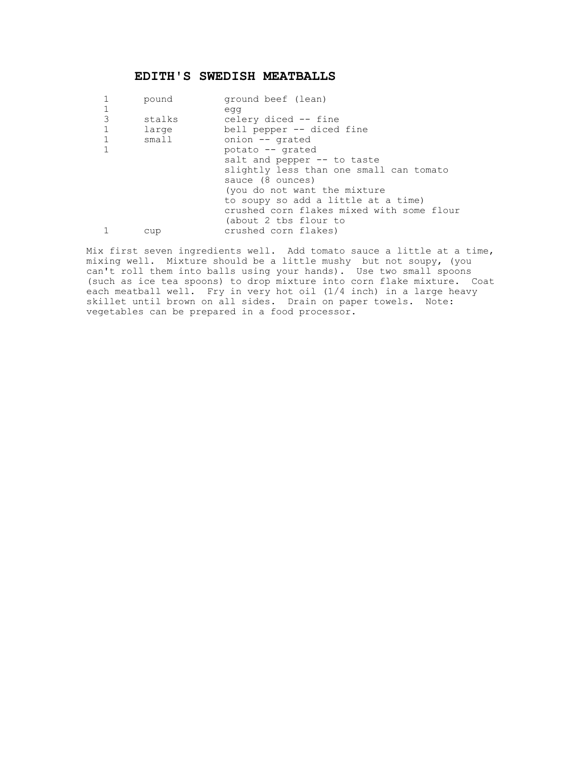# EDITH'S SWEDISH MEATBALLS

| | | |
|---|---|---|
| 1 | pound | ground beef (lean) |
| 1 | | egg |
| 3 | stalks | celery diced -- fine |
| 1 | large | bell pepper -- diced fine |
| 1 | small | onion -- grated |
| 1 | | potato -- grated |
| | | salt and pepper -- to taste |
| | | slightly less than one small can tomato sauce (8 ounces) |
| | | (you do not want the mixture to soupy so add a little at a time) |
| | | crushed corn flakes mixed with some flour (about 2 tbs flour to |
| 1 | cup | crushed corn flakes) |

Mix first seven ingredients well. Add tomato sauce a little at a time, mixing well. Mixture should be a little mushy but not soupy, (you can't roll them into balls using your hands). Use two small spoons (such as ice tea spoons) to drop mixture into corn flake mixture. Coat each meatball well. Fry in very hot oil (1/4 inch) in a large heavy skillet until brown on all sides. Drain on paper towels. Note: vegetables can be prepared in a food processor.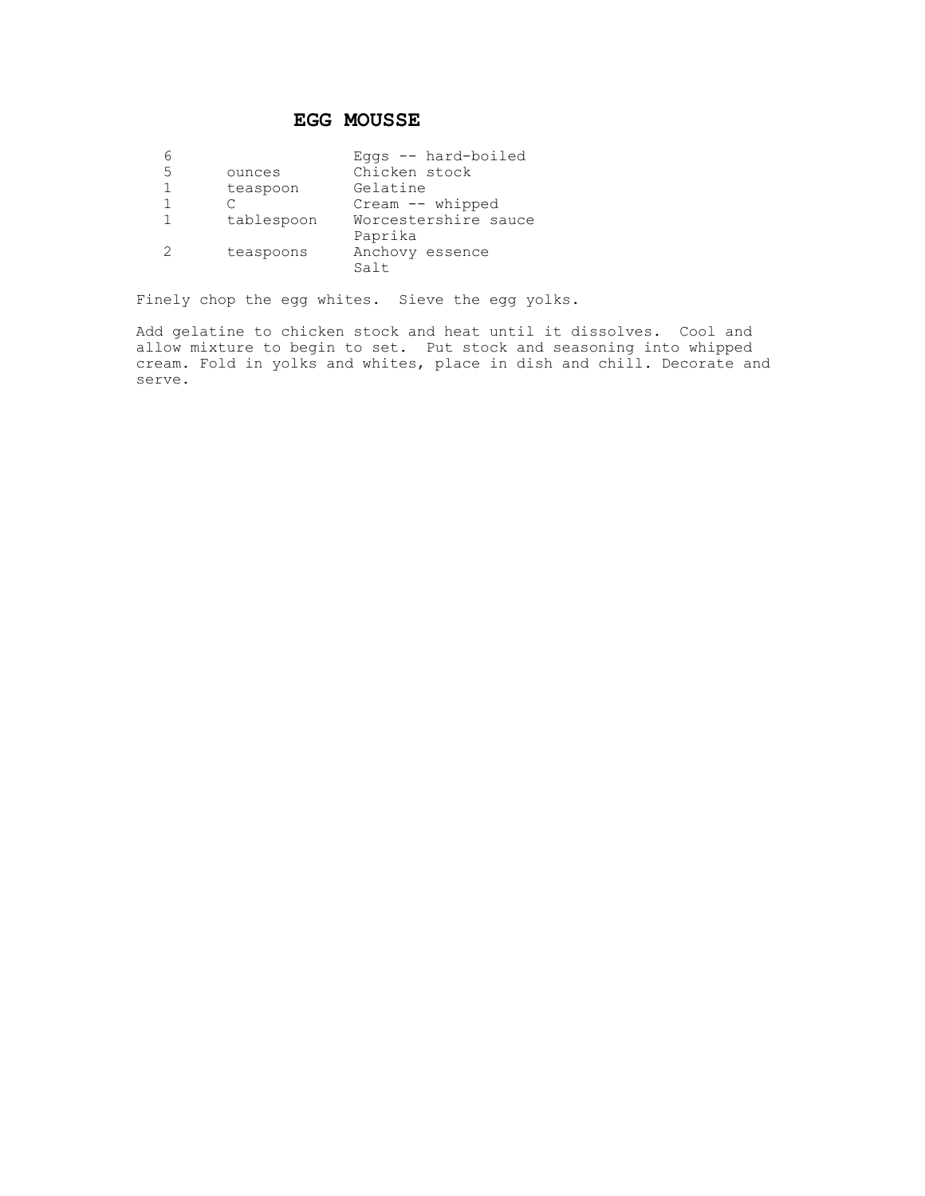# EGG MOUSSE

| | | |
|---|---|---|
| 6 | | Eggs -- hard-boiled |
| 5 | ounces | Chicken stock |
| 1 | teaspoon | Gelatine |
| 1 | C | Cream -- whipped |
| 1 | tablespoon | Worcestershire sauce |
| | | Paprika |
| 2 | teaspoons | Anchovy essence |
| | | Salt |

Finely chop the egg whites. Sieve the egg yolks.

Add gelatine to chicken stock and heat until it dissolves. Cool and allow mixture to begin to set. Put stock and seasoning into whipped cream. Fold in yolks and whites, place in dish and chill. Decorate and serve.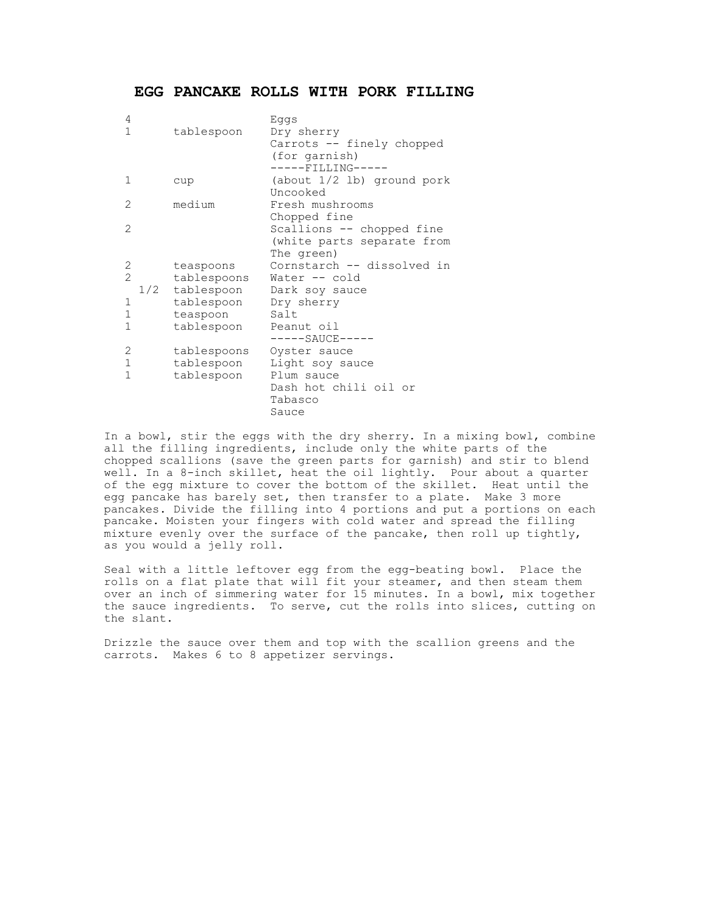# EGG PANCAKE ROLLS WITH PORK FILLING

| | | |
|---|---|---|
| 4 | | Eggs |
| 1 | tablespoon | Dry sherry |
| | | Carrots -- finely chopped (for garnish) |
| | | -----FILLING----- |
| 1 | cup | (about 1/2 lb) ground pork Uncooked |
| 2 | medium | Fresh mushrooms Chopped fine |
| 2 | | Scallions -- chopped fine (white parts separate from The green) |
| 2 | teaspoons | Cornstarch -- dissolved in |
| 2 | tablespoons | Water -- cold |
| 1/2 | tablespoon | Dark soy sauce |
| 1 | tablespoon | Dry sherry |
| 1 | teaspoon | Salt |
| 1 | tablespoon | Peanut oil |
| | | -----SAUCE----- |
| 2 | tablespoons | Oyster sauce |
| 1 | tablespoon | Light soy sauce |
| 1 | tablespoon | Plum sauce |
| | | Dash hot chili oil or Tabasco Sauce |

In a bowl, stir the eggs with the dry sherry. In a mixing bowl, combine all the filling ingredients, include only the white parts of the chopped scallions (save the green parts for garnish) and stir to blend well. In a 8-inch skillet, heat the oil lightly. Pour about a quarter of the egg mixture to cover the bottom of the skillet. Heat until the egg pancake has barely set, then transfer to a plate. Make 3 more pancakes. Divide the filling into 4 portions and put a portions on each pancake. Moisten your fingers with cold water and spread the filling mixture evenly over the surface of the pancake, then roll up tightly, as you would a jelly roll.

Seal with a little leftover egg from the egg-beating bowl. Place the rolls on a flat plate that will fit your steamer, and then steam them over an inch of simmering water for 15 minutes. In a bowl, mix together the sauce ingredients. To serve, cut the rolls into slices, cutting on the slant.

Drizzle the sauce over them and top with the scallion greens and the carrots. Makes 6 to 8 appetizer servings.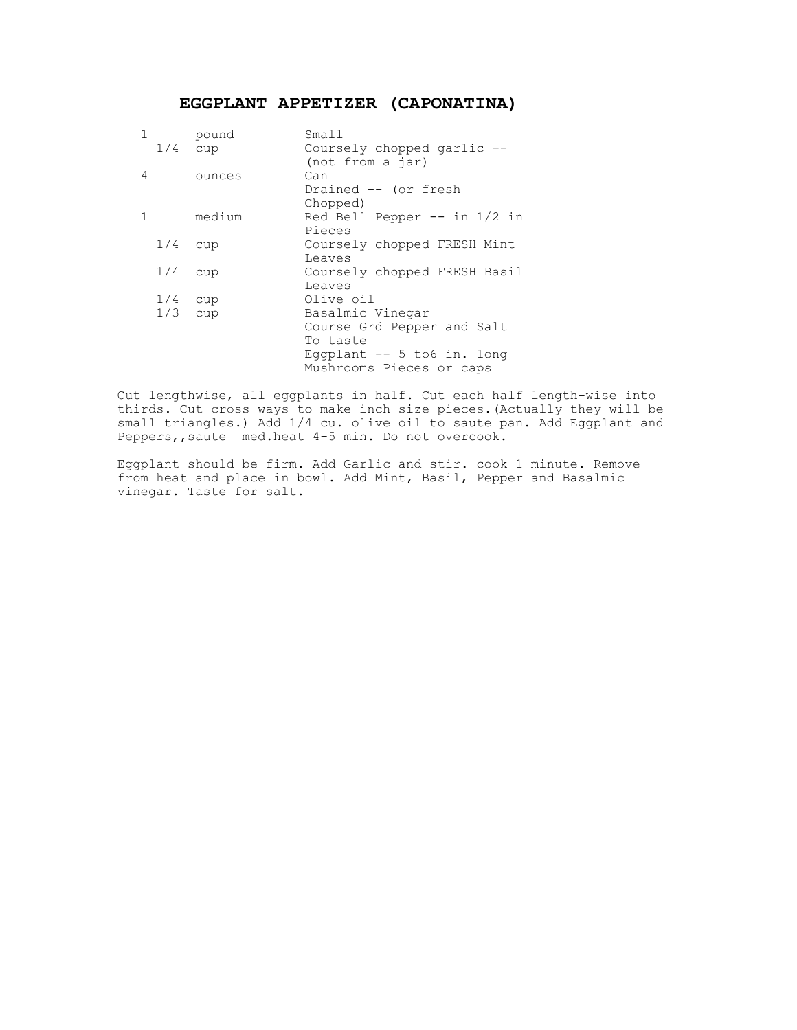# EGGPLANT APPETIZER (CAPONATINA)

| | | |
|---|---|---|
| 1 | pound | Small |
| 1/4 | cup | Coursely chopped garlic -- (not from a jar) |
| 4 | ounces | Can |
| | | Drained -- (or fresh Chopped) |
| 1 | medium | Red Bell Pepper -- in 1/2 in Pieces |
| 1/4 | cup | Coursely chopped FRESH Mint Leaves |
| 1/4 | cup | Coursely chopped FRESH Basil Leaves |
| 1/4 | cup | Olive oil |
| 1/3 | cup | Basalmic Vinegar |
| | | Course Grd Pepper and Salt To taste |
| | | Eggplant -- 5 to6 in. long |
| | | Mushrooms Pieces or caps |

Cut lengthwise, all eggplants in half. Cut each half length-wise into thirds. Cut cross ways to make inch size pieces.(Actually they will be small triangles.) Add 1/4 cu. olive oil to saute pan. Add Eggplant and Peppers,,saute med.heat 4-5 min. Do not overcook.

Eggplant should be firm. Add Garlic and stir. cook 1 minute. Remove from heat and place in bowl. Add Mint, Basil, Pepper and Basalmic vinegar. Taste for salt.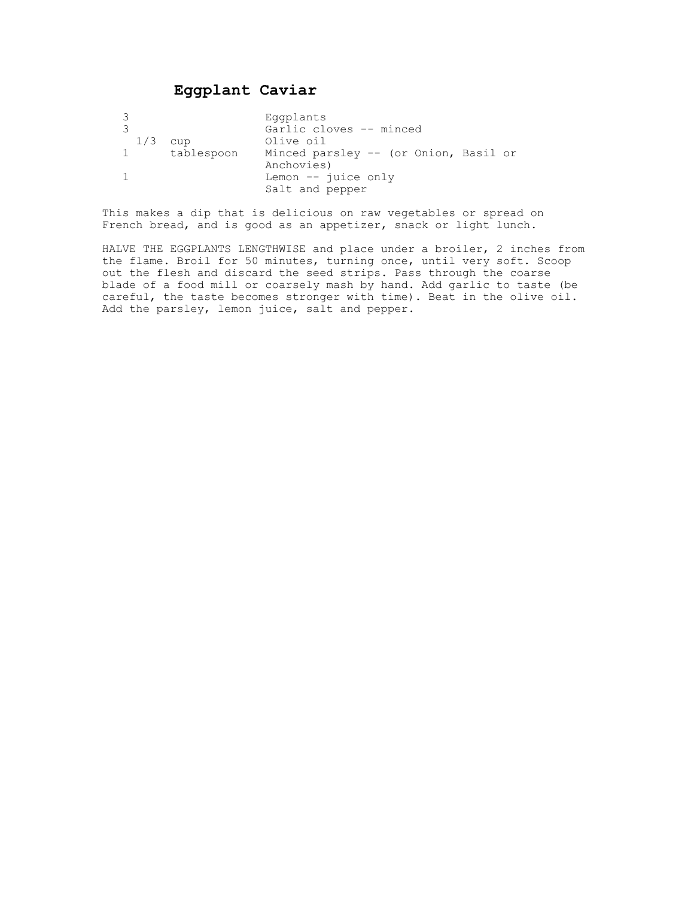# Eggplant Caviar

| | | |
|---|---|---|
| 3 | | Eggplants |
| 3 | | Garlic cloves -- minced |
| 1/3 | cup | Olive oil |
| 1 | tablespoon | Minced parsley -- (or Onion, Basil or Anchovies) |
| 1 | | Lemon -- juice only |
| | | Salt and pepper |

This makes a dip that is delicious on raw vegetables or spread on French bread, and is good as an appetizer, snack or light lunch.

HALVE THE EGGPLANTS LENGTHWISE and place under a broiler, 2 inches from the flame. Broil for 50 minutes, turning once, until very soft. Scoop out the flesh and discard the seed strips. Pass through the coarse blade of a food mill or coarsely mash by hand. Add garlic to taste (be careful, the taste becomes stronger with time). Beat in the olive oil. Add the parsley, lemon juice, salt and pepper.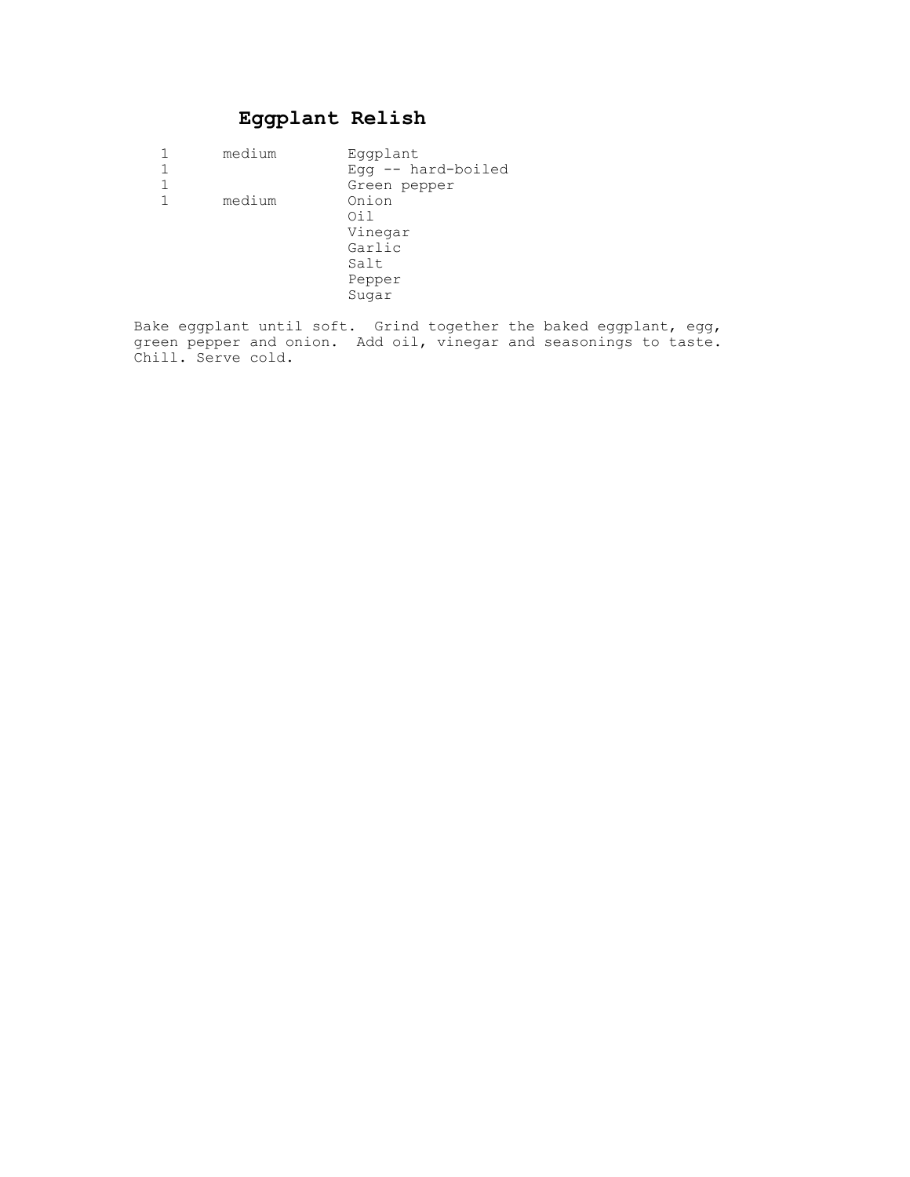# Eggplant Relish

| | | |
|---|---|---|
| 1 | medium | Eggplant |
| 1 | | Egg -- hard-boiled |
| 1 | | Green pepper |
| 1 | medium | Onion |
| | | Oil |
| | | Vinegar |
| | | Garlic |
| | | Salt |
| | | Pepper |
| | | Sugar |

Bake eggplant until soft. Grind together the baked eggplant, egg, green pepper and onion. Add oil, vinegar and seasonings to taste. Chill. Serve cold.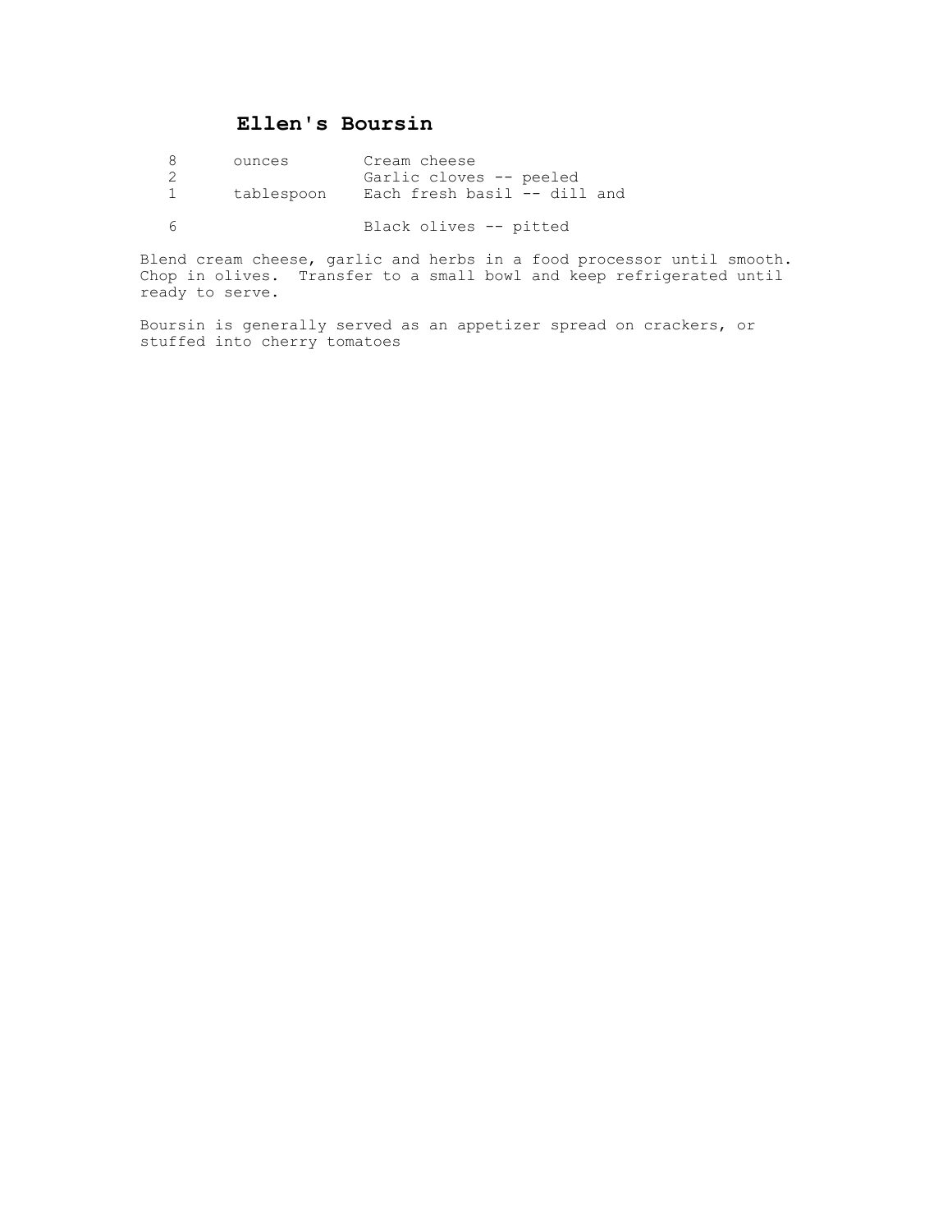# Ellen's Boursin

| | | |
|---|---|---|
| 8 | ounces | Cream cheese |
| 2 | | Garlic cloves -- peeled |
| 1 | tablespoon | Each fresh basil -- dill and |
| 6 | | Black olives -- pitted |

Blend cream cheese, garlic and herbs in a food processor until smooth. Chop in olives. Transfer to a small bowl and keep refrigerated until ready to serve.

Boursin is generally served as an appetizer spread on crackers, or stuffed into cherry tomatoes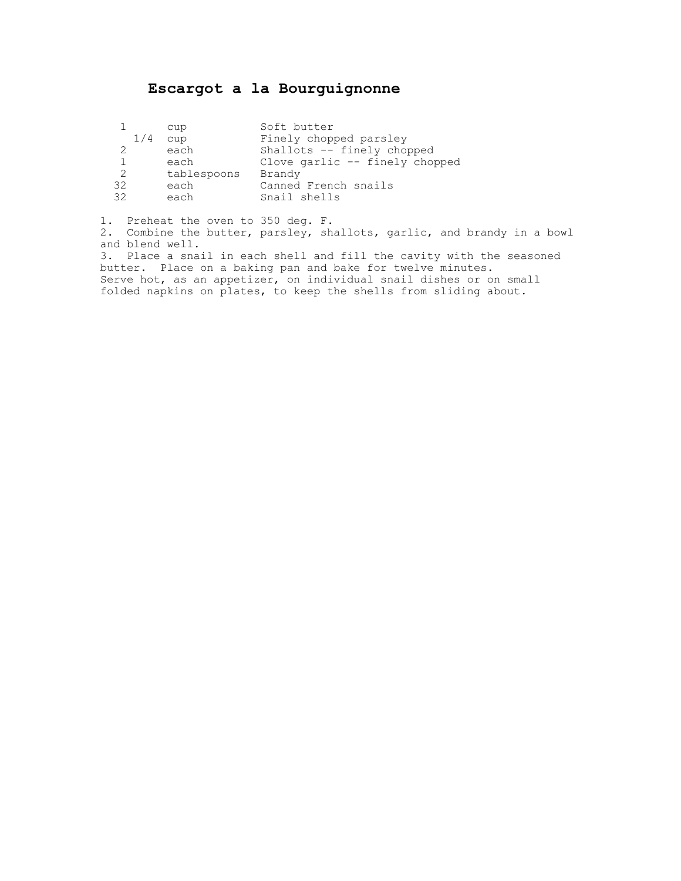# Escargot a la Bourguignonne

| | | |
|---|---|---|
| 1 | cup | Soft butter |
| 1/4 | cup | Finely chopped parsley |
| 2 | each | Shallots -- finely chopped |
| 1 | each | Clove garlic -- finely chopped |
| 2 | tablespoons | Brandy |
| 32 | each | Canned French snails |
| 32 | each | Snail shells |

1. Preheat the oven to 350 deg. F.
2. Combine the butter, parsley, shallots, garlic, and brandy in a bowl and blend well.
3. Place a snail in each shell and fill the cavity with the seasoned butter. Place on a baking pan and bake for twelve minutes.

Serve hot, as an appetizer, on individual snail dishes or on small folded napkins on plates, to keep the shells from sliding about.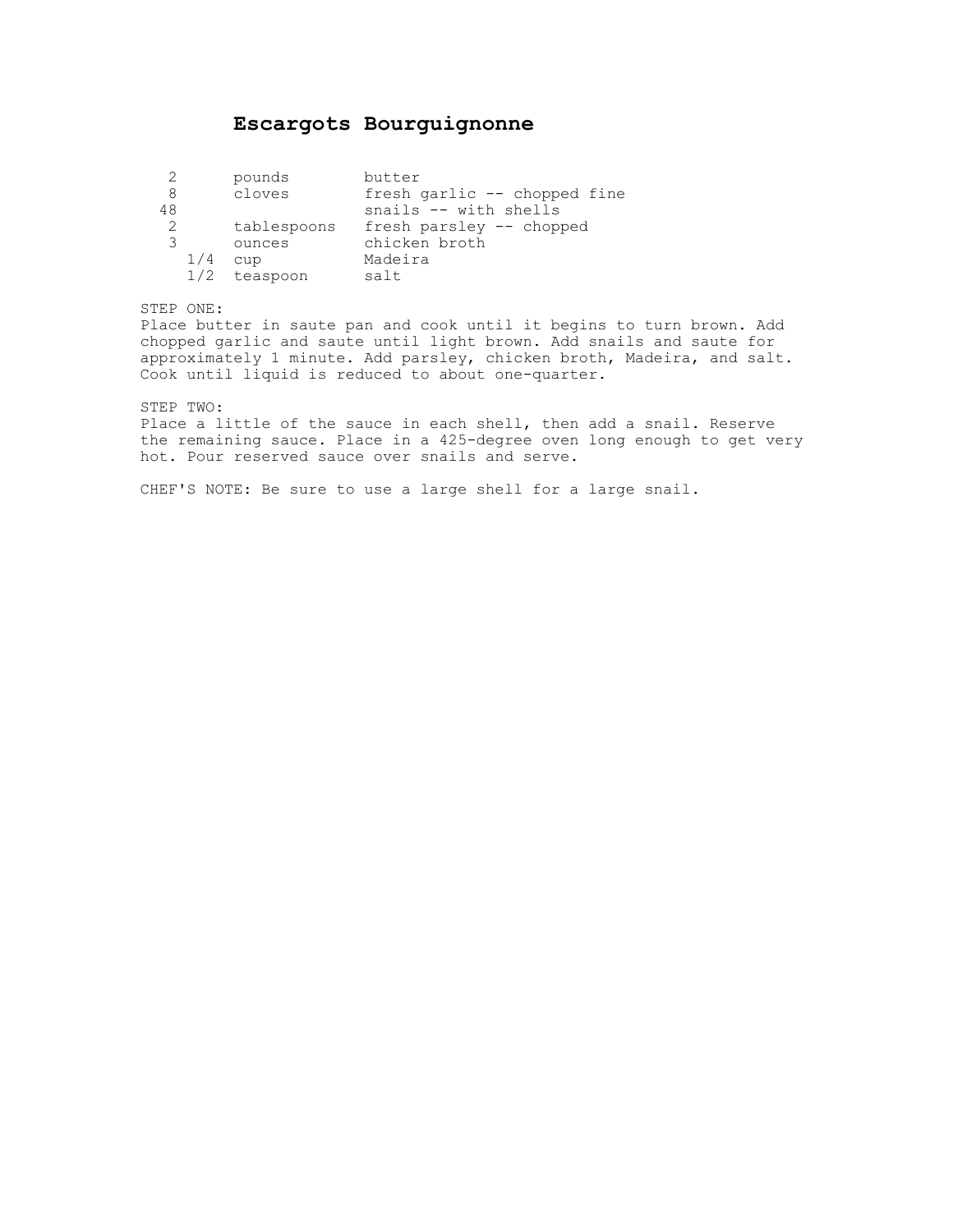# Escargots Bourguignonne

| | | |
|---|---|---|
| 2 | pounds | butter |
| 8 | cloves | fresh garlic -- chopped fine |
| 48 | | snails -- with shells |
| 2 | tablespoons | fresh parsley -- chopped |
| 3 | ounces | chicken broth |
| 1/4 | cup | Madeira |
| 1/2 | teaspoon | salt |

STEP ONE:
Place butter in saute pan and cook until it begins to turn brown. Add chopped garlic and saute until light brown. Add snails and saute for approximately 1 minute. Add parsley, chicken broth, Madeira, and salt. Cook until liquid is reduced to about one-quarter.

STEP TWO:
Place a little of the sauce in each shell, then add a snail. Reserve the remaining sauce. Place in a 425-degree oven long enough to get very hot. Pour reserved sauce over snails and serve.

CHEF'S NOTE: Be sure to use a large shell for a large snail.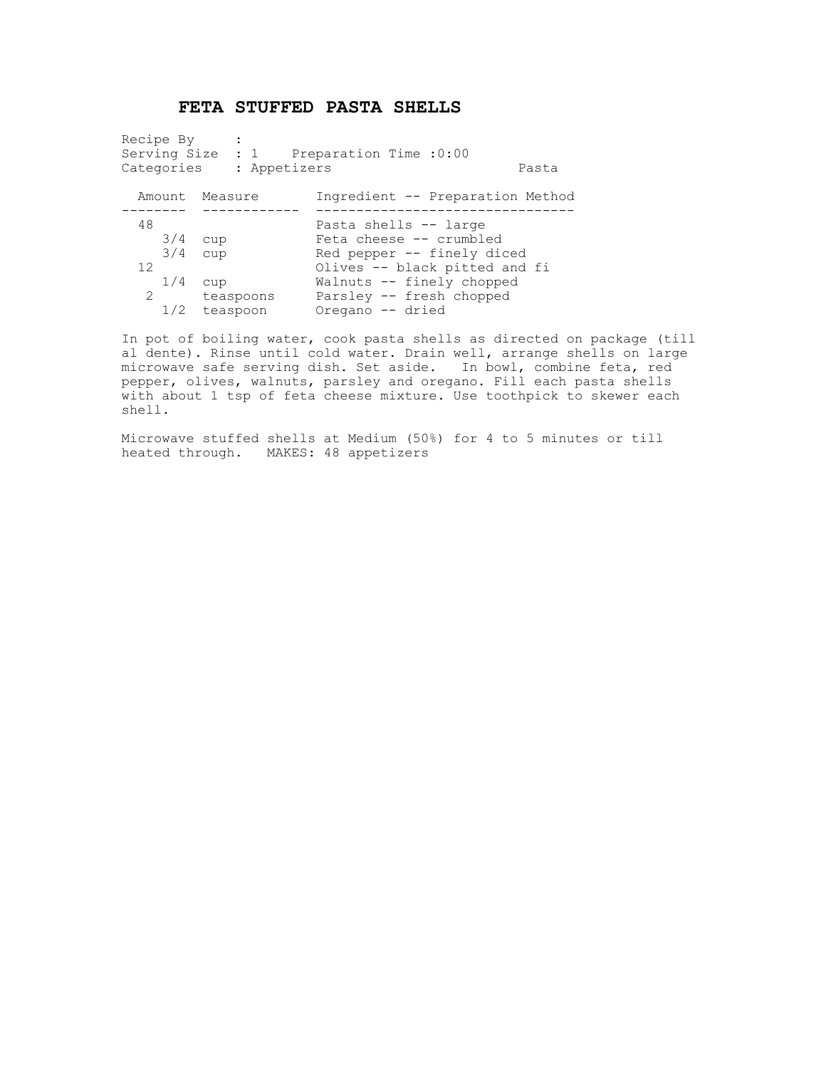# FETA STUFFED PASTA SHELLS

Recipe By :
Serving Size : 1 Preparation Time :0:00
Categories : Appetizers Pasta

| Amount | Measure | Ingredient -- Preparation Method |
|---|---|---|
| 48 | | Pasta shells -- large |
| 3/4 | cup | Feta cheese -- crumbled |
| 3/4 | cup | Red pepper -- finely diced |
| 12 | | Olives -- black pitted and fi |
| 1/4 | cup | Walnuts -- finely chopped |
| 2 | teaspoons | Parsley -- fresh chopped |
| 1/2 | teaspoon | Oregano -- dried |

In pot of boiling water, cook pasta shells as directed on package (till al dente). Rinse until cold water. Drain well, arrange shells on large microwave safe serving dish. Set aside. In bowl, combine feta, red pepper, olives, walnuts, parsley and oregano. Fill each pasta shells with about 1 tsp of feta cheese mixture. Use toothpick to skewer each shell.

Microwave stuffed shells at Medium (50%) for 4 to 5 minutes or till heated through. MAKES: 48 appetizers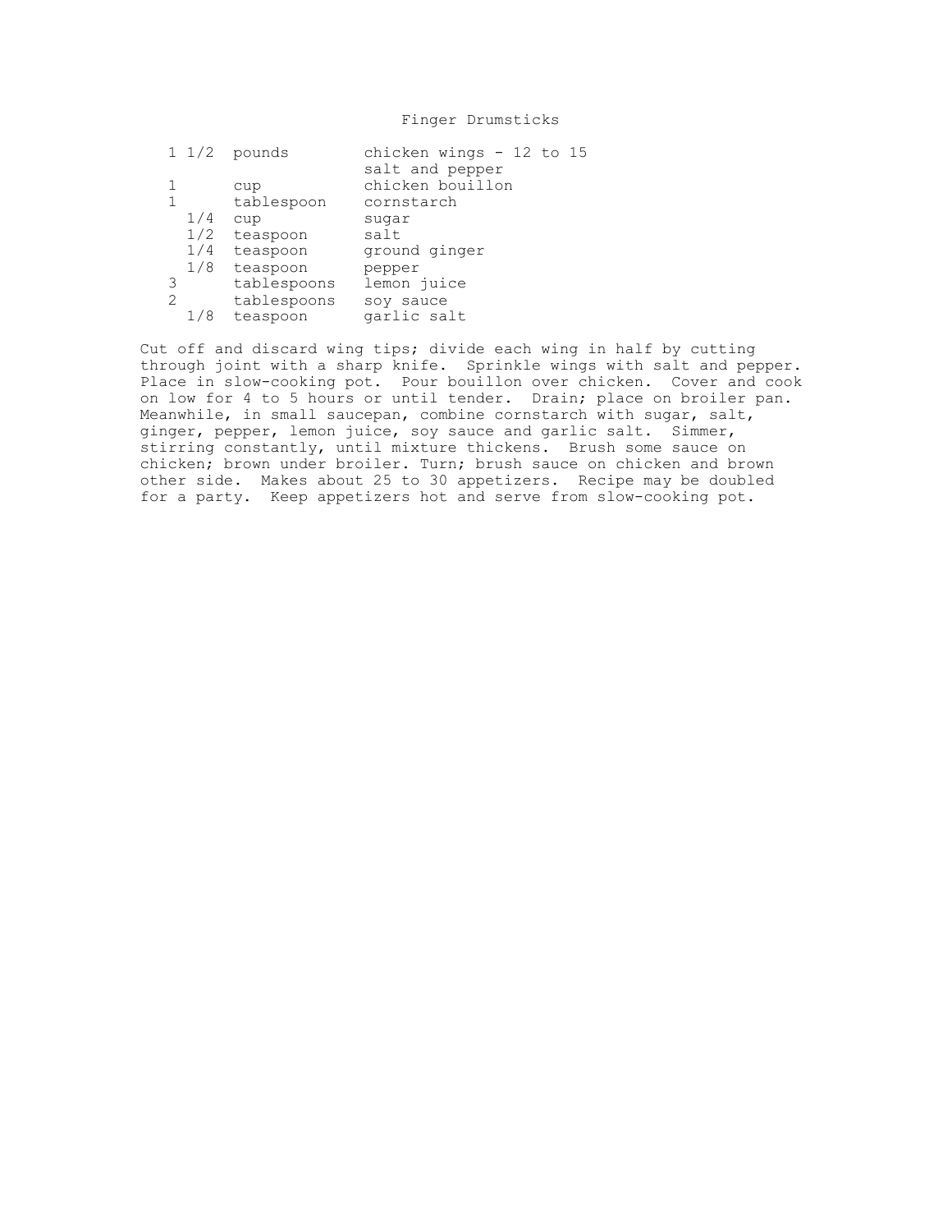# Finger Drumsticks

| | | |
|---|---|---|
| 1 1/2 | pounds | chicken wings - 12 to 15 |
| | | salt and pepper |
| 1 | cup | chicken bouillon |
| 1 | tablespoon | cornstarch |
| 1/4 | cup | sugar |
| 1/2 | teaspoon | salt |
| 1/4 | teaspoon | ground ginger |
| 1/8 | teaspoon | pepper |
| 3 | tablespoons | lemon juice |
| 2 | tablespoons | soy sauce |
| 1/8 | teaspoon | garlic salt |

Cut off and discard wing tips; divide each wing in half by cutting through joint with a sharp knife. Sprinkle wings with salt and pepper. Place in slow-cooking pot. Pour bouillon over chicken. Cover and cook on low for 4 to 5 hours or until tender. Drain; place on broiler pan. Meanwhile, in small saucepan, combine cornstarch with sugar, salt, ginger, pepper, lemon juice, soy sauce and garlic salt. Simmer, stirring constantly, until mixture thickens. Brush some sauce on chicken; brown under broiler. Turn; brush sauce on chicken and brown other side. Makes about 25 to 30 appetizers. Recipe may be doubled for a party. Keep appetizers hot and serve from slow-cooking pot.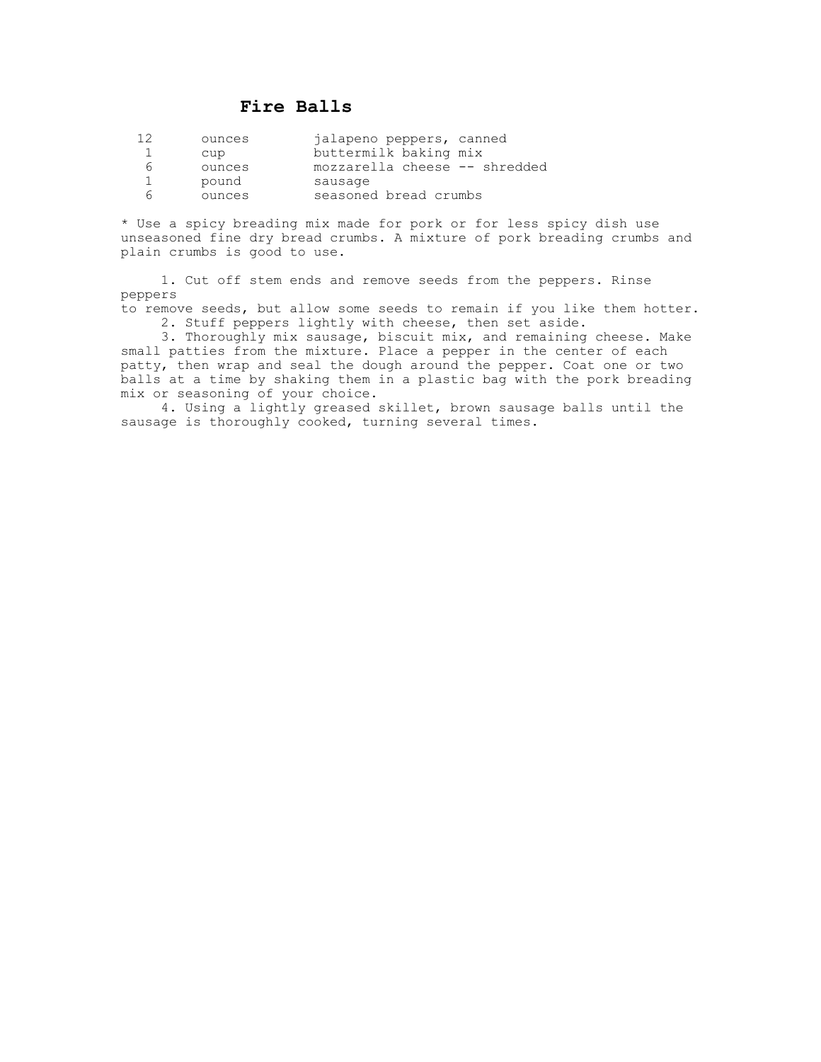# Fire Balls

| | | |
|---|---|---|
| 12 | ounces | jalapeno peppers, canned |
| 1 | cup | buttermilk baking mix |
| 6 | ounces | mozzarella cheese -- shredded |
| 1 | pound | sausage |
| 6 | ounces | seasoned bread crumbs |

* Use a spicy breading mix made for pork or for less spicy dish use unseasoned fine dry bread crumbs. A mixture of pork breading crumbs and plain crumbs is good to use.

1. Cut off stem ends and remove seeds from the peppers. Rinse peppers to remove seeds, but allow some seeds to remain if you like them hotter.
2. Stuff peppers lightly with cheese, then set aside.
3. Thoroughly mix sausage, biscuit mix, and remaining cheese. Make small patties from the mixture. Place a pepper in the center of each patty, then wrap and seal the dough around the pepper. Coat one or two balls at a time by shaking them in a plastic bag with the pork breading mix or seasoning of your choice.
4. Using a lightly greased skillet, brown sausage balls until the sausage is thoroughly cooked, turning several times.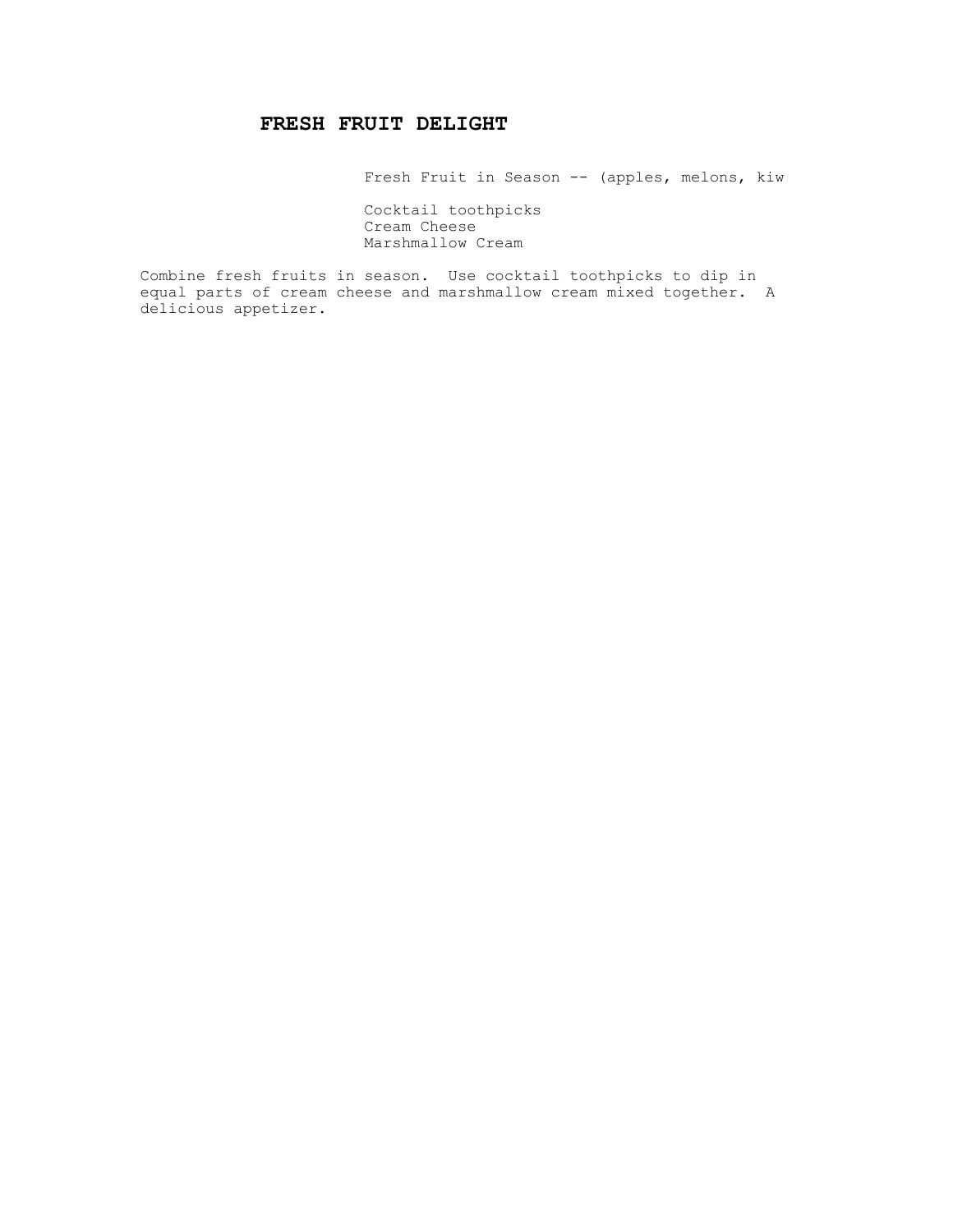# FRESH FRUIT DELIGHT

Fresh Fruit in Season -- (apples, melons, kiw

Cocktail toothpicks
Cream Cheese
Marshmallow Cream

Combine fresh fruits in season. Use cocktail toothpicks to dip in equal parts of cream cheese and marshmallow cream mixed together. A delicious appetizer.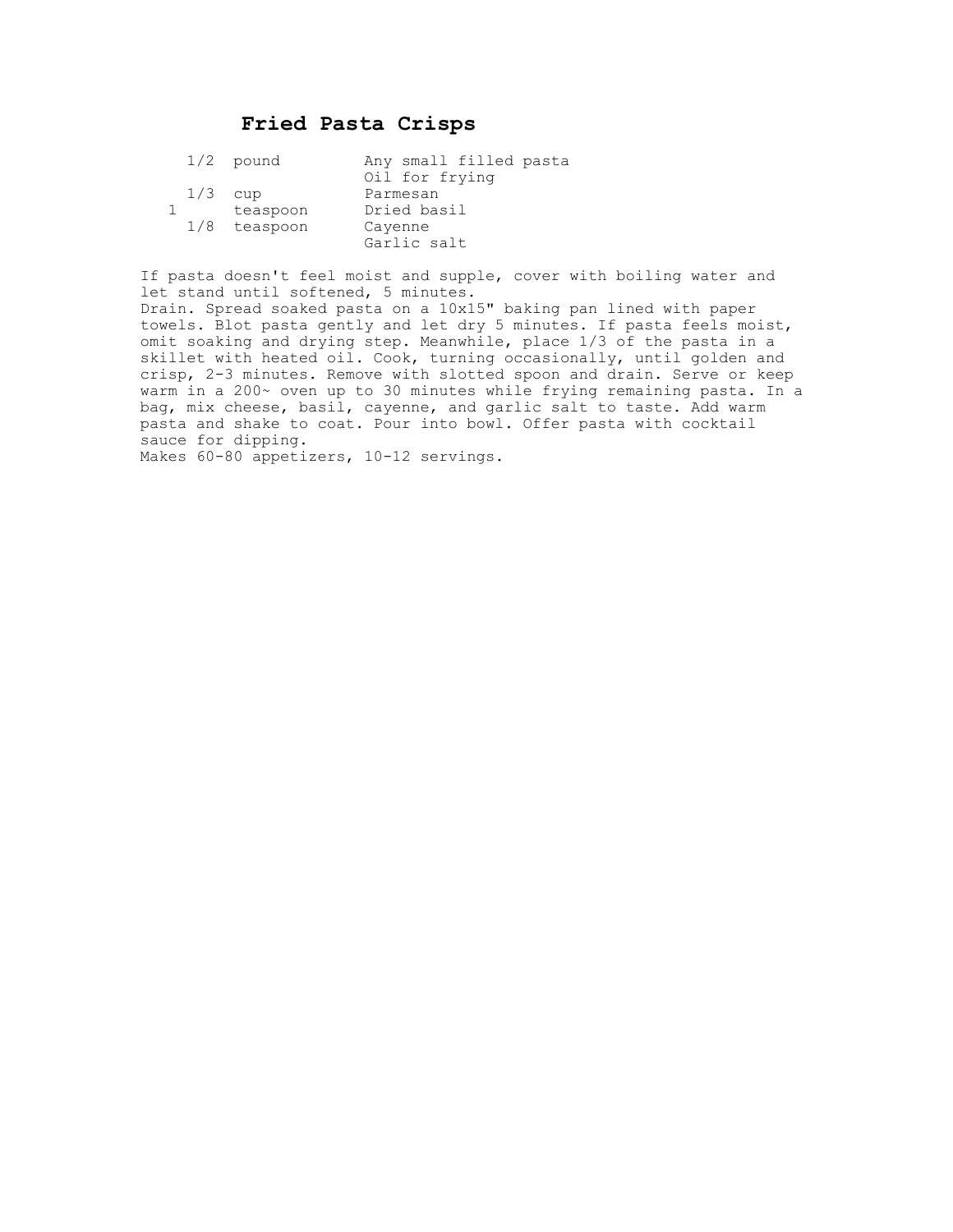# Fried Pasta Crisps

| | | |
|---|---|---|
| 1/2 | pound | Any small filled pasta |
| | | Oil for frying |
| 1/3 | cup | Parmesan |
| 1 | teaspoon | Dried basil |
| 1/8 | teaspoon | Cayenne |
| | | Garlic salt |

If pasta doesn't feel moist and supple, cover with boiling water and let stand until softened, 5 minutes.
Drain. Spread soaked pasta on a 10x15" baking pan lined with paper towels. Blot pasta gently and let dry 5 minutes. If pasta feels moist, omit soaking and drying step. Meanwhile, place 1/3 of the pasta in a skillet with heated oil. Cook, turning occasionally, until golden and crisp, 2-3 minutes. Remove with slotted spoon and drain. Serve or keep warm in a 200~ oven up to 30 minutes while frying remaining pasta. In a bag, mix cheese, basil, cayenne, and garlic salt to taste. Add warm pasta and shake to coat. Pour into bowl. Offer pasta with cocktail sauce for dipping.
Makes 60-80 appetizers, 10-12 servings.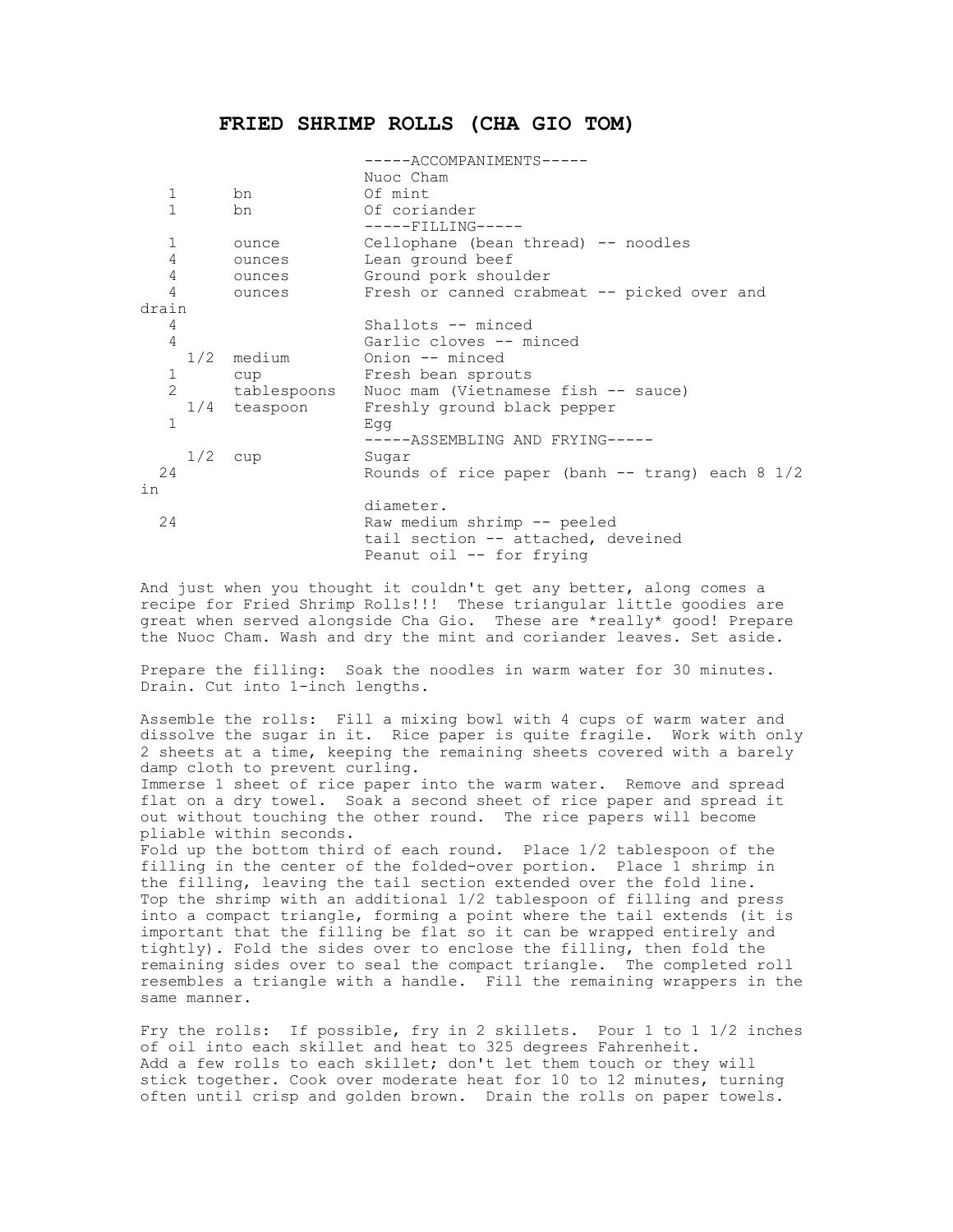# FRIED SHRIMP ROLLS (CHA GIO TOM)

| | | |
|---|---|---|
| | | -----ACCOMPANIMENTS----- |
| | | Nuoc Cham |
| 1 | bn | Of mint |
| 1 | bn | Of coriander |
| | | -----FILLING----- |
| 1 | ounce | Cellophane (bean thread) -- noodles |
| 4 | ounces | Lean ground beef |
| 4 | ounces | Ground pork shoulder |
| 4 | ounces | Fresh or canned crabmeat -- picked over and drain |
| 4 | | Shallots -- minced |
| 4 | | Garlic cloves -- minced |
| 1/2 | medium | Onion -- minced |
| 1 | cup | Fresh bean sprouts |
| 2 | tablespoons | Nuoc mam (Vietnamese fish -- sauce) |
| 1/4 | teaspoon | Freshly ground black pepper |
| 1 | | Egg |
| | | -----ASSEMBLING AND FRYING----- |
| 1/2 | cup | Sugar |
| 24 | | Rounds of rice paper (banh -- trang) each 8 1/2 in diameter. |
| 24 | | Raw medium shrimp -- peeled tail section -- attached, deveined |
| | | Peanut oil -- for frying |

And just when you thought it couldn't get any better, along comes a recipe for Fried Shrimp Rolls!!! These triangular little goodies are great when served alongside Cha Gio. These are *really* good! Prepare the Nuoc Cham. Wash and dry the mint and coriander leaves. Set aside.

Prepare the filling: Soak the noodles in warm water for 30 minutes. Drain. Cut into 1-inch lengths.

Assemble the rolls: Fill a mixing bowl with 4 cups of warm water and dissolve the sugar in it. Rice paper is quite fragile. Work with only 2 sheets at a time, keeping the remaining sheets covered with a barely damp cloth to prevent curling.

Immerse 1 sheet of rice paper into the warm water. Remove and spread flat on a dry towel. Soak a second sheet of rice paper and spread it out without touching the other round. The rice papers will become pliable within seconds.

Fold up the bottom third of each round. Place 1/2 tablespoon of the filling in the center of the folded-over portion. Place 1 shrimp in the filling, leaving the tail section extended over the fold line. Top the shrimp with an additional 1/2 tablespoon of filling and press into a compact triangle, forming a point where the tail extends (it is important that the filling be flat so it can be wrapped entirely and tightly). Fold the sides over to enclose the filling, then fold the remaining sides over to seal the compact triangle. The completed roll resembles a triangle with a handle. Fill the remaining wrappers in the same manner.

Fry the rolls: If possible, fry in 2 skillets. Pour 1 to 1 1/2 inches of oil into each skillet and heat to 325 degrees Fahrenheit.
Add a few rolls to each skillet; don't let them touch or they will stick together. Cook over moderate heat for 10 to 12 minutes, turning often until crisp and golden brown. Drain the rolls on paper towels.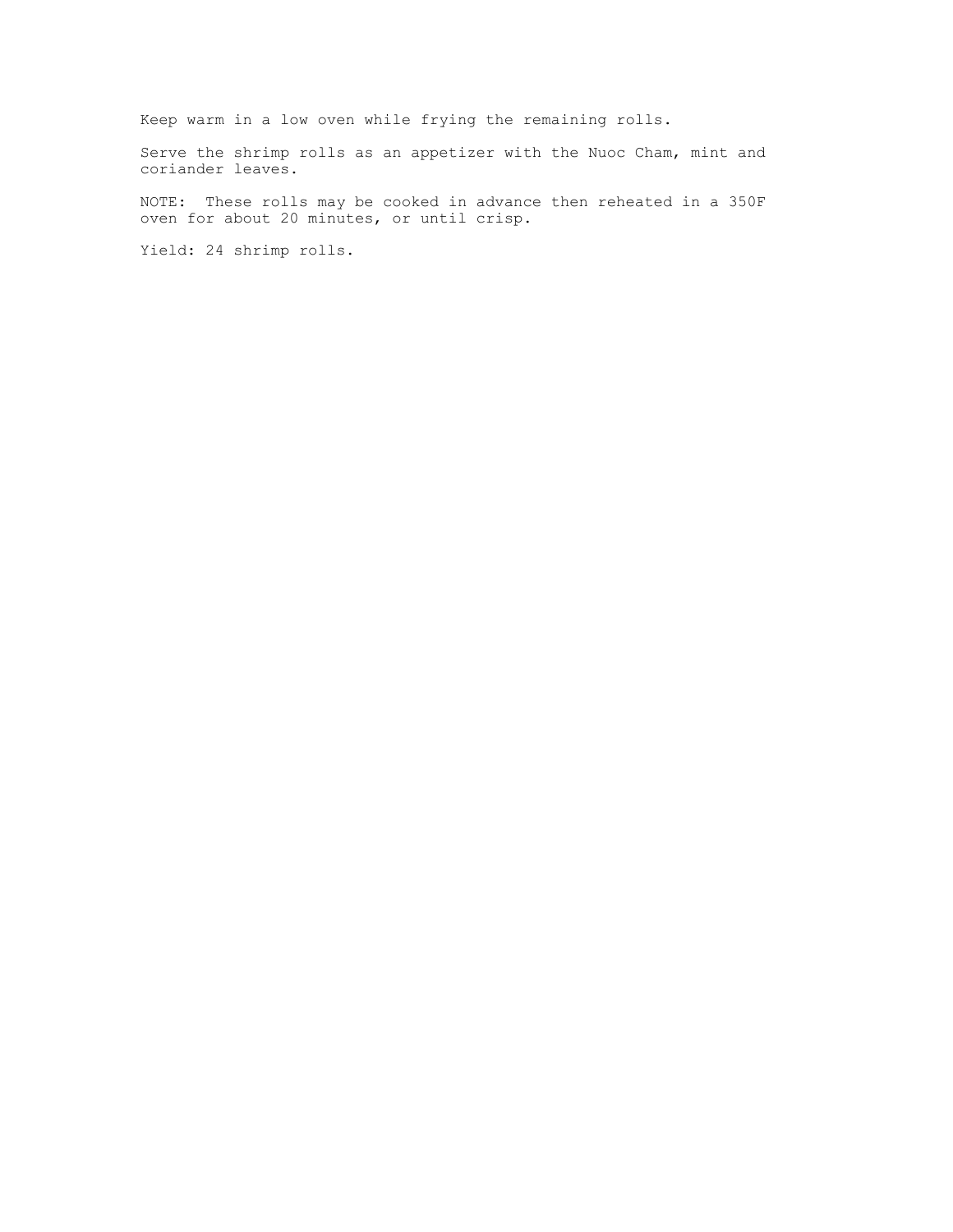Keep warm in a low oven while frying the remaining rolls.

Serve the shrimp rolls as an appetizer with the Nuoc Cham, mint and coriander leaves.

NOTE: These rolls may be cooked in advance then reheated in a 350F oven for about 20 minutes, or until crisp.

Yield: 24 shrimp rolls.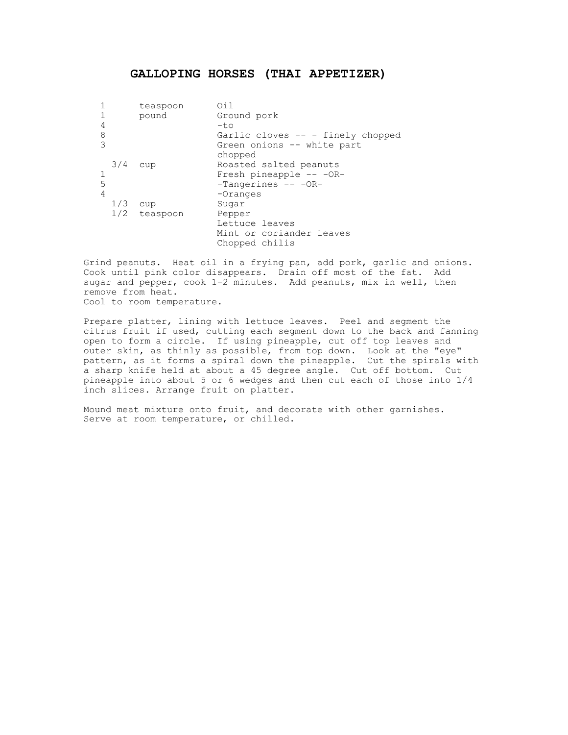# GALLOPING HORSES (THAI APPETIZER)

| | | |
|---|---|---|
| 1 | teaspoon | Oil |
| 1 | pound | Ground pork |
| 4 | | -to |
| 8 | | Garlic cloves -- - finely chopped |
| 3 | | Green onions -- white part chopped |
| 3/4 | cup | Roasted salted peanuts |
| 1 | | Fresh pineapple -- -OR- |
| 5 | | -Tangerines -- -OR- |
| 4 | | -Oranges |
| 1/3 | cup | Sugar |
| 1/2 | teaspoon | Pepper |
| | | Lettuce leaves |
| | | Mint or coriander leaves |
| | | Chopped chilis |

Grind peanuts. Heat oil in a frying pan, add pork, garlic and onions. Cook until pink color disappears. Drain off most of the fat. Add sugar and pepper, cook 1-2 minutes. Add peanuts, mix in well, then remove from heat.
Cool to room temperature.

Prepare platter, lining with lettuce leaves. Peel and segment the citrus fruit if used, cutting each segment down to the back and fanning open to form a circle. If using pineapple, cut off top leaves and outer skin, as thinly as possible, from top down. Look at the "eye" pattern, as it forms a spiral down the pineapple. Cut the spirals with a sharp knife held at about a 45 degree angle. Cut off bottom. Cut pineapple into about 5 or 6 wedges and then cut each of those into 1/4 inch slices. Arrange fruit on platter.

Mound meat mixture onto fruit, and decorate with other garnishes. Serve at room temperature, or chilled.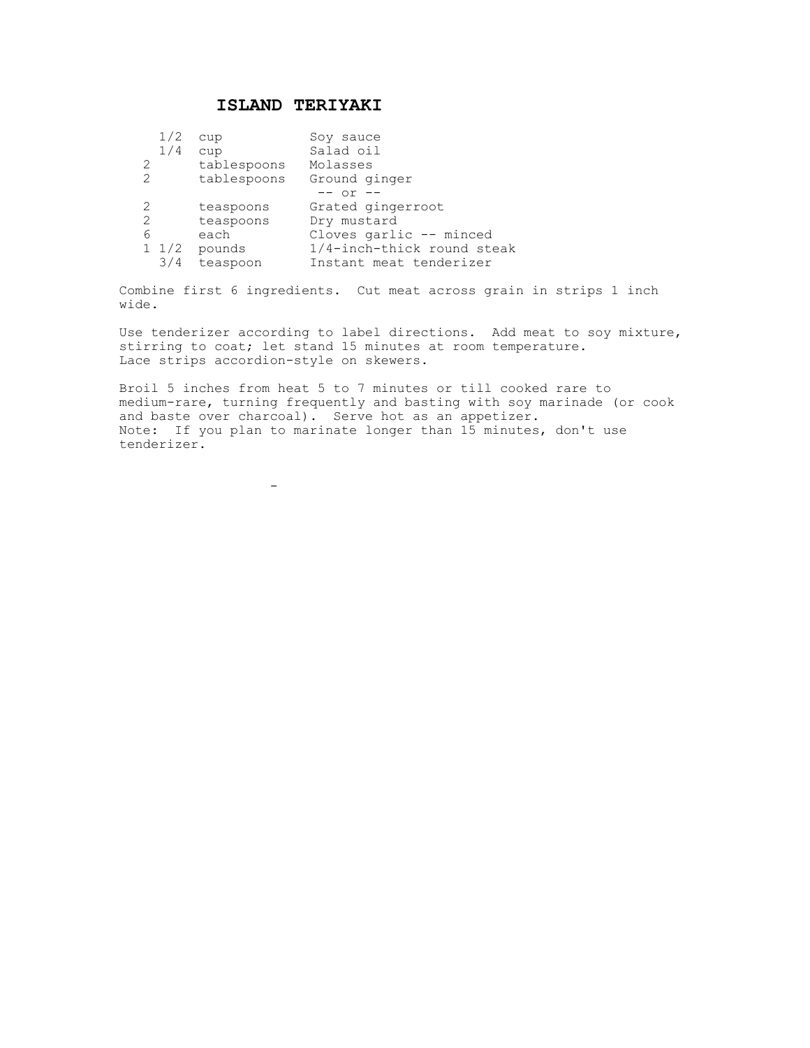# ISLAND TERIYAKI

| | | |
|---|---|---|
| 1/2 | cup | Soy sauce |
| 1/4 | cup | Salad oil |
| 2 | tablespoons | Molasses |
| 2 | tablespoons | Ground ginger |
| | | -- or -- |
| 2 | teaspoons | Grated gingerroot |
| 2 | teaspoons | Dry mustard |
| 6 | each | Cloves garlic -- minced |
| 1 1/2 | pounds | 1/4-inch-thick round steak |
| 3/4 | teaspoon | Instant meat tenderizer |

Combine first 6 ingredients. Cut meat across grain in strips 1 inch wide.

Use tenderizer according to label directions. Add meat to soy mixture, stirring to coat; let stand 15 minutes at room temperature. Lace strips accordion-style on skewers.

Broil 5 inches from heat 5 to 7 minutes or till cooked rare to medium-rare, turning frequently and basting with soy marinade (or cook and baste over charcoal). Serve hot as an appetizer.
Note: If you plan to marinate longer than 15 minutes, don't use tenderizer.

-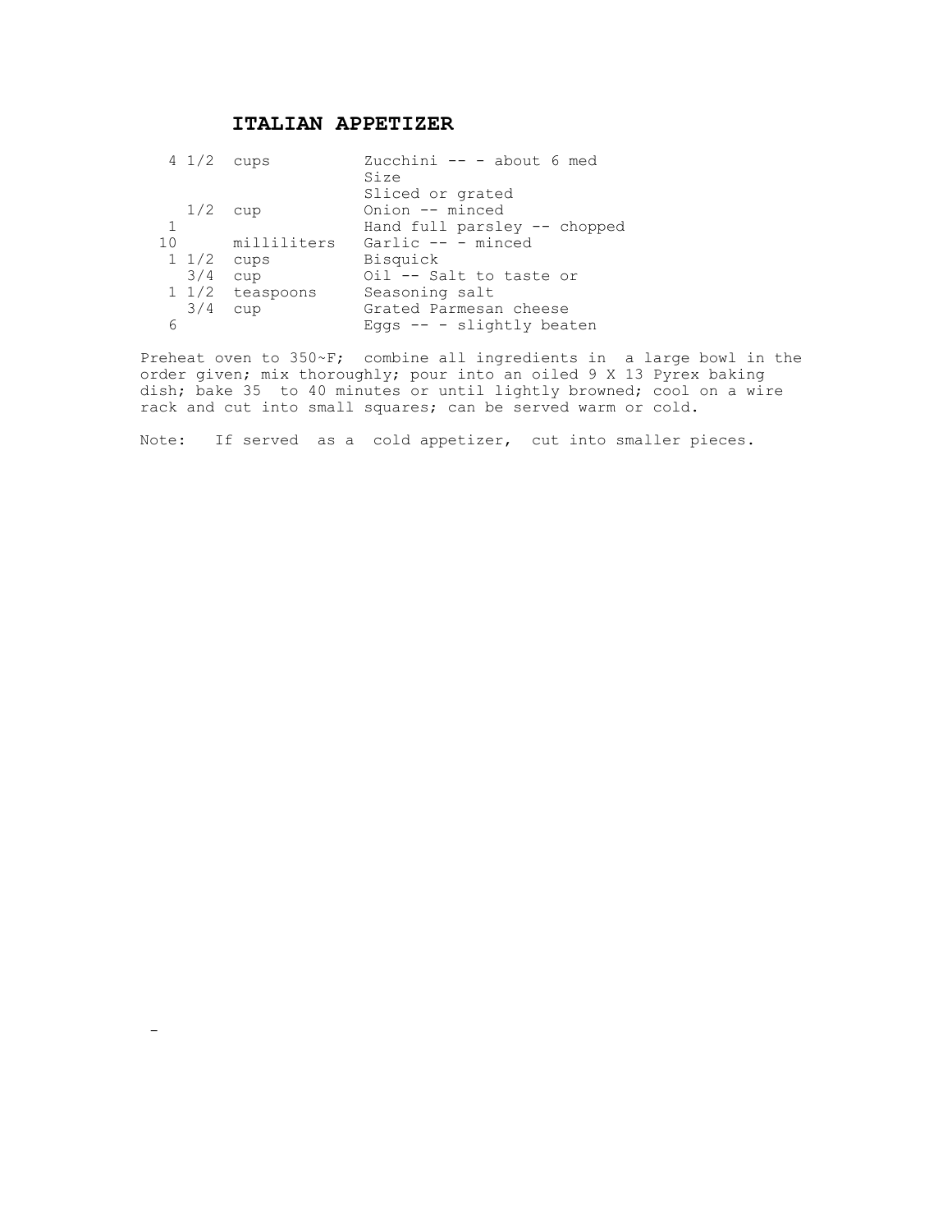# ITALIAN APPETIZER

| | | |
|---|---|---|
| 4 1/2 | cups | Zucchini -- - about 6 med Size Sliced or grated |
| 1/2 | cup | Onion -- minced |
| 1 | | Hand full parsley -- chopped |
| 10 | milliliters | Garlic -- - minced |
| 1 1/2 | cups | Bisquick |
| 3/4 | cup | Oil -- Salt to taste or |
| 1 1/2 | teaspoons | Seasoning salt |
| 3/4 | cup | Grated Parmesan cheese |
| 6 | | Eggs -- - slightly beaten |

Preheat oven to 350~F; combine all ingredients in a large bowl in the order given; mix thoroughly; pour into an oiled 9 X 13 Pyrex baking dish; bake 35 to 40 minutes or until lightly browned; cool on a wire rack and cut into small squares; can be served warm or cold.

Note: If served as a cold appetizer, cut into smaller pieces.

-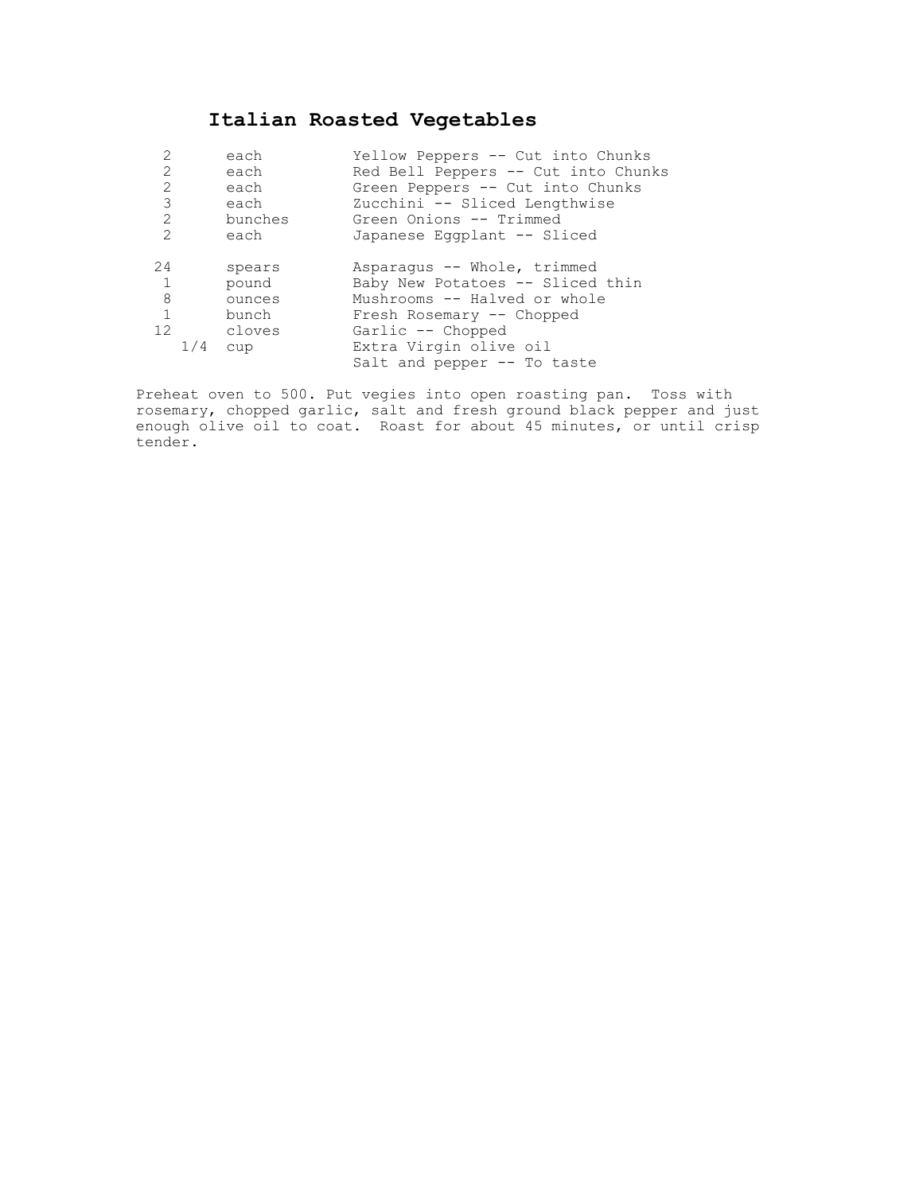# Italian Roasted Vegetables

| | | |
|---|---|---|
| 2 | each | Yellow Peppers -- Cut into Chunks |
| 2 | each | Red Bell Peppers -- Cut into Chunks |
| 2 | each | Green Peppers -- Cut into Chunks |
| 3 | each | Zucchini -- Sliced Lengthwise |
| 2 | bunches | Green Onions -- Trimmed |
| 2 | each | Japanese Eggplant -- Sliced |
| 24 | spears | Asparagus -- Whole, trimmed |
| 1 | pound | Baby New Potatoes -- Sliced thin |
| 8 | ounces | Mushrooms -- Halved or whole |
| 1 | bunch | Fresh Rosemary -- Chopped |
| 12 | cloves | Garlic -- Chopped |
| 1/4 | cup | Extra Virgin olive oil |
| | | Salt and pepper -- To taste |

Preheat oven to 500. Put vegies into open roasting pan. Toss with rosemary, chopped garlic, salt and fresh ground black pepper and just enough olive oil to coat. Roast for about 45 minutes, or until crisp tender.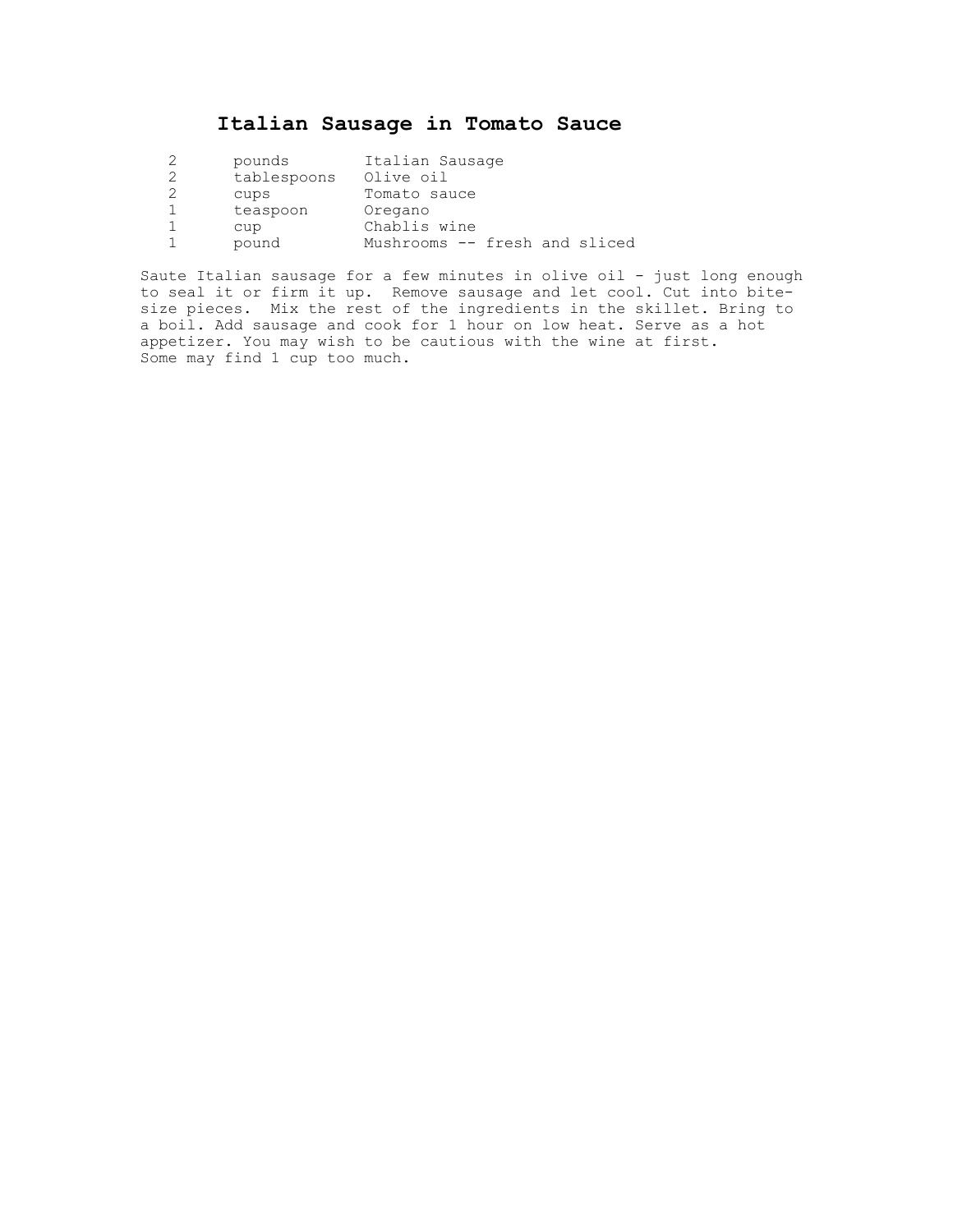# Italian Sausage in Tomato Sauce

| | | |
|---|---|---|
| 2 | pounds | Italian Sausage |
| 2 | tablespoons | Olive oil |
| 2 | cups | Tomato sauce |
| 1 | teaspoon | Oregano |
| 1 | cup | Chablis wine |
| 1 | pound | Mushrooms -- fresh and sliced |

Saute Italian sausage for a few minutes in olive oil - just long enough to seal it or firm it up. Remove sausage and let cool. Cut into bite-size pieces. Mix the rest of the ingredients in the skillet. Bring to a boil. Add sausage and cook for 1 hour on low heat. Serve as a hot appetizer. You may wish to be cautious with the wine at first. Some may find 1 cup too much.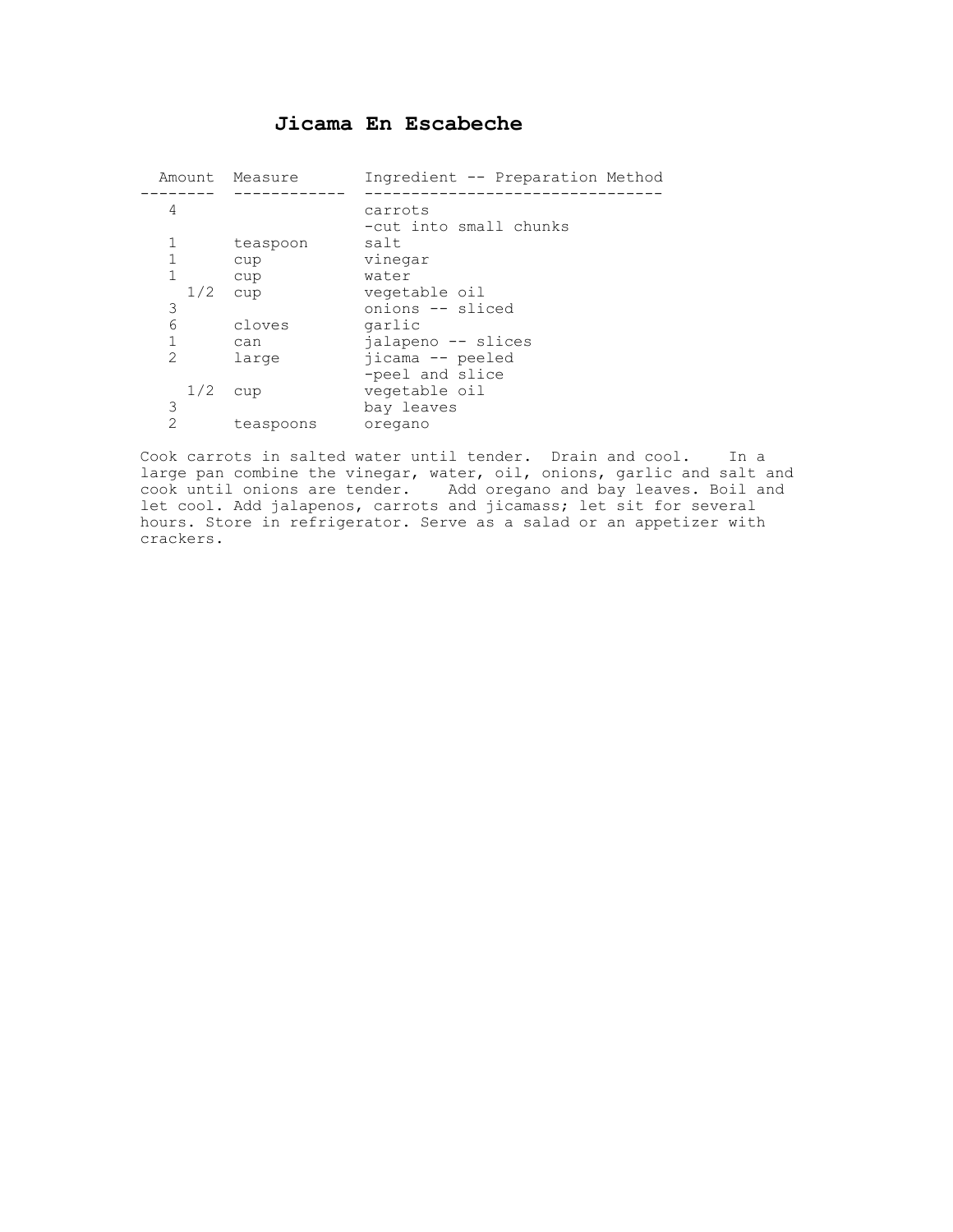# Jicama En Escabeche

| Amount | Measure | Ingredient -- Preparation Method |
|---|---|---|
| 4 | | carrots |
| | | -cut into small chunks |
| 1 | teaspoon | salt |
| 1 | cup | vinegar |
| 1 | cup | water |
| 1/2 | cup | vegetable oil |
| 3 | | onions -- sliced |
| 6 | cloves | garlic |
| 1 | can | jalapeno -- slices |
| 2 | large | jicama -- peeled |
| | | -peel and slice |
| 1/2 | cup | vegetable oil |
| 3 | | bay leaves |
| 2 | teaspoons | oregano |

Cook carrots in salted water until tender. Drain and cool. In a large pan combine the vinegar, water, oil, onions, garlic and salt and cook until onions are tender. Add oregano and bay leaves. Boil and let cool. Add jalapenos, carrots and jicamass; let sit for several hours. Store in refrigerator. Serve as a salad or an appetizer with crackers.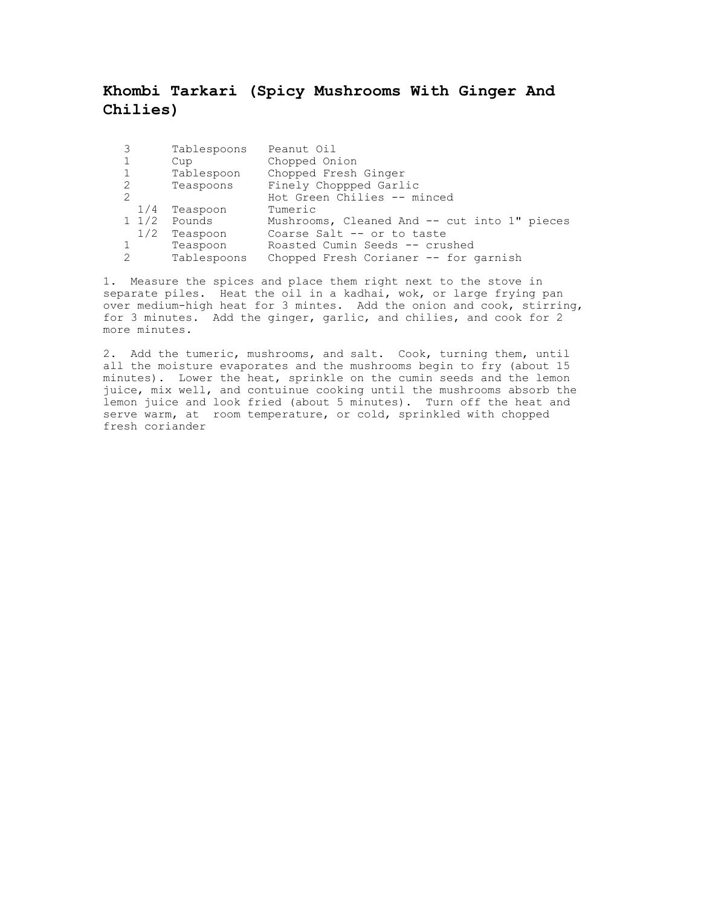## Khombi Tarkari (Spicy Mushrooms With Ginger And Chilies)

| | | |
|---|---|---|
| 3 | Tablespoons | Peanut Oil |
| 1 | Cup | Chopped Onion |
| 1 | Tablespoon | Chopped Fresh Ginger |
| 2 | Teaspoons | Finely Choppped Garlic |
| 2 | | Hot Green Chilies -- minced |
| 1/4 | Teaspoon | Tumeric |
| 1 1/2 | Pounds | Mushrooms, Cleaned And -- cut into 1" pieces |
| 1/2 | Teaspoon | Coarse Salt -- or to taste |
| 1 | Teaspoon | Roasted Cumin Seeds -- crushed |
| 2 | Tablespoons | Chopped Fresh Corianer -- for garnish |

1. Measure the spices and place them right next to the stove in separate piles. Heat the oil in a kadhai, wok, or large frying pan over medium-high heat for 3 mintes. Add the onion and cook, stirring, for 3 minutes. Add the ginger, garlic, and chilies, and cook for 2 more minutes.

2. Add the tumeric, mushrooms, and salt. Cook, turning them, until all the moisture evaporates and the mushrooms begin to fry (about 15 minutes). Lower the heat, sprinkle on the cumin seeds and the lemon juice, mix well, and contuinue cooking until the mushrooms absorb the lemon juice and look fried (about 5 minutes). Turn off the heat and serve warm, at room temperature, or cold, sprinkled with chopped fresh coriander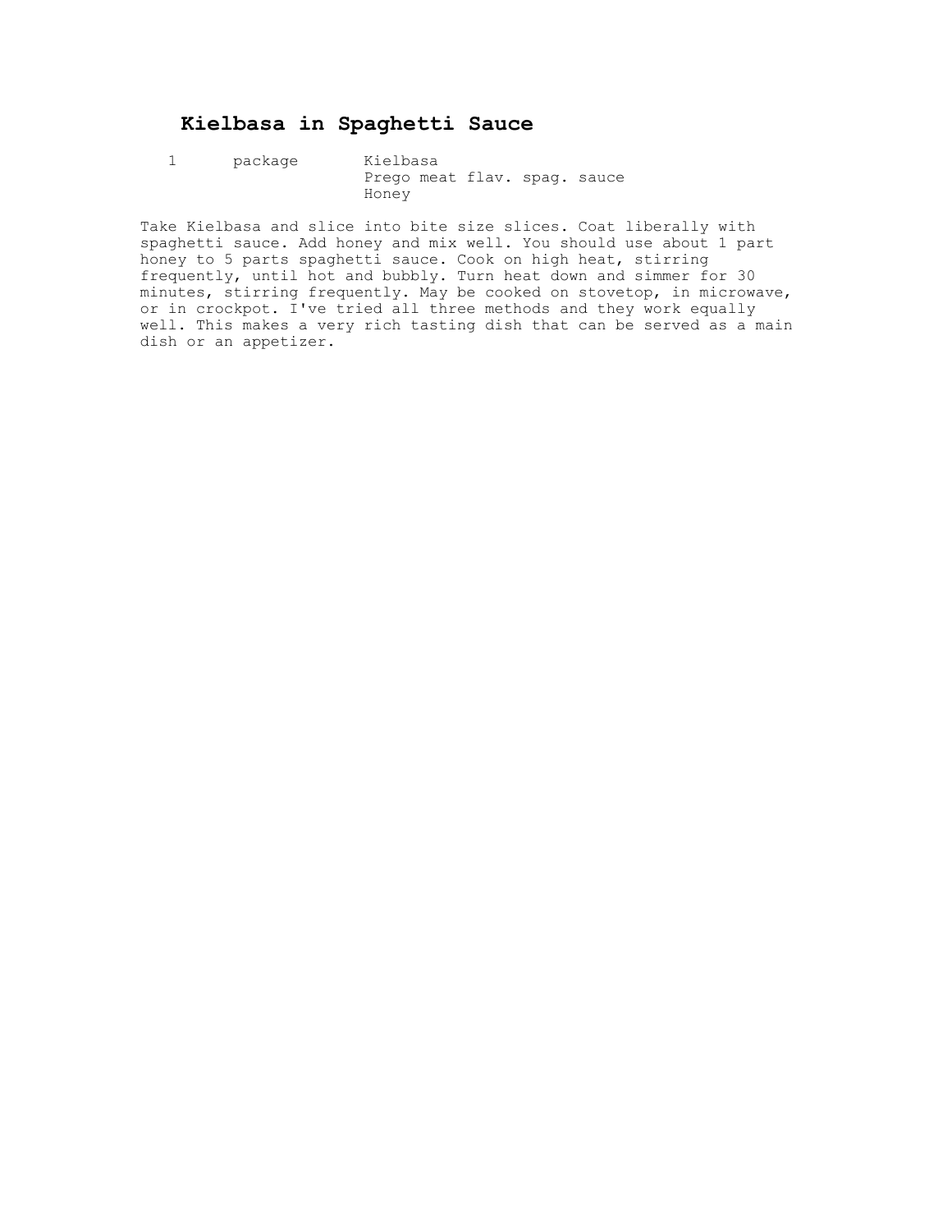# Kielbasa in Spaghetti Sauce

| | | |
|---|---|---|
| 1 | package | Kielbasa |
| | | Prego meat flav. spag. sauce |
| | | Honey |

Take Kielbasa and slice into bite size slices. Coat liberally with spaghetti sauce. Add honey and mix well. You should use about 1 part honey to 5 parts spaghetti sauce. Cook on high heat, stirring frequently, until hot and bubbly. Turn heat down and simmer for 30 minutes, stirring frequently. May be cooked on stovetop, in microwave, or in crockpot. I've tried all three methods and they work equally well. This makes a very rich tasting dish that can be served as a main dish or an appetizer.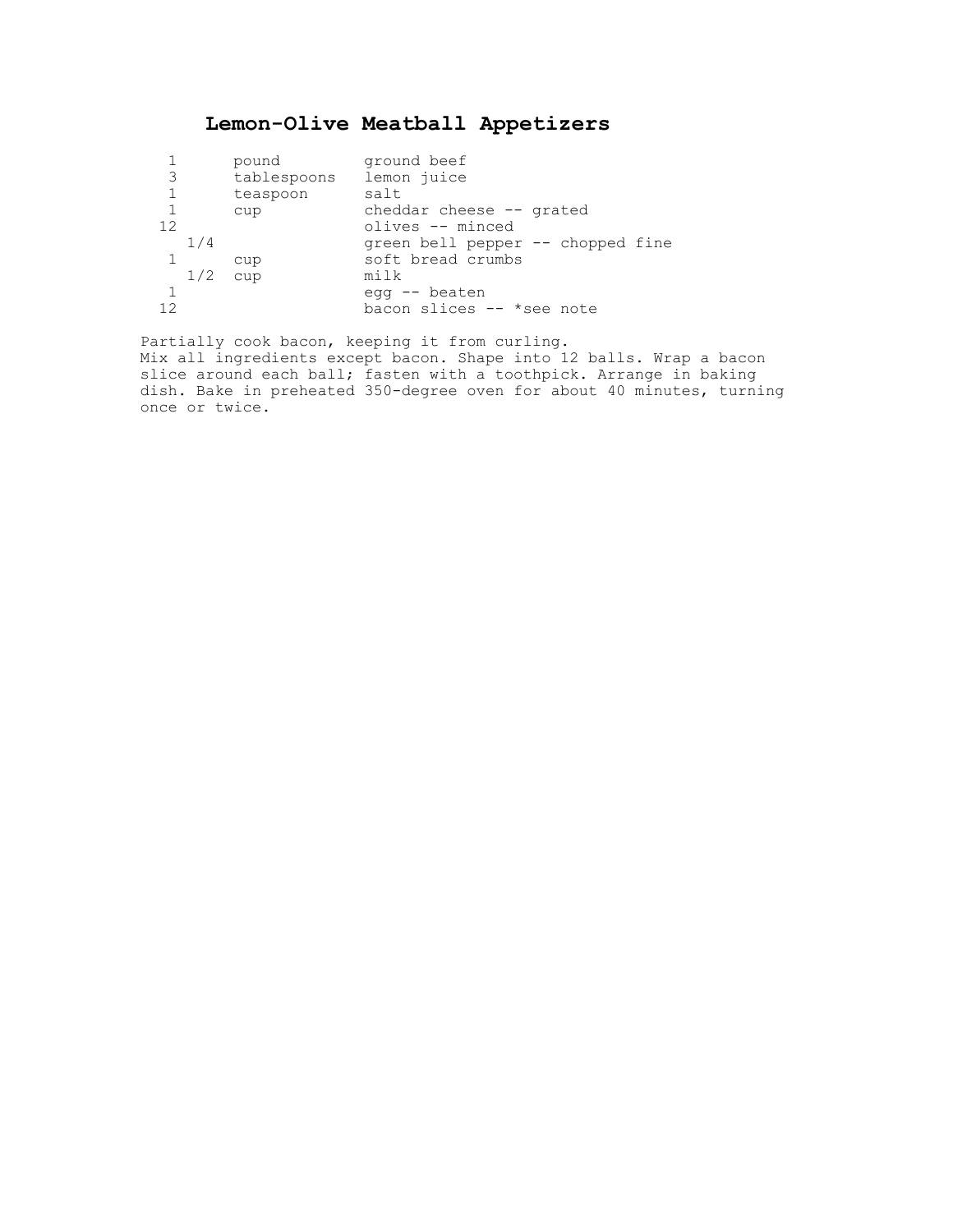# Lemon-Olive Meatball Appetizers

| | | |
|---|---|---|
| 1 | pound | ground beef |
| 3 | tablespoons | lemon juice |
| 1 | teaspoon | salt |
| 1 | cup | cheddar cheese -- grated |
| 12 | | olives -- minced |
| 1/4 | | green bell pepper -- chopped fine |
| 1 | cup | soft bread crumbs |
| 1/2 | cup | milk |
| 1 | | egg -- beaten |
| 12 | | bacon slices -- *see note |

Partially cook bacon, keeping it from curling.
Mix all ingredients except bacon. Shape into 12 balls. Wrap a bacon slice around each ball; fasten with a toothpick. Arrange in baking dish. Bake in preheated 350-degree oven for about 40 minutes, turning once or twice.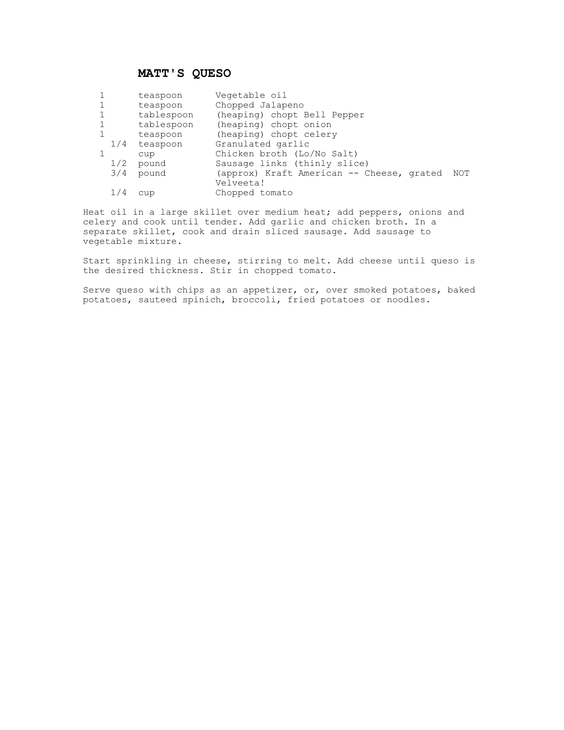# MATT'S QUESO

| | | |
|---|---|---|
| 1 | teaspoon | Vegetable oil |
| 1 | teaspoon | Chopped Jalapeno |
| 1 | tablespoon | (heaping) chopt Bell Pepper |
| 1 | tablespoon | (heaping) chopt onion |
| 1 | teaspoon | (heaping) chopt celery |
| 1/4 | teaspoon | Granulated garlic |
| 1 | cup | Chicken broth (Lo/No Salt) |
| 1/2 | pound | Sausage links (thinly slice) |
| 3/4 | pound | (approx) Kraft American -- Cheese, grated NOT Velveeta! |
| 1/4 | cup | Chopped tomato |

Heat oil in a large skillet over medium heat; add peppers, onions and celery and cook until tender. Add garlic and chicken broth. In a separate skillet, cook and drain sliced sausage. Add sausage to vegetable mixture.

Start sprinkling in cheese, stirring to melt. Add cheese until queso is the desired thickness. Stir in chopped tomato.

Serve queso with chips as an appetizer, or, over smoked potatoes, baked potatoes, sauteed spinich, broccoli, fried potatoes or noodles.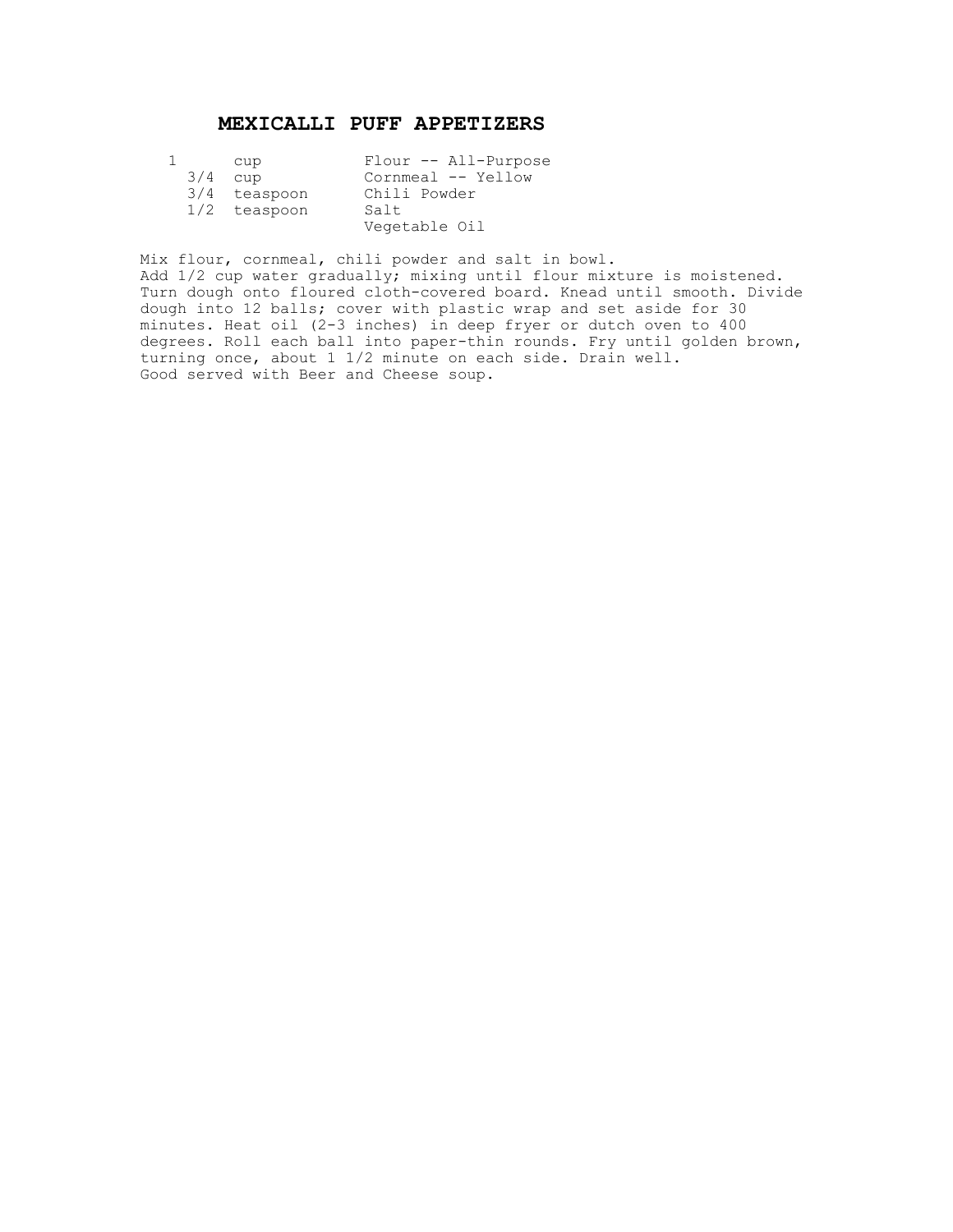# MEXICALLI PUFF APPETIZERS

| | | |
|---|---|---|
| 1 | cup | Flour -- All-Purpose |
| 3/4 | cup | Cornmeal -- Yellow |
| 3/4 | teaspoon | Chili Powder |
| 1/2 | teaspoon | Salt |
| | | Vegetable Oil |

Mix flour, cornmeal, chili powder and salt in bowl.
Add 1/2 cup water gradually; mixing until flour mixture is moistened.
Turn dough onto floured cloth-covered board. Knead until smooth. Divide dough into 12 balls; cover with plastic wrap and set aside for 30 minutes. Heat oil (2-3 inches) in deep fryer or dutch oven to 400 degrees. Roll each ball into paper-thin rounds. Fry until golden brown, turning once, about 1 1/2 minute on each side. Drain well.
Good served with Beer and Cheese soup.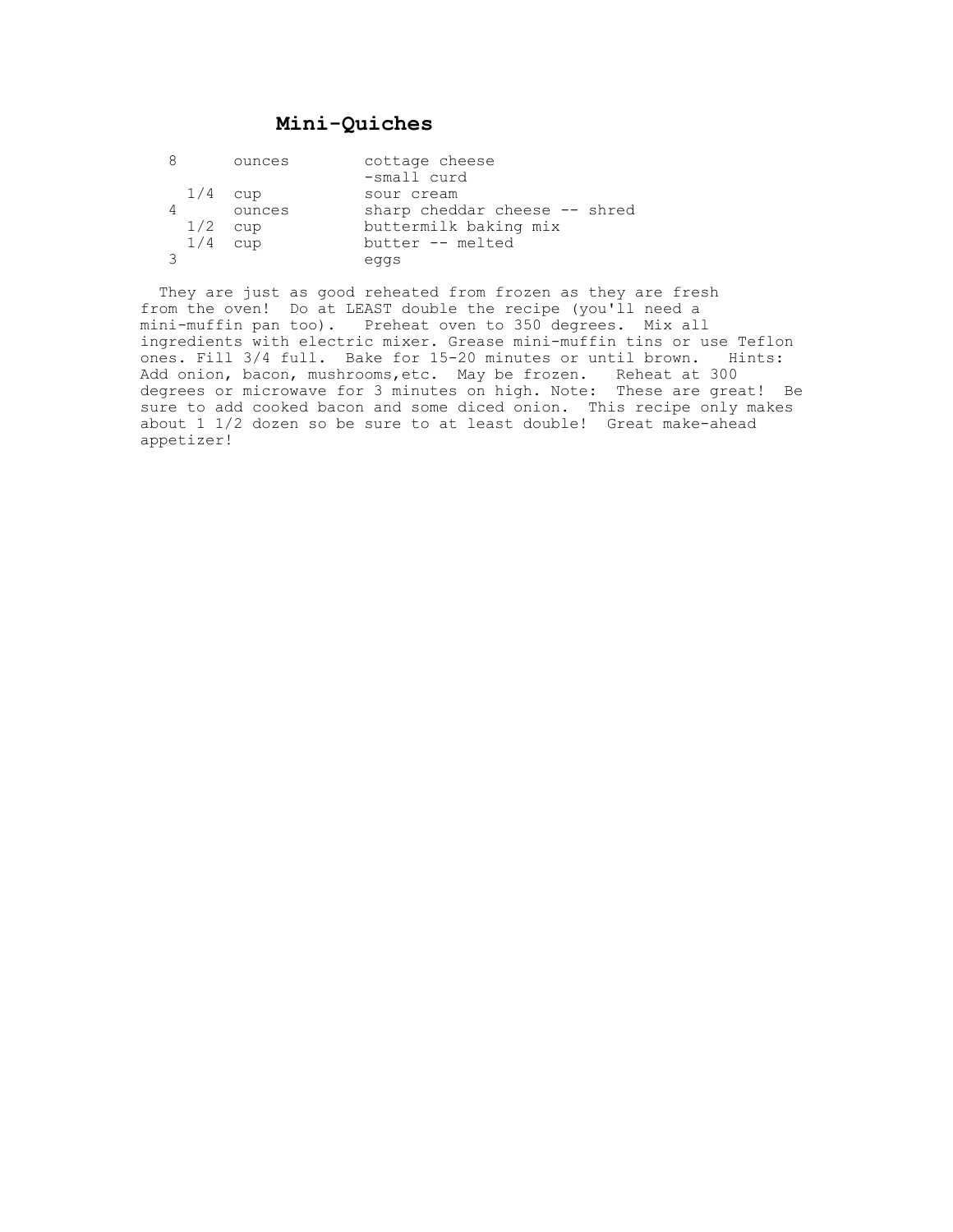# Mini-Quiches

| | | |
|---|---|---|
| 8 | ounces | cottage cheese -small curd |
| 1/4 | cup | sour cream |
| 4 | ounces | sharp cheddar cheese -- shred |
| 1/2 | cup | buttermilk baking mix |
| 1/4 | cup | butter -- melted |
| 3 | | eggs |

They are just as good reheated from frozen as they are fresh from the oven! Do at LEAST double the recipe (you'll need a mini-muffin pan too). Preheat oven to 350 degrees. Mix all ingredients with electric mixer. Grease mini-muffin tins or use Teflon ones. Fill 3/4 full. Bake for 15-20 minutes or until brown. Hints: Add onion, bacon, mushrooms,etc. May be frozen. Reheat at 300 degrees or microwave for 3 minutes on high. Note: These are great! Be sure to add cooked bacon and some diced onion. This recipe only makes about 1 1/2 dozen so be sure to at least double! Great make-ahead appetizer!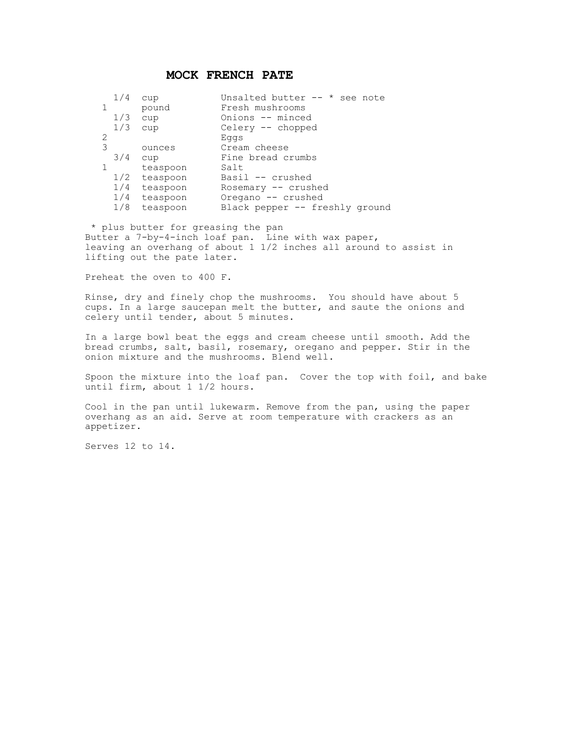# MOCK FRENCH PATE

| | | |
|---|---|---|
| 1/4 | cup | Unsalted butter -- * see note |
| 1 | pound | Fresh mushrooms |
| 1/3 | cup | Onions -- minced |
| 1/3 | cup | Celery -- chopped |
| 2 | | Eggs |
| 3 | ounces | Cream cheese |
| 3/4 | cup | Fine bread crumbs |
| 1 | teaspoon | Salt |
| 1/2 | teaspoon | Basil -- crushed |
| 1/4 | teaspoon | Rosemary -- crushed |
| 1/4 | teaspoon | Oregano -- crushed |
| 1/8 | teaspoon | Black pepper -- freshly ground |

\* plus butter for greasing the pan

Butter a 7-by-4-inch loaf pan. Line with wax paper, leaving an overhang of about 1 1/2 inches all around to assist in lifting out the pate later.

Preheat the oven to 400 F.

Rinse, dry and finely chop the mushrooms. You should have about 5 cups. In a large saucepan melt the butter, and saute the onions and celery until tender, about 5 minutes.

In a large bowl beat the eggs and cream cheese until smooth. Add the bread crumbs, salt, basil, rosemary, oregano and pepper. Stir in the onion mixture and the mushrooms. Blend well.

Spoon the mixture into the loaf pan. Cover the top with foil, and bake until firm, about 1 1/2 hours.

Cool in the pan until lukewarm. Remove from the pan, using the paper overhang as an aid. Serve at room temperature with crackers as an appetizer.

Serves 12 to 14.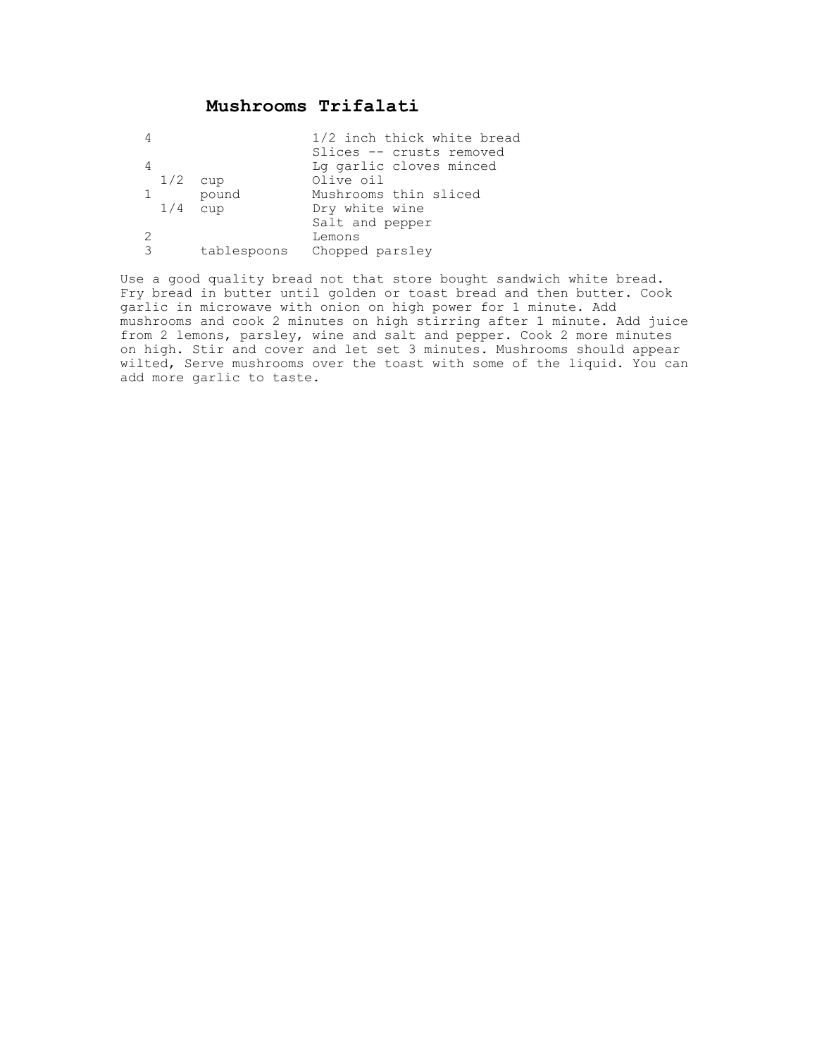# Mushrooms Trifalati

| | | |
|---|---|---|
| 4 | | 1/2 inch thick white bread Slices -- crusts removed |
| 4 | | Lg garlic cloves minced |
| 1/2 | cup | Olive oil |
| 1 | pound | Mushrooms thin sliced |
| 1/4 | cup | Dry white wine |
| | | Salt and pepper |
| 2 | | Lemons |
| 3 | tablespoons | Chopped parsley |

Use a good quality bread not that store bought sandwich white bread. Fry bread in butter until golden or toast bread and then butter. Cook garlic in microwave with onion on high power for 1 minute. Add mushrooms and cook 2 minutes on high stirring after 1 minute. Add juice from 2 lemons, parsley, wine and salt and pepper. Cook 2 more minutes on high. Stir and cover and let set 3 minutes. Mushrooms should appear wilted, Serve mushrooms over the toast with some of the liquid. You can add more garlic to taste.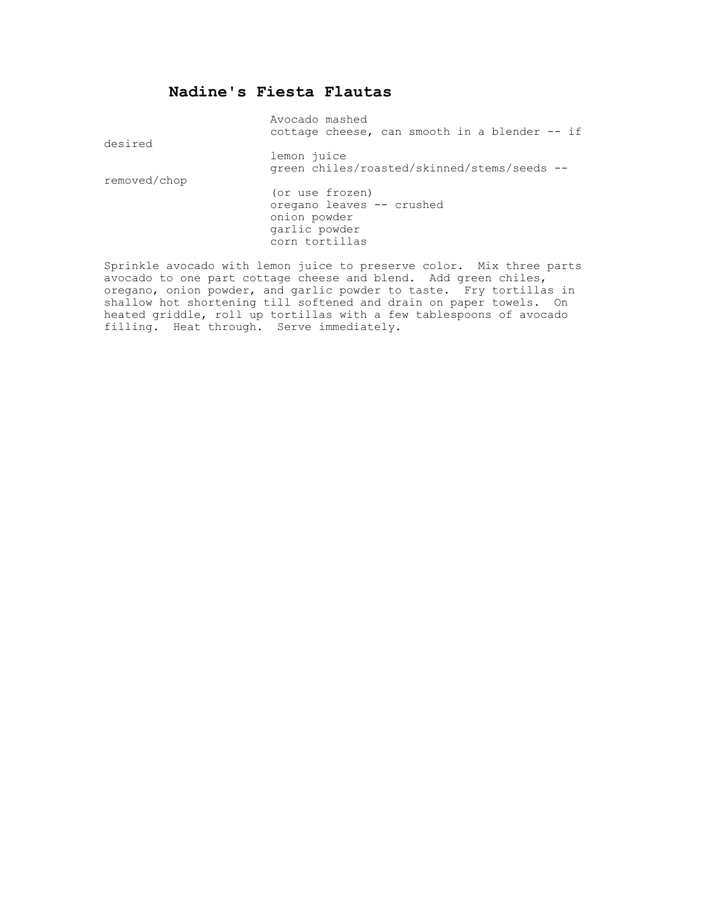# Nadine's Fiesta Flautas

- Avocado mashed
- cottage cheese, can smooth in a blender -- if desired
- lemon juice
- green chiles/roasted/skinned/stems/seeds -- removed/chop (or use frozen)
- oregano leaves -- crushed
- onion powder
- garlic powder
- corn tortillas

Sprinkle avocado with lemon juice to preserve color. Mix three parts avocado to one part cottage cheese and blend. Add green chiles, oregano, onion powder, and garlic powder to taste. Fry tortillas in shallow hot shortening till softened and drain on paper towels. On heated griddle, roll up tortillas with a few tablespoons of avocado filling. Heat through. Serve immediately.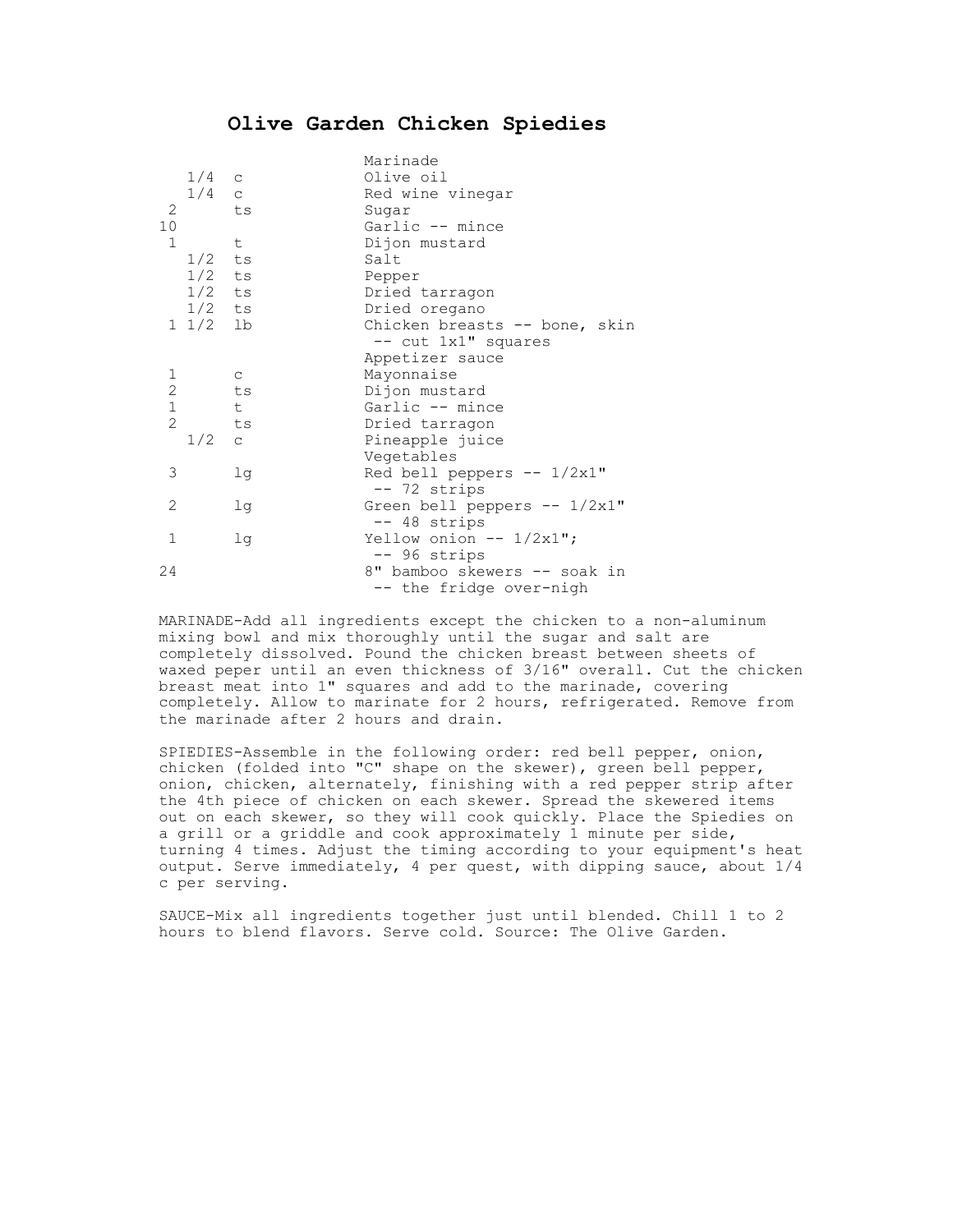# Olive Garden Chicken Spiedies

| | | |
|---|---|---|
| | | Marinade |
| 1/4 | c | Olive oil |
| 1/4 | c | Red wine vinegar |
| 2 | ts | Sugar |
| 10 | | Garlic -- mince |
| 1 | t | Dijon mustard |
| 1/2 | ts | Salt |
| 1/2 | ts | Pepper |
| 1/2 | ts | Dried tarragon |
| 1/2 | ts | Dried oregano |
| 1 1/2 | lb | Chicken breasts -- bone, skin -- cut 1x1" squares |
| | | Appetizer sauce |
| 1 | c | Mayonnaise |
| 2 | ts | Dijon mustard |
| 1 | t | Garlic -- mince |
| 2 | ts | Dried tarragon |
| 1/2 | c | Pineapple juice |
| | | Vegetables |
| 3 | lg | Red bell peppers -- 1/2x1" -- 72 strips |
| 2 | lg | Green bell peppers -- 1/2x1" -- 48 strips |
| 1 | lg | Yellow onion -- 1/2x1"; -- 96 strips |
| 24 | | 8" bamboo skewers -- soak in -- the fridge over-nigh |

MARINADE-Add all ingredients except the chicken to a non-aluminum mixing bowl and mix thoroughly until the sugar and salt are completely dissolved. Pound the chicken breast between sheets of waxed peper until an even thickness of 3/16" overall. Cut the chicken breast meat into 1" squares and add to the marinade, covering completely. Allow to marinate for 2 hours, refrigerated. Remove from the marinade after 2 hours and drain.

SPIEDIES-Assemble in the following order: red bell pepper, onion, chicken (folded into "C" shape on the skewer), green bell pepper, onion, chicken, alternately, finishing with a red pepper strip after the 4th piece of chicken on each skewer. Spread the skewered items out on each skewer, so they will cook quickly. Place the Spiedies on a grill or a griddle and cook approximately 1 minute per side, turning 4 times. Adjust the timing according to your equipment's heat output. Serve immediately, 4 per quest, with dipping sauce, about 1/4 c per serving.

SAUCE-Mix all ingredients together just until blended. Chill 1 to 2 hours to blend flavors. Serve cold. Source: The Olive Garden.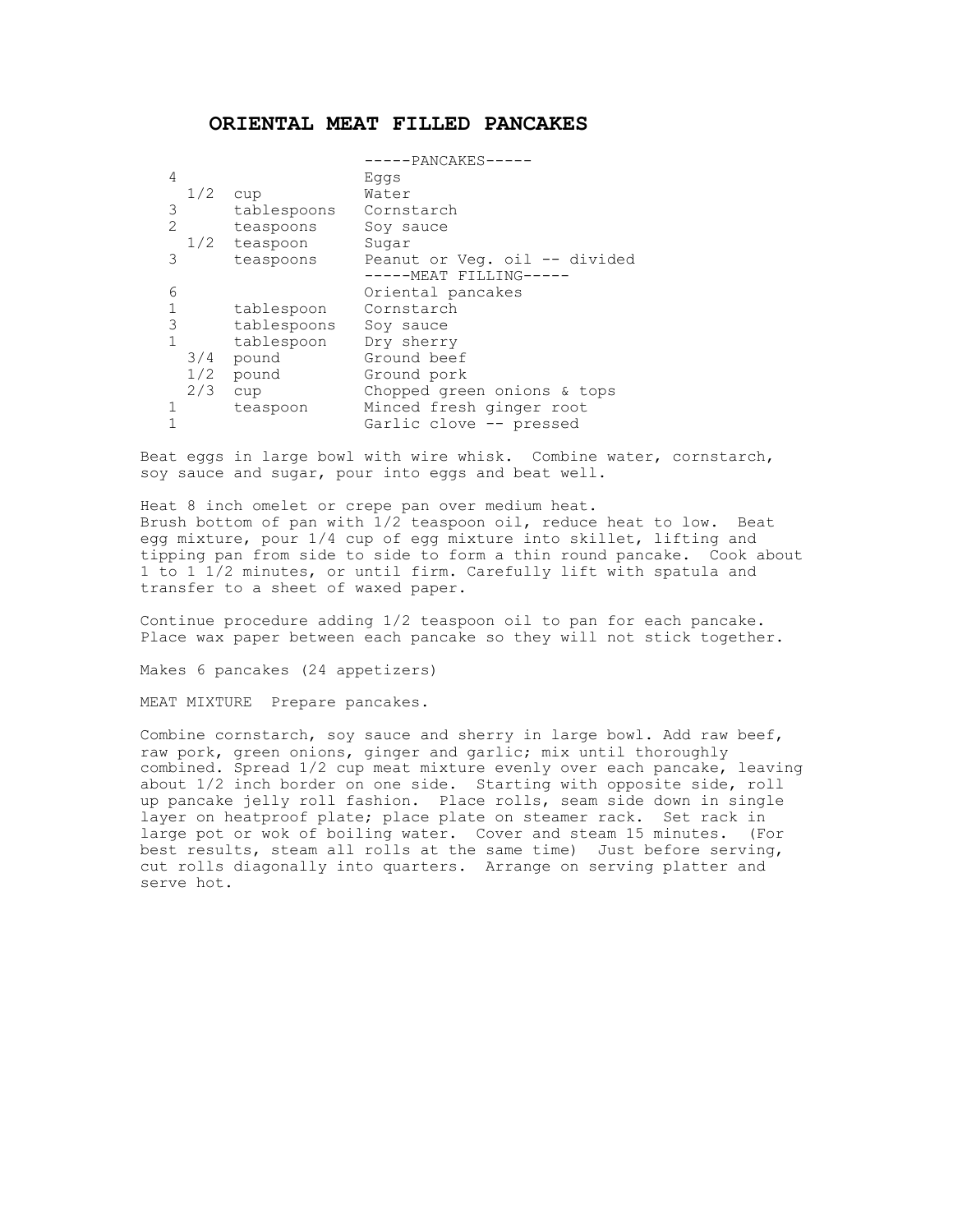# ORIENTAL MEAT FILLED PANCAKES

-----PANCAKES-----

| | | |
|---|---|---|
| 4 | | Eggs |
| 1/2 | cup | Water |
| 3 | tablespoons | Cornstarch |
| 2 | teaspoons | Soy sauce |
| 1/2 | teaspoon | Sugar |
| 3 | teaspoons | Peanut or Veg. oil -- divided |

-----MEAT FILLING-----

| | | |
|---|---|---|
| 6 | | Oriental pancakes |
| 1 | tablespoon | Cornstarch |
| 3 | tablespoons | Soy sauce |
| 1 | tablespoon | Dry sherry |
| 3/4 | pound | Ground beef |
| 1/2 | pound | Ground pork |
| 2/3 | cup | Chopped green onions & tops |
| 1 | teaspoon | Minced fresh ginger root |
| 1 | | Garlic clove -- pressed |

Beat eggs in large bowl with wire whisk. Combine water, cornstarch, soy sauce and sugar, pour into eggs and beat well.

Heat 8 inch omelet or crepe pan over medium heat. Brush bottom of pan with 1/2 teaspoon oil, reduce heat to low. Beat egg mixture, pour 1/4 cup of egg mixture into skillet, lifting and tipping pan from side to side to form a thin round pancake. Cook about 1 to 1 1/2 minutes, or until firm. Carefully lift with spatula and transfer to a sheet of waxed paper.

Continue procedure adding 1/2 teaspoon oil to pan for each pancake. Place wax paper between each pancake so they will not stick together.

Makes 6 pancakes (24 appetizers)

MEAT MIXTURE Prepare pancakes.

Combine cornstarch, soy sauce and sherry in large bowl. Add raw beef, raw pork, green onions, ginger and garlic; mix until thoroughly combined. Spread 1/2 cup meat mixture evenly over each pancake, leaving about 1/2 inch border on one side. Starting with opposite side, roll up pancake jelly roll fashion. Place rolls, seam side down in single layer on heatproof plate; place plate on steamer rack. Set rack in large pot or wok of boiling water. Cover and steam 15 minutes. (For best results, steam all rolls at the same time) Just before serving, cut rolls diagonally into quarters. Arrange on serving platter and serve hot.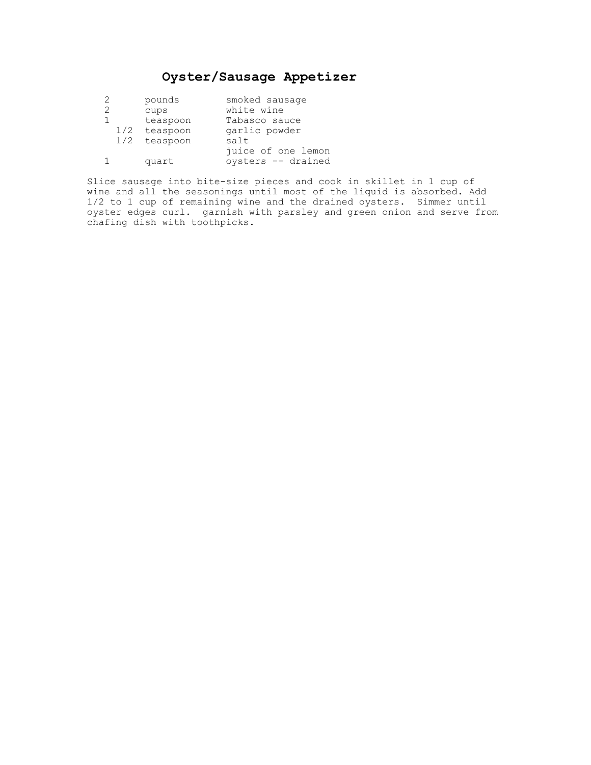# Oyster/Sausage Appetizer

| Amount | Measure | Ingredient |
|---|---|---|
| 2 | pounds | smoked sausage |
| 2 | cups | white wine |
| 1 | teaspoon | Tabasco sauce |
| 1/2 | teaspoon | garlic powder |
| 1/2 | teaspoon | salt |
| | | juice of one lemon |
| 1 | quart | oysters -- drained |

Slice sausage into bite-size pieces and cook in skillet in 1 cup of wine and all the seasonings until most of the liquid is absorbed. Add 1/2 to 1 cup of remaining wine and the drained oysters. Simmer until oyster edges curl. garnish with parsley and green onion and serve from chafing dish with toothpicks.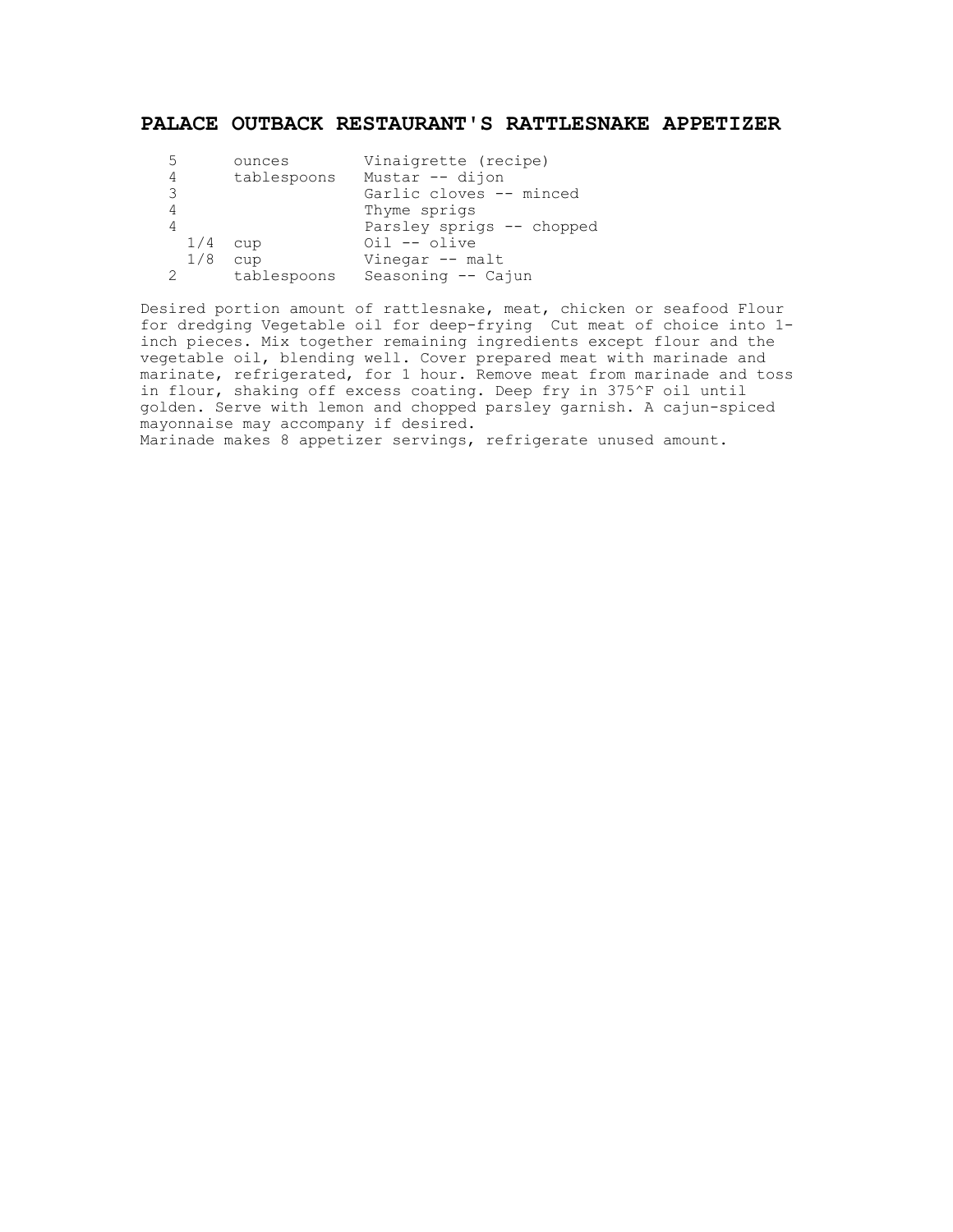# PALACE OUTBACK RESTAURANT'S RATTLESNAKE APPETIZER

| | | |
|---|---|---|
| 5 | ounces | Vinaigrette (recipe) |
| 4 | tablespoons | Mustar -- dijon |
| 3 | | Garlic cloves -- minced |
| 4 | | Thyme sprigs |
| 4 | | Parsley sprigs -- chopped |
| 1/4 | cup | Oil -- olive |
| 1/8 | cup | Vinegar -- malt |
| 2 | tablespoons | Seasoning -- Cajun |

Desired portion amount of rattlesnake, meat, chicken or seafood Flour for dredging Vegetable oil for deep-frying Cut meat of choice into 1-inch pieces. Mix together remaining ingredients except flour and the vegetable oil, blending well. Cover prepared meat with marinade and marinate, refrigerated, for 1 hour. Remove meat from marinade and toss in flour, shaking off excess coating. Deep fry in 375^F oil until golden. Serve with lemon and chopped parsley garnish. A cajun-spiced mayonnaise may accompany if desired.
Marinade makes 8 appetizer servings, refrigerate unused amount.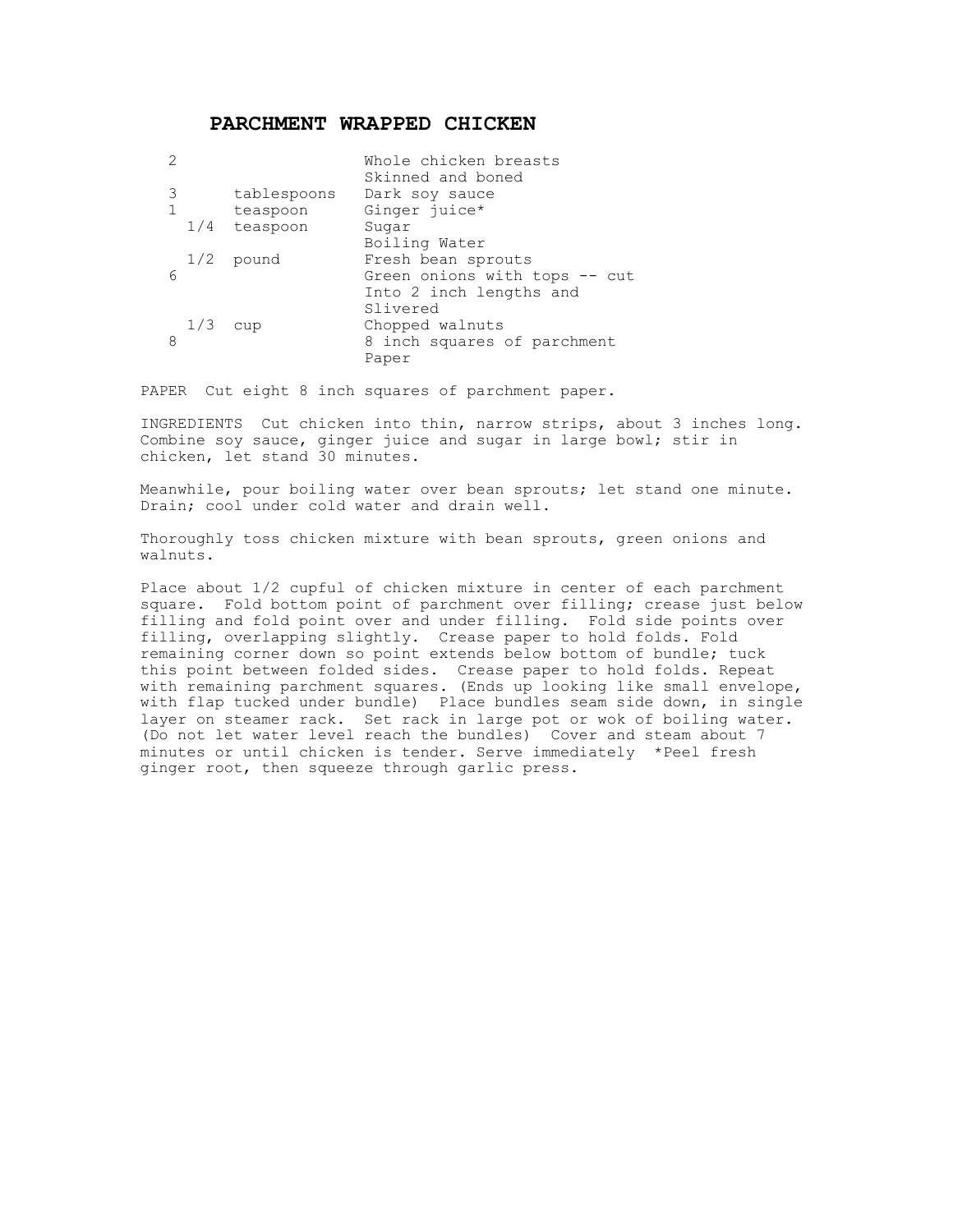# PARCHMENT WRAPPED CHICKEN

| | | |
|---|---|---|
| 2 | | Whole chicken breasts Skinned and boned |
| 3 | tablespoons | Dark soy sauce |
| 1 | teaspoon | Ginger juice* |
| 1/4 | teaspoon | Sugar |
| | | Boiling Water |
| 1/2 | pound | Fresh bean sprouts |
| 6 | | Green onions with tops -- cut Into 2 inch lengths and Slivered |
| 1/3 | cup | Chopped walnuts |
| 8 | | 8 inch squares of parchment Paper |

PAPER Cut eight 8 inch squares of parchment paper.

INGREDIENTS Cut chicken into thin, narrow strips, about 3 inches long. Combine soy sauce, ginger juice and sugar in large bowl; stir in chicken, let stand 30 minutes.

Meanwhile, pour boiling water over bean sprouts; let stand one minute. Drain; cool under cold water and drain well.

Thoroughly toss chicken mixture with bean sprouts, green onions and walnuts.

Place about 1/2 cupful of chicken mixture in center of each parchment square. Fold bottom point of parchment over filling; crease just below filling and fold point over and under filling. Fold side points over filling, overlapping slightly. Crease paper to hold folds. Fold remaining corner down so point extends below bottom of bundle; tuck this point between folded sides. Crease paper to hold folds. Repeat with remaining parchment squares. (Ends up looking like small envelope, with flap tucked under bundle) Place bundles seam side down, in single layer on steamer rack. Set rack in large pot or wok of boiling water. (Do not let water level reach the bundles) Cover and steam about 7 minutes or until chicken is tender. Serve immediately *Peel fresh ginger root, then squeeze through garlic press.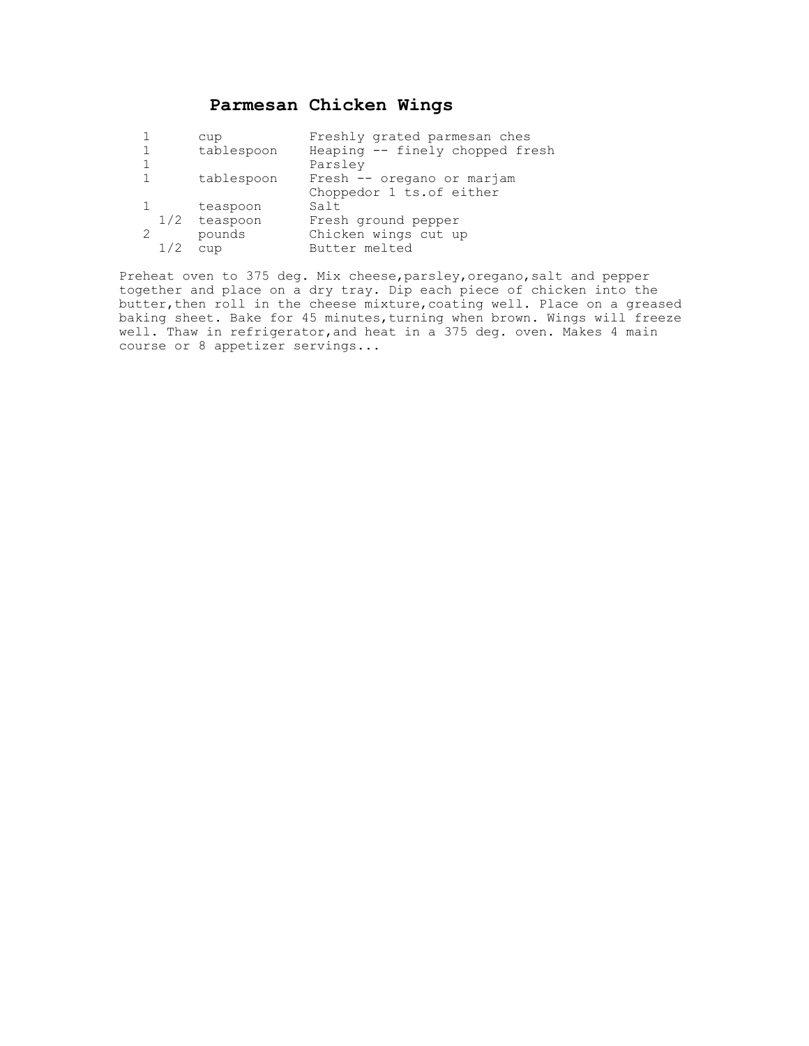# Parmesan Chicken Wings

| | | |
|---|---|---|
| 1 | cup | Freshly grated parmesan ches |
| 1 | tablespoon | Heaping -- finely chopped fresh |
| 1 | | Parsley |
| 1 | tablespoon | Fresh -- oregano or marjam |
| | | Choppedor 1 ts.of either |
| 1 | teaspoon | Salt |
| 1/2 | teaspoon | Fresh ground pepper |
| 2 | pounds | Chicken wings cut up |
| 1/2 | cup | Butter melted |

Preheat oven to 375 deg. Mix cheese,parsley,oregano,salt and pepper together and place on a dry tray. Dip each piece of chicken into the butter,then roll in the cheese mixture,coating well. Place on a greased baking sheet. Bake for 45 minutes,turning when brown. Wings will freeze well. Thaw in refrigerator,and heat in a 375 deg. oven. Makes 4 main course or 8 appetizer servings...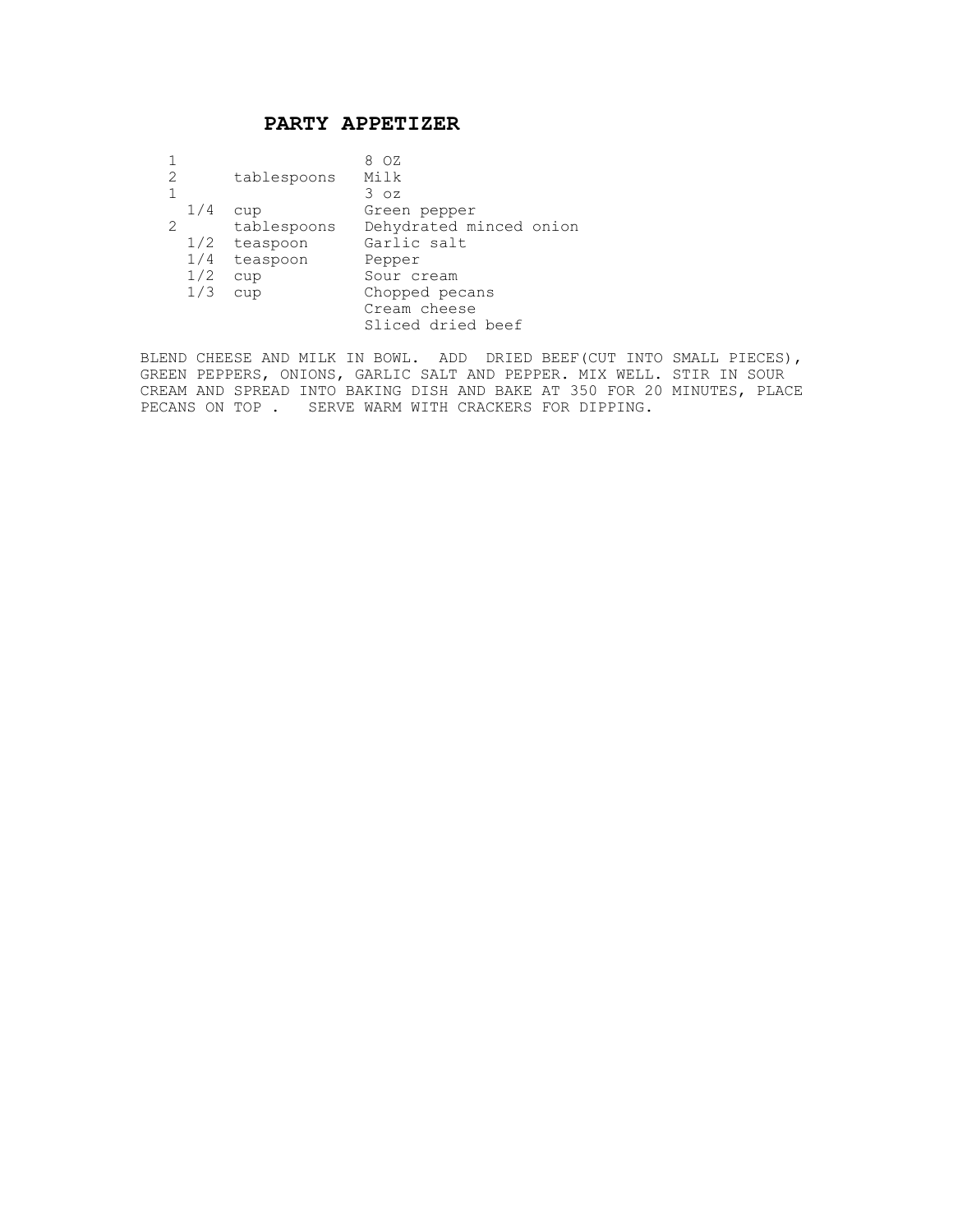# PARTY APPETIZER

| | | |
|---|---|---|
| 1 | | 8 OZ |
| 2 | tablespoons | Milk |
| 1 | | 3 oz |
| 1/4 | cup | Green pepper |
| 2 | tablespoons | Dehydrated minced onion |
| 1/2 | teaspoon | Garlic salt |
| 1/4 | teaspoon | Pepper |
| 1/2 | cup | Sour cream |
| 1/3 | cup | Chopped pecans |
| | | Cream cheese |
| | | Sliced dried beef |

BLEND CHEESE AND MILK IN BOWL. ADD DRIED BEEF(CUT INTO SMALL PIECES), GREEN PEPPERS, ONIONS, GARLIC SALT AND PEPPER. MIX WELL. STIR IN SOUR CREAM AND SPREAD INTO BAKING DISH AND BAKE AT 350 FOR 20 MINUTES, PLACE PECANS ON TOP . SERVE WARM WITH CRACKERS FOR DIPPING.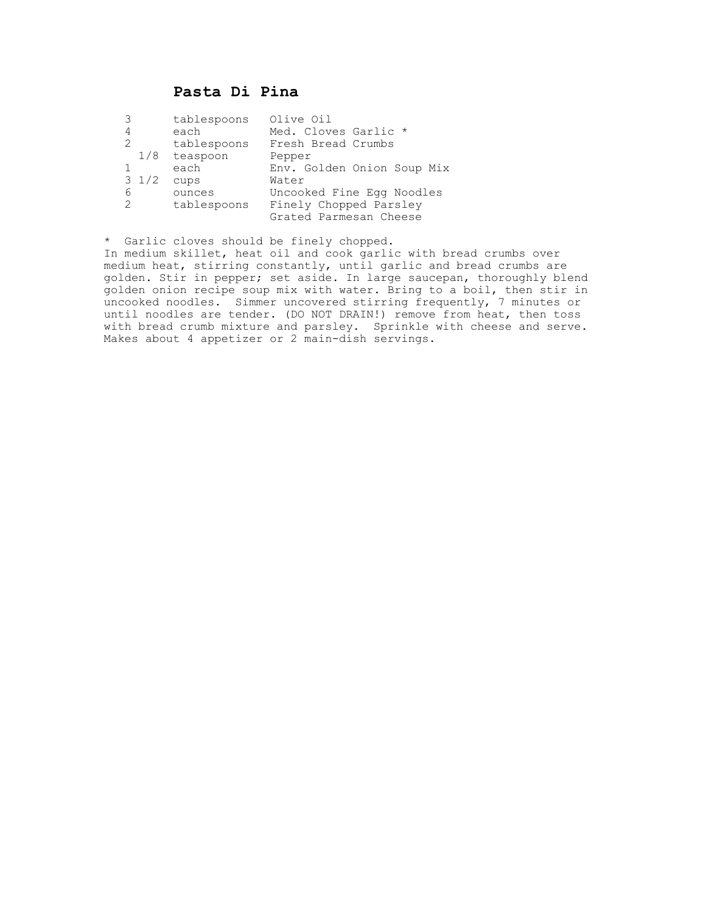# Pasta Di Pina

| | | |
|---|---|---|
| 3 | tablespoons | Olive Oil |
| 4 | each | Med. Cloves Garlic * |
| 2 | tablespoons | Fresh Bread Crumbs |
| 1/8 | teaspoon | Pepper |
| 1 | each | Env. Golden Onion Soup Mix |
| 3 1/2 | cups | Water |
| 6 | ounces | Uncooked Fine Egg Noodles |
| 2 | tablespoons | Finely Chopped Parsley |
| | | Grated Parmesan Cheese |

* Garlic cloves should be finely chopped.

In medium skillet, heat oil and cook garlic with bread crumbs over medium heat, stirring constantly, until garlic and bread crumbs are golden. Stir in pepper; set aside. In large saucepan, thoroughly blend golden onion recipe soup mix with water. Bring to a boil, then stir in uncooked noodles. Simmer uncovered stirring frequently, 7 minutes or until noodles are tender. (DO NOT DRAIN!) remove from heat, then toss with bread crumb mixture and parsley. Sprinkle with cheese and serve. Makes about 4 appetizer or 2 main-dish servings.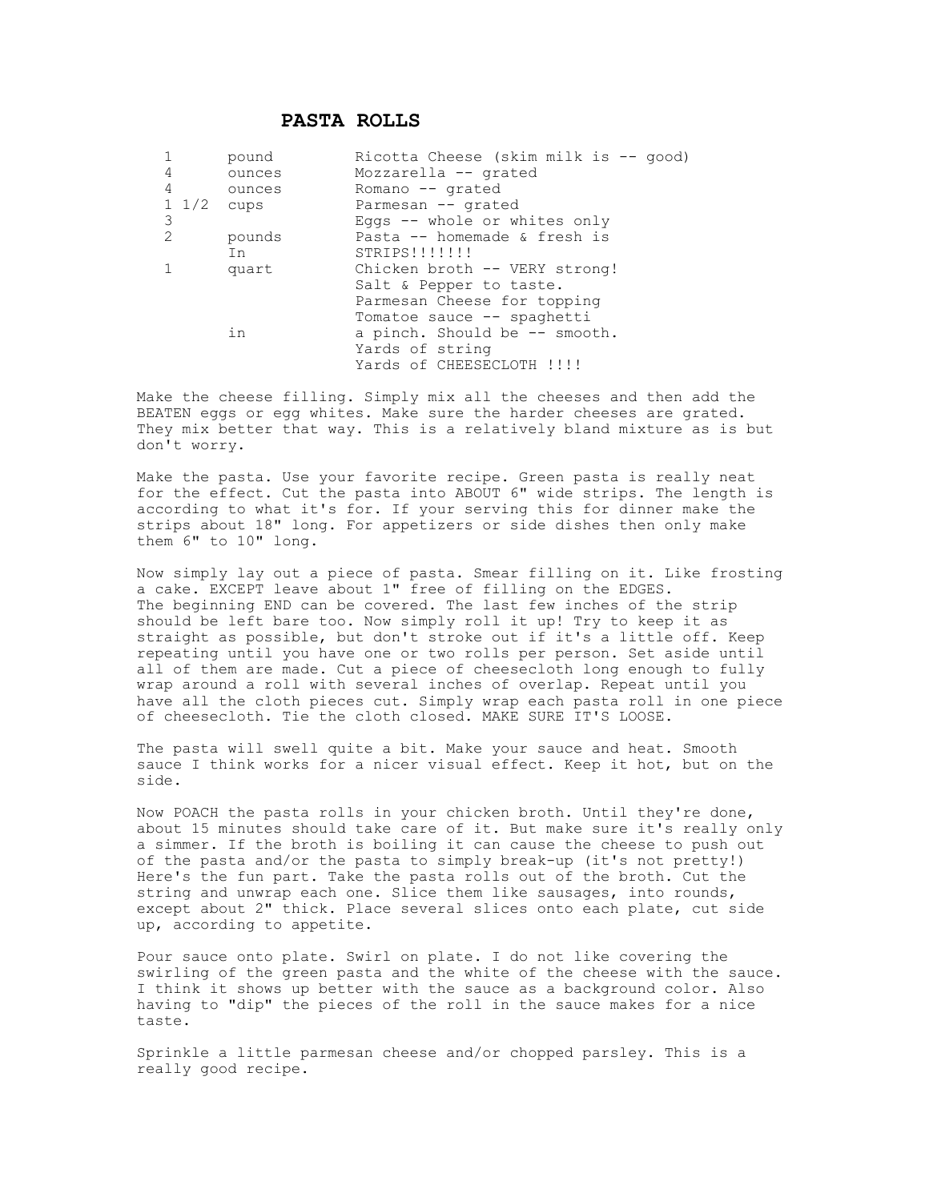# PASTA ROLLS

| | | |
|---|---|---|
| 1 | pound | Ricotta Cheese (skim milk is -- good) |
| 4 | ounces | Mozzarella -- grated |
| 4 | ounces | Romano -- grated |
| 1 1/2 | cups | Parmesan -- grated |
| 3 | | Eggs -- whole or whites only |
| 2 | pounds | Pasta -- homemade & fresh is |
| | In | STRIPS!!!!!!! |
| 1 | quart | Chicken broth -- VERY strong! |
| | | Salt & Pepper to taste. |
| | | Parmesan Cheese for topping |
| | | Tomatoe sauce -- spaghetti |
| | in | a pinch. Should be -- smooth. |
| | | Yards of string |
| | | Yards of CHEESECLOTH !!!! |

Make the cheese filling. Simply mix all the cheeses and then add the BEATEN eggs or egg whites. Make sure the harder cheeses are grated. They mix better that way. This is a relatively bland mixture as is but don't worry.

Make the pasta. Use your favorite recipe. Green pasta is really neat for the effect. Cut the pasta into ABOUT 6" wide strips. The length is according to what it's for. If your serving this for dinner make the strips about 18" long. For appetizers or side dishes then only make them 6" to 10" long.

Now simply lay out a piece of pasta. Smear filling on it. Like frosting a cake. EXCEPT leave about 1" free of filling on the EDGES. The beginning END can be covered. The last few inches of the strip should be left bare too. Now simply roll it up! Try to keep it as straight as possible, but don't stroke out if it's a little off. Keep repeating until you have one or two rolls per person. Set aside until all of them are made. Cut a piece of cheesecloth long enough to fully wrap around a roll with several inches of overlap. Repeat until you have all the cloth pieces cut. Simply wrap each pasta roll in one piece of cheesecloth. Tie the cloth closed. MAKE SURE IT'S LOOSE.

The pasta will swell quite a bit. Make your sauce and heat. Smooth sauce I think works for a nicer visual effect. Keep it hot, but on the side.

Now POACH the pasta rolls in your chicken broth. Until they're done, about 15 minutes should take care of it. But make sure it's really only a simmer. If the broth is boiling it can cause the cheese to push out of the pasta and/or the pasta to simply break-up (it's not pretty!) Here's the fun part. Take the pasta rolls out of the broth. Cut the string and unwrap each one. Slice them like sausages, into rounds, except about 2" thick. Place several slices onto each plate, cut side up, according to appetite.

Pour sauce onto plate. Swirl on plate. I do not like covering the swirling of the green pasta and the white of the cheese with the sauce. I think it shows up better with the sauce as a background color. Also having to "dip" the pieces of the roll in the sauce makes for a nice taste.

Sprinkle a little parmesan cheese and/or chopped parsley. This is a really good recipe.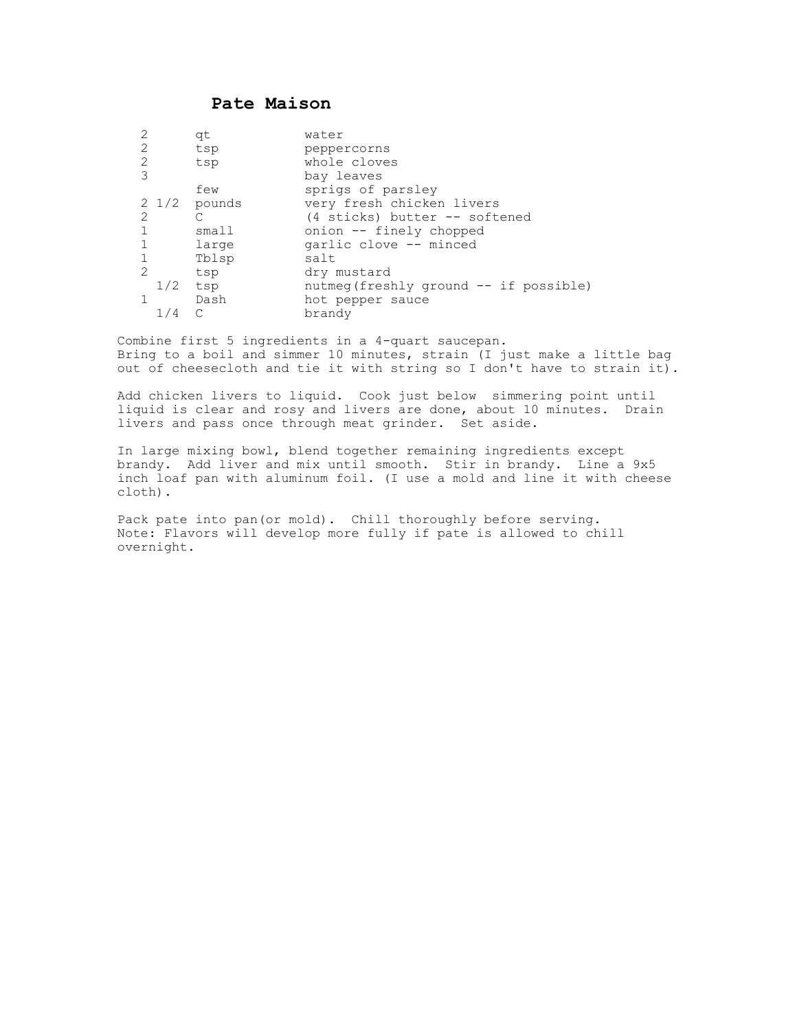# Pate Maison

| | | |
|---|---|---|
| 2 | qt | water |
| 2 | tsp | peppercorns |
| 2 | tsp | whole cloves |
| 3 | | bay leaves |
| | few | sprigs of parsley |
| 2 1/2 | pounds | very fresh chicken livers |
| 2 | C | (4 sticks) butter -- softened |
| 1 | small | onion -- finely chopped |
| 1 | large | garlic clove -- minced |
| 1 | Tblsp | salt |
| 2 | tsp | dry mustard |
| 1/2 | tsp | nutmeg(freshly ground -- if possible) |
| 1 | Dash | hot pepper sauce |
| 1/4 | C | brandy |

Combine first 5 ingredients in a 4-quart saucepan.
Bring to a boil and simmer 10 minutes, strain (I just make a little bag out of cheesecloth and tie it with string so I don't have to strain it).

Add chicken livers to liquid. Cook just below simmering point until liquid is clear and rosy and livers are done, about 10 minutes. Drain livers and pass once through meat grinder. Set aside.

In large mixing bowl, blend together remaining ingredients except brandy. Add liver and mix until smooth. Stir in brandy. Line a 9x5 inch loaf pan with aluminum foil. (I use a mold and line it with cheese cloth).

Pack pate into pan(or mold). Chill thoroughly before serving.
Note: Flavors will develop more fully if pate is allowed to chill overnight.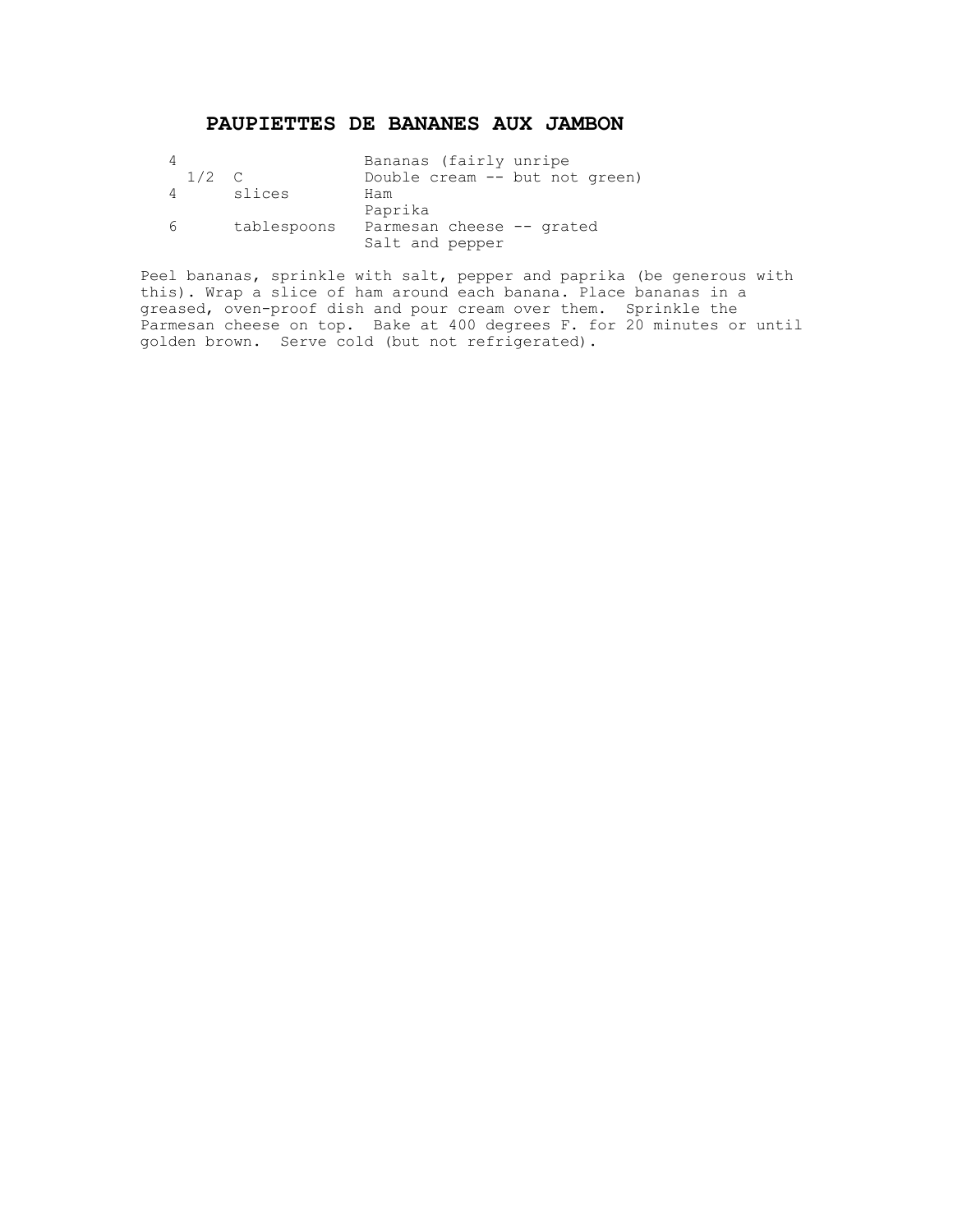# PAUPIETTES DE BANANES AUX JAMBON

| | | |
|---|---|---|
| 4 | | Bananas (fairly unripe |
| 1/2 | C | Double cream -- but not green) |
| 4 | slices | Ham |
| | | Paprika |
| 6 | tablespoons | Parmesan cheese -- grated |
| | | Salt and pepper |

Peel bananas, sprinkle with salt, pepper and paprika (be generous with this). Wrap a slice of ham around each banana. Place bananas in a greased, oven-proof dish and pour cream over them. Sprinkle the Parmesan cheese on top. Bake at 400 degrees F. for 20 minutes or until golden brown. Serve cold (but not refrigerated).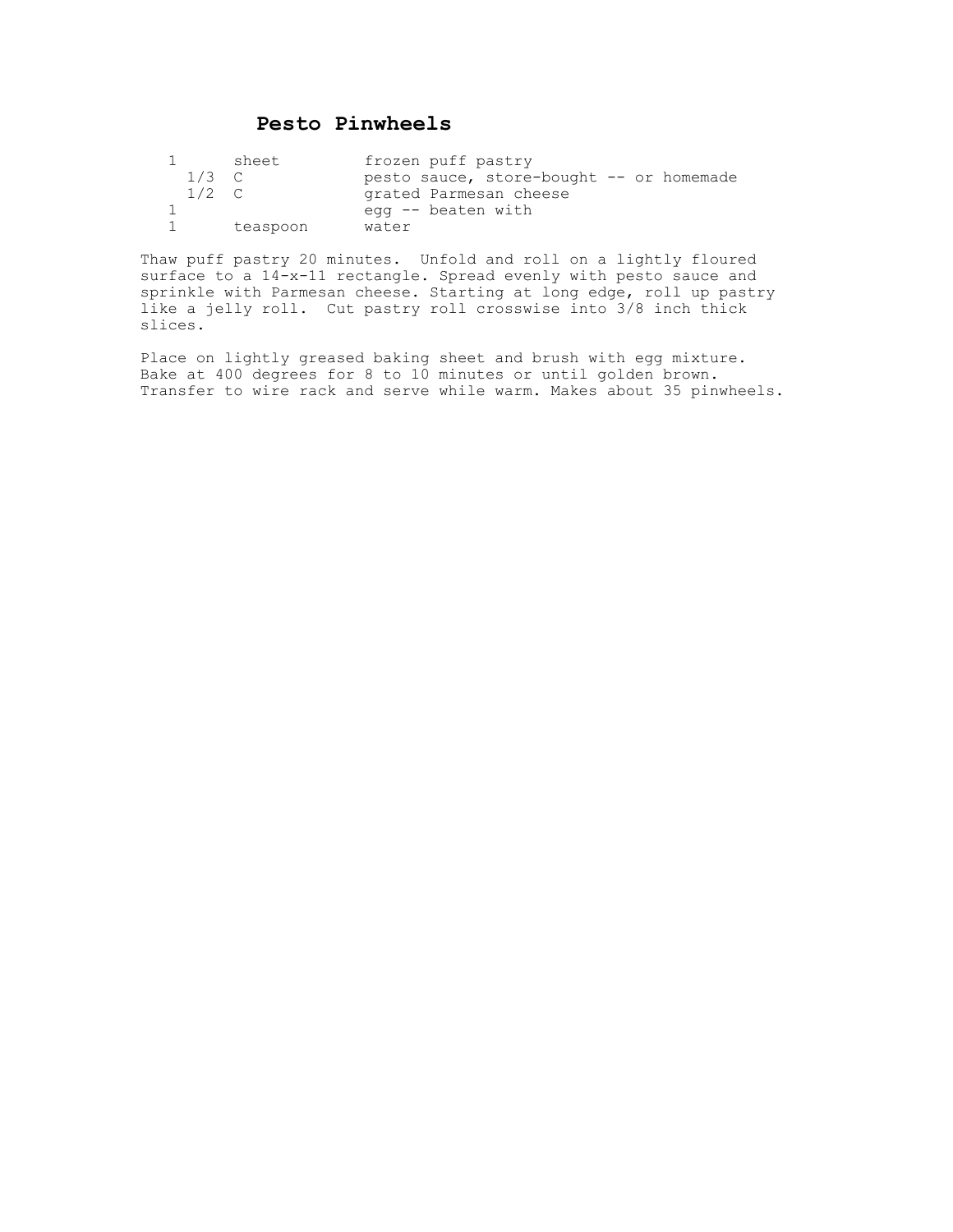# Pesto Pinwheels

| | | |
|---|---|---|
| 1 | sheet | frozen puff pastry |
| 1/3 | C | pesto sauce, store-bought -- or homemade |
| 1/2 | C | grated Parmesan cheese |
| 1 | | egg -- beaten with |
| 1 | teaspoon | water |

Thaw puff pastry 20 minutes. Unfold and roll on a lightly floured surface to a 14-x-11 rectangle. Spread evenly with pesto sauce and sprinkle with Parmesan cheese. Starting at long edge, roll up pastry like a jelly roll. Cut pastry roll crosswise into 3/8 inch thick slices.

Place on lightly greased baking sheet and brush with egg mixture. Bake at 400 degrees for 8 to 10 minutes or until golden brown. Transfer to wire rack and serve while warm. Makes about 35 pinwheels.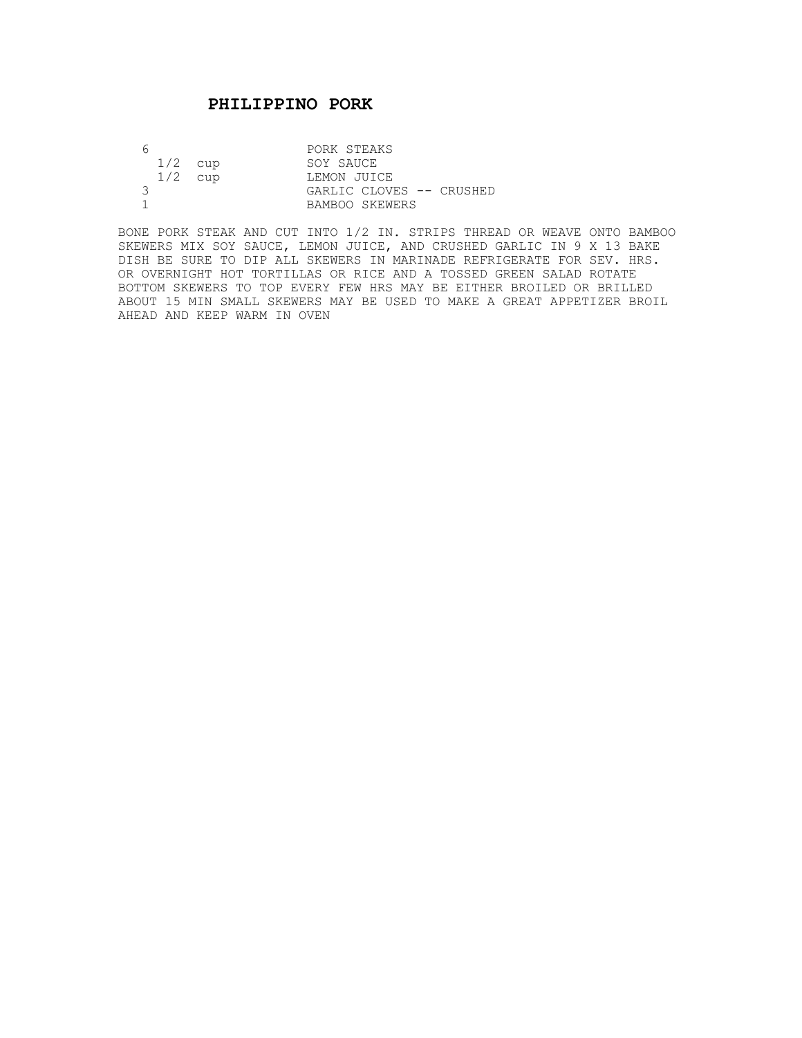# PHILIPPINO PORK

| | | |
|---|---|---|
| 6 | | PORK STEAKS |
| 1/2 | cup | SOY SAUCE |
| 1/2 | cup | LEMON JUICE |
| 3 | | GARLIC CLOVES -- CRUSHED |
| 1 | | BAMBOO SKEWERS |

BONE PORK STEAK AND CUT INTO 1/2 IN. STRIPS THREAD OR WEAVE ONTO BAMBOO SKEWERS MIX SOY SAUCE, LEMON JUICE, AND CRUSHED GARLIC IN 9 X 13 BAKE DISH BE SURE TO DIP ALL SKEWERS IN MARINADE REFRIGERATE FOR SEV. HRS. OR OVERNIGHT HOT TORTILLAS OR RICE AND A TOSSED GREEN SALAD ROTATE BOTTOM SKEWERS TO TOP EVERY FEW HRS MAY BE EITHER BROILED OR BRILLED ABOUT 15 MIN SMALL SKEWERS MAY BE USED TO MAKE A GREAT APPETIZER BROIL AHEAD AND KEEP WARM IN OVEN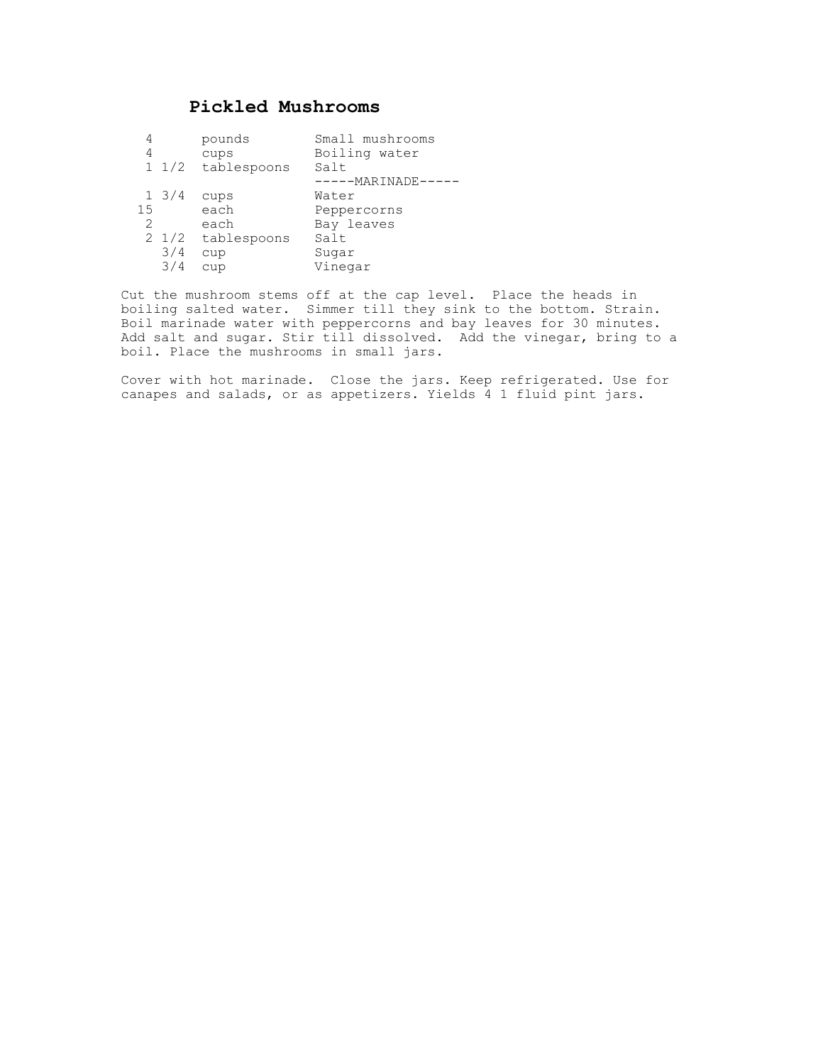# Pickled Mushrooms

| | | |
|---|---|---|
| 4 | pounds | Small mushrooms |
| 4 | cups | Boiling water |
| 1 1/2 | tablespoons | Salt |
| | | -----MARINADE----- |
| 1 3/4 | cups | Water |
| 15 | each | Peppercorns |
| 2 | each | Bay leaves |
| 2 1/2 | tablespoons | Salt |
| 3/4 | cup | Sugar |
| 3/4 | cup | Vinegar |

Cut the mushroom stems off at the cap level. Place the heads in boiling salted water. Simmer till they sink to the bottom. Strain. Boil marinade water with peppercorns and bay leaves for 30 minutes. Add salt and sugar. Stir till dissolved. Add the vinegar, bring to a boil. Place the mushrooms in small jars.

Cover with hot marinade. Close the jars. Keep refrigerated. Use for canapes and salads, or as appetizers. Yields 4 1 fluid pint jars.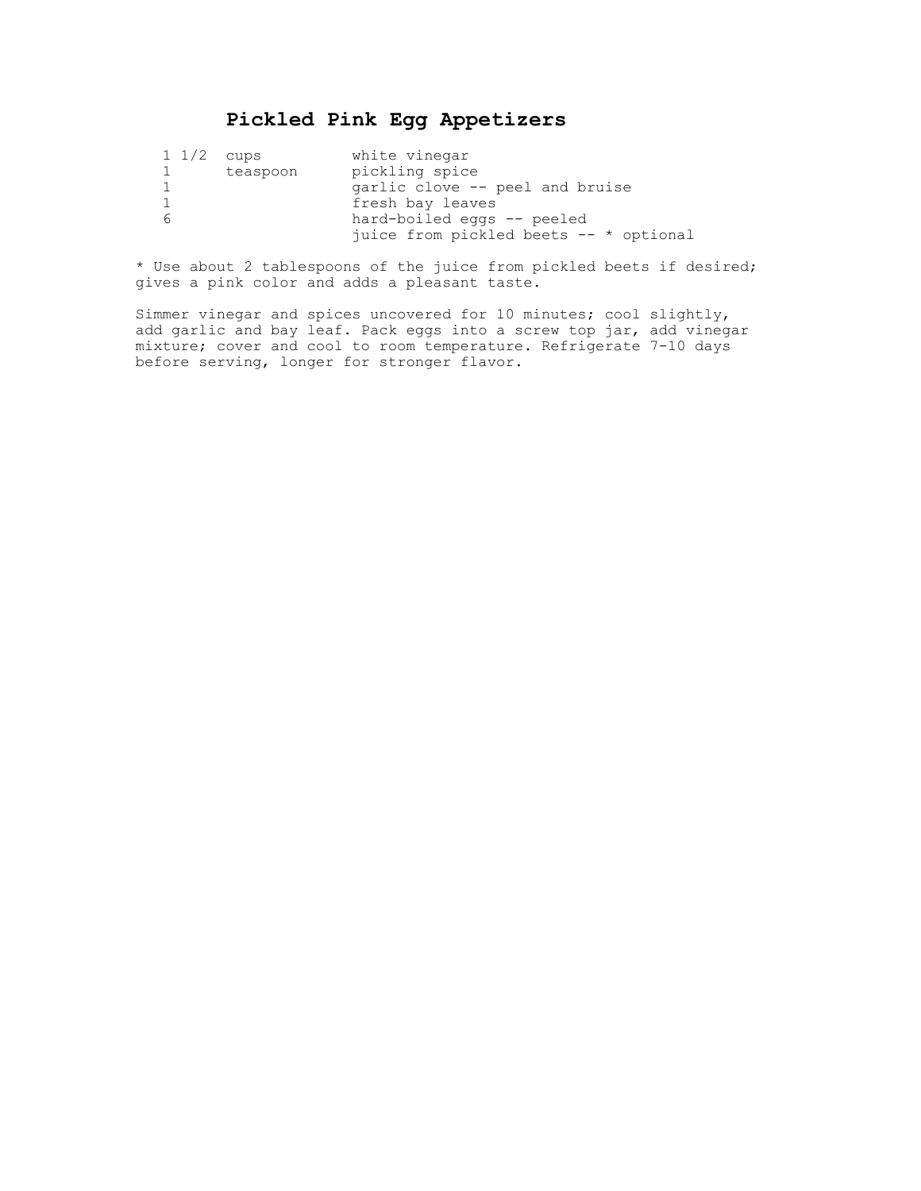# Pickled Pink Egg Appetizers

| | | |
|---|---|---|
| 1 1/2 | cups | white vinegar |
| 1 | teaspoon | pickling spice |
| 1 | | garlic clove -- peel and bruise |
| 1 | | fresh bay leaves |
| 6 | | hard-boiled eggs -- peeled |
| | | juice from pickled beets -- * optional |

* Use about 2 tablespoons of the juice from pickled beets if desired; gives a pink color and adds a pleasant taste.

Simmer vinegar and spices uncovered for 10 minutes; cool slightly, add garlic and bay leaf. Pack eggs into a screw top jar, add vinegar mixture; cover and cool to room temperature. Refrigerate 7-10 days before serving, longer for stronger flavor.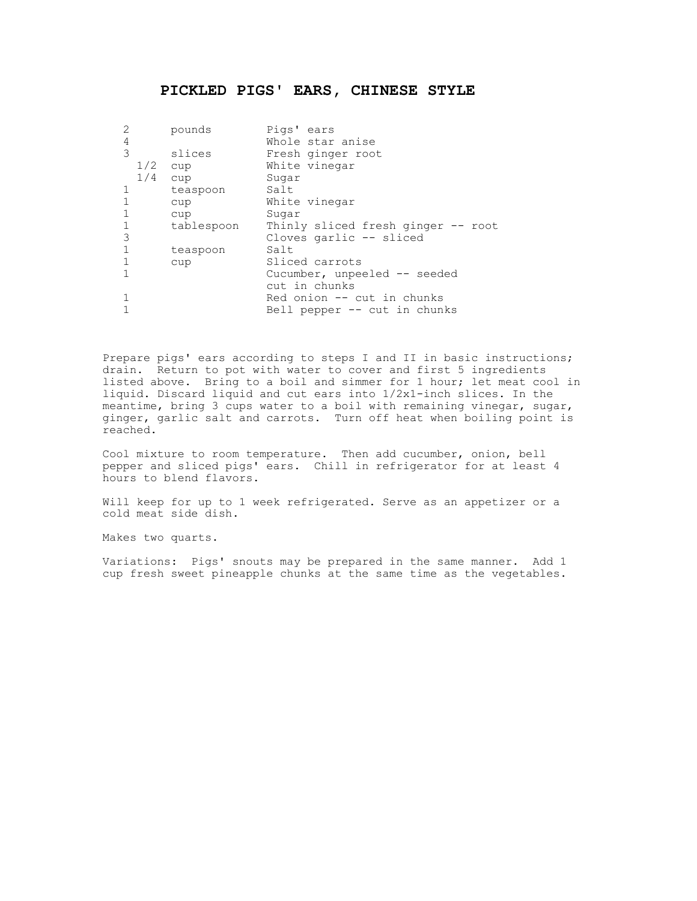# PICKLED PIGS' EARS, CHINESE STYLE

| | | |
|---|---|---|
| 2 | pounds | Pigs' ears |
| 4 | | Whole star anise |
| 3 | slices | Fresh ginger root |
| 1/2 | cup | White vinegar |
| 1/4 | cup | Sugar |
| 1 | teaspoon | Salt |
| 1 | cup | White vinegar |
| 1 | cup | Sugar |
| 1 | tablespoon | Thinly sliced fresh ginger -- root |
| 3 | | Cloves garlic -- sliced |
| 1 | teaspoon | Salt |
| 1 | cup | Sliced carrots |
| 1 | | Cucumber, unpeeled -- seeded cut in chunks |
| 1 | | Red onion -- cut in chunks |
| 1 | | Bell pepper -- cut in chunks |

Prepare pigs' ears according to steps I and II in basic instructions; drain. Return to pot with water to cover and first 5 ingredients listed above. Bring to a boil and simmer for 1 hour; let meat cool in liquid. Discard liquid and cut ears into 1/2x1-inch slices. In the meantime, bring 3 cups water to a boil with remaining vinegar, sugar, ginger, garlic salt and carrots. Turn off heat when boiling point is reached.

Cool mixture to room temperature. Then add cucumber, onion, bell pepper and sliced pigs' ears. Chill in refrigerator for at least 4 hours to blend flavors.

Will keep for up to 1 week refrigerated. Serve as an appetizer or a cold meat side dish.

Makes two quarts.

Variations: Pigs' snouts may be prepared in the same manner. Add 1 cup fresh sweet pineapple chunks at the same time as the vegetables.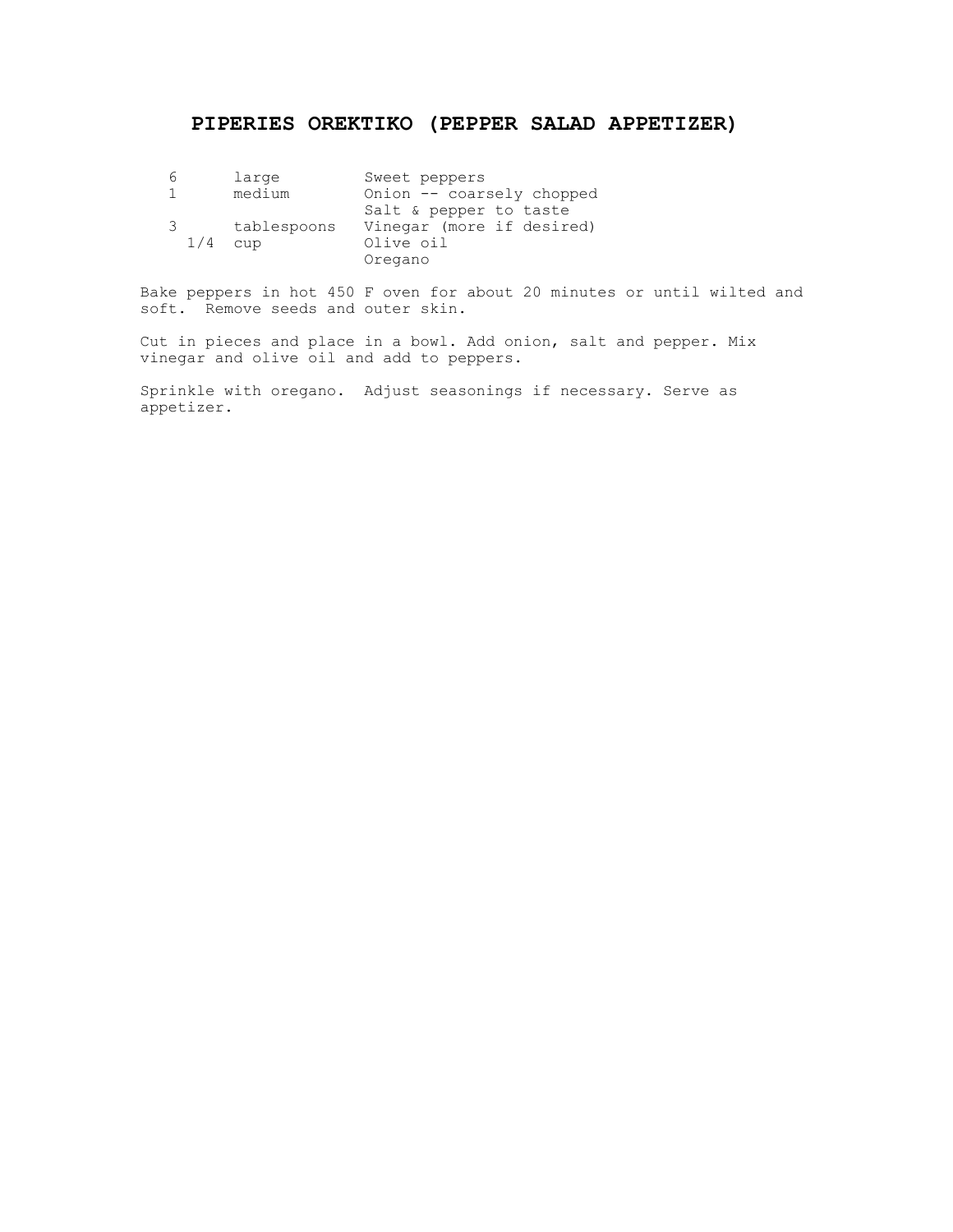# PIPERIES OREKTIKO (PEPPER SALAD APPETIZER)

| | | |
|---|---|---|
| 6 | large | Sweet peppers |
| 1 | medium | Onion -- coarsely chopped |
| | | Salt & pepper to taste |
| 3 | tablespoons | Vinegar (more if desired) |
| 1/4 | cup | Olive oil |
| | | Oregano |

Bake peppers in hot 450 F oven for about 20 minutes or until wilted and soft. Remove seeds and outer skin.

Cut in pieces and place in a bowl. Add onion, salt and pepper. Mix vinegar and olive oil and add to peppers.

Sprinkle with oregano. Adjust seasonings if necessary. Serve as appetizer.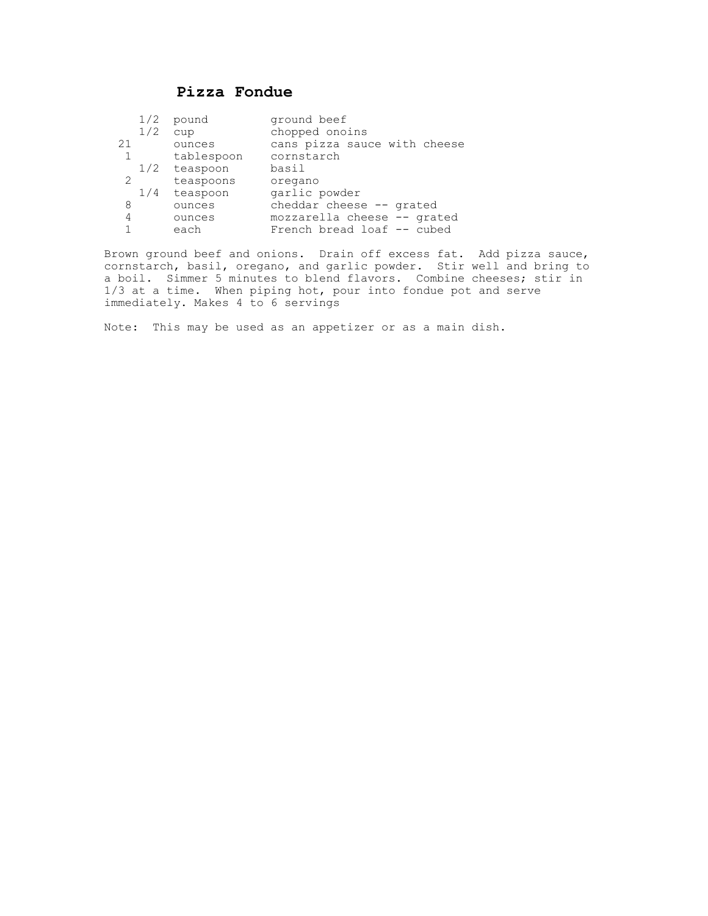# Pizza Fondue

| | | |
|---|---|---|
| 1/2 | pound | ground beef |
| 1/2 | cup | chopped onoins |
| 21 | ounces | cans pizza sauce with cheese |
| 1 | tablespoon | cornstarch |
| 1/2 | teaspoon | basil |
| 2 | teaspoons | oregano |
| 1/4 | teaspoon | garlic powder |
| 8 | ounces | cheddar cheese -- grated |
| 4 | ounces | mozzarella cheese -- grated |
| 1 | each | French bread loaf -- cubed |

Brown ground beef and onions. Drain off excess fat. Add pizza sauce, cornstarch, basil, oregano, and garlic powder. Stir well and bring to a boil. Simmer 5 minutes to blend flavors. Combine cheeses; stir in 1/3 at a time. When piping hot, pour into fondue pot and serve immediately. Makes 4 to 6 servings

Note: This may be used as an appetizer or as a main dish.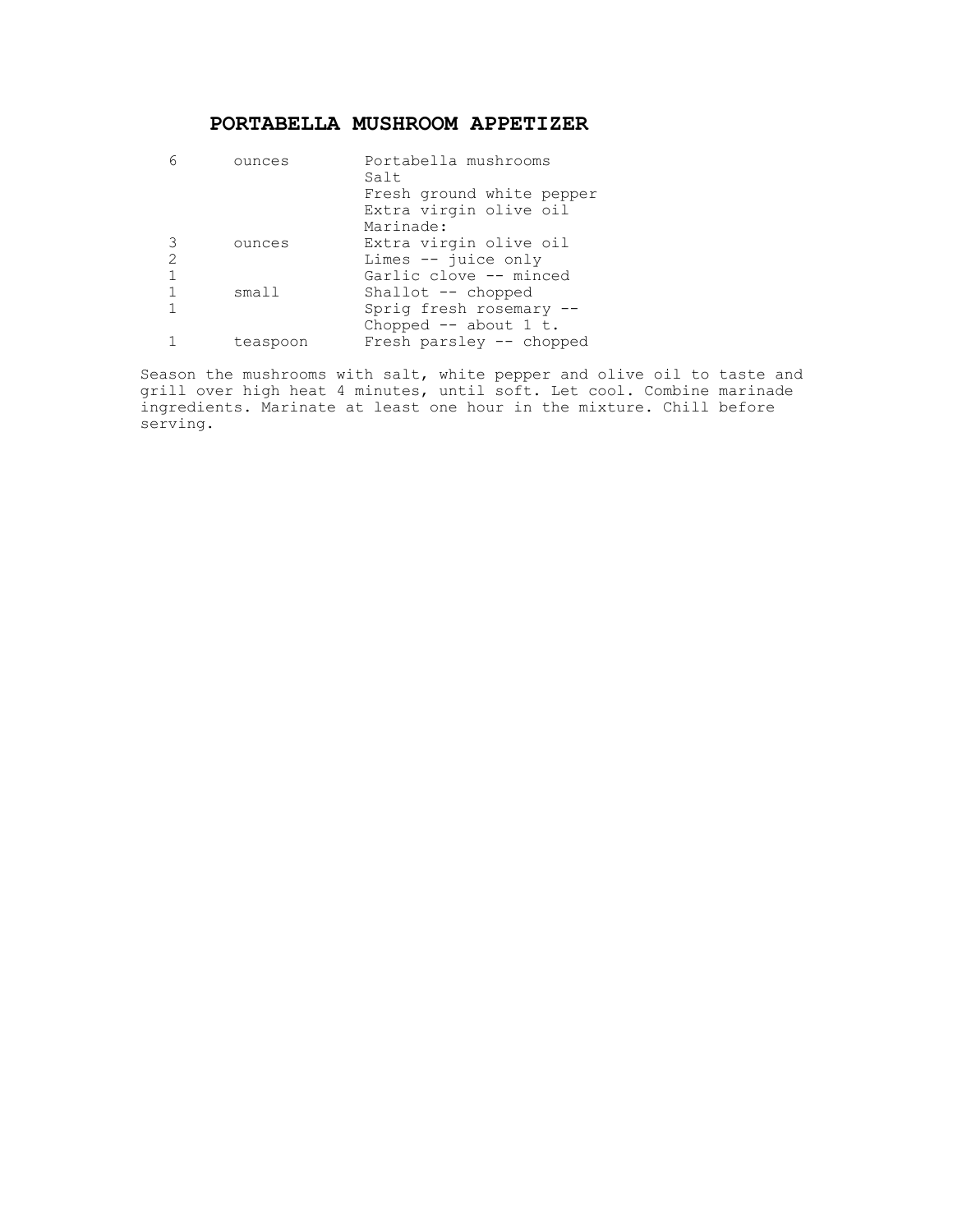# PORTABELLA MUSHROOM APPETIZER

| | | |
|---|---|---|
| 6 | ounces | Portabella mushrooms |
| | | Salt |
| | | Fresh ground white pepper |
| | | Extra virgin olive oil |
| | | Marinade: |
| 3 | ounces | Extra virgin olive oil |
| 2 | | Limes -- juice only |
| 1 | | Garlic clove -- minced |
| 1 | small | Shallot -- chopped |
| 1 | | Sprig fresh rosemary -- Chopped -- about 1 t. |
| 1 | teaspoon | Fresh parsley -- chopped |

Season the mushrooms with salt, white pepper and olive oil to taste and grill over high heat 4 minutes, until soft. Let cool. Combine marinade ingredients. Marinate at least one hour in the mixture. Chill before serving.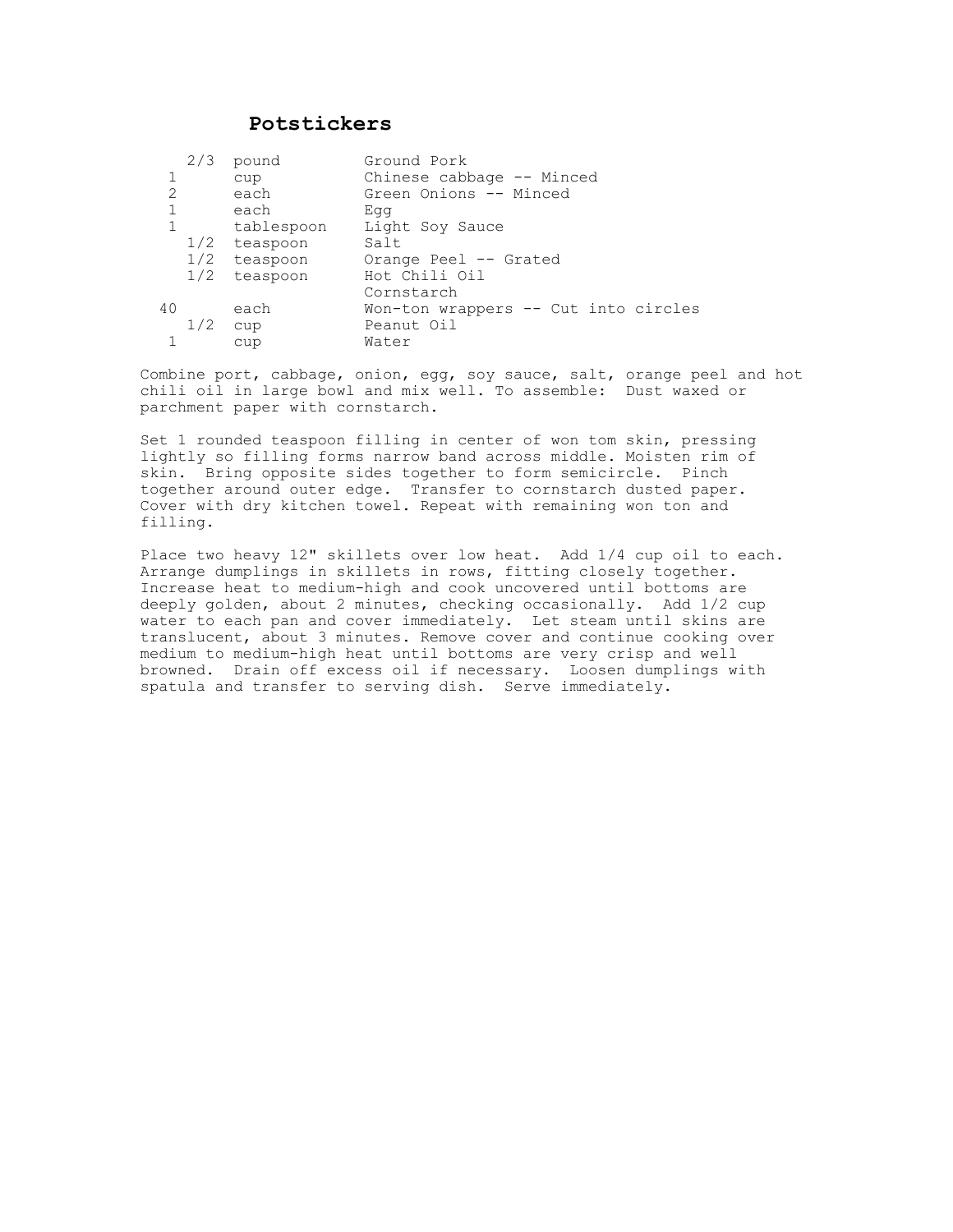# Potstickers

| Amount | Unit | Ingredient |
|---|---|---|
| 2/3 | pound | Ground Pork |
| 1 | cup | Chinese cabbage -- Minced |
| 2 | each | Green Onions -- Minced |
| 1 | each | Egg |
| 1 | tablespoon | Light Soy Sauce |
| 1/2 | teaspoon | Salt |
| 1/2 | teaspoon | Orange Peel -- Grated |
| 1/2 | teaspoon | Hot Chili Oil |
| | | Cornstarch |
| 40 | each | Won-ton wrappers -- Cut into circles |
| 1/2 | cup | Peanut Oil |
| 1 | cup | Water |

Combine port, cabbage, onion, egg, soy sauce, salt, orange peel and hot chili oil in large bowl and mix well. To assemble: Dust waxed or parchment paper with cornstarch.

Set 1 rounded teaspoon filling in center of won tom skin, pressing lightly so filling forms narrow band across middle. Moisten rim of skin. Bring opposite sides together to form semicircle. Pinch together around outer edge. Transfer to cornstarch dusted paper. Cover with dry kitchen towel. Repeat with remaining won ton and filling.

Place two heavy 12" skillets over low heat. Add 1/4 cup oil to each. Arrange dumplings in skillets in rows, fitting closely together. Increase heat to medium-high and cook uncovered until bottoms are deeply golden, about 2 minutes, checking occasionally. Add 1/2 cup water to each pan and cover immediately. Let steam until skins are translucent, about 3 minutes. Remove cover and continue cooking over medium to medium-high heat until bottoms are very crisp and well browned. Drain off excess oil if necessary. Loosen dumplings with spatula and transfer to serving dish. Serve immediately.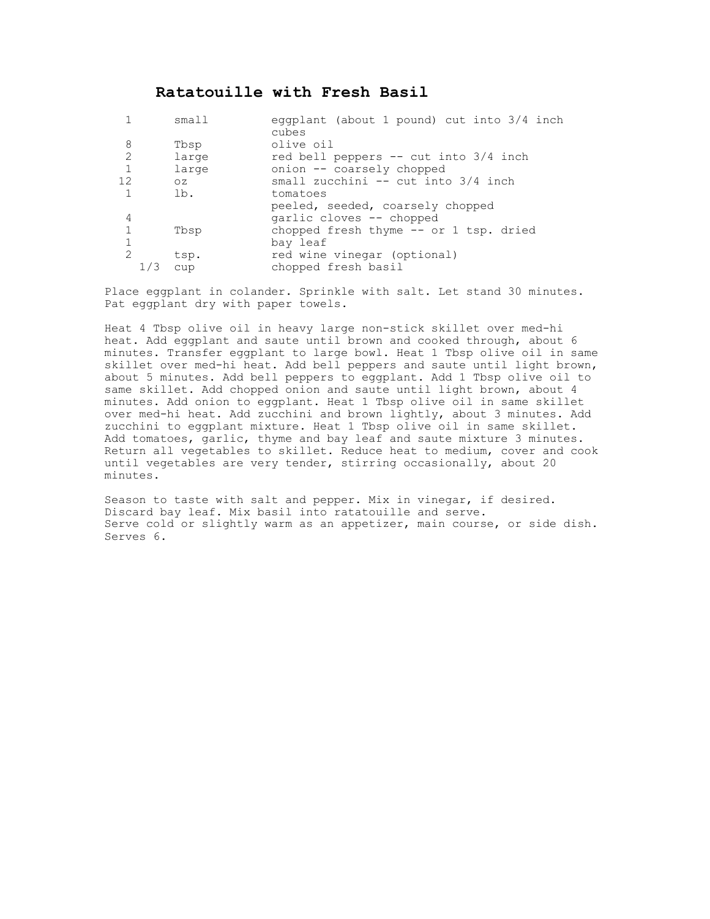# Ratatouille with Fresh Basil

| | | |
|---|---|---|
| 1 | small | eggplant (about 1 pound) cut into 3/4 inch cubes |
| 8 | Tbsp | olive oil |
| 2 | large | red bell peppers -- cut into 3/4 inch |
| 1 | large | onion -- coarsely chopped |
| 12 | oz | small zucchini -- cut into 3/4 inch |
| 1 | lb. | tomatoes<br>peeled, seeded, coarsely chopped |
| 4 | | garlic cloves -- chopped |
| 1 | Tbsp | chopped fresh thyme -- or 1 tsp. dried |
| 1 | | bay leaf |
| 2 | tsp. | red wine vinegar (optional) |
| 1/3 | cup | chopped fresh basil |

Place eggplant in colander. Sprinkle with salt. Let stand 30 minutes. Pat eggplant dry with paper towels.

Heat 4 Tbsp olive oil in heavy large non-stick skillet over med-hi heat. Add eggplant and saute until brown and cooked through, about 6 minutes. Transfer eggplant to large bowl. Heat 1 Tbsp olive oil in same skillet over med-hi heat. Add bell peppers and saute until light brown, about 5 minutes. Add bell peppers to eggplant. Add 1 Tbsp olive oil to same skillet. Add chopped onion and saute until light brown, about 4 minutes. Add onion to eggplant. Heat 1 Tbsp olive oil in same skillet over med-hi heat. Add zucchini and brown lightly, about 3 minutes. Add zucchini to eggplant mixture. Heat 1 Tbsp olive oil in same skillet. Add tomatoes, garlic, thyme and bay leaf and saute mixture 3 minutes. Return all vegetables to skillet. Reduce heat to medium, cover and cook until vegetables are very tender, stirring occasionally, about 20 minutes.

Season to taste with salt and pepper. Mix in vinegar, if desired. Discard bay leaf. Mix basil into ratatouille and serve.
Serve cold or slightly warm as an appetizer, main course, or side dish. Serves 6.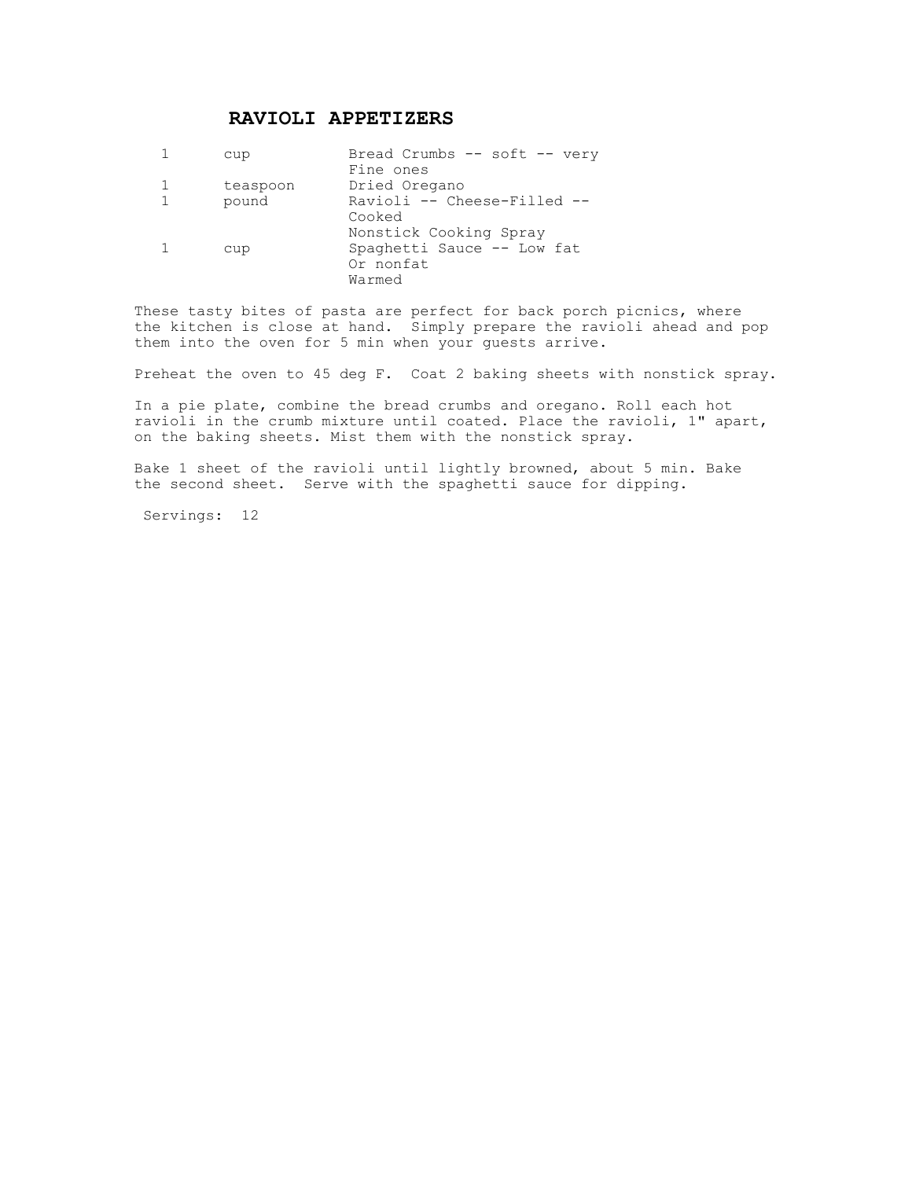# RAVIOLI APPETIZERS

| | | |
|---|---|---|
| 1 | cup | Bread Crumbs -- soft -- very Fine ones |
| 1 | teaspoon | Dried Oregano |
| 1 | pound | Ravioli -- Cheese-Filled -- Cooked |
| | | Nonstick Cooking Spray |
| 1 | cup | Spaghetti Sauce -- Low fat Or nonfat Warmed |

These tasty bites of pasta are perfect for back porch picnics, where the kitchen is close at hand. Simply prepare the ravioli ahead and pop them into the oven for 5 min when your guests arrive.

Preheat the oven to 45 deg F. Coat 2 baking sheets with nonstick spray.

In a pie plate, combine the bread crumbs and oregano. Roll each hot ravioli in the crumb mixture until coated. Place the ravioli, 1" apart, on the baking sheets. Mist them with the nonstick spray.

Bake 1 sheet of the ravioli until lightly browned, about 5 min. Bake the second sheet. Serve with the spaghetti sauce for dipping.

Servings: 12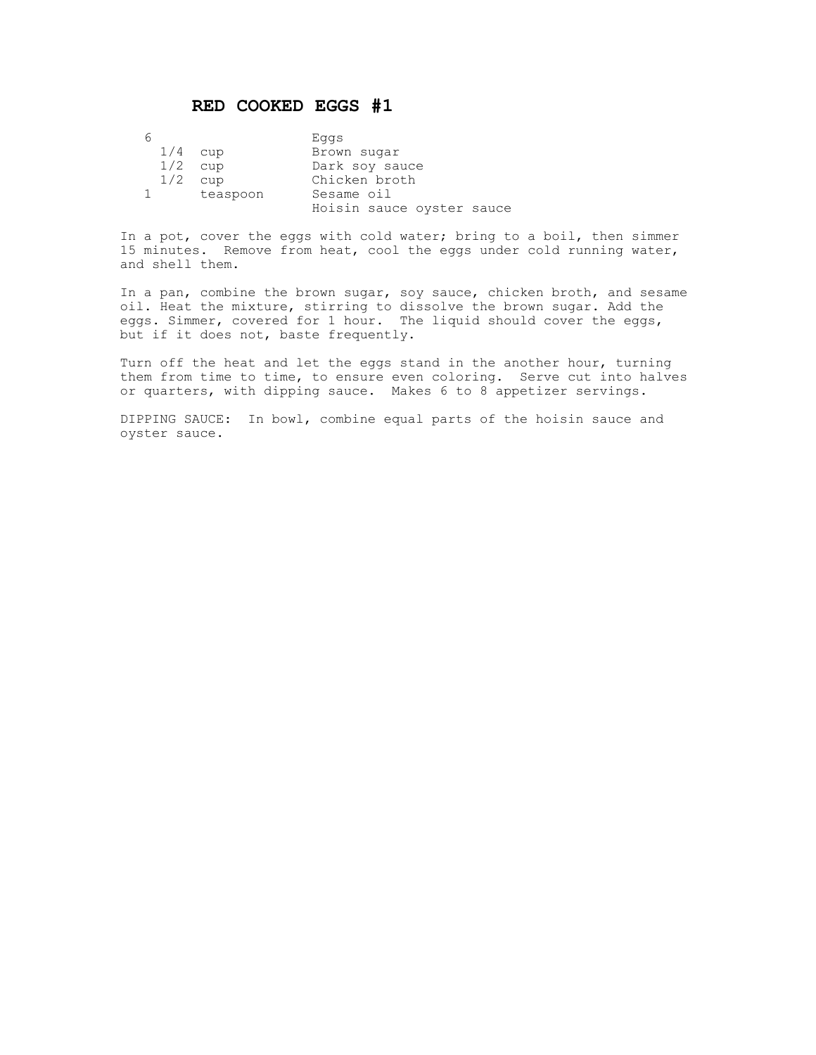# RED COOKED EGGS #1

| | | |
|---|---|---|
| 6 | | Eggs |
| 1/4 | cup | Brown sugar |
| 1/2 | cup | Dark soy sauce |
| 1/2 | cup | Chicken broth |
| 1 | teaspoon | Sesame oil |
| | | Hoisin sauce oyster sauce |

In a pot, cover the eggs with cold water; bring to a boil, then simmer 15 minutes. Remove from heat, cool the eggs under cold running water, and shell them.

In a pan, combine the brown sugar, soy sauce, chicken broth, and sesame oil. Heat the mixture, stirring to dissolve the brown sugar. Add the eggs. Simmer, covered for 1 hour. The liquid should cover the eggs, but if it does not, baste frequently.

Turn off the heat and let the eggs stand in the another hour, turning them from time to time, to ensure even coloring. Serve cut into halves or quarters, with dipping sauce. Makes 6 to 8 appetizer servings.

DIPPING SAUCE: In bowl, combine equal parts of the hoisin sauce and oyster sauce.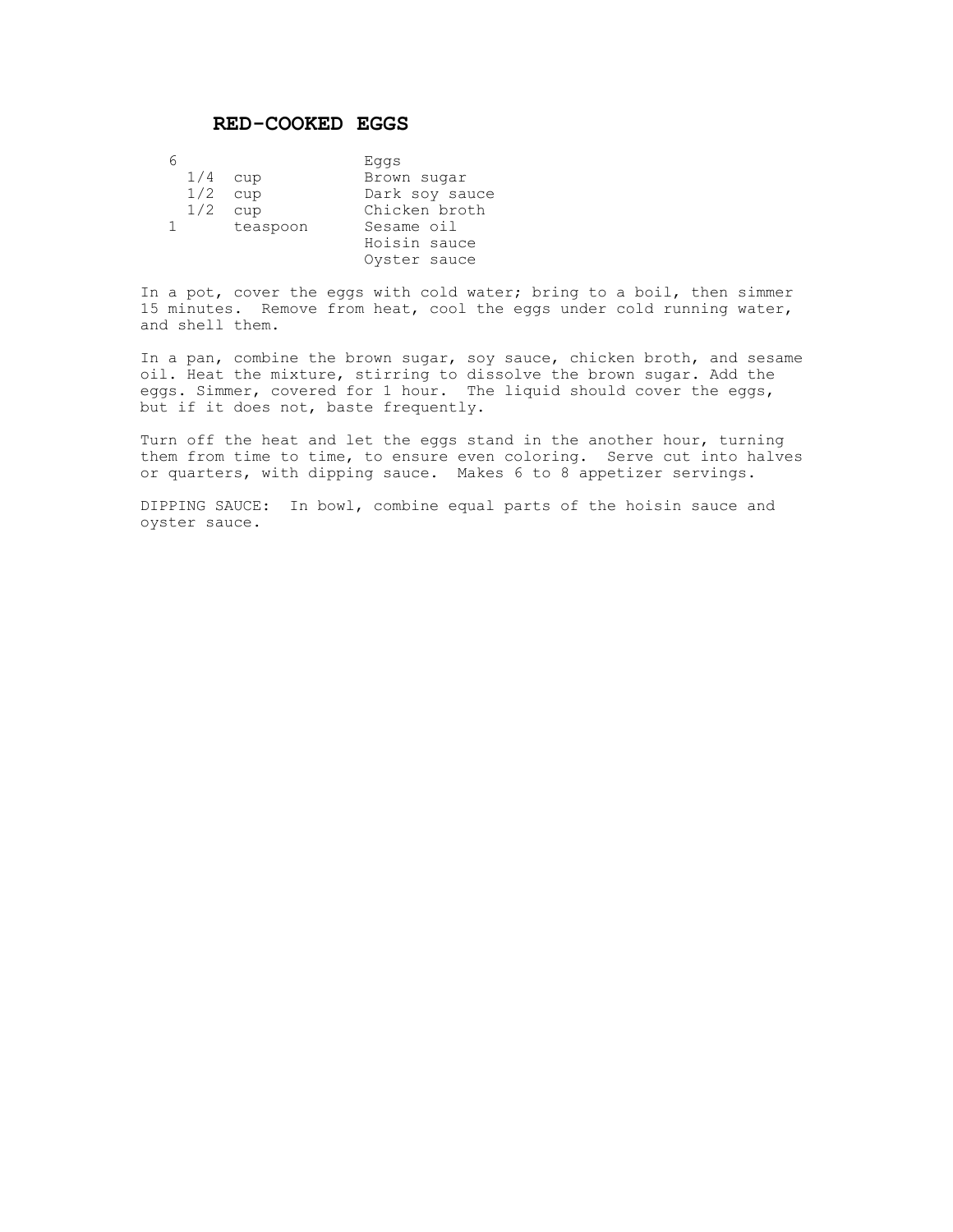# RED-COOKED EGGS

| | | |
|---|---|---|
| 6 | | Eggs |
| 1/4 | cup | Brown sugar |
| 1/2 | cup | Dark soy sauce |
| 1/2 | cup | Chicken broth |
| 1 | teaspoon | Sesame oil |
| | | Hoisin sauce |
| | | Oyster sauce |

In a pot, cover the eggs with cold water; bring to a boil, then simmer 15 minutes. Remove from heat, cool the eggs under cold running water, and shell them.

In a pan, combine the brown sugar, soy sauce, chicken broth, and sesame oil. Heat the mixture, stirring to dissolve the brown sugar. Add the eggs. Simmer, covered for 1 hour. The liquid should cover the eggs, but if it does not, baste frequently.

Turn off the heat and let the eggs stand in the another hour, turning them from time to time, to ensure even coloring. Serve cut into halves or quarters, with dipping sauce. Makes 6 to 8 appetizer servings.

DIPPING SAUCE: In bowl, combine equal parts of the hoisin sauce and oyster sauce.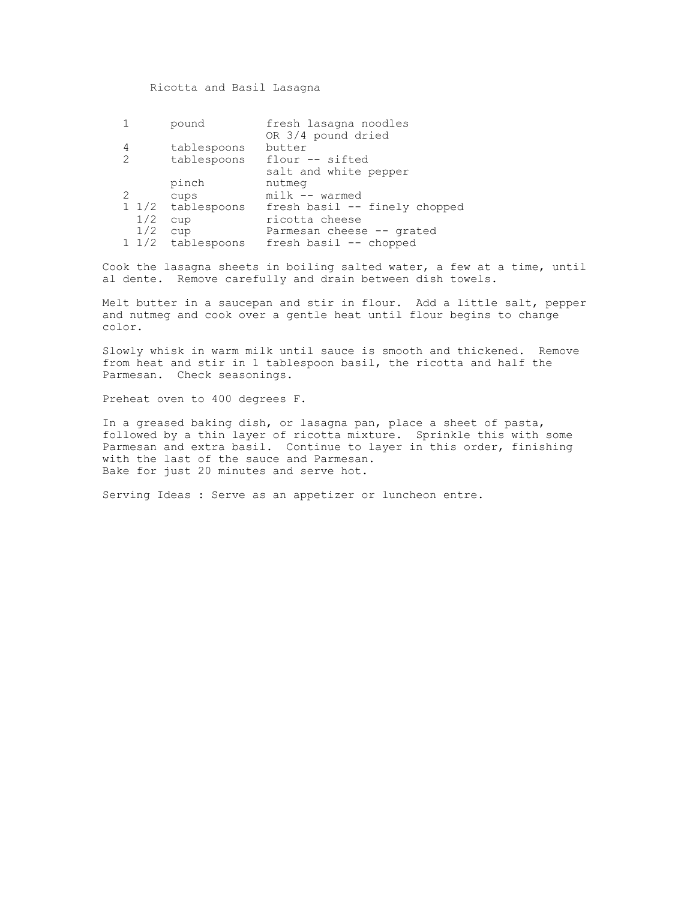# Ricotta and Basil Lasagna

| | | |
|---|---|---|
| 1 | pound | fresh lasagna noodles OR 3/4 pound dried |
| 4 | tablespoons | butter |
| 2 | tablespoons | flour -- sifted |
| | | salt and white pepper |
| | pinch | nutmeg |
| 2 | cups | milk -- warmed |
| 1 1/2 | tablespoons | fresh basil -- finely chopped |
| 1/2 | cup | ricotta cheese |
| 1/2 | cup | Parmesan cheese -- grated |
| 1 1/2 | tablespoons | fresh basil -- chopped |

Cook the lasagna sheets in boiling salted water, a few at a time, until al dente. Remove carefully and drain between dish towels.

Melt butter in a saucepan and stir in flour. Add a little salt, pepper and nutmeg and cook over a gentle heat until flour begins to change color.

Slowly whisk in warm milk until sauce is smooth and thickened. Remove from heat and stir in 1 tablespoon basil, the ricotta and half the Parmesan. Check seasonings.

Preheat oven to 400 degrees F.

In a greased baking dish, or lasagna pan, place a sheet of pasta, followed by a thin layer of ricotta mixture. Sprinkle this with some Parmesan and extra basil. Continue to layer in this order, finishing with the last of the sauce and Parmesan.
Bake for just 20 minutes and serve hot.

Serving Ideas : Serve as an appetizer or luncheon entre.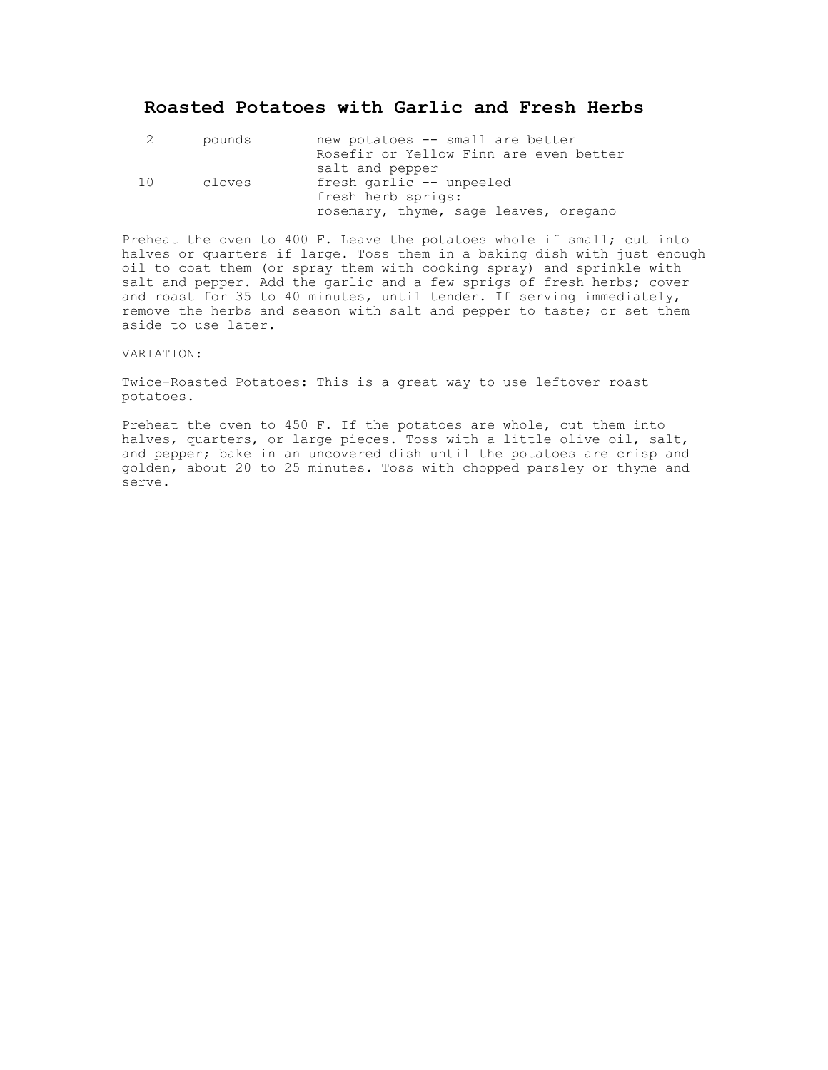# Roasted Potatoes with Garlic and Fresh Herbs

| | | |
|---|---|---|
| 2 | pounds | new potatoes -- small are better |
| | | Rosefir or Yellow Finn are even better |
| | | salt and pepper |
| 10 | cloves | fresh garlic -- unpeeled |
| | | fresh herb sprigs: |
| | | rosemary, thyme, sage leaves, oregano |

Preheat the oven to 400 F. Leave the potatoes whole if small; cut into halves or quarters if large. Toss them in a baking dish with just enough oil to coat them (or spray them with cooking spray) and sprinkle with salt and pepper. Add the garlic and a few sprigs of fresh herbs; cover and roast for 35 to 40 minutes, until tender. If serving immediately, remove the herbs and season with salt and pepper to taste; or set them aside to use later.

VARIATION:

Twice-Roasted Potatoes: This is a great way to use leftover roast potatoes.

Preheat the oven to 450 F. If the potatoes are whole, cut them into halves, quarters, or large pieces. Toss with a little olive oil, salt, and pepper; bake in an uncovered dish until the potatoes are crisp and golden, about 20 to 25 minutes. Toss with chopped parsley or thyme and serve.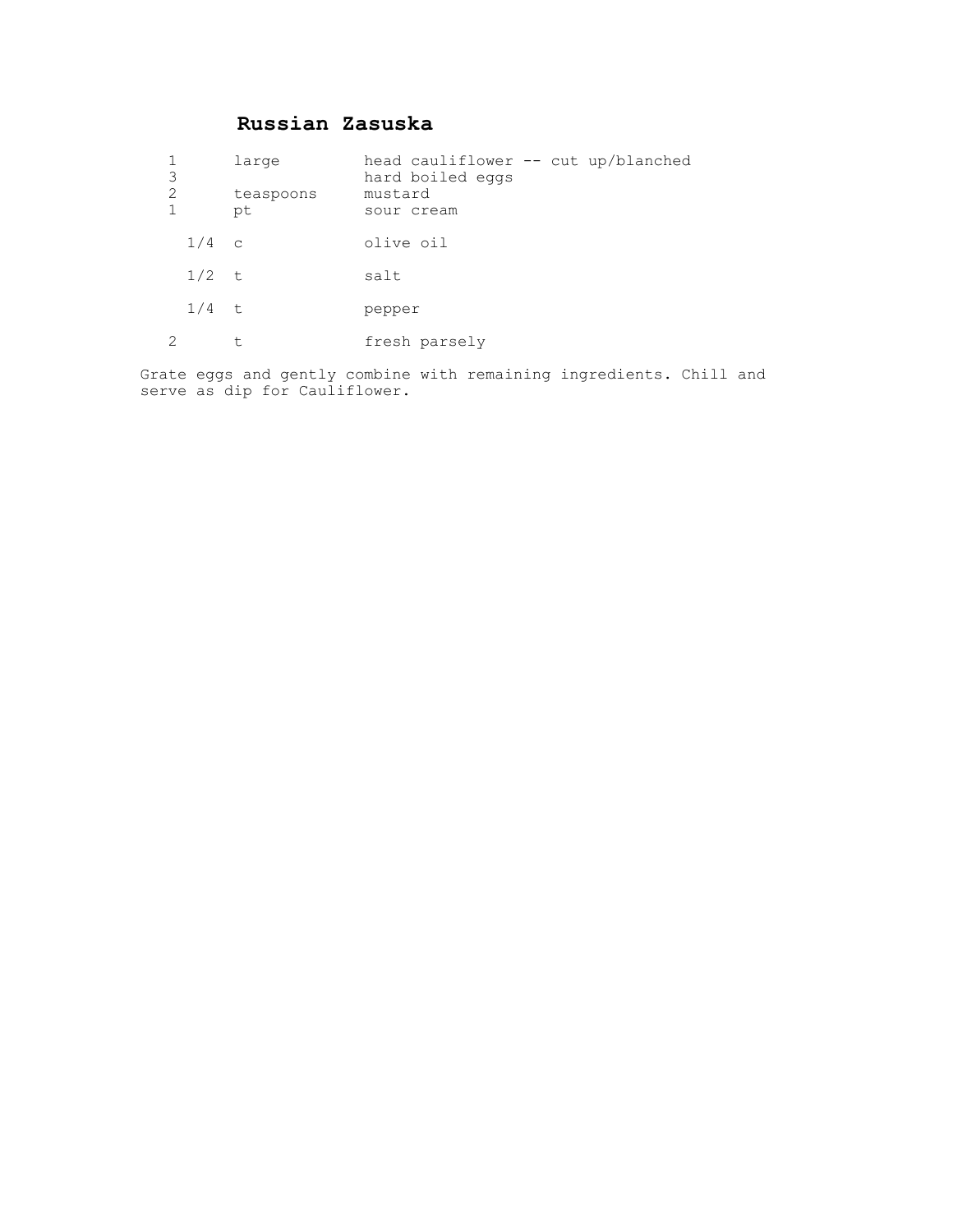# Russian Zasuska

| | | |
|---|---|---|
| 1 | large | head cauliflower -- cut up/blanched |
| 3 | | hard boiled eggs |
| 2 | teaspoons | mustard |
| 1 | pt | sour cream |
| 1/4 | c | olive oil |
| 1/2 | t | salt |
| 1/4 | t | pepper |
| 2 | t | fresh parsely |

Grate eggs and gently combine with remaining ingredients. Chill and serve as dip for Cauliflower.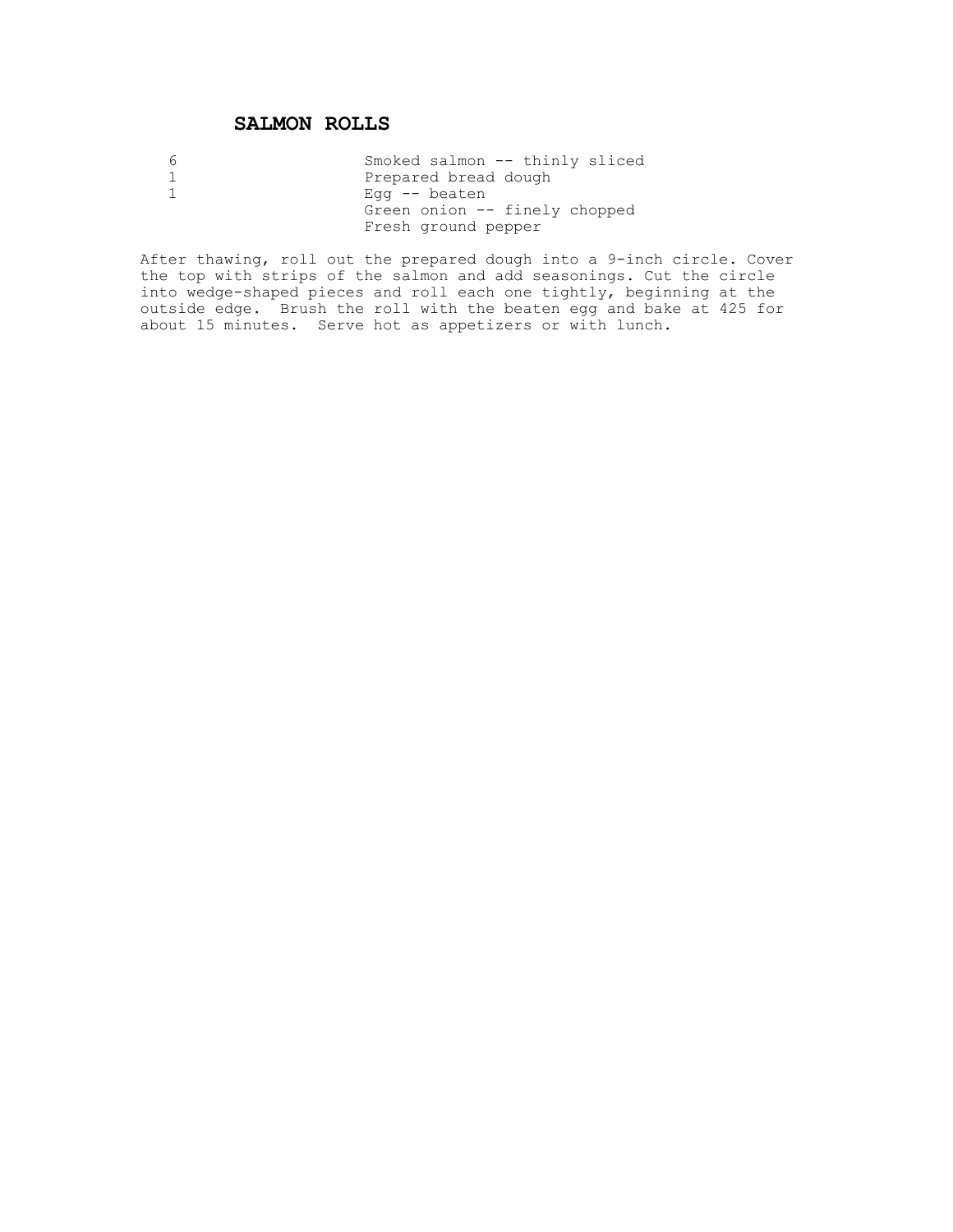## SALMON ROLLS

| | |
|---|---|
| 6 | Smoked salmon -- thinly sliced |
| 1 | Prepared bread dough |
| 1 | Egg -- beaten |
| | Green onion -- finely chopped |
| | Fresh ground pepper |

After thawing, roll out the prepared dough into a 9-inch circle. Cover the top with strips of the salmon and add seasonings. Cut the circle into wedge-shaped pieces and roll each one tightly, beginning at the outside edge. Brush the roll with the beaten egg and bake at 425 for about 15 minutes. Serve hot as appetizers or with lunch.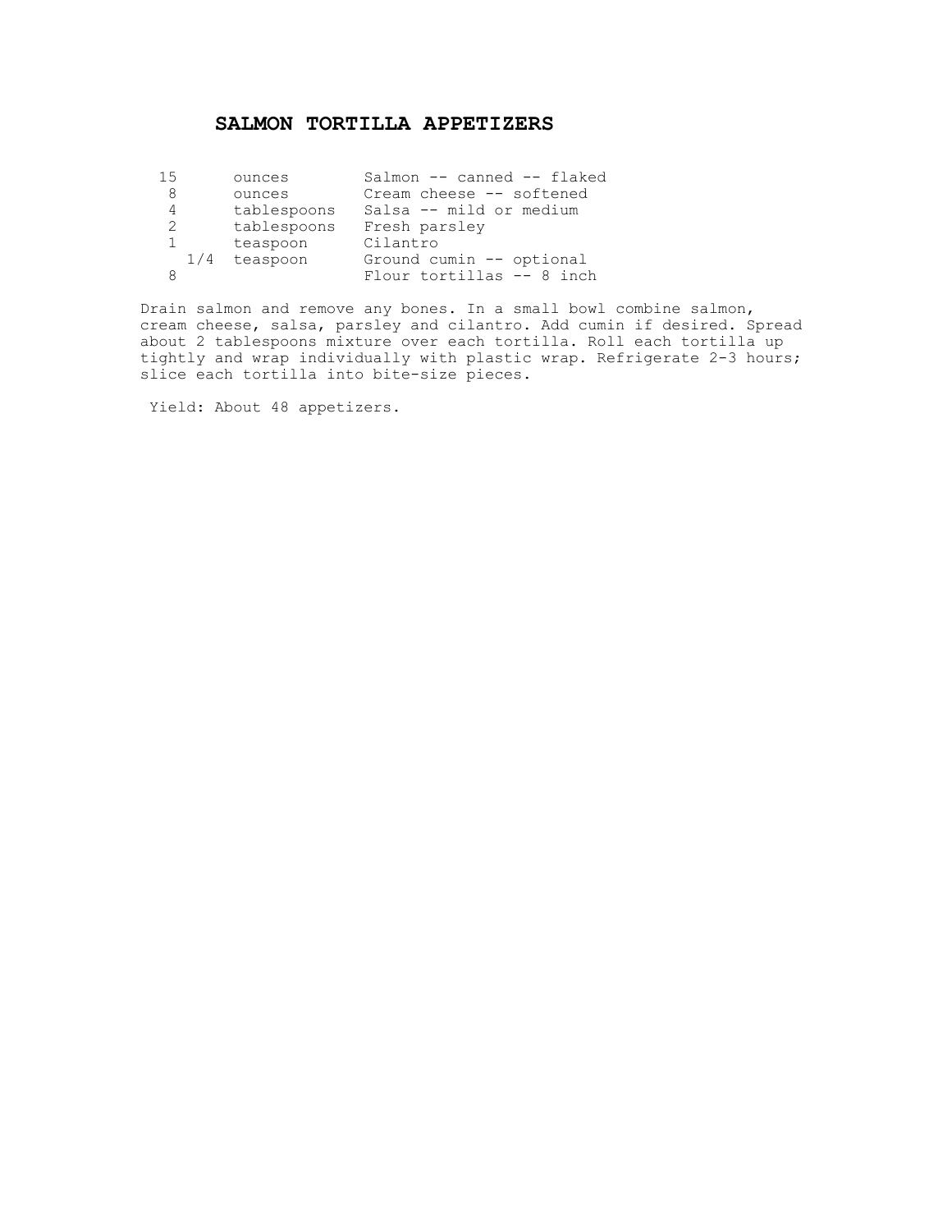# SALMON TORTILLA APPETIZERS

| | | |
|---|---|---|
| 15 | ounces | Salmon -- canned -- flaked |
| 8 | ounces | Cream cheese -- softened |
| 4 | tablespoons | Salsa -- mild or medium |
| 2 | tablespoons | Fresh parsley |
| 1 | teaspoon | Cilantro |
| 1/4 | teaspoon | Ground cumin -- optional |
| 8 | | Flour tortillas -- 8 inch |

Drain salmon and remove any bones. In a small bowl combine salmon, cream cheese, salsa, parsley and cilantro. Add cumin if desired. Spread about 2 tablespoons mixture over each tortilla. Roll each tortilla up tightly and wrap individually with plastic wrap. Refrigerate 2-3 hours; slice each tortilla into bite-size pieces.

Yield: About 48 appetizers.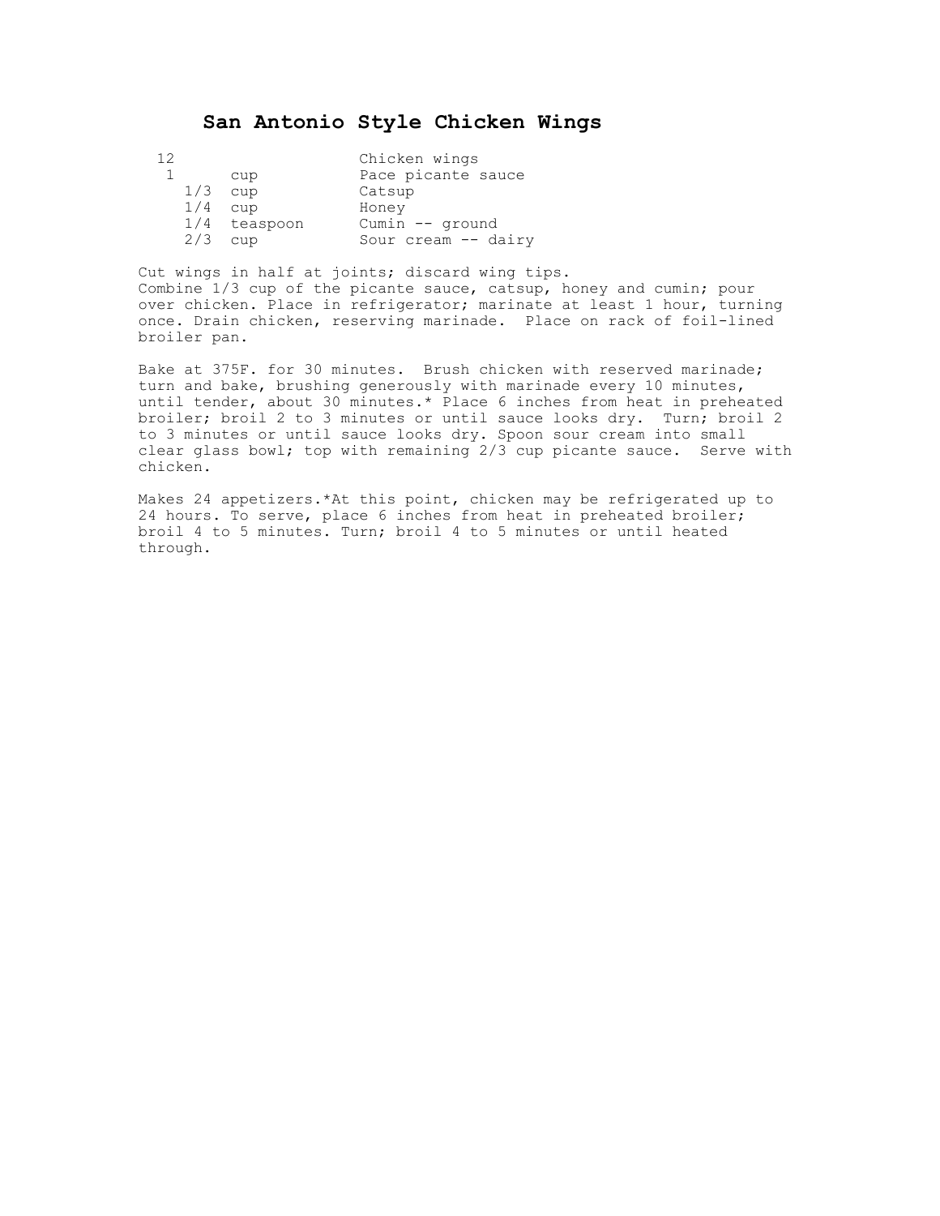# San Antonio Style Chicken Wings

| | | |
|---|---|---|
| 12 | | Chicken wings |
| 1 | cup | Pace picante sauce |
| 1/3 | cup | Catsup |
| 1/4 | cup | Honey |
| 1/4 | teaspoon | Cumin -- ground |
| 2/3 | cup | Sour cream -- dairy |

Cut wings in half at joints; discard wing tips.
Combine 1/3 cup of the picante sauce, catsup, honey and cumin; pour over chicken. Place in refrigerator; marinate at least 1 hour, turning once. Drain chicken, reserving marinade. Place on rack of foil-lined broiler pan.

Bake at 375F. for 30 minutes. Brush chicken with reserved marinade; turn and bake, brushing generously with marinade every 10 minutes, until tender, about 30 minutes.* Place 6 inches from heat in preheated broiler; broil 2 to 3 minutes or until sauce looks dry. Turn; broil 2 to 3 minutes or until sauce looks dry. Spoon sour cream into small clear glass bowl; top with remaining 2/3 cup picante sauce. Serve with chicken.

Makes 24 appetizers.*At this point, chicken may be refrigerated up to 24 hours. To serve, place 6 inches from heat in preheated broiler; broil 4 to 5 minutes. Turn; broil 4 to 5 minutes or until heated through.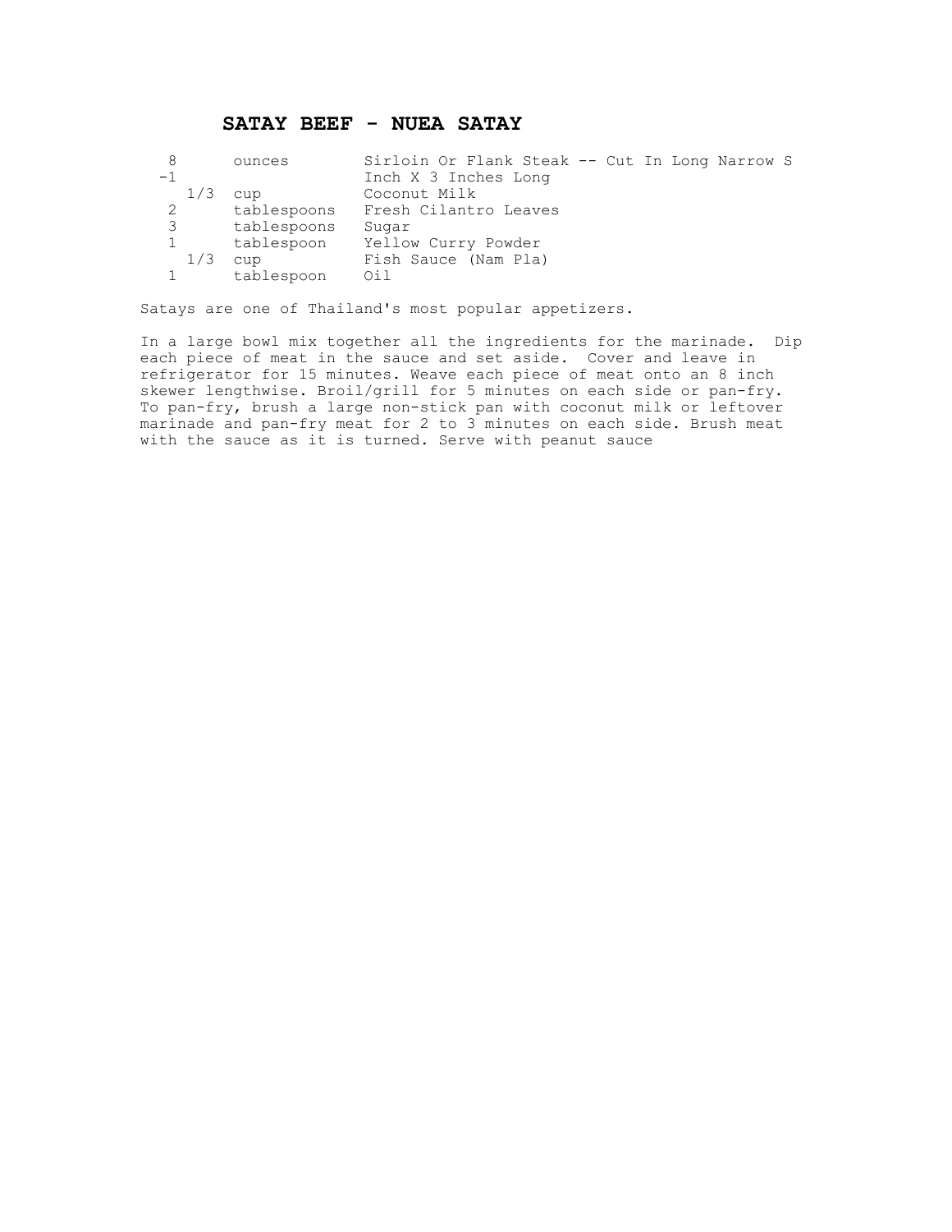# SATAY BEEF - NUEA SATAY

```
  8       ounces        Sirloin Or Flank Steak -- Cut In Long Narrow S
 -1                     Inch X 3 Inches Long
    1/3  cup            Coconut Milk
  2       tablespoons   Fresh Cilantro Leaves
  3       tablespoons   Sugar
  1       tablespoon    Yellow Curry Powder
    1/3  cup            Fish Sauce (Nam Pla)
  1       tablespoon    Oil
```

Satays are one of Thailand's most popular appetizers.

In a large bowl mix together all the ingredients for the marinade. Dip each piece of meat in the sauce and set aside. Cover and leave in refrigerator for 15 minutes. Weave each piece of meat onto an 8 inch skewer lengthwise. Broil/grill for 5 minutes on each side or pan-fry. To pan-fry, brush a large non-stick pan with coconut milk or leftover marinade and pan-fry meat for 2 to 3 minutes on each side. Brush meat with the sauce as it is turned. Serve with peanut sauce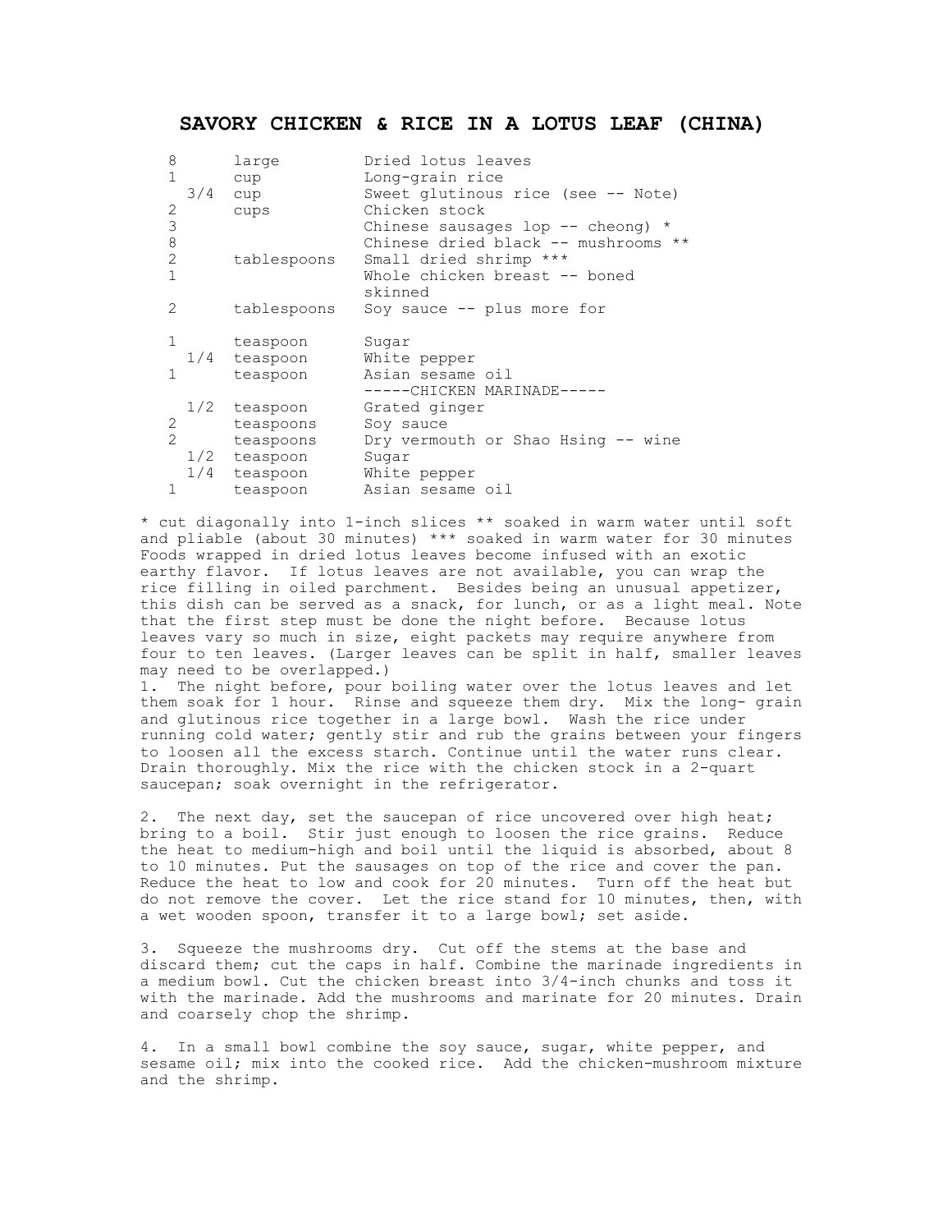# SAVORY CHICKEN & RICE IN A LOTUS LEAF (CHINA)

| | | |
|---|---|---|
| 8 | large | Dried lotus leaves |
| 1 | cup | Long-grain rice |
| 3/4 | cup | Sweet glutinous rice (see -- Note) |
| 2 | cups | Chicken stock |
| 3 | | Chinese sausages lop -- cheong) * |
| 8 | | Chinese dried black -- mushrooms ** |
| 2 | tablespoons | Small dried shrimp *** |
| 1 | | Whole chicken breast -- boned skinned |
| 2 | tablespoons | Soy sauce -- plus more for |
| | | |
| 1 | teaspoon | Sugar |
| 1/4 | teaspoon | White pepper |
| 1 | teaspoon | Asian sesame oil |
| | | -----CHICKEN MARINADE----- |
| 1/2 | teaspoon | Grated ginger |
| 2 | teaspoons | Soy sauce |
| 2 | teaspoons | Dry vermouth or Shao Hsing -- wine |
| 1/2 | teaspoon | Sugar |
| 1/4 | teaspoon | White pepper |
| 1 | teaspoon | Asian sesame oil |

* cut diagonally into 1-inch slices ** soaked in warm water until soft and pliable (about 30 minutes) *** soaked in warm water for 30 minutes Foods wrapped in dried lotus leaves become infused with an exotic earthy flavor. If lotus leaves are not available, you can wrap the rice filling in oiled parchment. Besides being an unusual appetizer, this dish can be served as a snack, for lunch, or as a light meal. Note that the first step must be done the night before. Because lotus leaves vary so much in size, eight packets may require anywhere from four to ten leaves. (Larger leaves can be split in half, smaller leaves may need to be overlapped.)

1. The night before, pour boiling water over the lotus leaves and let them soak for 1 hour. Rinse and squeeze them dry. Mix the long- grain and glutinous rice together in a large bowl. Wash the rice under running cold water; gently stir and rub the grains between your fingers to loosen all the excess starch. Continue until the water runs clear. Drain thoroughly. Mix the rice with the chicken stock in a 2-quart saucepan; soak overnight in the refrigerator.

2. The next day, set the saucepan of rice uncovered over high heat; bring to a boil. Stir just enough to loosen the rice grains. Reduce the heat to medium-high and boil until the liquid is absorbed, about 8 to 10 minutes. Put the sausages on top of the rice and cover the pan. Reduce the heat to low and cook for 20 minutes. Turn off the heat but do not remove the cover. Let the rice stand for 10 minutes, then, with a wet wooden spoon, transfer it to a large bowl; set aside.

3. Squeeze the mushrooms dry. Cut off the stems at the base and discard them; cut the caps in half. Combine the marinade ingredients in a medium bowl. Cut the chicken breast into 3/4-inch chunks and toss it with the marinade. Add the mushrooms and marinate for 20 minutes. Drain and coarsely chop the shrimp.

4. In a small bowl combine the soy sauce, sugar, white pepper, and sesame oil; mix into the cooked rice. Add the chicken-mushroom mixture and the shrimp.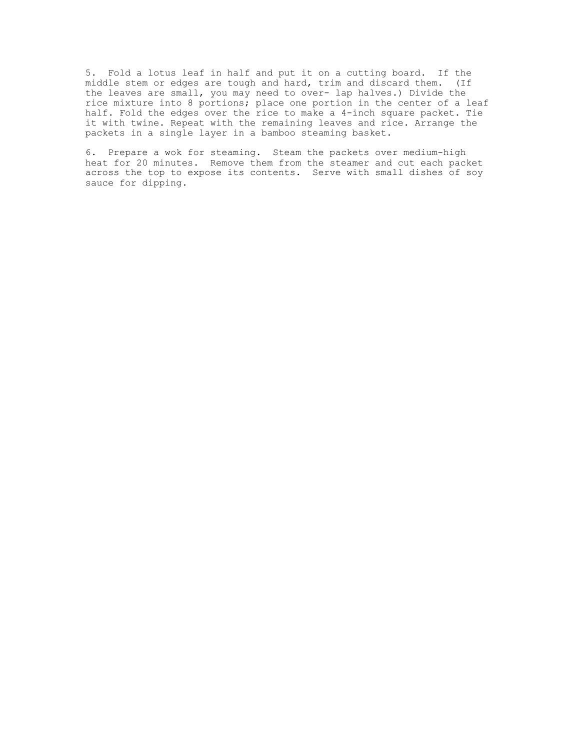5. Fold a lotus leaf in half and put it on a cutting board. If the middle stem or edges are tough and hard, trim and discard them. (If the leaves are small, you may need to over- lap halves.) Divide the rice mixture into 8 portions; place one portion in the center of a leaf half. Fold the edges over the rice to make a 4-inch square packet. Tie it with twine. Repeat with the remaining leaves and rice. Arrange the packets in a single layer in a bamboo steaming basket.

6. Prepare a wok for steaming. Steam the packets over medium-high heat for 20 minutes. Remove them from the steamer and cut each packet across the top to expose its contents. Serve with small dishes of soy sauce for dipping.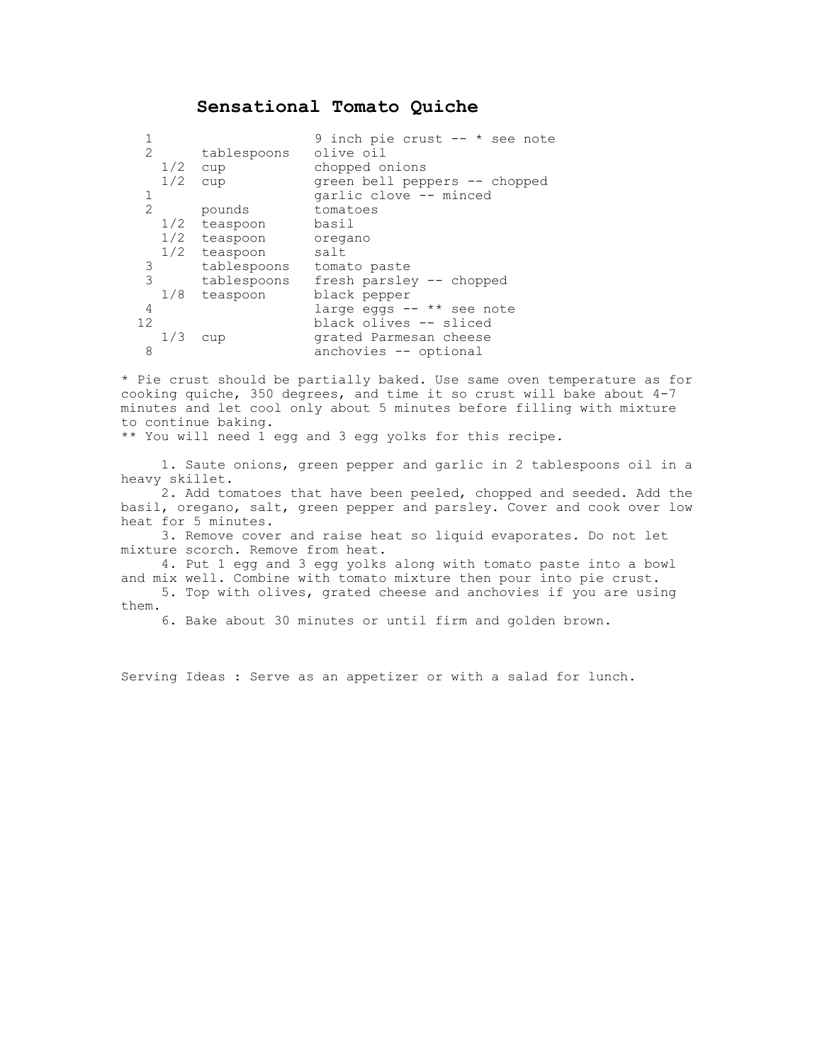# Sensational Tomato Quiche

| Amount | Unit | Ingredient |
|---|---|---|
| 1 | | 9 inch pie crust -- * see note |
| 2 | tablespoons | olive oil |
| 1/2 | cup | chopped onions |
| 1/2 | cup | green bell peppers -- chopped |
| 1 | | garlic clove -- minced |
| 2 | pounds | tomatoes |
| 1/2 | teaspoon | basil |
| 1/2 | teaspoon | oregano |
| 1/2 | teaspoon | salt |
| 3 | tablespoons | tomato paste |
| 3 | tablespoons | fresh parsley -- chopped |
| 1/8 | teaspoon | black pepper |
| 4 | | large eggs -- ** see note |
| 12 | | black olives -- sliced |
| 1/3 | cup | grated Parmesan cheese |
| 8 | | anchovies -- optional |

* Pie crust should be partially baked. Use same oven temperature as for cooking quiche, 350 degrees, and time it so crust will bake about 4-7 minutes and let cool only about 5 minutes before filling with mixture to continue baking.
** You will need 1 egg and 3 egg yolks for this recipe.

1. Saute onions, green pepper and garlic in 2 tablespoons oil in a heavy skillet.
2. Add tomatoes that have been peeled, chopped and seeded. Add the basil, oregano, salt, green pepper and parsley. Cover and cook over low heat for 5 minutes.
3. Remove cover and raise heat so liquid evaporates. Do not let mixture scorch. Remove from heat.
4. Put 1 egg and 3 egg yolks along with tomato paste into a bowl and mix well. Combine with tomato mixture then pour into pie crust.
5. Top with olives, grated cheese and anchovies if you are using them.
6. Bake about 30 minutes or until firm and golden brown.

Serving Ideas : Serve as an appetizer or with a salad for lunch.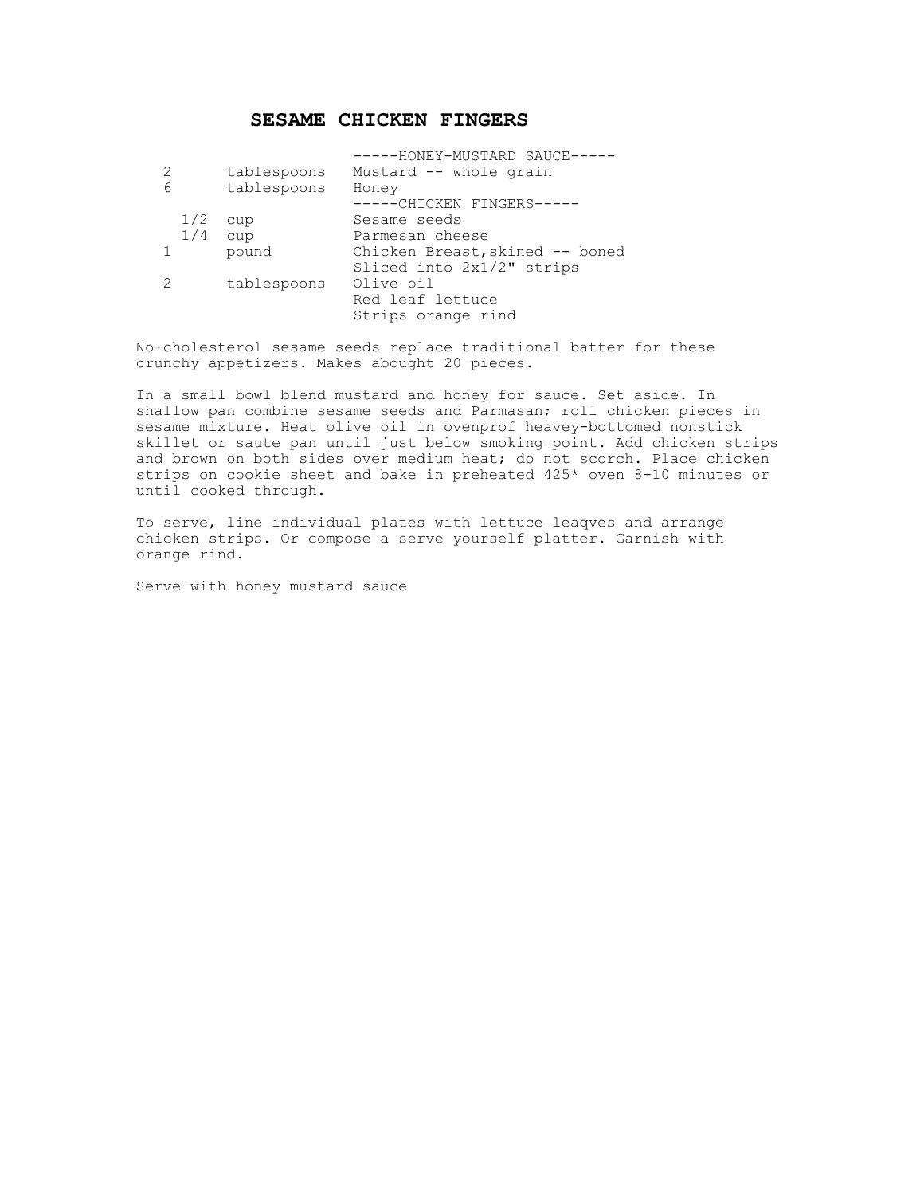# SESAME CHICKEN FINGERS

| | | |
|---|---|---|
| | | -----HONEY-MUSTARD SAUCE----- |
| 2 | tablespoons | Mustard -- whole grain |
| 6 | tablespoons | Honey |
| | | -----CHICKEN FINGERS----- |
| 1/2 | cup | Sesame seeds |
| 1/4 | cup | Parmesan cheese |
| 1 | pound | Chicken Breast,skined -- boned Sliced into 2x1/2" strips |
| 2 | tablespoons | Olive oil |
| | | Red leaf lettuce |
| | | Strips orange rind |

No-cholesterol sesame seeds replace traditional batter for these crunchy appetizers. Makes abought 20 pieces.

In a small bowl blend mustard and honey for sauce. Set aside. In shallow pan combine sesame seeds and Parmasan; roll chicken pieces in sesame mixture. Heat olive oil in ovenprof heavey-bottomed nonstick skillet or saute pan until just below smoking point. Add chicken strips and brown on both sides over medium heat; do not scorch. Place chicken strips on cookie sheet and bake in preheated 425* oven 8-10 minutes or until cooked through.

To serve, line individual plates with lettuce leaqves and arrange chicken strips. Or compose a serve yourself platter. Garnish with orange rind.

Serve with honey mustard sauce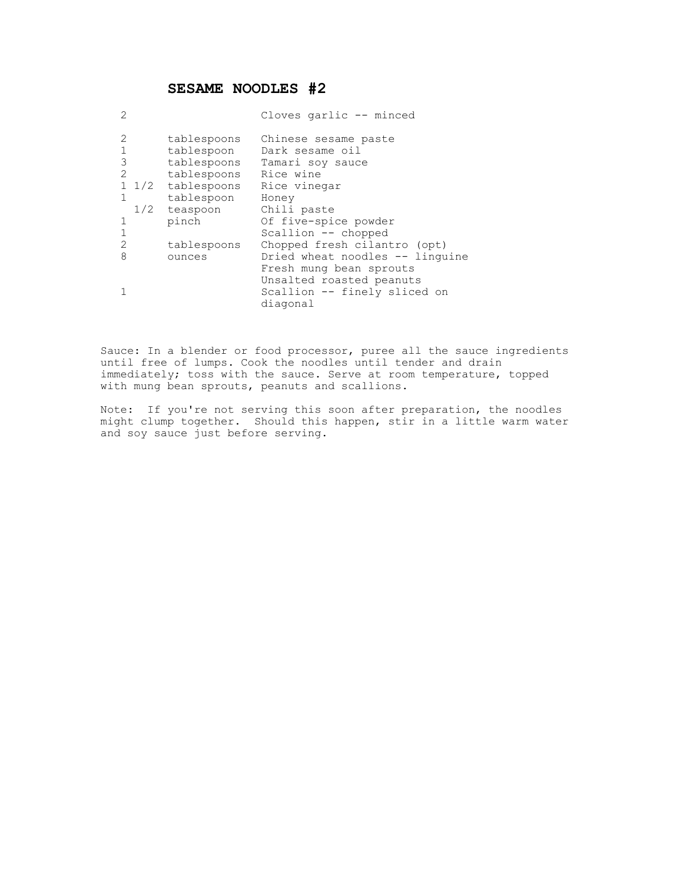# SESAME NOODLES #2

| | | |
|---|---|---|
| 2 | | Cloves garlic -- minced |
| 2 | tablespoons | Chinese sesame paste |
| 1 | tablespoon | Dark sesame oil |
| 3 | tablespoons | Tamari soy sauce |
| 2 | tablespoons | Rice wine |
| 1 1/2 | tablespoons | Rice vinegar |
| 1 | tablespoon | Honey |
| 1/2 | teaspoon | Chili paste |
| 1 | pinch | Of five-spice powder |
| 1 | | Scallion -- chopped |
| 2 | tablespoons | Chopped fresh cilantro (opt) |
| 8 | ounces | Dried wheat noodles -- linguine |
| | | Fresh mung bean sprouts |
| | | Unsalted roasted peanuts |
| 1 | | Scallion -- finely sliced on diagonal |

Sauce: In a blender or food processor, puree all the sauce ingredients until free of lumps. Cook the noodles until tender and drain immediately; toss with the sauce. Serve at room temperature, topped with mung bean sprouts, peanuts and scallions.

Note: If you're not serving this soon after preparation, the noodles might clump together. Should this happen, stir in a little warm water and soy sauce just before serving.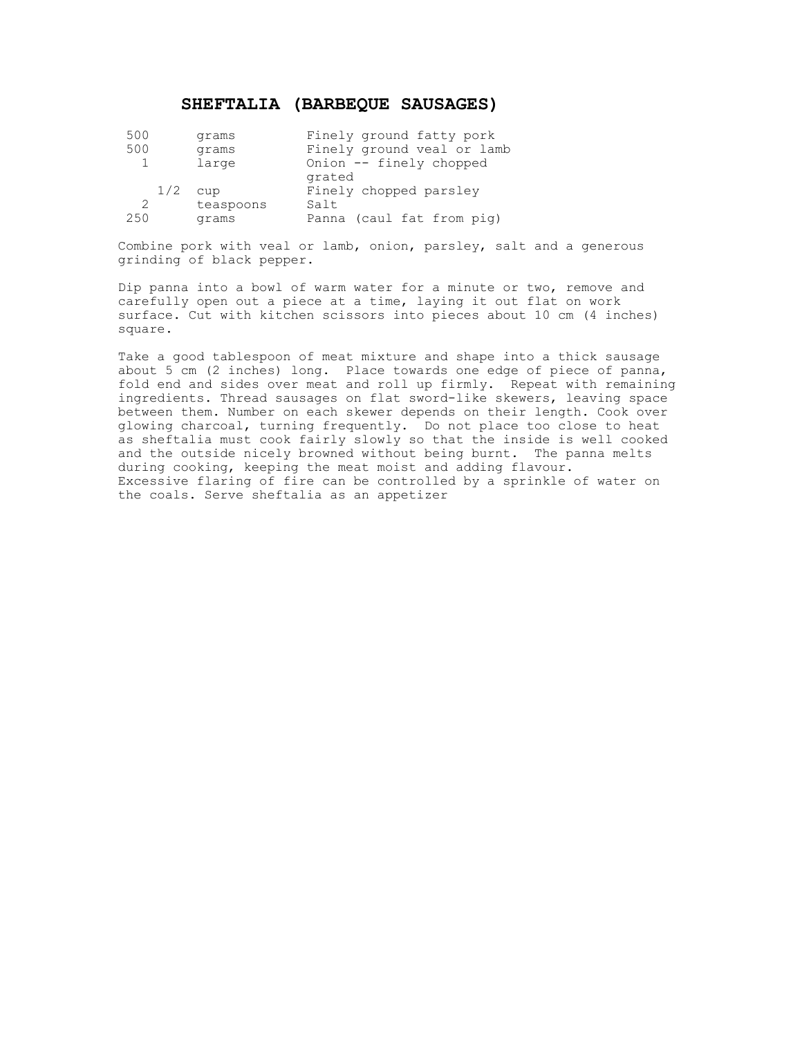## SHEFTALIA (BARBEQUE SAUSAGES)

| | | |
|---|---|---|
| 500 | grams | Finely ground fatty pork |
| 500 | grams | Finely ground veal or lamb |
| 1 | large | Onion -- finely chopped grated |
| 1/2 | cup | Finely chopped parsley |
| 2 | teaspoons | Salt |
| 250 | grams | Panna (caul fat from pig) |

Combine pork with veal or lamb, onion, parsley, salt and a generous grinding of black pepper.

Dip panna into a bowl of warm water for a minute or two, remove and carefully open out a piece at a time, laying it out flat on work surface. Cut with kitchen scissors into pieces about 10 cm (4 inches) square.

Take a good tablespoon of meat mixture and shape into a thick sausage about 5 cm (2 inches) long. Place towards one edge of piece of panna, fold end and sides over meat and roll up firmly. Repeat with remaining ingredients. Thread sausages on flat sword-like skewers, leaving space between them. Number on each skewer depends on their length. Cook over glowing charcoal, turning frequently. Do not place too close to heat as sheftalia must cook fairly slowly so that the inside is well cooked and the outside nicely browned without being burnt. The panna melts during cooking, keeping the meat moist and adding flavour. Excessive flaring of fire can be controlled by a sprinkle of water on the coals. Serve sheftalia as an appetizer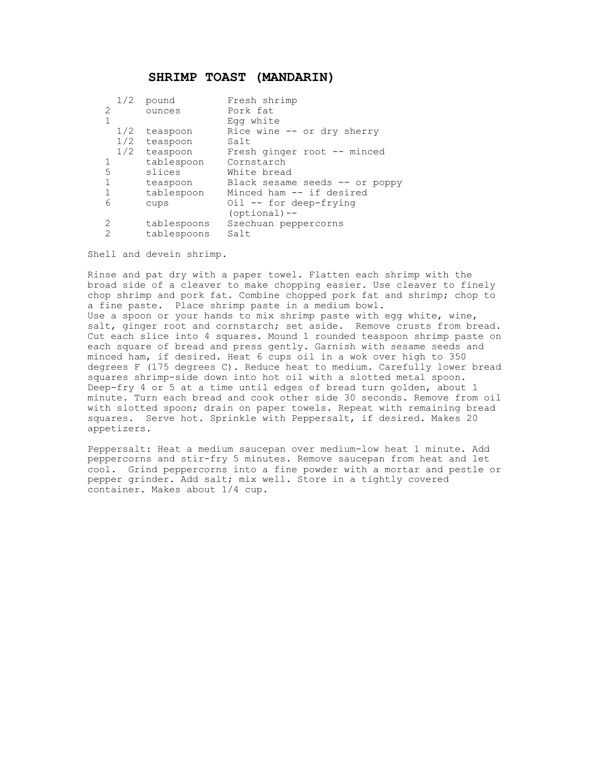# SHRIMP TOAST (MANDARIN)

| | | |
|---|---|---|
| 1/2 | pound | Fresh shrimp |
| 2 | ounces | Pork fat |
| 1 | | Egg white |
| 1/2 | teaspoon | Rice wine -- or dry sherry |
| 1/2 | teaspoon | Salt |
| 1/2 | teaspoon | Fresh ginger root -- minced |
| 1 | tablespoon | Cornstarch |
| 5 | slices | White bread |
| 1 | teaspoon | Black sesame seeds -- or poppy |
| 1 | tablespoon | Minced ham -- if desired |
| 6 | cups | Oil -- for deep-frying (optional)-- |
| 2 | tablespoons | Szechuan peppercorns |
| 2 | tablespoons | Salt |

Shell and devein shrimp.

Rinse and pat dry with a paper towel. Flatten each shrimp with the broad side of a cleaver to make chopping easier. Use cleaver to finely chop shrimp and pork fat. Combine chopped pork fat and shrimp; chop to a fine paste. Place shrimp paste in a medium bowl.
Use a spoon or your hands to mix shrimp paste with egg white, wine, salt, ginger root and cornstarch; set aside. Remove crusts from bread. Cut each slice into 4 squares. Mound 1 rounded teaspoon shrimp paste on each square of bread and press gently. Garnish with sesame seeds and minced ham, if desired. Heat 6 cups oil in a wok over high to 350 degrees F (175 degrees C). Reduce heat to medium. Carefully lower bread squares shrimp-side down into hot oil with a slotted metal spoon. Deep-fry 4 or 5 at a time until edges of bread turn golden, about 1 minute. Turn each bread and cook other side 30 seconds. Remove from oil with slotted spoon; drain on paper towels. Repeat with remaining bread squares. Serve hot. Sprinkle with Peppersalt, if desired. Makes 20 appetizers.

Peppersalt: Heat a medium saucepan over medium-low heat 1 minute. Add peppercorns and stir-fry 5 minutes. Remove saucepan from heat and let cool. Grind peppercorns into a fine powder with a mortar and pestle or pepper grinder. Add salt; mix well. Store in a tightly covered container. Makes about 1/4 cup.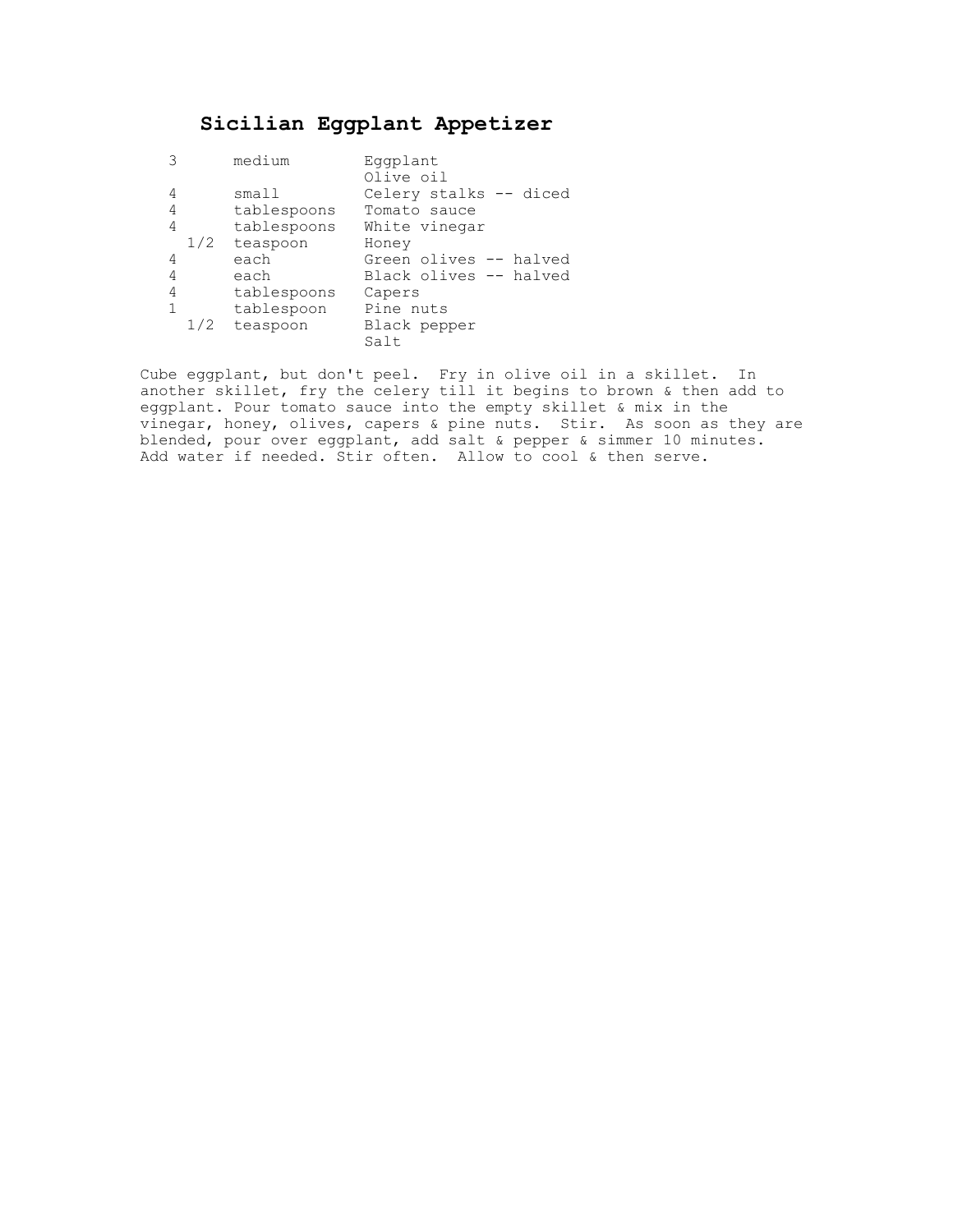# Sicilian Eggplant Appetizer

| | | |
|---|---|---|
| 3 | medium | Eggplant |
| | | Olive oil |
| 4 | small | Celery stalks -- diced |
| 4 | tablespoons | Tomato sauce |
| 4 | tablespoons | White vinegar |
| 1/2 | teaspoon | Honey |
| 4 | each | Green olives -- halved |
| 4 | each | Black olives -- halved |
| 4 | tablespoons | Capers |
| 1 | tablespoon | Pine nuts |
| 1/2 | teaspoon | Black pepper |
| | | Salt |

Cube eggplant, but don't peel. Fry in olive oil in a skillet. In another skillet, fry the celery till it begins to brown & then add to eggplant. Pour tomato sauce into the empty skillet & mix in the vinegar, honey, olives, capers & pine nuts. Stir. As soon as they are blended, pour over eggplant, add salt & pepper & simmer 10 minutes. Add water if needed. Stir often. Allow to cool & then serve.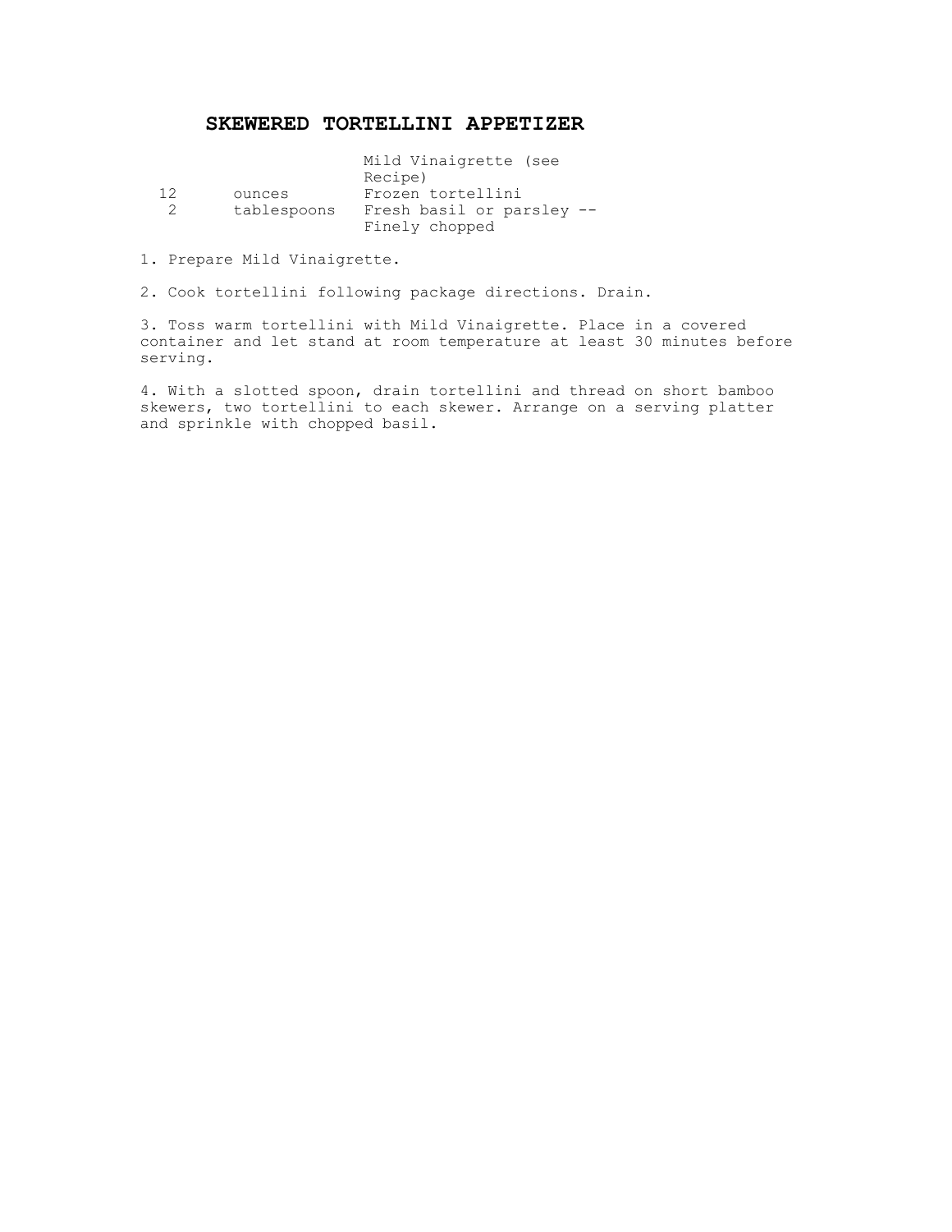# SKEWERED TORTELLINI APPETIZER

| | | |
|---|---|---|
| | | Mild Vinaigrette (see Recipe) |
| 12 | ounces | Frozen tortellini |
| 2 | tablespoons | Fresh basil or parsley -- Finely chopped |

1. Prepare Mild Vinaigrette.

2. Cook tortellini following package directions. Drain.

3. Toss warm tortellini with Mild Vinaigrette. Place in a covered container and let stand at room temperature at least 30 minutes before serving.

4. With a slotted spoon, drain tortellini and thread on short bamboo skewers, two tortellini to each skewer. Arrange on a serving platter and sprinkle with chopped basil.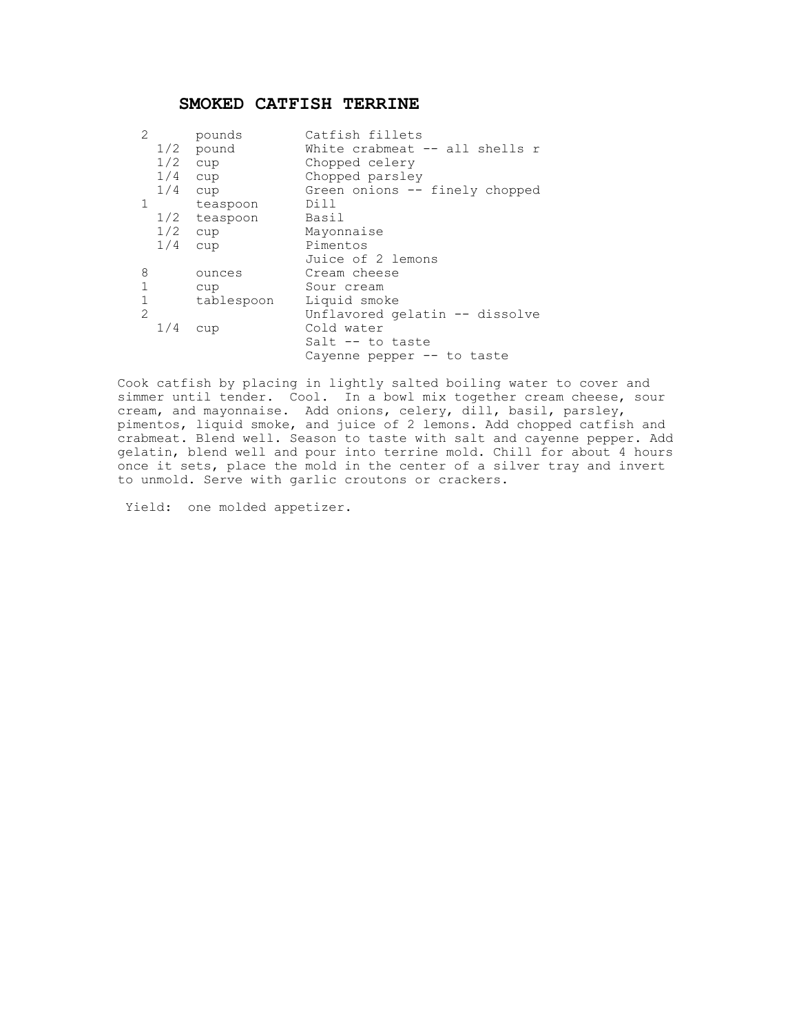# SMOKED CATFISH TERRINE

| | | |
|---|---|---|
| 2 | pounds | Catfish fillets |
| 1/2 | pound | White crabmeat -- all shells r |
| 1/2 | cup | Chopped celery |
| 1/4 | cup | Chopped parsley |
| 1/4 | cup | Green onions -- finely chopped |
| 1 | teaspoon | Dill |
| 1/2 | teaspoon | Basil |
| 1/2 | cup | Mayonnaise |
| 1/4 | cup | Pimentos |
| | | Juice of 2 lemons |
| 8 | ounces | Cream cheese |
| 1 | cup | Sour cream |
| 1 | tablespoon | Liquid smoke |
| 2 | | Unflavored gelatin -- dissolve |
| 1/4 | cup | Cold water |
| | | Salt -- to taste |
| | | Cayenne pepper -- to taste |

Cook catfish by placing in lightly salted boiling water to cover and simmer until tender. Cool. In a bowl mix together cream cheese, sour cream, and mayonnaise. Add onions, celery, dill, basil, parsley, pimentos, liquid smoke, and juice of 2 lemons. Add chopped catfish and crabmeat. Blend well. Season to taste with salt and cayenne pepper. Add gelatin, blend well and pour into terrine mold. Chill for about 4 hours once it sets, place the mold in the center of a silver tray and invert to unmold. Serve with garlic croutons or crackers.

Yield: one molded appetizer.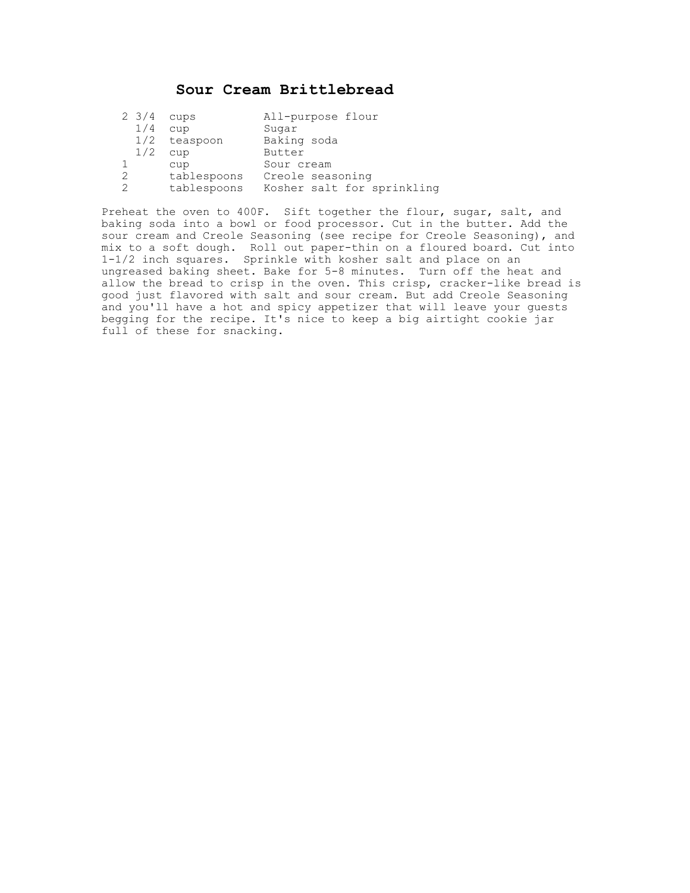# Sour Cream Brittlebread

| | | |
|---|---|---|
| 2 3/4 | cups | All-purpose flour |
| 1/4 | cup | Sugar |
| 1/2 | teaspoon | Baking soda |
| 1/2 | cup | Butter |
| 1 | cup | Sour cream |
| 2 | tablespoons | Creole seasoning |
| 2 | tablespoons | Kosher salt for sprinkling |

Preheat the oven to 400F. Sift together the flour, sugar, salt, and baking soda into a bowl or food processor. Cut in the butter. Add the sour cream and Creole Seasoning (see recipe for Creole Seasoning), and mix to a soft dough. Roll out paper-thin on a floured board. Cut into 1-1/2 inch squares. Sprinkle with kosher salt and place on an ungreased baking sheet. Bake for 5-8 minutes. Turn off the heat and allow the bread to crisp in the oven. This crisp, cracker-like bread is good just flavored with salt and sour cream. But add Creole Seasoning and you'll have a hot and spicy appetizer that will leave your guests begging for the recipe. It's nice to keep a big airtight cookie jar full of these for snacking.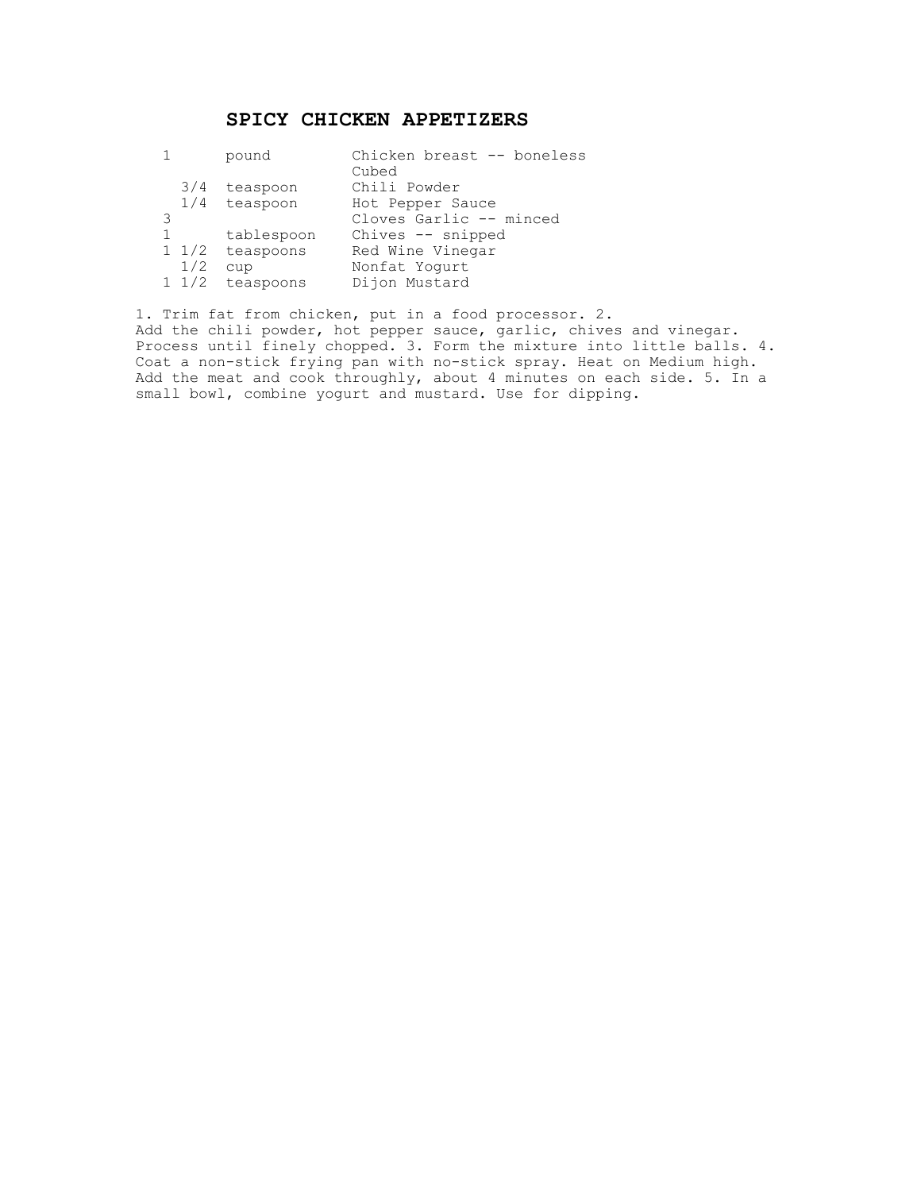# SPICY CHICKEN APPETIZERS

| | | |
|---|---|---|
| 1 | pound | Chicken breast -- boneless Cubed |
| 3/4 | teaspoon | Chili Powder |
| 1/4 | teaspoon | Hot Pepper Sauce |
| 3 | | Cloves Garlic -- minced |
| 1 | tablespoon | Chives -- snipped |
| 1 1/2 | teaspoons | Red Wine Vinegar |
| 1/2 | cup | Nonfat Yogurt |
| 1 1/2 | teaspoons | Dijon Mustard |

1. Trim fat from chicken, put in a food processor. 2. Add the chili powder, hot pepper sauce, garlic, chives and vinegar. Process until finely chopped. 3. Form the mixture into little balls. 4. Coat a non-stick frying pan with no-stick spray. Heat on Medium high. Add the meat and cook throughly, about 4 minutes on each side. 5. In a small bowl, combine yogurt and mustard. Use for dipping.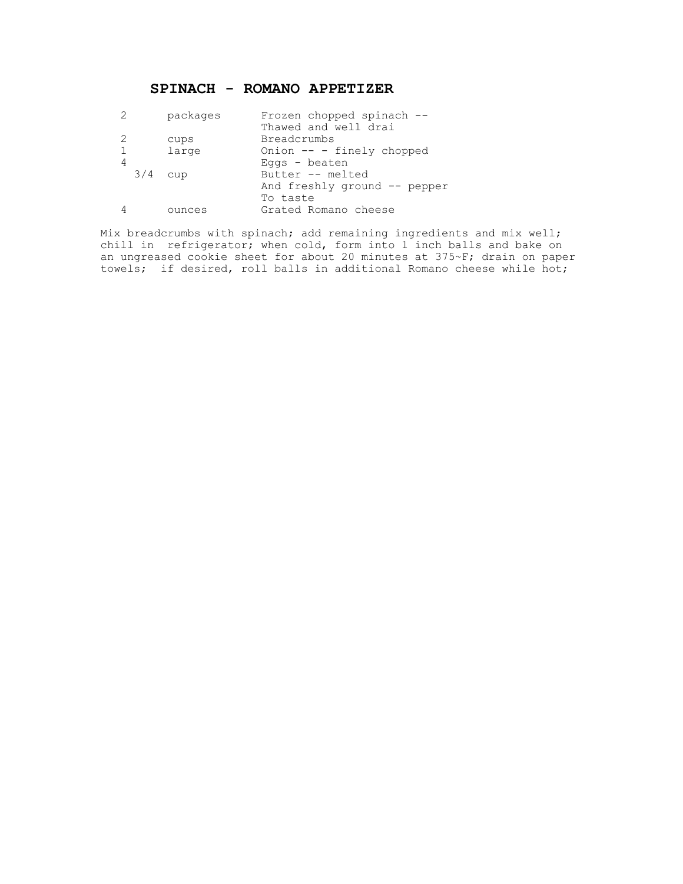# SPINACH - ROMANO APPETIZER

| | | |
|---|---|---|
| 2 | packages | Frozen chopped spinach -- Thawed and well drai |
| 2 | cups | Breadcrumbs |
| 1 | large | Onion -- - finely chopped |
| 4 | | Eggs - beaten |
| 3/4 | cup | Butter -- melted |
| | | And freshly ground -- pepper To taste |
| 4 | ounces | Grated Romano cheese |

Mix breadcrumbs with spinach; add remaining ingredients and mix well; chill in refrigerator; when cold, form into 1 inch balls and bake on an ungreased cookie sheet for about 20 minutes at 375~F; drain on paper towels; if desired, roll balls in additional Romano cheese while hot;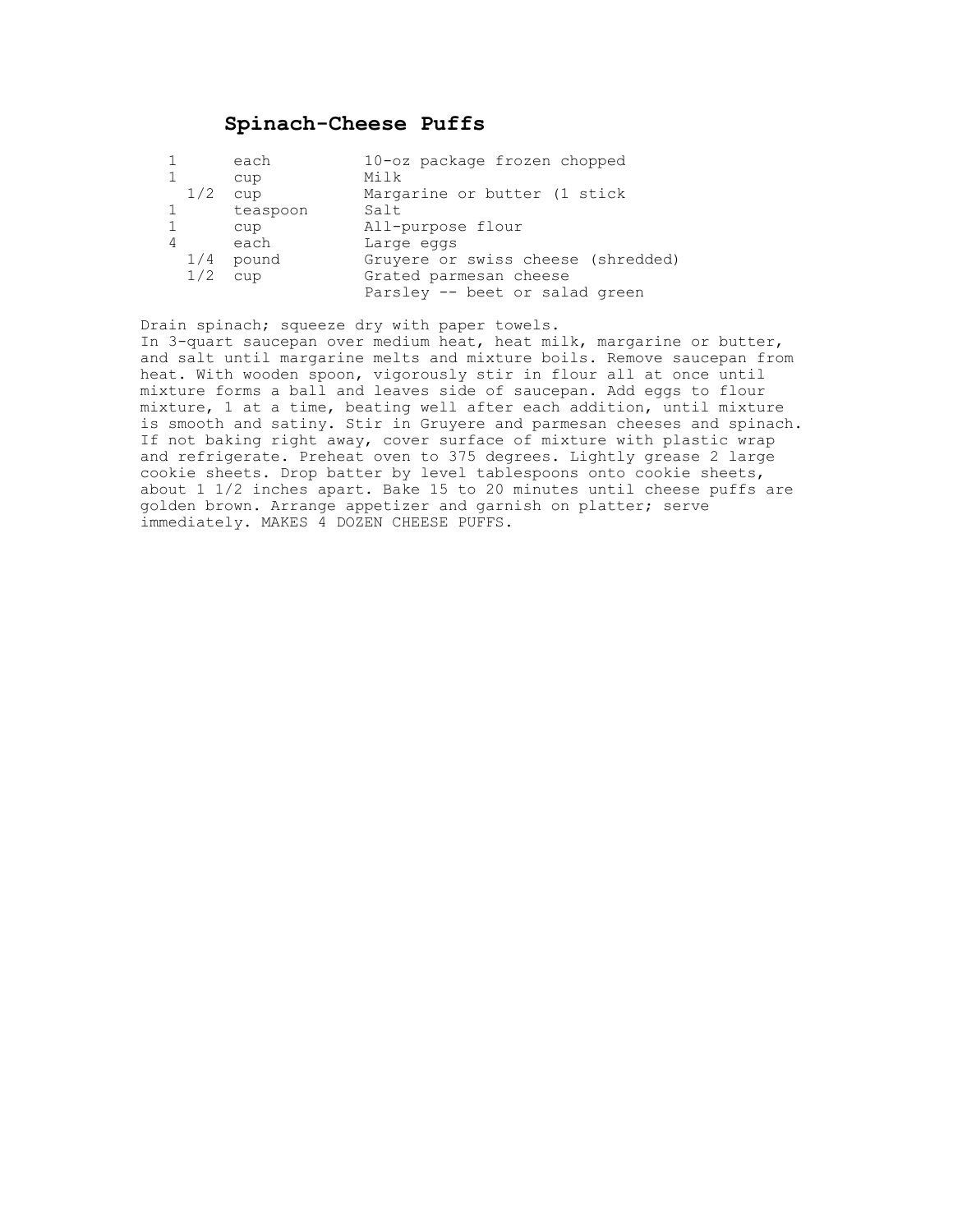# Spinach-Cheese Puffs

| | | |
|---|---|---|
| 1 | each | 10-oz package frozen chopped |
| 1 | cup | Milk |
| 1/2 | cup | Margarine or butter (1 stick |
| 1 | teaspoon | Salt |
| 1 | cup | All-purpose flour |
| 4 | each | Large eggs |
| 1/4 | pound | Gruyere or swiss cheese (shredded) |
| 1/2 | cup | Grated parmesan cheese |
| | | Parsley -- beet or salad green |

Drain spinach; squeeze dry with paper towels.
In 3-quart saucepan over medium heat, heat milk, margarine or butter, and salt until margarine melts and mixture boils. Remove saucepan from heat. With wooden spoon, vigorously stir in flour all at once until mixture forms a ball and leaves side of saucepan. Add eggs to flour mixture, 1 at a time, beating well after each addition, until mixture is smooth and satiny. Stir in Gruyere and parmesan cheeses and spinach. If not baking right away, cover surface of mixture with plastic wrap and refrigerate. Preheat oven to 375 degrees. Lightly grease 2 large cookie sheets. Drop batter by level tablespoons onto cookie sheets, about 1 1/2 inches apart. Bake 15 to 20 minutes until cheese puffs are golden brown. Arrange appetizer and garnish on platter; serve immediately. MAKES 4 DOZEN CHEESE PUFFS.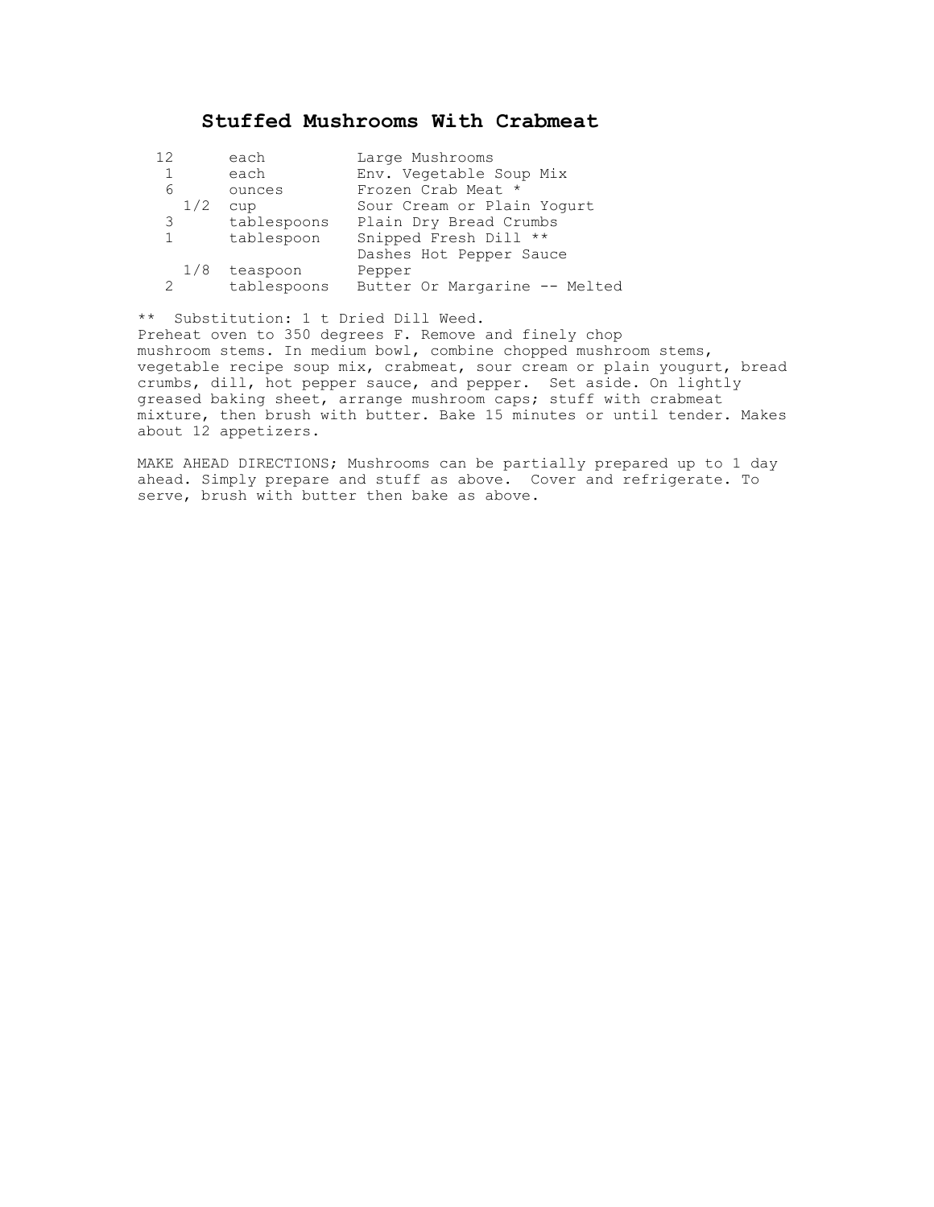# Stuffed Mushrooms With Crabmeat

| | | |
|---|---|---|
| 12 | each | Large Mushrooms |
| 1 | each | Env. Vegetable Soup Mix |
| 6 | ounces | Frozen Crab Meat * |
| 1/2 | cup | Sour Cream or Plain Yogurt |
| 3 | tablespoons | Plain Dry Bread Crumbs |
| 1 | tablespoon | Snipped Fresh Dill ** |
| | | Dashes Hot Pepper Sauce |
| 1/8 | teaspoon | Pepper |
| 2 | tablespoons | Butter Or Margarine -- Melted |

** Substitution: 1 t Dried Dill Weed.
Preheat oven to 350 degrees F. Remove and finely chop mushroom stems. In medium bowl, combine chopped mushroom stems, vegetable recipe soup mix, crabmeat, sour cream or plain yougurt, bread crumbs, dill, hot pepper sauce, and pepper. Set aside. On lightly greased baking sheet, arrange mushroom caps; stuff with crabmeat mixture, then brush with butter. Bake 15 minutes or until tender. Makes about 12 appetizers.

MAKE AHEAD DIRECTIONS; Mushrooms can be partially prepared up to 1 day ahead. Simply prepare and stuff as above. Cover and refrigerate. To serve, brush with butter then bake as above.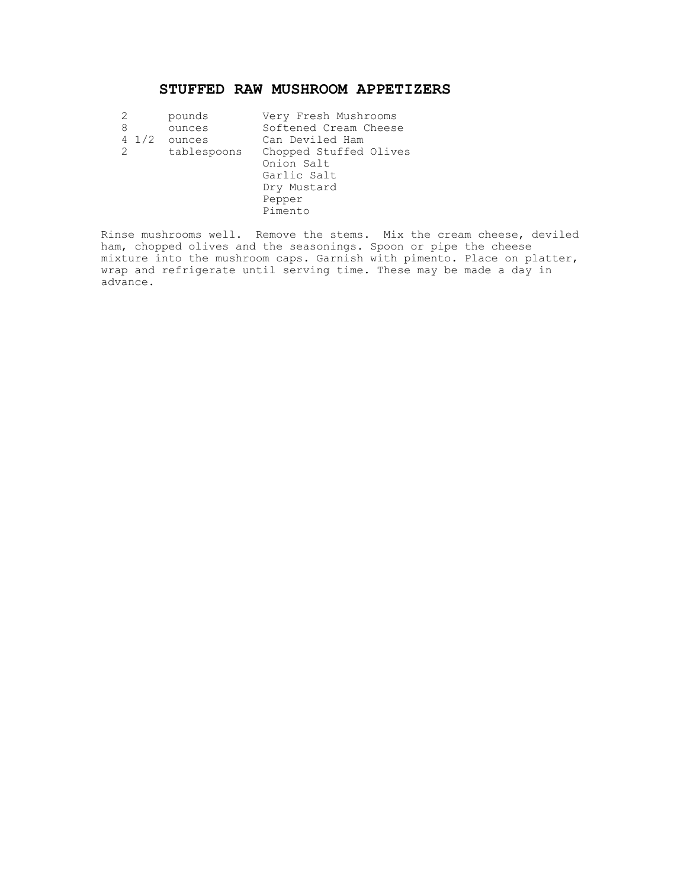# STUFFED RAW MUSHROOM APPETIZERS

| | | |
|---|---|---|
| 2 | pounds | Very Fresh Mushrooms |
| 8 | ounces | Softened Cream Cheese |
| 4 1/2 | ounces | Can Deviled Ham |
| 2 | tablespoons | Chopped Stuffed Olives |
| | | Onion Salt |
| | | Garlic Salt |
| | | Dry Mustard |
| | | Pepper |
| | | Pimento |

Rinse mushrooms well. Remove the stems. Mix the cream cheese, deviled ham, chopped olives and the seasonings. Spoon or pipe the cheese mixture into the mushroom caps. Garnish with pimento. Place on platter, wrap and refrigerate until serving time. These may be made a day in advance.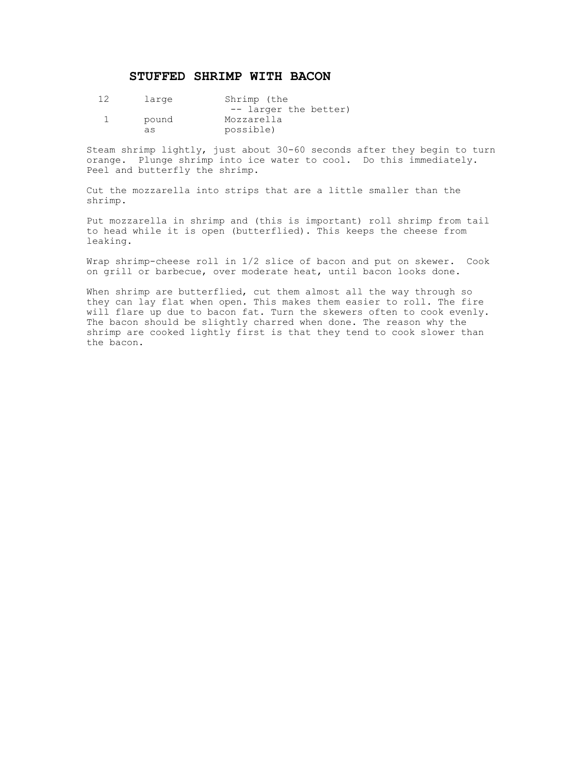## STUFFED SHRIMP WITH BACON

| | | |
|---|---|---|
| 12 | large | Shrimp (the |
| | | -- larger the better) |
| 1 | pound | Mozzarella |
| | as | possible) |

Steam shrimp lightly, just about 30-60 seconds after they begin to turn orange. Plunge shrimp into ice water to cool. Do this immediately. Peel and butterfly the shrimp.

Cut the mozzarella into strips that are a little smaller than the shrimp.

Put mozzarella in shrimp and (this is important) roll shrimp from tail to head while it is open (butterflied). This keeps the cheese from leaking.

Wrap shrimp-cheese roll in 1/2 slice of bacon and put on skewer. Cook on grill or barbecue, over moderate heat, until bacon looks done.

When shrimp are butterflied, cut them almost all the way through so they can lay flat when open. This makes them easier to roll. The fire will flare up due to bacon fat. Turn the skewers often to cook evenly. The bacon should be slightly charred when done. The reason why the shrimp are cooked lightly first is that they tend to cook slower than the bacon.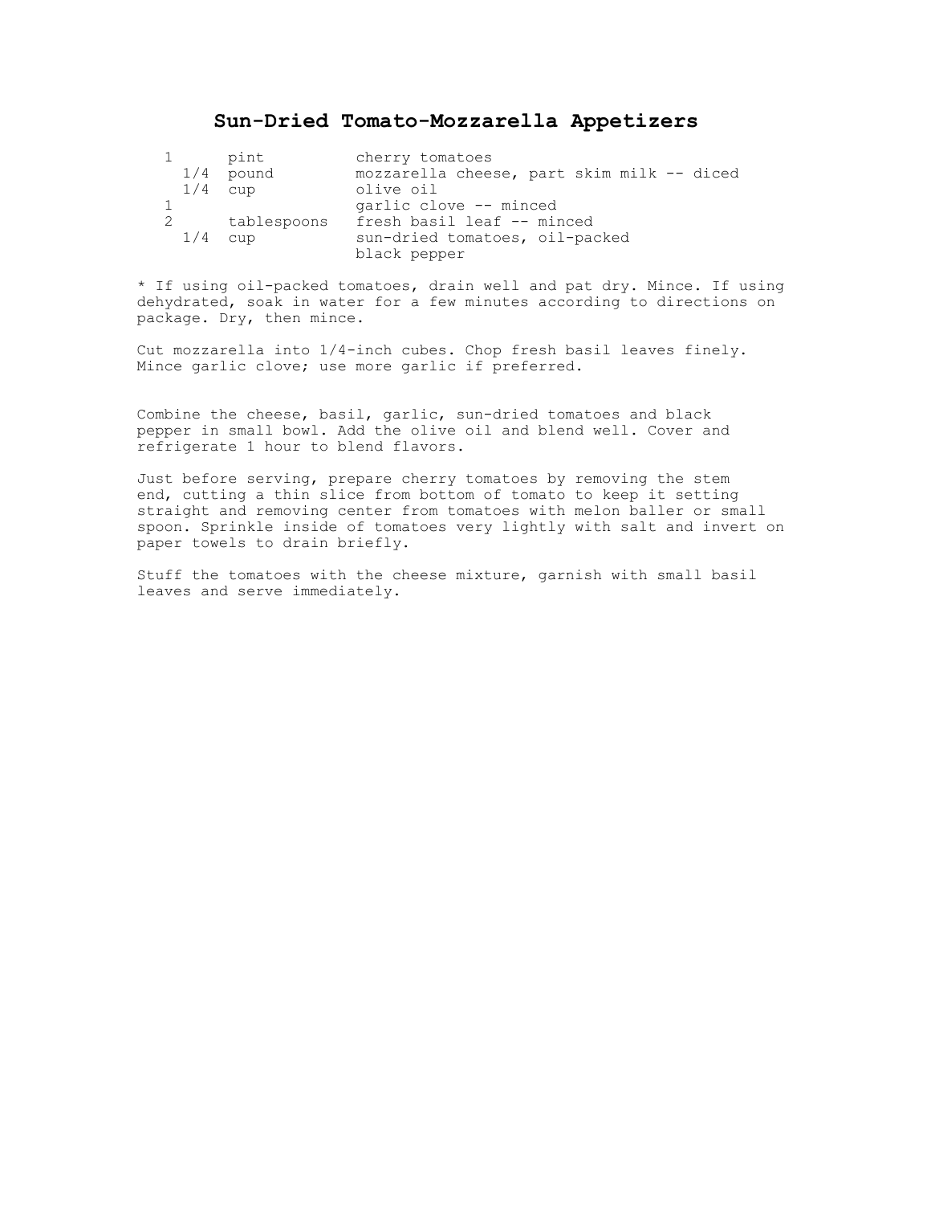# Sun-Dried Tomato-Mozzarella Appetizers

| | | |
|---|---|---|
| 1 | pint | cherry tomatoes |
| 1/4 | pound | mozzarella cheese, part skim milk -- diced |
| 1/4 | cup | olive oil |
| 1 | | garlic clove -- minced |
| 2 | tablespoons | fresh basil leaf -- minced |
| 1/4 | cup | sun-dried tomatoes, oil-packed |
| | | black pepper |

* If using oil-packed tomatoes, drain well and pat dry. Mince. If using dehydrated, soak in water for a few minutes according to directions on package. Dry, then mince.

Cut mozzarella into 1/4-inch cubes. Chop fresh basil leaves finely. Mince garlic clove; use more garlic if preferred.

Combine the cheese, basil, garlic, sun-dried tomatoes and black pepper in small bowl. Add the olive oil and blend well. Cover and refrigerate 1 hour to blend flavors.

Just before serving, prepare cherry tomatoes by removing the stem end, cutting a thin slice from bottom of tomato to keep it setting straight and removing center from tomatoes with melon baller or small spoon. Sprinkle inside of tomatoes very lightly with salt and invert on paper towels to drain briefly.

Stuff the tomatoes with the cheese mixture, garnish with small basil leaves and serve immediately.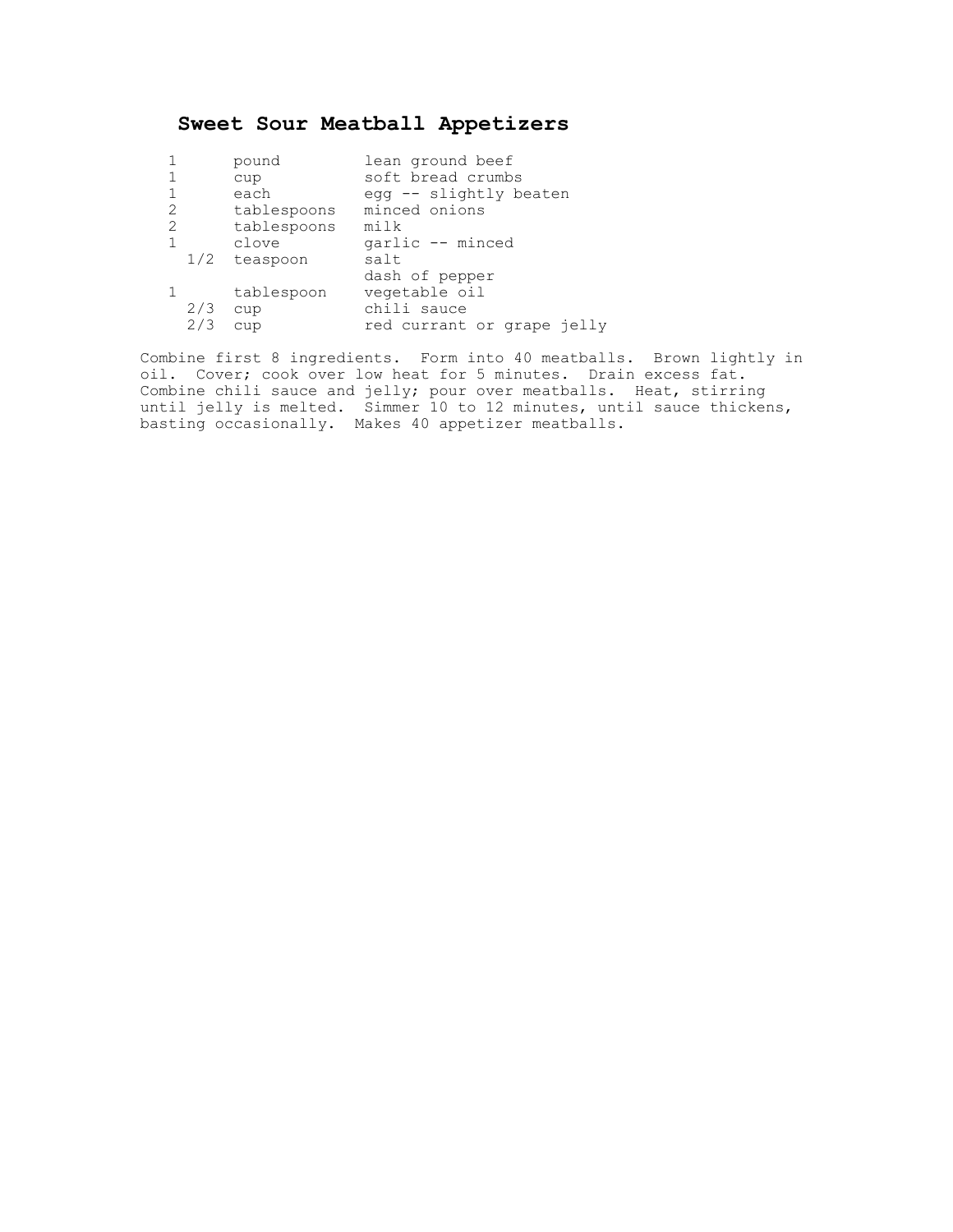## Sweet Sour Meatball Appetizers

| | | |
|---|---|---|
| 1 | pound | lean ground beef |
| 1 | cup | soft bread crumbs |
| 1 | each | egg -- slightly beaten |
| 2 | tablespoons | minced onions |
| 2 | tablespoons | milk |
| 1 | clove | garlic -- minced |
| 1/2 | teaspoon | salt |
| | | dash of pepper |
| 1 | tablespoon | vegetable oil |
| 2/3 | cup | chili sauce |
| 2/3 | cup | red currant or grape jelly |

Combine first 8 ingredients. Form into 40 meatballs. Brown lightly in oil. Cover; cook over low heat for 5 minutes. Drain excess fat. Combine chili sauce and jelly; pour over meatballs. Heat, stirring until jelly is melted. Simmer 10 to 12 minutes, until sauce thickens, basting occasionally. Makes 40 appetizer meatballs.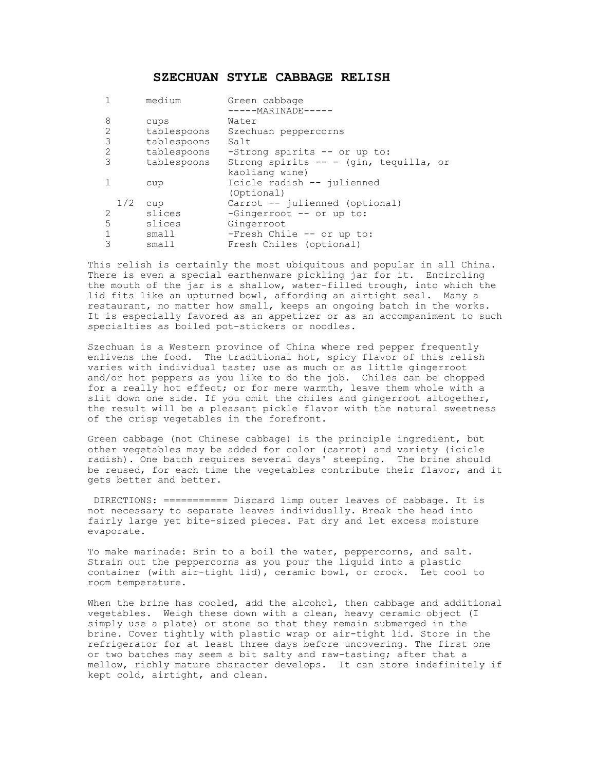# SZECHUAN STYLE CABBAGE RELISH

| | | |
|---|---|---|
| 1 | medium | Green cabbage |
| | | -----MARINADE----- |
| 8 | cups | Water |
| 2 | tablespoons | Szechuan peppercorns |
| 3 | tablespoons | Salt |
| 2 | tablespoons | -Strong spirits -- or up to: |
| 3 | tablespoons | Strong spirits -- - (gin, tequilla, or kaoliang wine) |
| 1 | cup | Icicle radish -- julienned (Optional) |
| 1/2 | cup | Carrot -- julienned (optional) |
| 2 | slices | -Gingerroot -- or up to: |
| 5 | slices | Gingerroot |
| 1 | small | -Fresh Chile -- or up to: |
| 3 | small | Fresh Chiles (optional) |

This relish is certainly the most ubiquitous and popular in all China. There is even a special earthenware pickling jar for it. Encircling the mouth of the jar is a shallow, water-filled trough, into which the lid fits like an upturned bowl, affording an airtight seal. Many a restaurant, no matter how small, keeps an ongoing batch in the works. It is especially favored as an appetizer or as an accompaniment to such specialties as boiled pot-stickers or noodles.

Szechuan is a Western province of China where red pepper frequently enlivens the food. The traditional hot, spicy flavor of this relish varies with individual taste; use as much or as little gingerroot and/or hot peppers as you like to do the job. Chiles can be chopped for a really hot effect; or for mere warmth, leave them whole with a slit down one side. If you omit the chiles and gingerroot altogether, the result will be a pleasant pickle flavor with the natural sweetness of the crisp vegetables in the forefront.

Green cabbage (not Chinese cabbage) is the principle ingredient, but other vegetables may be added for color (carrot) and variety (icicle radish). One batch requires several days' steeping. The brine should be reused, for each time the vegetables contribute their flavor, and it gets better and better.

DIRECTIONS: =========== Discard limp outer leaves of cabbage. It is not necessary to separate leaves individually. Break the head into fairly large yet bite-sized pieces. Pat dry and let excess moisture evaporate.

To make marinade: Brin to a boil the water, peppercorns, and salt. Strain out the peppercorns as you pour the liquid into a plastic container (with air-tight lid), ceramic bowl, or crock. Let cool to room temperature.

When the brine has cooled, add the alcohol, then cabbage and additional vegetables. Weigh these down with a clean, heavy ceramic object (I simply use a plate) or stone so that they remain submerged in the brine. Cover tightly with plastic wrap or air-tight lid. Store in the refrigerator for at least three days before uncovering. The first one or two batches may seem a bit salty and raw-tasting; after that a mellow, richly mature character develops. It can store indefinitely if kept cold, airtight, and clean.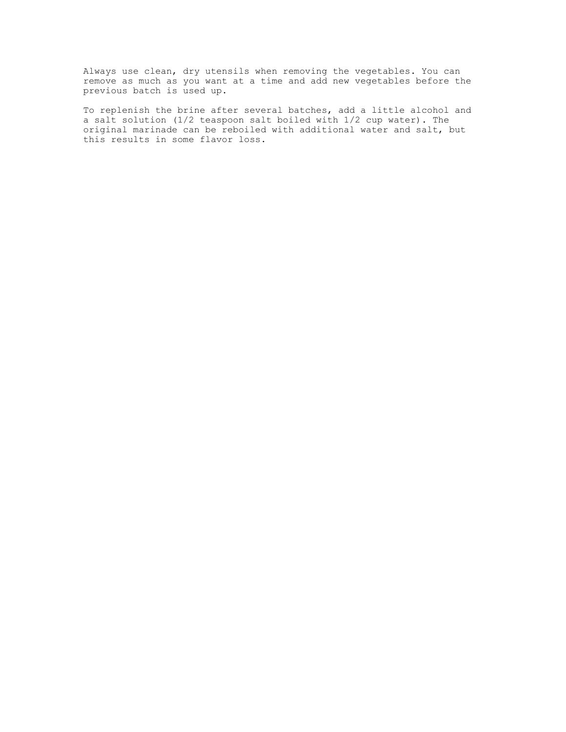Always use clean, dry utensils when removing the vegetables. You can remove as much as you want at a time and add new vegetables before the previous batch is used up.

To replenish the brine after several batches, add a little alcohol and a salt solution (1/2 teaspoon salt boiled with 1/2 cup water). The original marinade can be reboiled with additional water and salt, but this results in some flavor loss.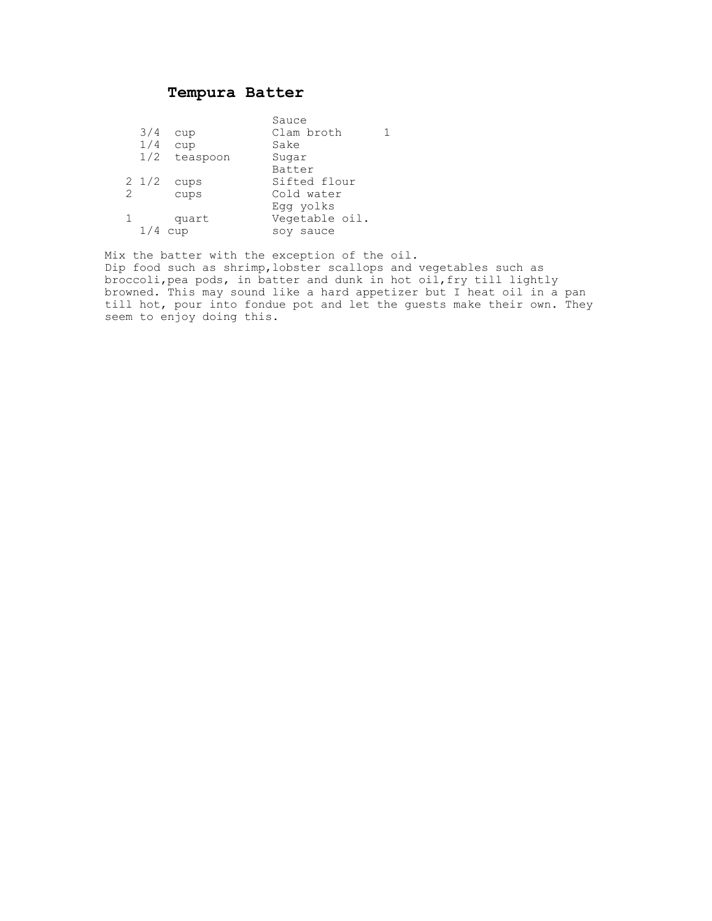# Tempura Batter

| | | | |
|---|---|---|---|
| | | Sauce | |
| 3/4 | cup | Clam broth | 1 |
| 1/4 | cup | Sake | |
| 1/2 | teaspoon | Sugar | |
| | | Batter | |
| 2 1/2 | cups | Sifted flour | |
| 2 | cups | Cold water | |
| | | Egg yolks | |
| 1 | quart | Vegetable oil. | |
| 1/4 | cup | soy sauce | |

Mix the batter with the exception of the oil.
Dip food such as shrimp,lobster scallops and vegetables such as broccoli,pea pods, in batter and dunk in hot oil,fry till lightly browned. This may sound like a hard appetizer but I heat oil in a pan till hot, pour into fondue pot and let the guests make their own. They seem to enjoy doing this.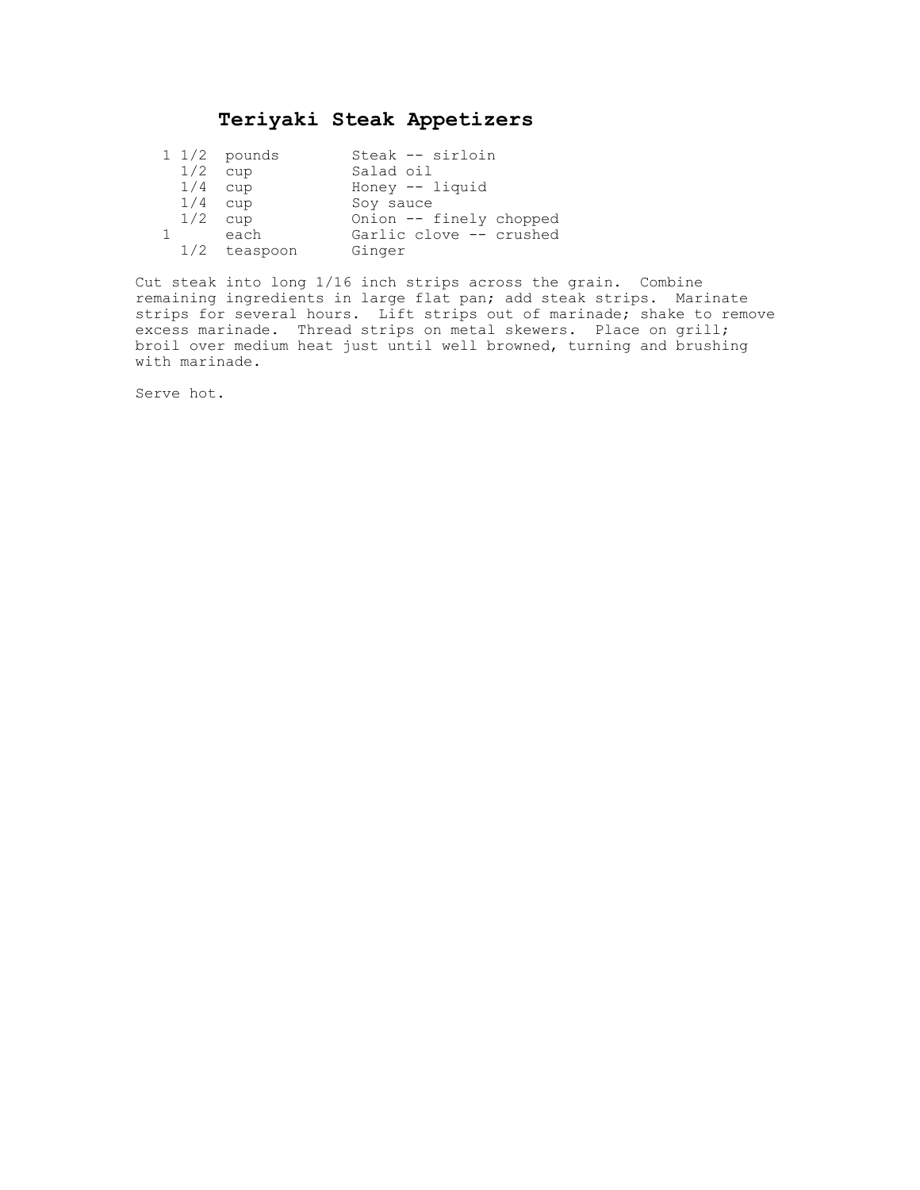# Teriyaki Steak Appetizers

| | | |
|---|---|---|
| 1 1/2 | pounds | Steak -- sirloin |
| 1/2 | cup | Salad oil |
| 1/4 | cup | Honey -- liquid |
| 1/4 | cup | Soy sauce |
| 1/2 | cup | Onion -- finely chopped |
| 1 | each | Garlic clove -- crushed |
| 1/2 | teaspoon | Ginger |

Cut steak into long 1/16 inch strips across the grain. Combine remaining ingredients in large flat pan; add steak strips. Marinate strips for several hours. Lift strips out of marinade; shake to remove excess marinade. Thread strips on metal skewers. Place on grill; broil over medium heat just until well browned, turning and brushing with marinade.

Serve hot.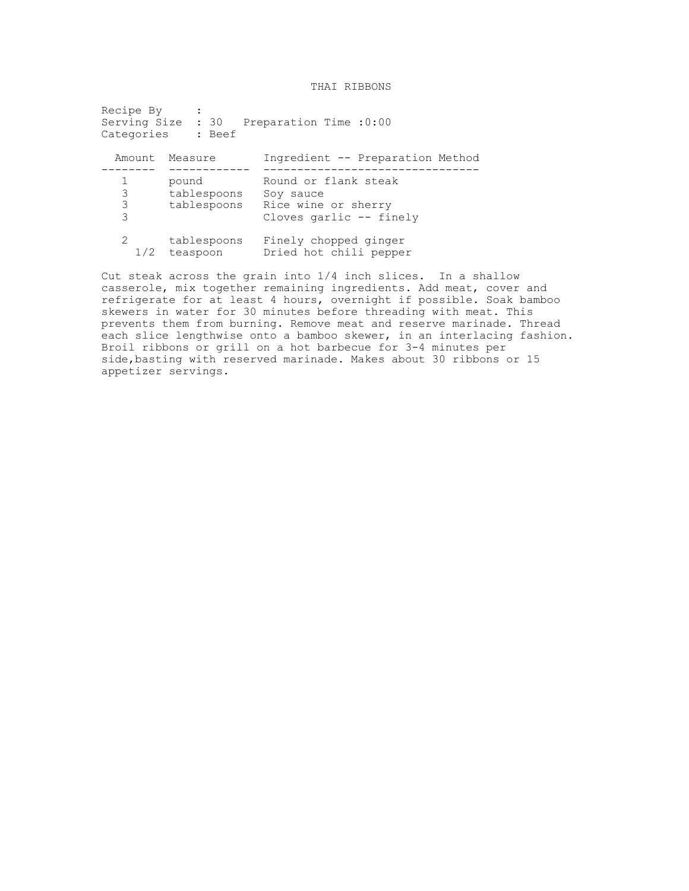# THAI RIBBONS

Recipe By :
Serving Size : 30 Preparation Time :0:00
Categories : Beef

| Amount | Measure | Ingredient -- Preparation Method |
|---|---|---|
| 1 | pound | Round or flank steak |
| 3 | tablespoons | Soy sauce |
| 3 | tablespoons | Rice wine or sherry |
| 3 | | Cloves garlic -- finely |
| 2 | tablespoons | Finely chopped ginger |
| 1/2 | teaspoon | Dried hot chili pepper |

Cut steak across the grain into 1/4 inch slices. In a shallow casserole, mix together remaining ingredients. Add meat, cover and refrigerate for at least 4 hours, overnight if possible. Soak bamboo skewers in water for 30 minutes before threading with meat. This prevents them from burning. Remove meat and reserve marinade. Thread each slice lengthwise onto a bamboo skewer, in an interlacing fashion. Broil ribbons or grill on a hot barbecue for 3-4 minutes per side,basting with reserved marinade. Makes about 30 ribbons or 15 appetizer servings.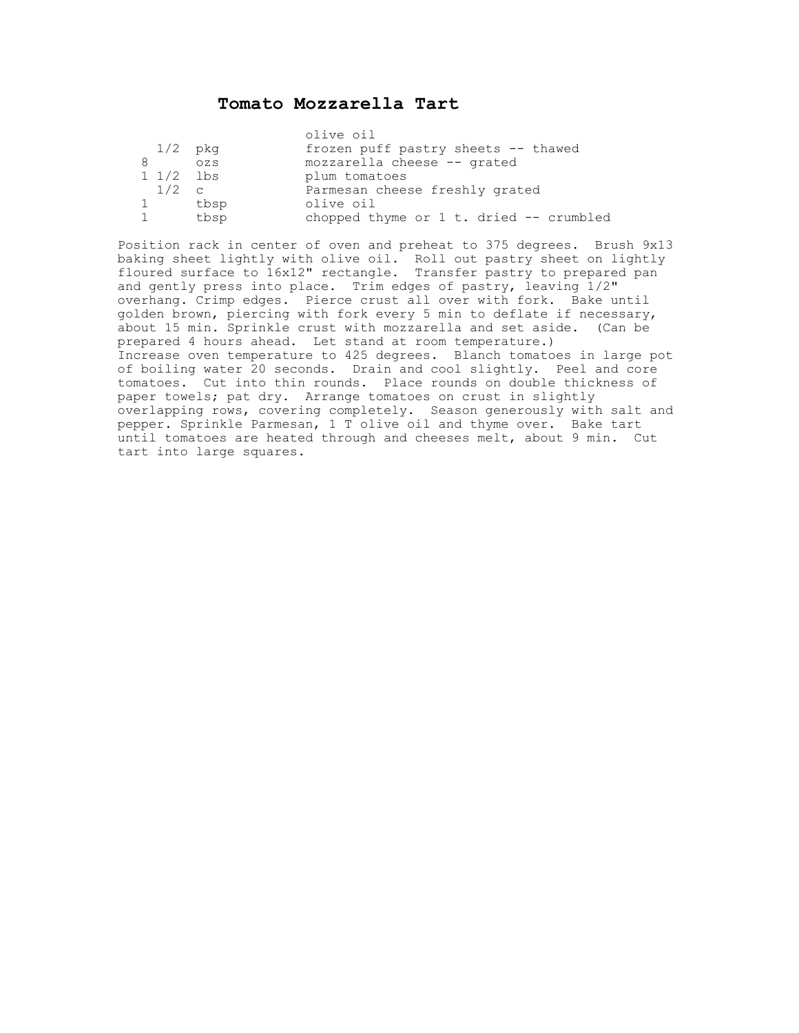# Tomato Mozzarella Tart

| | | |
|---|---|---|
| | | olive oil |
| 1/2 | pkg | frozen puff pastry sheets -- thawed |
| 8 | ozs | mozzarella cheese -- grated |
| 1 1/2 | lbs | plum tomatoes |
| 1/2 | c | Parmesan cheese freshly grated |
| 1 | tbsp | olive oil |
| 1 | tbsp | chopped thyme or 1 t. dried -- crumbled |

Position rack in center of oven and preheat to 375 degrees. Brush 9x13 baking sheet lightly with olive oil. Roll out pastry sheet on lightly floured surface to 16x12" rectangle. Transfer pastry to prepared pan and gently press into place. Trim edges of pastry, leaving 1/2" overhang. Crimp edges. Pierce crust all over with fork. Bake until golden brown, piercing with fork every 5 min to deflate if necessary, about 15 min. Sprinkle crust with mozzarella and set aside. (Can be prepared 4 hours ahead. Let stand at room temperature.)
Increase oven temperature to 425 degrees. Blanch tomatoes in large pot of boiling water 20 seconds. Drain and cool slightly. Peel and core tomatoes. Cut into thin rounds. Place rounds on double thickness of paper towels; pat dry. Arrange tomatoes on crust in slightly overlapping rows, covering completely. Season generously with salt and pepper. Sprinkle Parmesan, 1 T olive oil and thyme over. Bake tart until tomatoes are heated through and cheeses melt, about 9 min. Cut tart into large squares.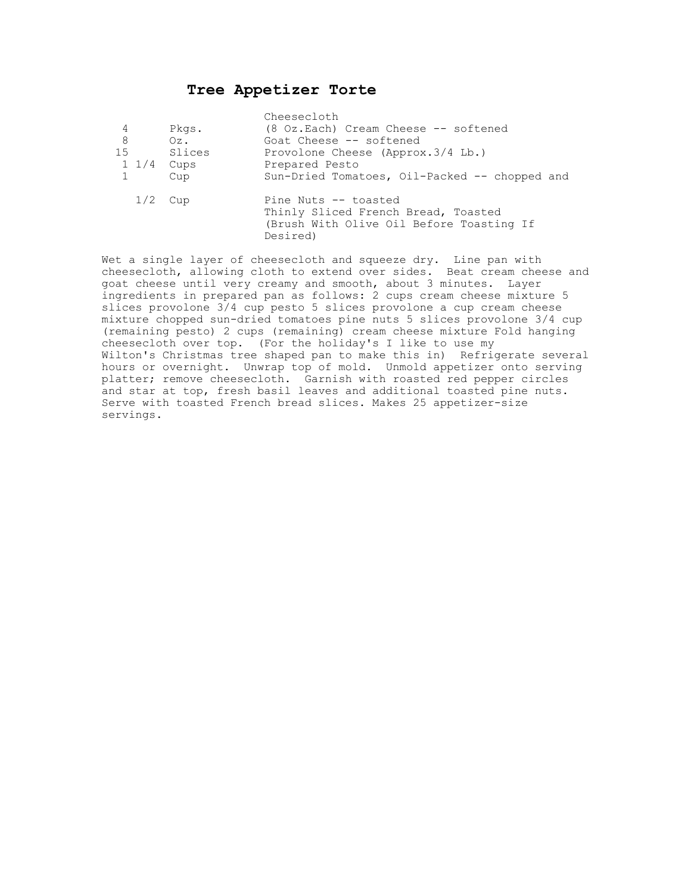# Tree Appetizer Torte

| | | |
|---|---|---|
| | | Cheesecloth |
| 4 | Pkgs. | (8 Oz.Each) Cream Cheese -- softened |
| 8 | Oz. | Goat Cheese -- softened |
| 15 | Slices | Provolone Cheese (Approx.3/4 Lb.) |
| 1 1/4 | Cups | Prepared Pesto |
| 1 | Cup | Sun-Dried Tomatoes, Oil-Packed -- chopped and |
| 1/2 | Cup | Pine Nuts -- toasted |
| | | Thinly Sliced French Bread, Toasted (Brush With Olive Oil Before Toasting If Desired) |

Wet a single layer of cheesecloth and squeeze dry. Line pan with cheesecloth, allowing cloth to extend over sides. Beat cream cheese and goat cheese until very creamy and smooth, about 3 minutes. Layer ingredients in prepared pan as follows: 2 cups cream cheese mixture 5 slices provolone 3/4 cup pesto 5 slices provolone a cup cream cheese mixture chopped sun-dried tomatoes pine nuts 5 slices provolone 3/4 cup (remaining pesto) 2 cups (remaining) cream cheese mixture Fold hanging cheesecloth over top. (For the holiday's I like to use my Wilton's Christmas tree shaped pan to make this in) Refrigerate several hours or overnight. Unwrap top of mold. Unmold appetizer onto serving platter; remove cheesecloth. Garnish with roasted red pepper circles and star at top, fresh basil leaves and additional toasted pine nuts. Serve with toasted French bread slices. Makes 25 appetizer-size servings.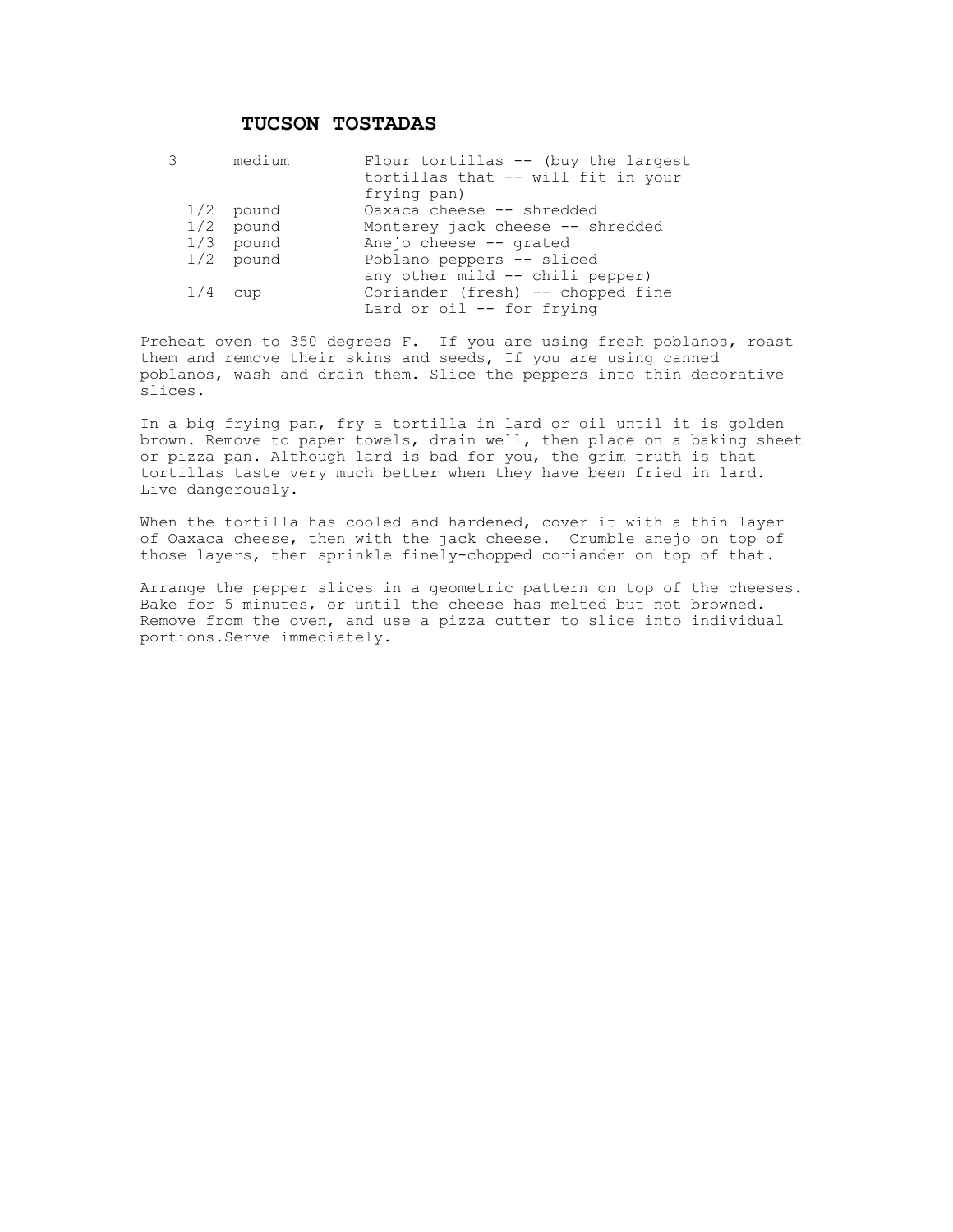# TUCSON TOSTADAS

| | | |
|---|---|---|
| 3 | medium | Flour tortillas -- (buy the largest tortillas that -- will fit in your frying pan) |
| 1/2 | pound | Oaxaca cheese -- shredded |
| 1/2 | pound | Monterey jack cheese -- shredded |
| 1/3 | pound | Anejo cheese -- grated |
| 1/2 | pound | Poblano peppers -- sliced any other mild -- chili pepper) |
| 1/4 | cup | Coriander (fresh) -- chopped fine |
| | | Lard or oil -- for frying |

Preheat oven to 350 degrees F. If you are using fresh poblanos, roast them and remove their skins and seeds, If you are using canned poblanos, wash and drain them. Slice the peppers into thin decorative slices.

In a big frying pan, fry a tortilla in lard or oil until it is golden brown. Remove to paper towels, drain well, then place on a baking sheet or pizza pan. Although lard is bad for you, the grim truth is that tortillas taste very much better when they have been fried in lard. Live dangerously.

When the tortilla has cooled and hardened, cover it with a thin layer of Oaxaca cheese, then with the jack cheese. Crumble anejo on top of those layers, then sprinkle finely-chopped coriander on top of that.

Arrange the pepper slices in a geometric pattern on top of the cheeses. Bake for 5 minutes, or until the cheese has melted but not browned. Remove from the oven, and use a pizza cutter to slice into individual portions.Serve immediately.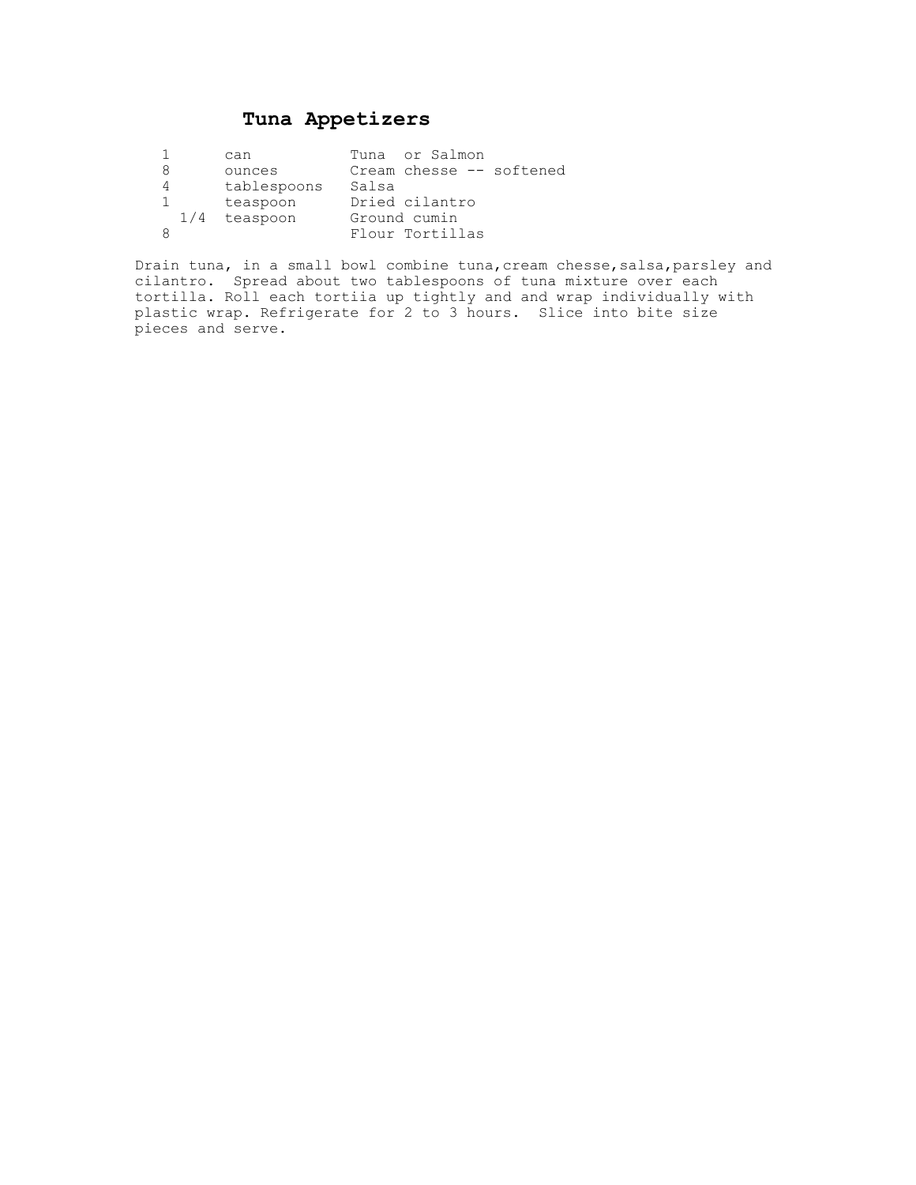# Tuna Appetizers

| | | |
|---|---|---|
| 1 | can | Tuna or Salmon |
| 8 | ounces | Cream chesse -- softened |
| 4 | tablespoons | Salsa |
| 1 | teaspoon | Dried cilantro |
| 1/4 | teaspoon | Ground cumin |
| 8 | | Flour Tortillas |

Drain tuna, in a small bowl combine tuna,cream chesse,salsa,parsley and cilantro. Spread about two tablespoons of tuna mixture over each tortilla. Roll each tortiia up tightly and and wrap individually with plastic wrap. Refrigerate for 2 to 3 hours. Slice into bite size pieces and serve.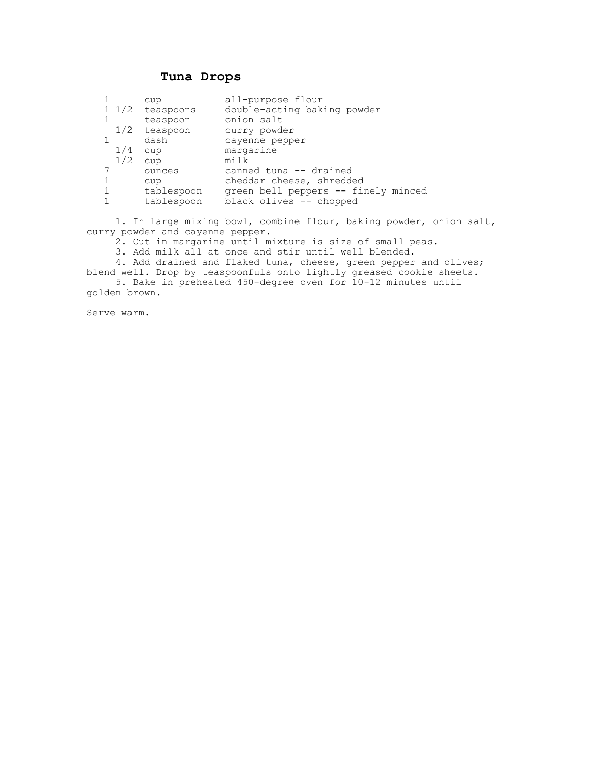# Tuna Drops

| | | |
|---|---|---|
| 1 | cup | all-purpose flour |
| 1 1/2 | teaspoons | double-acting baking powder |
| 1 | teaspoon | onion salt |
| 1/2 | teaspoon | curry powder |
| 1 | dash | cayenne pepper |
| 1/4 | cup | margarine |
| 1/2 | cup | milk |
| 7 | ounces | canned tuna -- drained |
| 1 | cup | cheddar cheese, shredded |
| 1 | tablespoon | green bell peppers -- finely minced |
| 1 | tablespoon | black olives -- chopped |

1. In large mixing bowl, combine flour, baking powder, onion salt, curry powder and cayenne pepper.
2. Cut in margarine until mixture is size of small peas.
3. Add milk all at once and stir until well blended.
4. Add drained and flaked tuna, cheese, green pepper and olives; blend well. Drop by teaspoonfuls onto lightly greased cookie sheets.
5. Bake in preheated 450-degree oven for 10-12 minutes until golden brown.

Serve warm.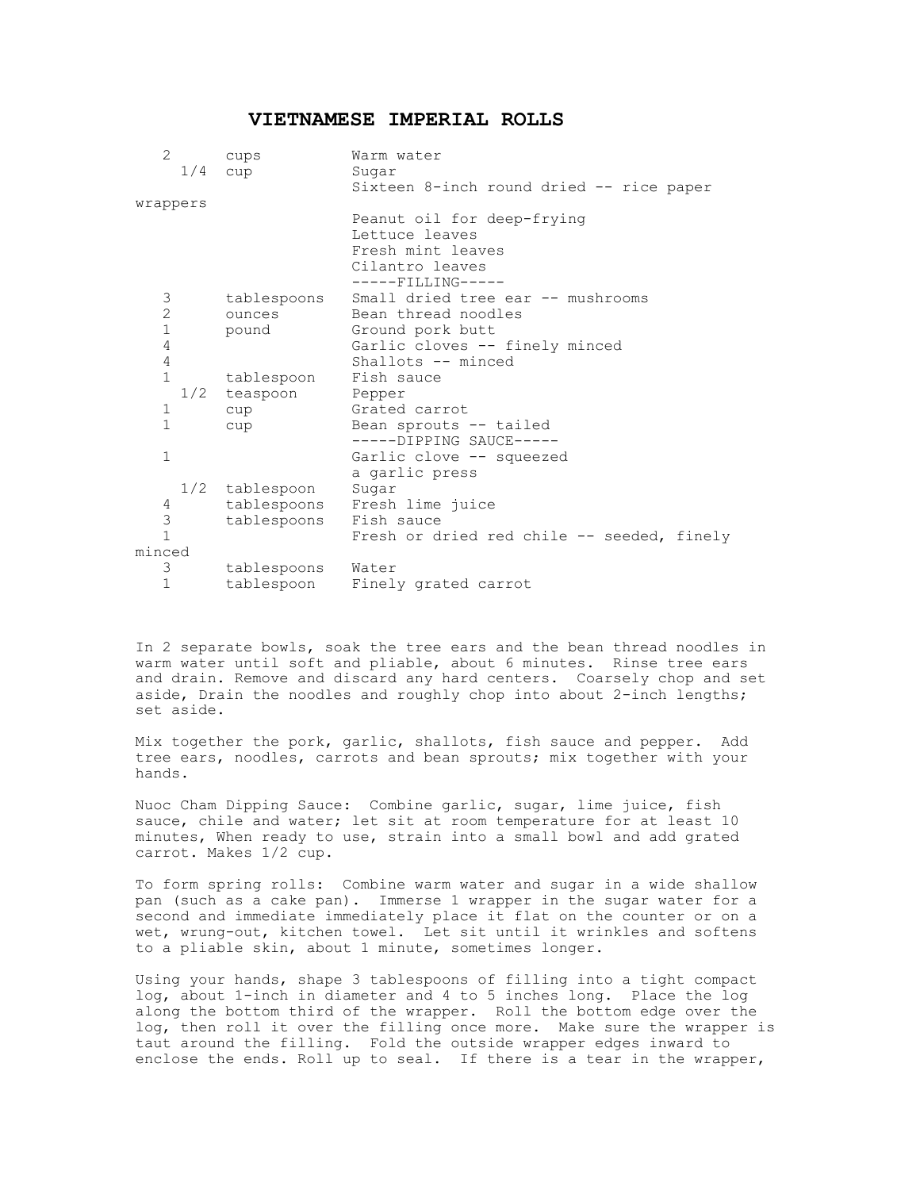# VIETNAMESE IMPERIAL ROLLS

| | | |
|---|---|---|
| 2 | cups | Warm water |
| 1/4 | cup | Sugar |
| | | Sixteen 8-inch round dried -- rice paper wrappers |
| | | Peanut oil for deep-frying |
| | | Lettuce leaves |
| | | Fresh mint leaves |
| | | Cilantro leaves |
| | | -----FILLING----- |
| 3 | tablespoons | Small dried tree ear -- mushrooms |
| 2 | ounces | Bean thread noodles |
| 1 | pound | Ground pork butt |
| 4 | | Garlic cloves -- finely minced |
| 4 | | Shallots -- minced |
| 1 | tablespoon | Fish sauce |
| 1/2 | teaspoon | Pepper |
| 1 | cup | Grated carrot |
| 1 | cup | Bean sprouts -- tailed |
| | | -----DIPPING SAUCE----- |
| 1 | | Garlic clove -- squeezed a garlic press |
| 1/2 | tablespoon | Sugar |
| 4 | tablespoons | Fresh lime juice |
| 3 | tablespoons | Fish sauce |
| 1 | | Fresh or dried red chile -- seeded, finely minced |
| 3 | tablespoons | Water |
| 1 | tablespoon | Finely grated carrot |

In 2 separate bowls, soak the tree ears and the bean thread noodles in warm water until soft and pliable, about 6 minutes. Rinse tree ears and drain. Remove and discard any hard centers. Coarsely chop and set aside, Drain the noodles and roughly chop into about 2-inch lengths; set aside.

Mix together the pork, garlic, shallots, fish sauce and pepper. Add tree ears, noodles, carrots and bean sprouts; mix together with your hands.

Nuoc Cham Dipping Sauce: Combine garlic, sugar, lime juice, fish sauce, chile and water; let sit at room temperature for at least 10 minutes, When ready to use, strain into a small bowl and add grated carrot. Makes 1/2 cup.

To form spring rolls: Combine warm water and sugar in a wide shallow pan (such as a cake pan). Immerse 1 wrapper in the sugar water for a second and immediate immediately place it flat on the counter or on a wet, wrung-out, kitchen towel. Let sit until it wrinkles and softens to a pliable skin, about 1 minute, sometimes longer.

Using your hands, shape 3 tablespoons of filling into a tight compact log, about 1-inch in diameter and 4 to 5 inches long. Place the log along the bottom third of the wrapper. Roll the bottom edge over the log, then roll it over the filling once more. Make sure the wrapper is taut around the filling. Fold the outside wrapper edges inward to enclose the ends. Roll up to seal. If there is a tear in the wrapper,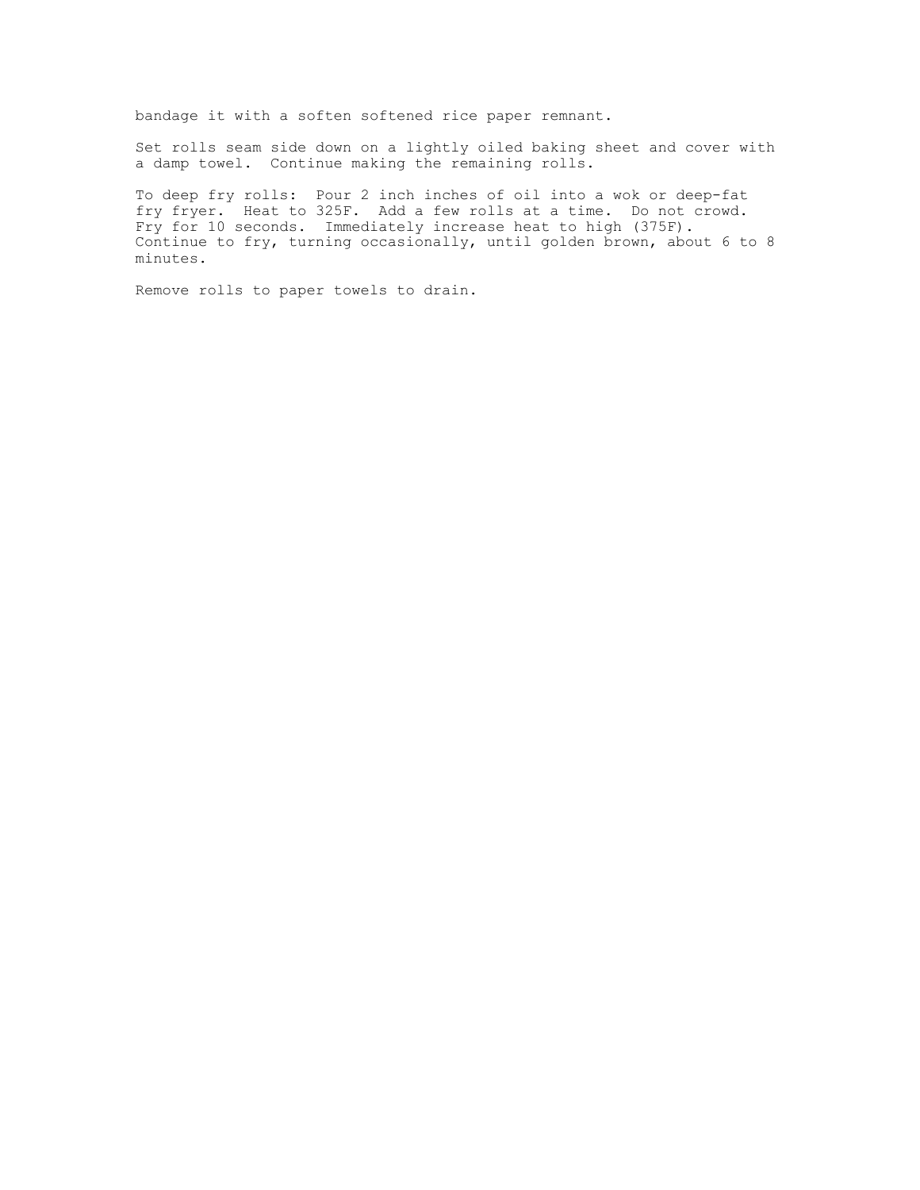bandage it with a soften softened rice paper remnant.

Set rolls seam side down on a lightly oiled baking sheet and cover with a damp towel. Continue making the remaining rolls.

To deep fry rolls: Pour 2 inch inches of oil into a wok or deep-fat fry fryer. Heat to 325F. Add a few rolls at a time. Do not crowd. Fry for 10 seconds. Immediately increase heat to high (375F). Continue to fry, turning occasionally, until golden brown, about 6 to 8 minutes.

Remove rolls to paper towels to drain.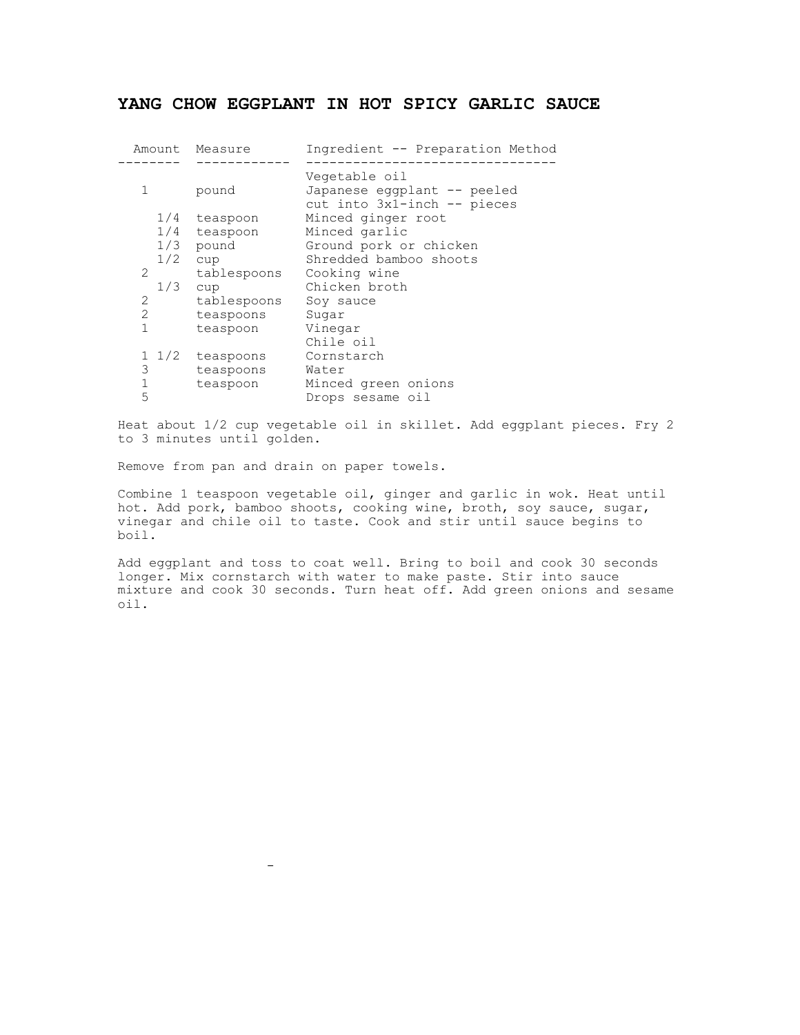# YANG CHOW EGGPLANT IN HOT SPICY GARLIC SAUCE

| Amount | Measure | Ingredient -- Preparation Method |
|---|---|---|
| | | Vegetable oil |
| 1 | pound | Japanese eggplant -- peeled cut into 3x1-inch -- pieces |
| 1/4 | teaspoon | Minced ginger root |
| 1/4 | teaspoon | Minced garlic |
| 1/3 | pound | Ground pork or chicken |
| 1/2 | cup | Shredded bamboo shoots |
| 2 | tablespoons | Cooking wine |
| 1/3 | cup | Chicken broth |
| 2 | tablespoons | Soy sauce |
| 2 | teaspoons | Sugar |
| 1 | teaspoon | Vinegar |
| | | Chile oil |
| 1 1/2 | teaspoons | Cornstarch |
| 3 | teaspoons | Water |
| 1 | teaspoon | Minced green onions |
| 5 | | Drops sesame oil |

Heat about 1/2 cup vegetable oil in skillet. Add eggplant pieces. Fry 2 to 3 minutes until golden.

Remove from pan and drain on paper towels.

Combine 1 teaspoon vegetable oil, ginger and garlic in wok. Heat until hot. Add pork, bamboo shoots, cooking wine, broth, soy sauce, sugar, vinegar and chile oil to taste. Cook and stir until sauce begins to boil.

Add eggplant and toss to coat well. Bring to boil and cook 30 seconds longer. Mix cornstarch with water to make paste. Stir into sauce mixture and cook 30 seconds. Turn heat off. Add green onions and sesame oil.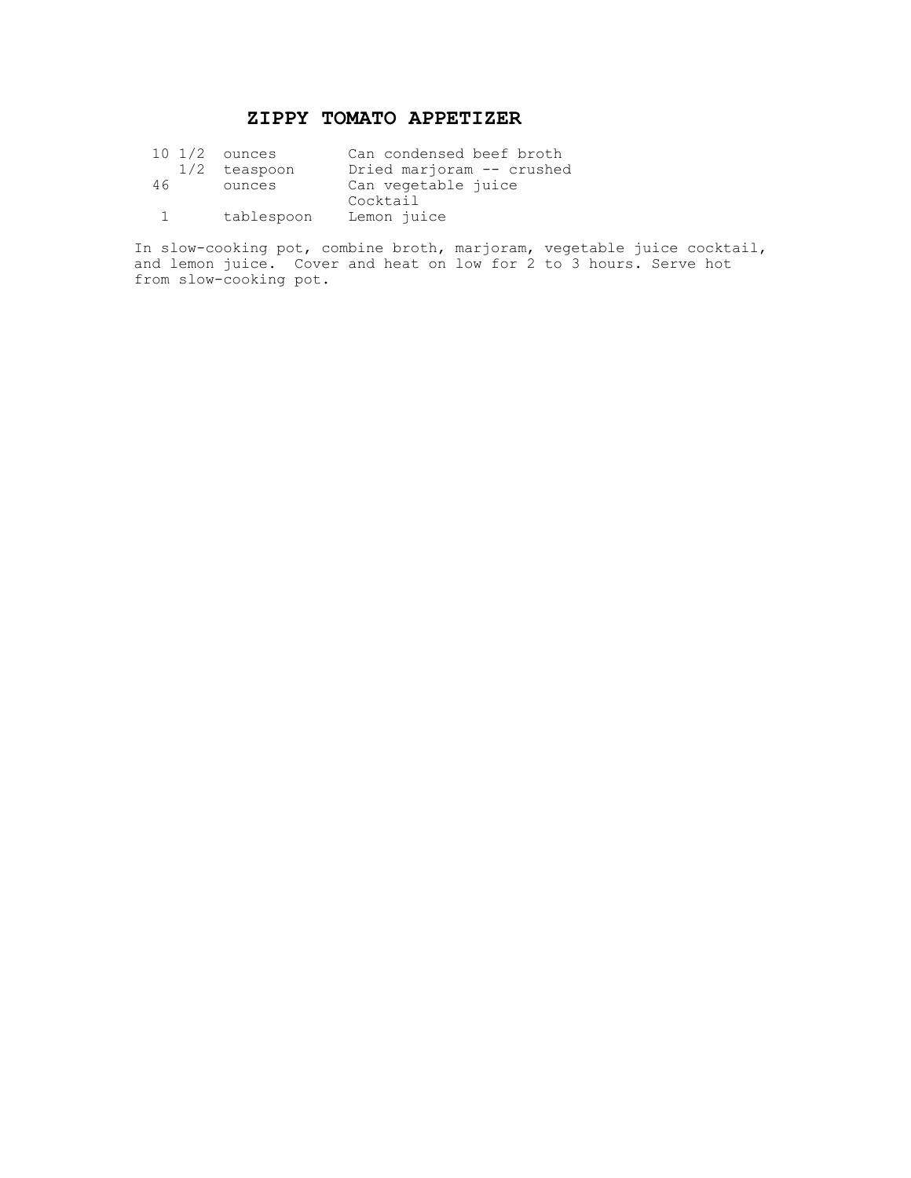# ZIPPY TOMATO APPETIZER

| | | |
|---|---|---|
| 10 1/2 | ounces | Can condensed beef broth |
| 1/2 | teaspoon | Dried marjoram -- crushed |
| 46 | ounces | Can vegetable juice Cocktail |
| 1 | tablespoon | Lemon juice |

In slow-cooking pot, combine broth, marjoram, vegetable juice cocktail, and lemon juice. Cover and heat on low for 2 to 3 hours. Serve hot from slow-cooking pot.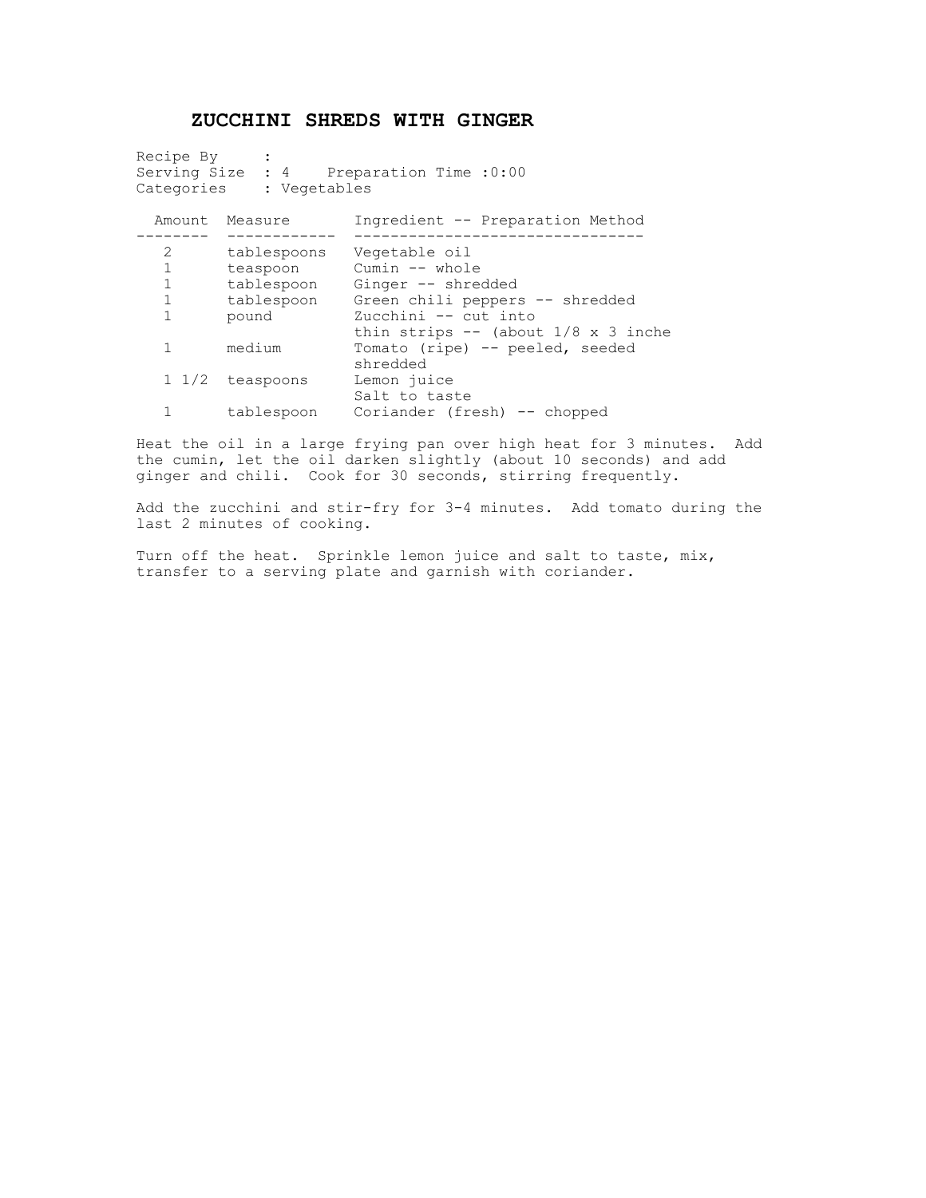# ZUCCHINI SHREDS WITH GINGER

Recipe By :
Serving Size : 4 Preparation Time :0:00
Categories : Vegetables

| Amount | Measure | Ingredient -- Preparation Method |
|---|---|---|
| 2 | tablespoons | Vegetable oil |
| 1 | teaspoon | Cumin -- whole |
| 1 | tablespoon | Ginger -- shredded |
| 1 | tablespoon | Green chili peppers -- shredded |
| 1 | pound | Zucchini -- cut into thin strips -- (about 1/8 x 3 inche |
| 1 | medium | Tomato (ripe) -- peeled, seeded shredded |
| 1 1/2 | teaspoons | Lemon juice |
| | | Salt to taste |
| 1 | tablespoon | Coriander (fresh) -- chopped |

Heat the oil in a large frying pan over high heat for 3 minutes. Add the cumin, let the oil darken slightly (about 10 seconds) and add ginger and chili. Cook for 30 seconds, stirring frequently.

Add the zucchini and stir-fry for 3-4 minutes. Add tomato during the last 2 minutes of cooking.

Turn off the heat. Sprinkle lemon juice and salt to taste, mix, transfer to a serving plate and garnish with coriander.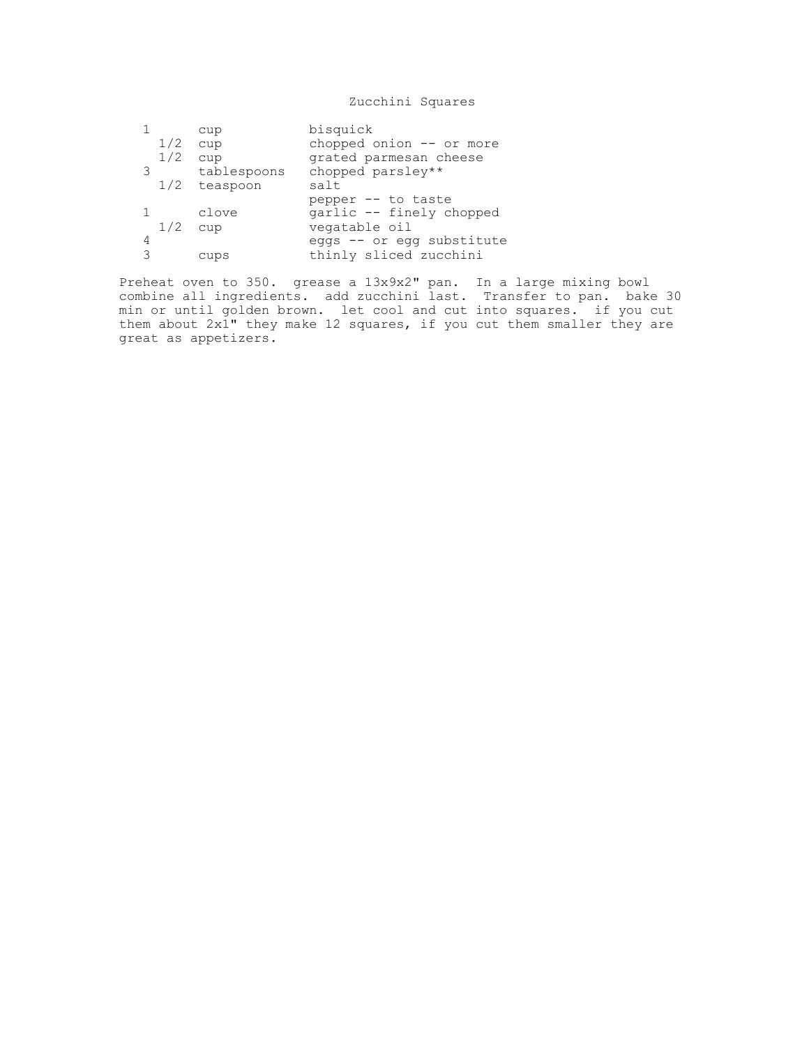# Zucchini Squares

| | | |
|---|---|---|
| 1 | cup | bisquick |
| 1/2 | cup | chopped onion -- or more |
| 1/2 | cup | grated parmesan cheese |
| 3 | tablespoons | chopped parsley** |
| 1/2 | teaspoon | salt |
| | | pepper -- to taste |
| 1 | clove | garlic -- finely chopped |
| 1/2 | cup | vegatable oil |
| 4 | | eggs -- or egg substitute |
| 3 | cups | thinly sliced zucchini |

Preheat oven to 350. grease a 13x9x2" pan. In a large mixing bowl combine all ingredients. add zucchini last. Transfer to pan. bake 30 min or until golden brown. let cool and cut into squares. if you cut them about 2x1" they make 12 squares, if you cut them smaller they are great as appetizers.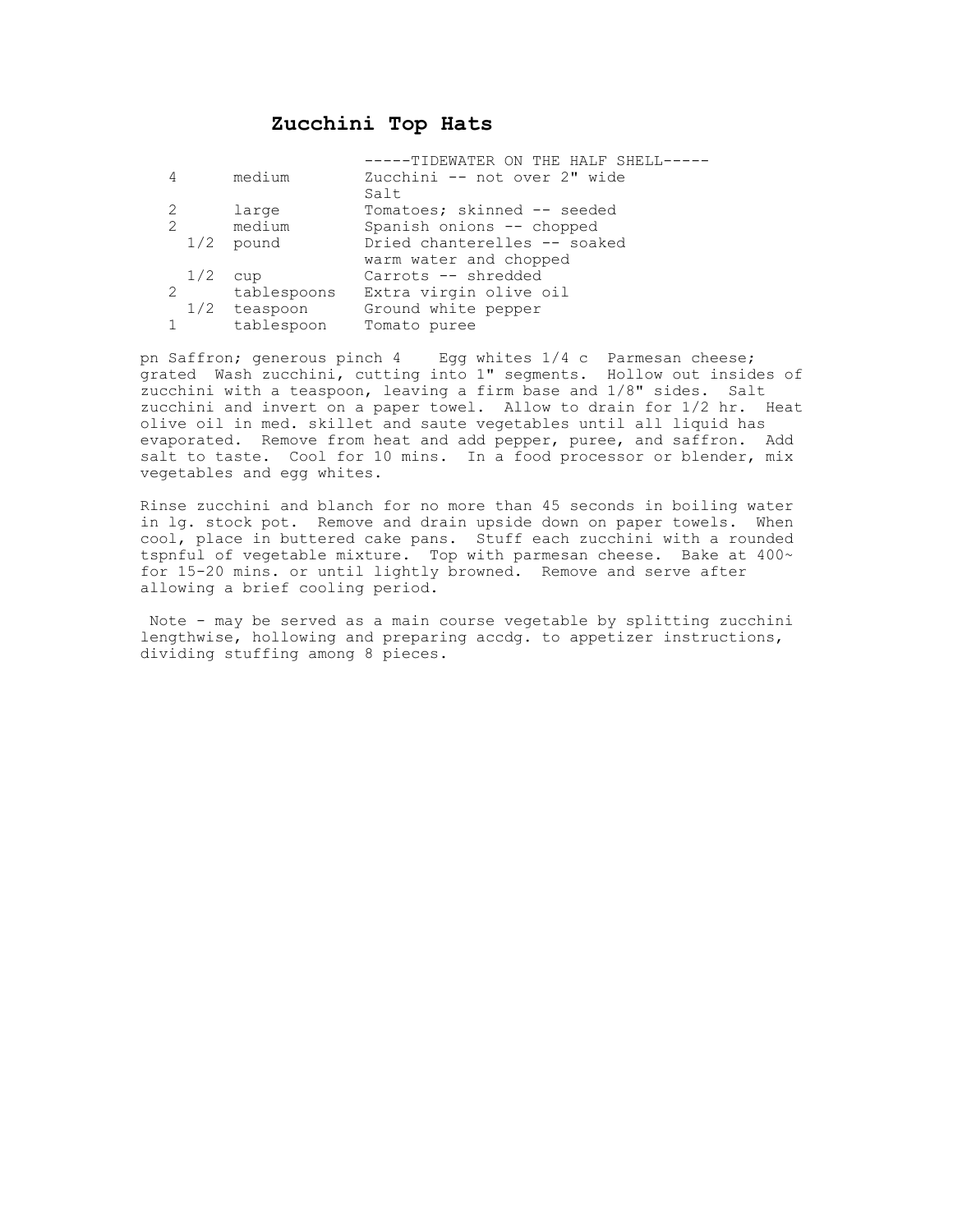# Zucchini Top Hats

-----TIDEWATER ON THE HALF SHELL-----

| | | |
|---|---|---|
| 4 | medium | Zucchini -- not over 2" wide |
| | | Salt |
| 2 | large | Tomatoes; skinned -- seeded |
| 2 | medium | Spanish onions -- chopped |
| 1/2 | pound | Dried chanterelles -- soaked warm water and chopped |
| 1/2 | cup | Carrots -- shredded |
| 2 | tablespoons | Extra virgin olive oil |
| 1/2 | teaspoon | Ground white pepper |
| 1 | tablespoon | Tomato puree |

pn Saffron; generous pinch 4 Egg whites 1/4 c Parmesan cheese; grated Wash zucchini, cutting into 1" segments. Hollow out insides of zucchini with a teaspoon, leaving a firm base and 1/8" sides. Salt zucchini and invert on a paper towel. Allow to drain for 1/2 hr. Heat olive oil in med. skillet and saute vegetables until all liquid has evaporated. Remove from heat and add pepper, puree, and saffron. Add salt to taste. Cool for 10 mins. In a food processor or blender, mix vegetables and egg whites.

Rinse zucchini and blanch for no more than 45 seconds in boiling water in lg. stock pot. Remove and drain upside down on paper towels. When cool, place in buttered cake pans. Stuff each zucchini with a rounded tspnful of vegetable mixture. Top with parmesan cheese. Bake at 400~ for 15-20 mins. or until lightly browned. Remove and serve after allowing a brief cooling period.

Note - may be served as a main course vegetable by splitting zucchini lengthwise, hollowing and preparing accdg. to appetizer instructions, dividing stuffing among 8 pieces.